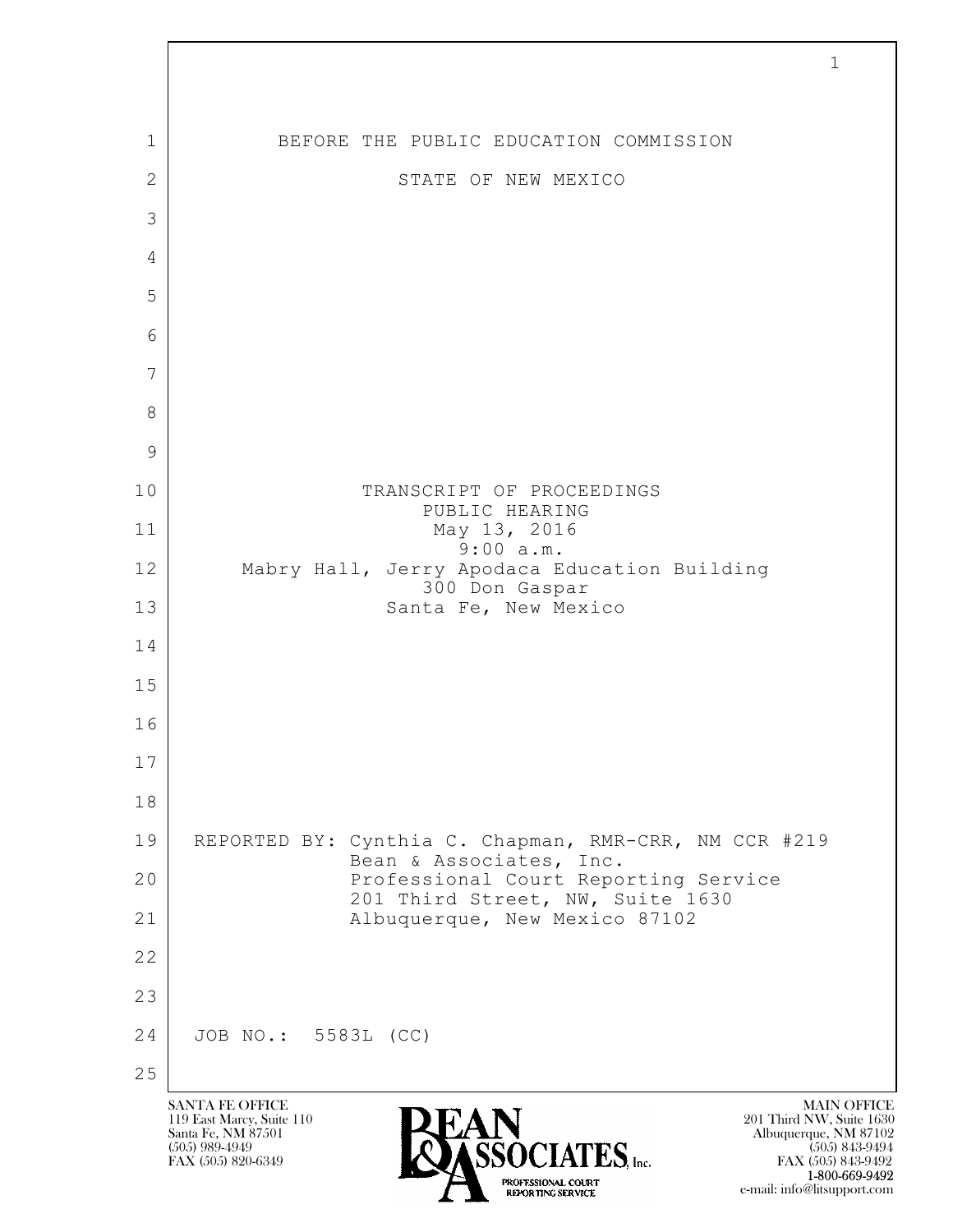BEFORE THE PUBLIC EDUCATION COMMISSION

STATE OF NEW MEXICO

TRANSCRIPT OF PROCEEDINGS
PUBLIC HEARING
May 13, 2016
9:00 a.m.
Mabry Hall, Jerry Apodaca Education Building
300 Don Gaspar
Santa Fe, New Mexico

REPORTED BY: Cynthia C. Chapman, RMR-CRR, NM CCR #219
Bean & Associates, Inc.
Professional Court Reporting Service
201 Third Street, NW, Suite 1630
Albuquerque, New Mexico 87102

JOB NO.: 5583L (CC)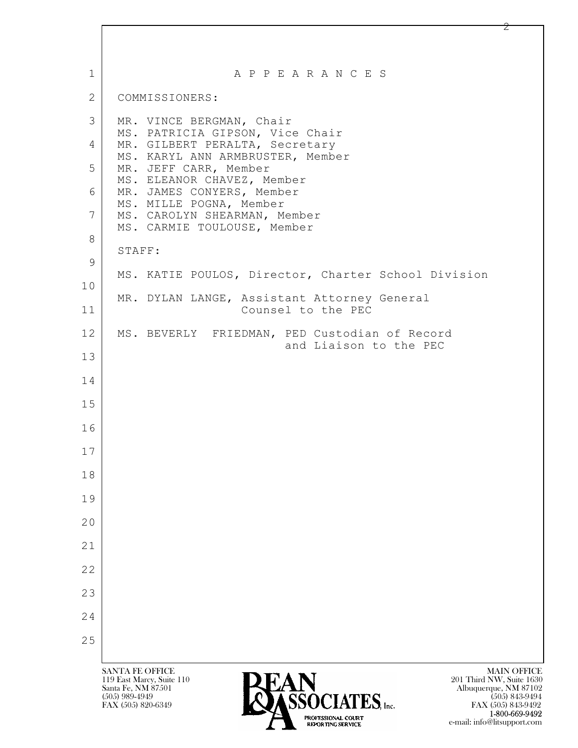# A P P E A R A N C E S

COMMISSIONERS:

MR. VINCE BERGMAN, Chair
MS. PATRICIA GIPSON, Vice Chair
MR. GILBERT PERALTA, Secretary
MS. KARYL ANN ARMBRUSTER, Member
MR. JEFF CARR, Member
MS. ELEANOR CHAVEZ, Member
MR. JAMES CONYERS, Member
MS. MILLE POGNA, Member
MS. CAROLYN SHEARMAN, Member
MS. CARMIE TOULOUSE, Member

STAFF:

MS. KATIE POULOS, Director, Charter School Division

MR. DYLAN LANGE, Assistant Attorney General
Counsel to the PEC

MS. BEVERLY FRIEDMAN, PED Custodian of Record
and Liaison to the PEC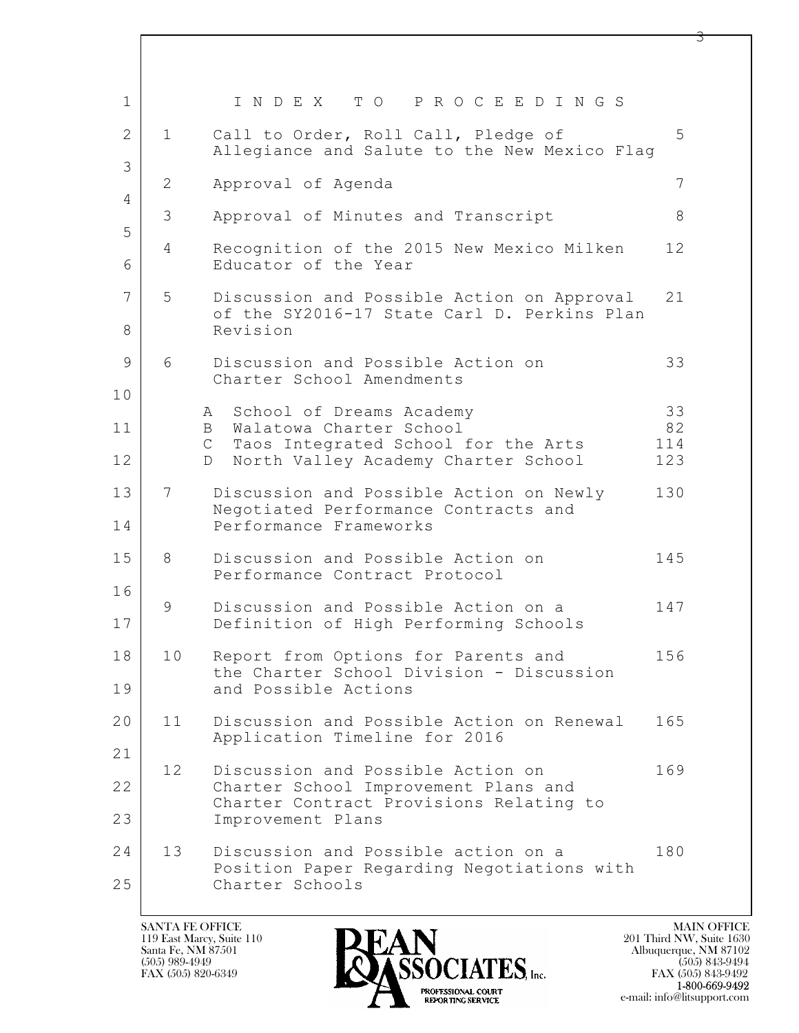# INDEX TO PROCEEDINGS

| | | Page |
|---|---|---|
| 1 | Call to Order, Roll Call, Pledge of Allegiance and Salute to the New Mexico Flag | 5 |
| 2 | Approval of Agenda | 7 |
| 3 | Approval of Minutes and Transcript | 8 |
| 4 | Recognition of the 2015 New Mexico Milken Educator of the Year | 12 |
| 5 | Discussion and Possible Action on Approval of the SY2016-17 State Carl D. Perkins Plan Revision | 21 |
| 6 | Discussion and Possible Action on Charter School Amendments | 33 |
| | A School of Dreams Academy | 33 |
| | B Walatowa Charter School | 82 |
| | C Taos Integrated School for the Arts | 114 |
| | D North Valley Academy Charter School | 123 |
| 7 | Discussion and Possible Action on Newly Negotiated Performance Contracts and Performance Frameworks | 130 |
| 8 | Discussion and Possible Action on Performance Contract Protocol | 145 |
| 9 | Discussion and Possible Action on a Definition of High Performing Schools | 147 |
| 10 | Report from Options for Parents and the Charter School Division - Discussion and Possible Actions | 156 |
| 11 | Discussion and Possible Action on Renewal Application Timeline for 2016 | 165 |
| 12 | Discussion and Possible Action on Charter School Improvement Plans and Charter Contract Provisions Relating to Improvement Plans | 169 |
| 13 | Discussion and Possible action on a Position Paper Regarding Negotiations with Charter Schools | 180 |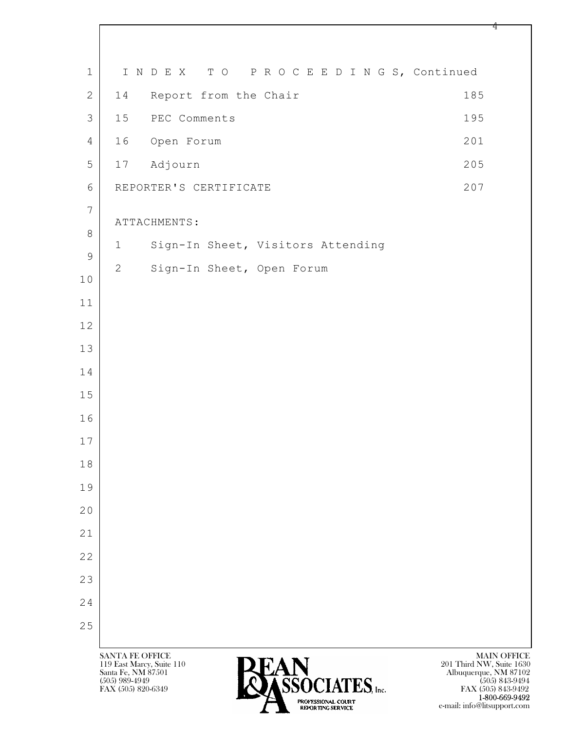# I N D E X T O P R O C E E D I N G S, Continued

| | | |
|---|---|---|
| 14 | Report from the Chair | 185 |
| 15 | PEC Comments | 195 |
| 16 | Open Forum | 201 |
| 17 | Adjourn | 205 |
| | REPORTER'S CERTIFICATE | 207 |

ATTACHMENTS:

1 Sign-In Sheet, Visitors Attending

2 Sign-In Sheet, Open Forum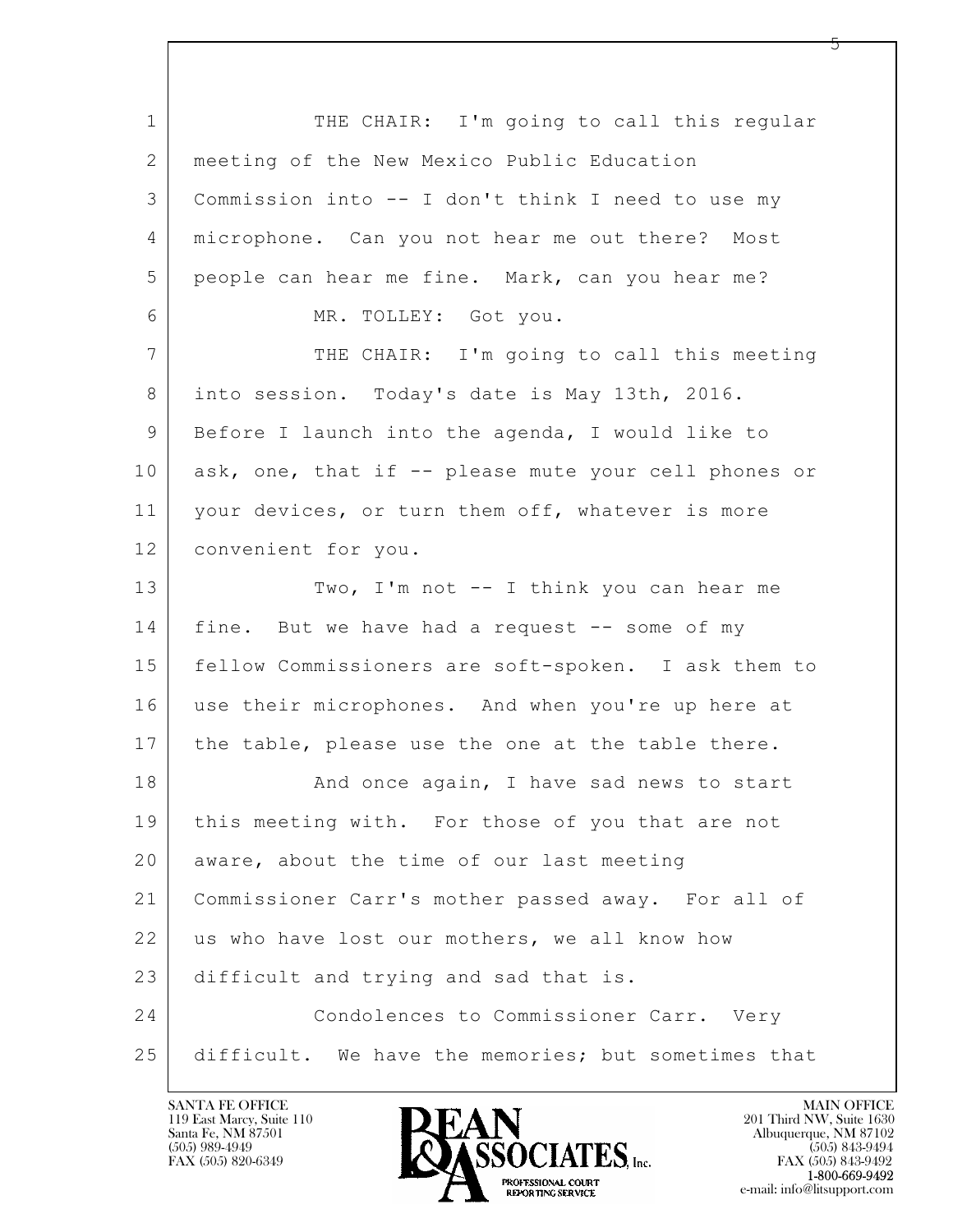THE CHAIR: I'm going to call this regular meeting of the New Mexico Public Education Commission into -- I don't think I need to use my microphone. Can you not hear me out there? Most people can hear me fine. Mark, can you hear me?

MR. TOLLEY: Got you.

THE CHAIR: I'm going to call this meeting into session. Today's date is May 13th, 2016. Before I launch into the agenda, I would like to ask, one, that if -- please mute your cell phones or your devices, or turn them off, whatever is more convenient for you.

Two, I'm not -- I think you can hear me fine. But we have had a request -- some of my fellow Commissioners are soft-spoken. I ask them to use their microphones. And when you're up here at the table, please use the one at the table there.

And once again, I have sad news to start this meeting with. For those of you that are not aware, about the time of our last meeting Commissioner Carr's mother passed away. For all of us who have lost our mothers, we all know how difficult and trying and sad that is.

Condolences to Commissioner Carr. Very difficult. We have the memories; but sometimes that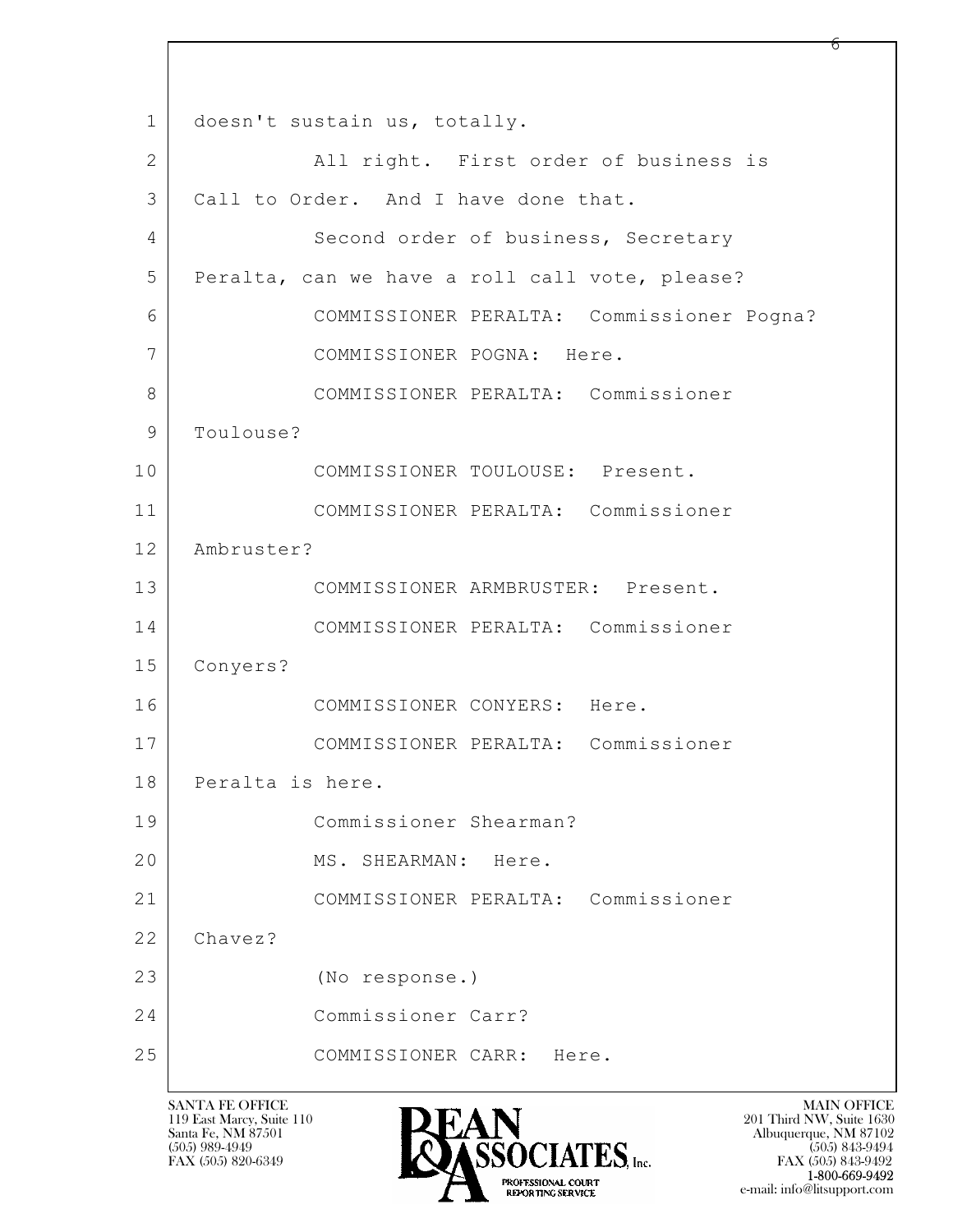doesn't sustain us, totally.

All right. First order of business is Call to Order. And I have done that.

Second order of business, Secretary Peralta, can we have a roll call vote, please?

COMMISSIONER PERALTA: Commissioner Pogna?

COMMISSIONER POGNA: Here.

COMMISSIONER PERALTA: Commissioner Toulouse?

COMMISSIONER TOULOUSE: Present.

COMMISSIONER PERALTA: Commissioner Ambruster?

COMMISSIONER ARMBRUSTER: Present.

COMMISSIONER PERALTA: Commissioner Conyers?

COMMISSIONER CONYERS: Here.

COMMISSIONER PERALTA: Commissioner Peralta is here.

Commissioner Shearman?

MS. SHEARMAN: Here.

COMMISSIONER PERALTA: Commissioner Chavez?

(No response.)

Commissioner Carr?

COMMISSIONER CARR: Here.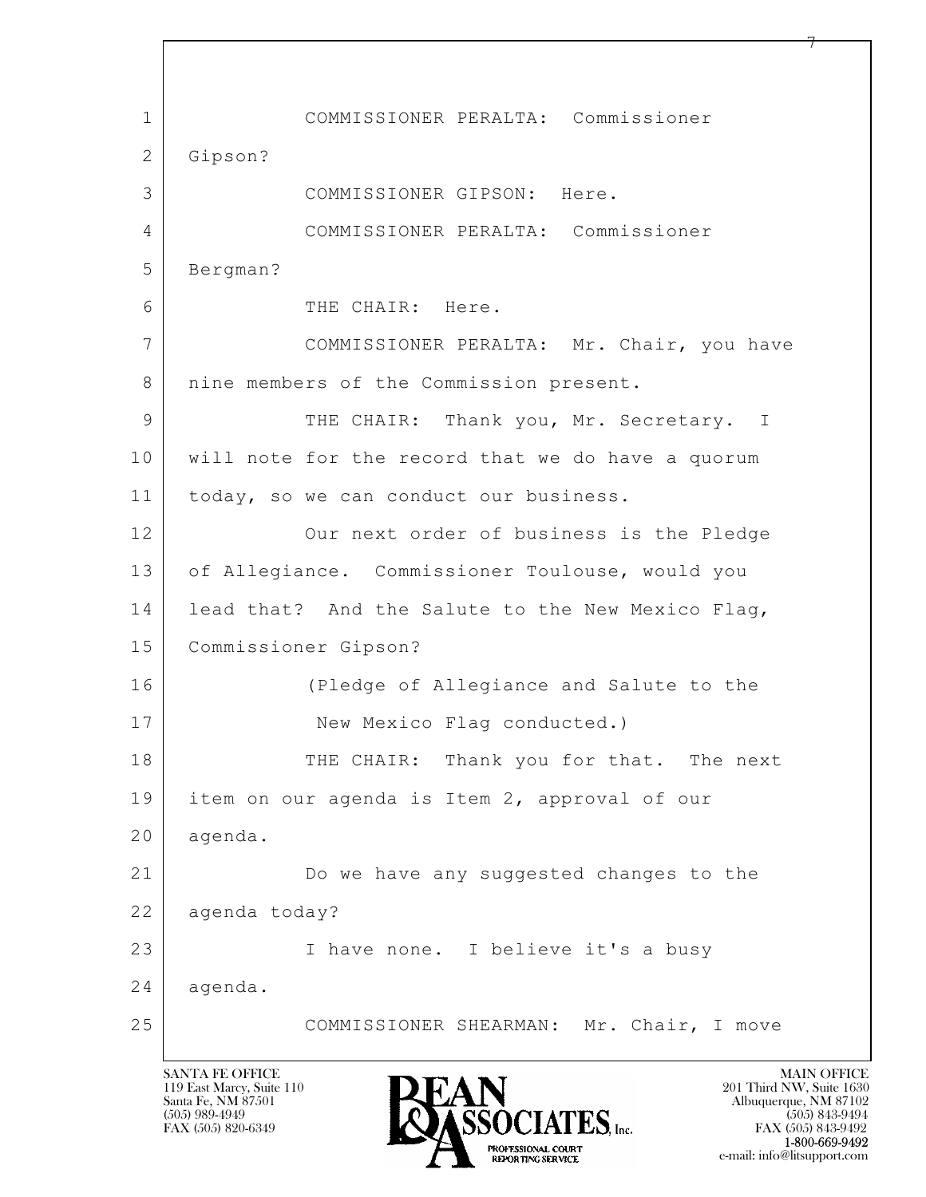1 COMMISSIONER PERALTA: Commissioner
2 Gipson?
3 COMMISSIONER GIPSON: Here.
4 COMMISSIONER PERALTA: Commissioner
5 Bergman?
6 THE CHAIR: Here.
7 COMMISSIONER PERALTA: Mr. Chair, you have
8 nine members of the Commission present.
9 THE CHAIR: Thank you, Mr. Secretary. I
10 will note for the record that we do have a quorum
11 today, so we can conduct our business.
12 Our next order of business is the Pledge
13 of Allegiance. Commissioner Toulouse, would you
14 lead that? And the Salute to the New Mexico Flag,
15 Commissioner Gipson?
16 (Pledge of Allegiance and Salute to the
17 New Mexico Flag conducted.)
18 THE CHAIR: Thank you for that. The next
19 item on our agenda is Item 2, approval of our
20 agenda.
21 Do we have any suggested changes to the
22 agenda today?
23 I have none. I believe it's a busy
24 agenda.
25 COMMISSIONER SHEARMAN: Mr. Chair, I move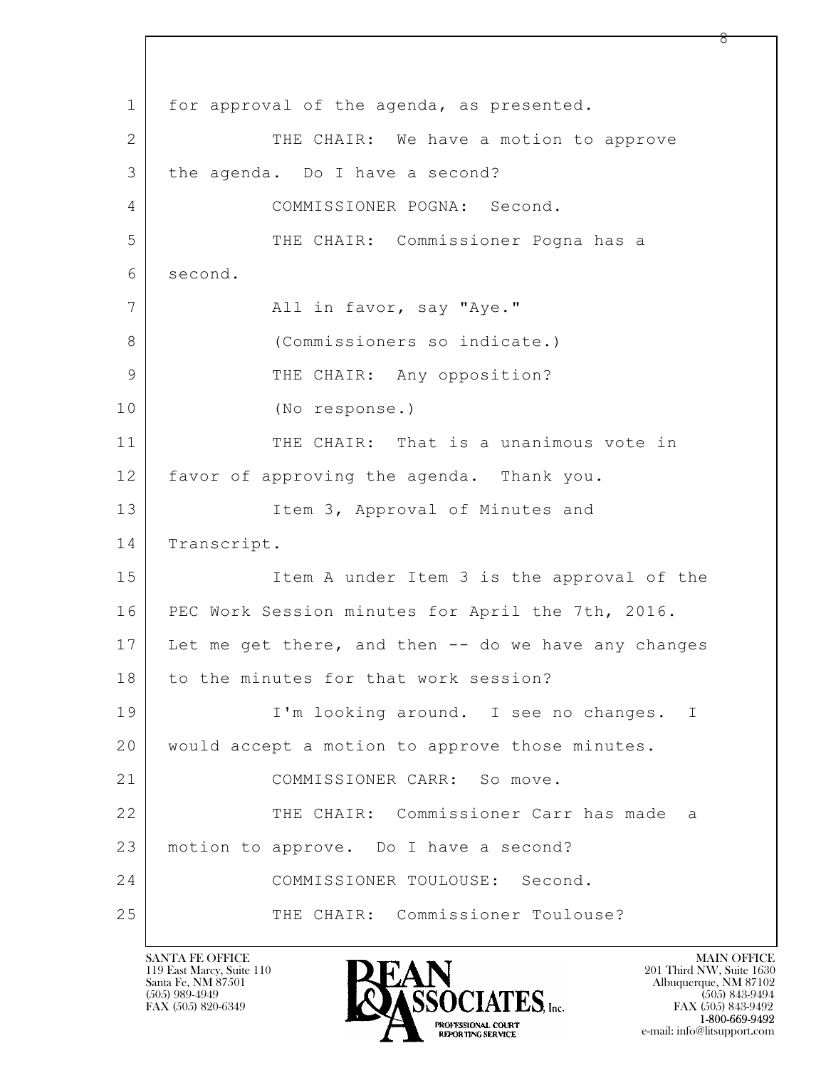for approval of the agenda, as presented.

THE CHAIR: We have a motion to approve the agenda. Do I have a second?

COMMISSIONER POGNA: Second.

THE CHAIR: Commissioner Pogna has a second.

All in favor, say "Aye."

(Commissioners so indicate.)

THE CHAIR: Any opposition?

(No response.)

THE CHAIR: That is a unanimous vote in favor of approving the agenda. Thank you.

Item 3, Approval of Minutes and Transcript.

Item A under Item 3 is the approval of the PEC Work Session minutes for April the 7th, 2016. Let me get there, and then -- do we have any changes to the minutes for that work session?

I'm looking around. I see no changes. I would accept a motion to approve those minutes.

COMMISSIONER CARR: So move.

THE CHAIR: Commissioner Carr has made a motion to approve. Do I have a second?

COMMISSIONER TOULOUSE: Second.

THE CHAIR: Commissioner Toulouse?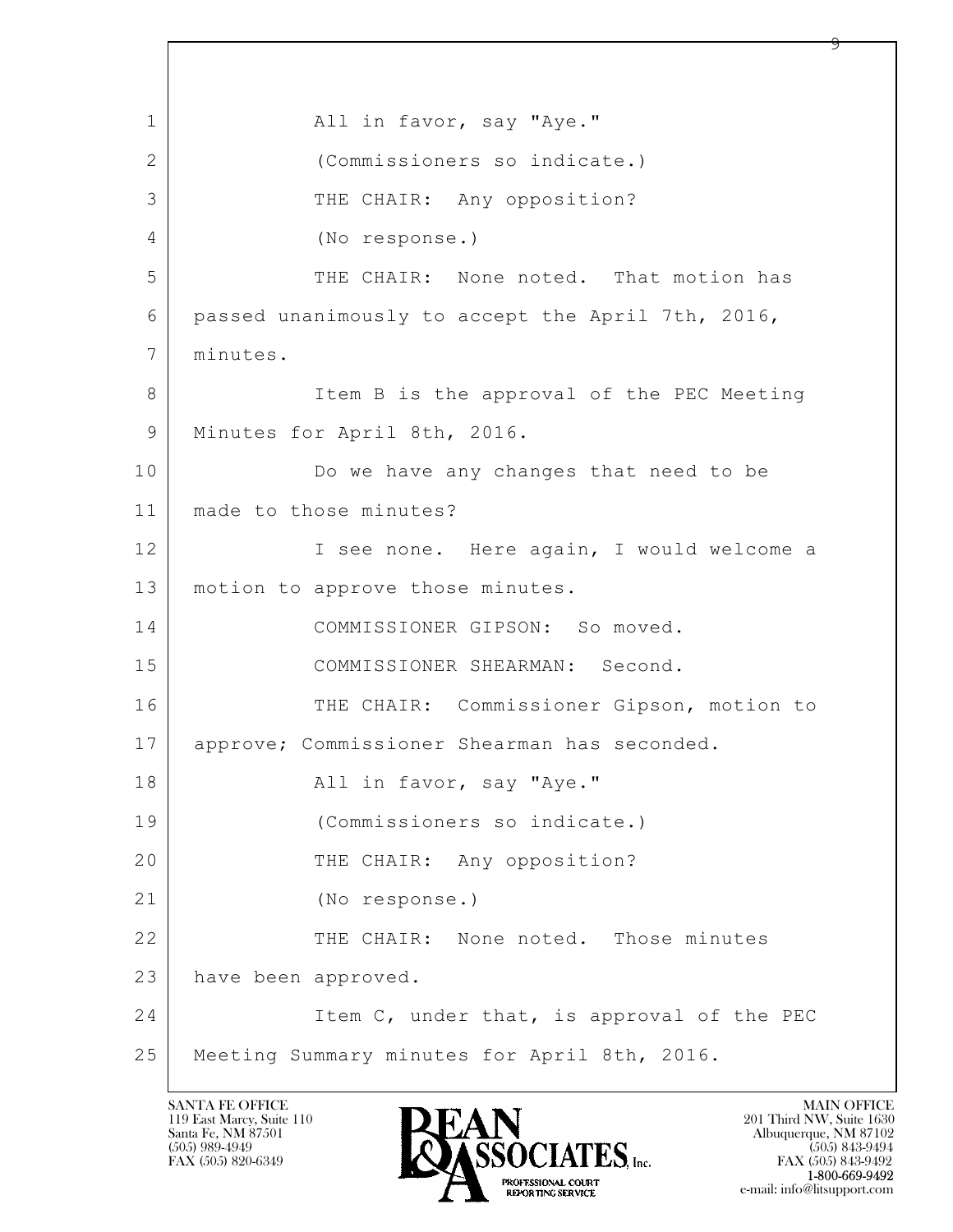All in favor, say "Aye."

(Commissioners so indicate.)

THE CHAIR: Any opposition?

(No response.)

THE CHAIR: None noted. That motion has passed unanimously to accept the April 7th, 2016, minutes.

Item B is the approval of the PEC Meeting Minutes for April 8th, 2016.

Do we have any changes that need to be made to those minutes?

I see none. Here again, I would welcome a motion to approve those minutes.

COMMISSIONER GIPSON: So moved.

COMMISSIONER SHEARMAN: Second.

THE CHAIR: Commissioner Gipson, motion to approve; Commissioner Shearman has seconded.

All in favor, say "Aye."

(Commissioners so indicate.)

THE CHAIR: Any opposition?

(No response.)

THE CHAIR: None noted. Those minutes have been approved.

Item C, under that, is approval of the PEC Meeting Summary minutes for April 8th, 2016.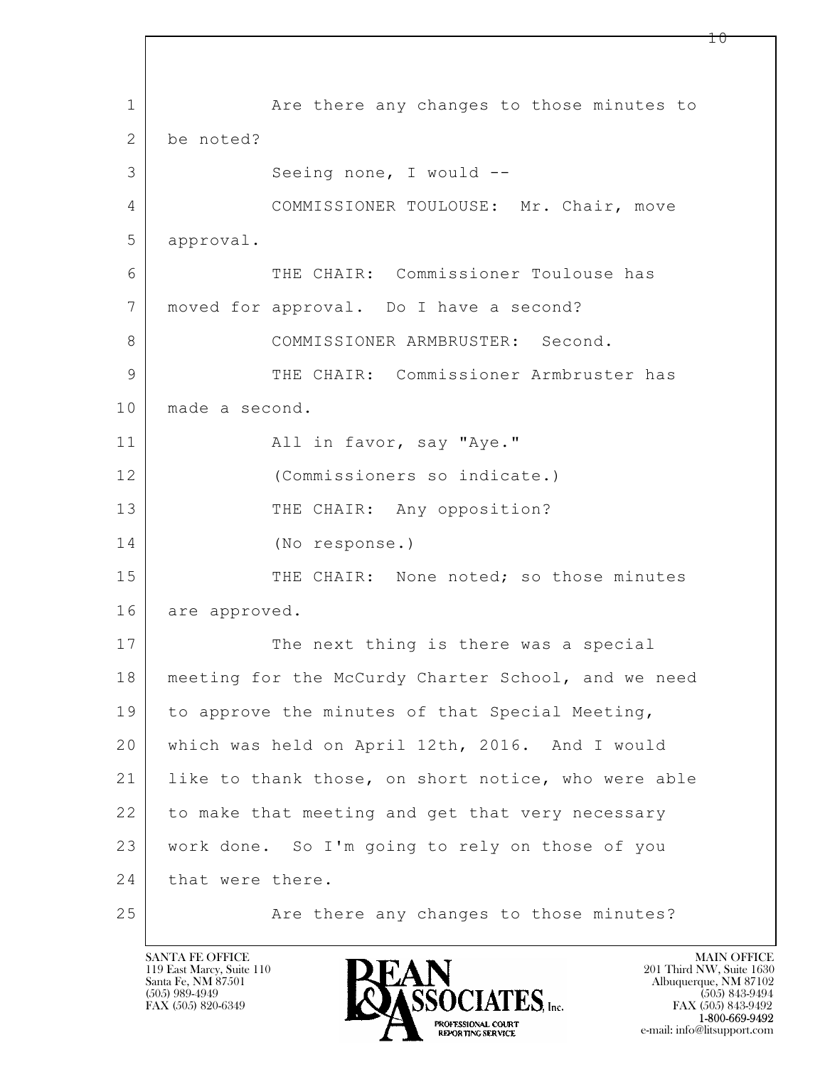1 Are there any changes to those minutes to
2 be noted?
3 Seeing none, I would --
4 COMMISSIONER TOULOUSE: Mr. Chair, move
5 approval.
6 THE CHAIR: Commissioner Toulouse has
7 moved for approval. Do I have a second?
8 COMMISSIONER ARMBRUSTER: Second.
9 THE CHAIR: Commissioner Armbruster has
10 made a second.
11 All in favor, say "Aye."
12 (Commissioners so indicate.)
13 THE CHAIR: Any opposition?
14 (No response.)
15 THE CHAIR: None noted; so those minutes
16 are approved.
17 The next thing is there was a special
18 meeting for the McCurdy Charter School, and we need
19 to approve the minutes of that Special Meeting,
20 which was held on April 12th, 2016. And I would
21 like to thank those, on short notice, who were able
22 to make that meeting and get that very necessary
23 work done. So I'm going to rely on those of you
24 that were there.
25 Are there any changes to those minutes?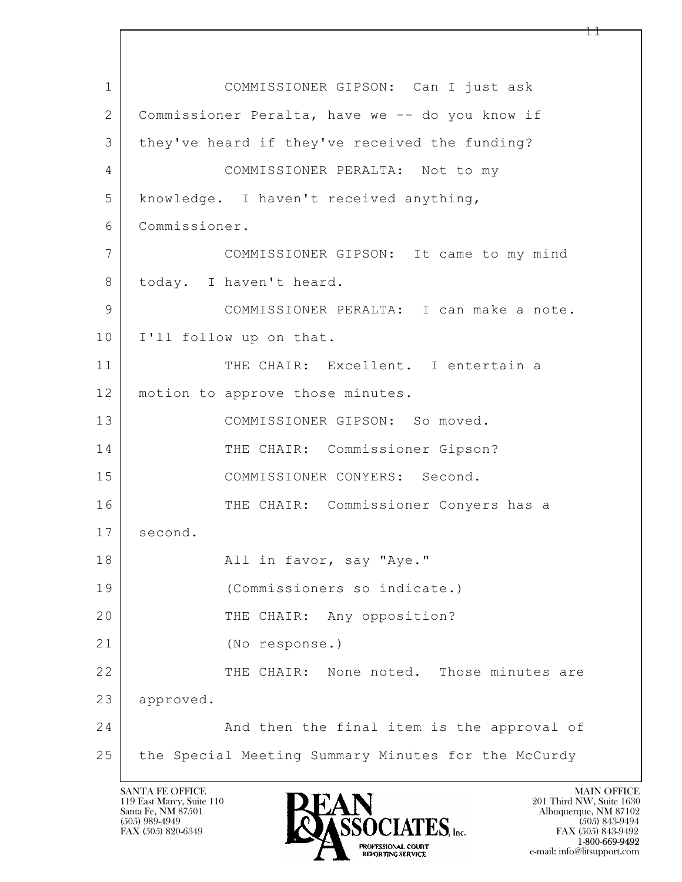1 COMMISSIONER GIPSON: Can I just ask
2 Commissioner Peralta, have we -- do you know if
3 they've heard if they've received the funding?
4 COMMISSIONER PERALTA: Not to my
5 knowledge. I haven't received anything,
6 Commissioner.
7 COMMISSIONER GIPSON: It came to my mind
8 today. I haven't heard.
9 COMMISSIONER PERALTA: I can make a note.
10 I'll follow up on that.
11 THE CHAIR: Excellent. I entertain a
12 motion to approve those minutes.
13 COMMISSIONER GIPSON: So moved.
14 THE CHAIR: Commissioner Gipson?
15 COMMISSIONER CONYERS: Second.
16 THE CHAIR: Commissioner Conyers has a
17 second.
18 All in favor, say "Aye."
19 (Commissioners so indicate.)
20 THE CHAIR: Any opposition?
21 (No response.)
22 THE CHAIR: None noted. Those minutes are
23 approved.
24 And then the final item is the approval of
25 the Special Meeting Summary Minutes for the McCurdy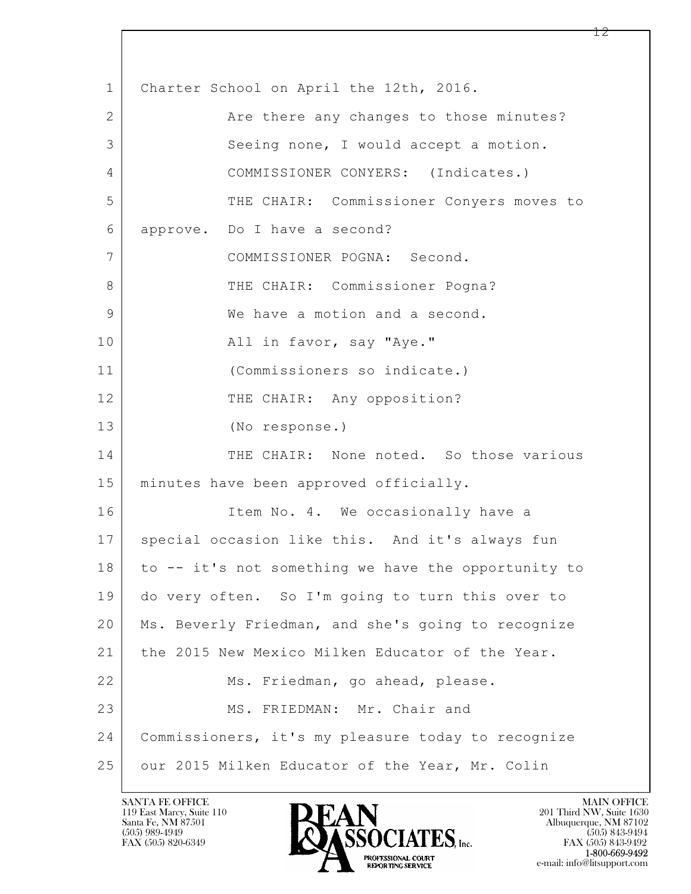1 Charter School on April the 12th, 2016.

2 Are there any changes to those minutes?

3 Seeing none, I would accept a motion.

4 COMMISSIONER CONYERS: (Indicates.)

5 THE CHAIR: Commissioner Conyers moves to

6 approve. Do I have a second?

7 COMMISSIONER POGNA: Second.

8 THE CHAIR: Commissioner Pogna?

9 We have a motion and a second.

10 All in favor, say "Aye."

11 (Commissioners so indicate.)

12 THE CHAIR: Any opposition?

13 (No response.)

14 THE CHAIR: None noted. So those various

15 minutes have been approved officially.

16 Item No. 4. We occasionally have a

17 special occasion like this. And it's always fun

18 to -- it's not something we have the opportunity to

19 do very often. So I'm going to turn this over to

20 Ms. Beverly Friedman, and she's going to recognize

21 the 2015 New Mexico Milken Educator of the Year.

22 Ms. Friedman, go ahead, please.

23 MS. FRIEDMAN: Mr. Chair and

24 Commissioners, it's my pleasure today to recognize

25 our 2015 Milken Educator of the Year, Mr. Colin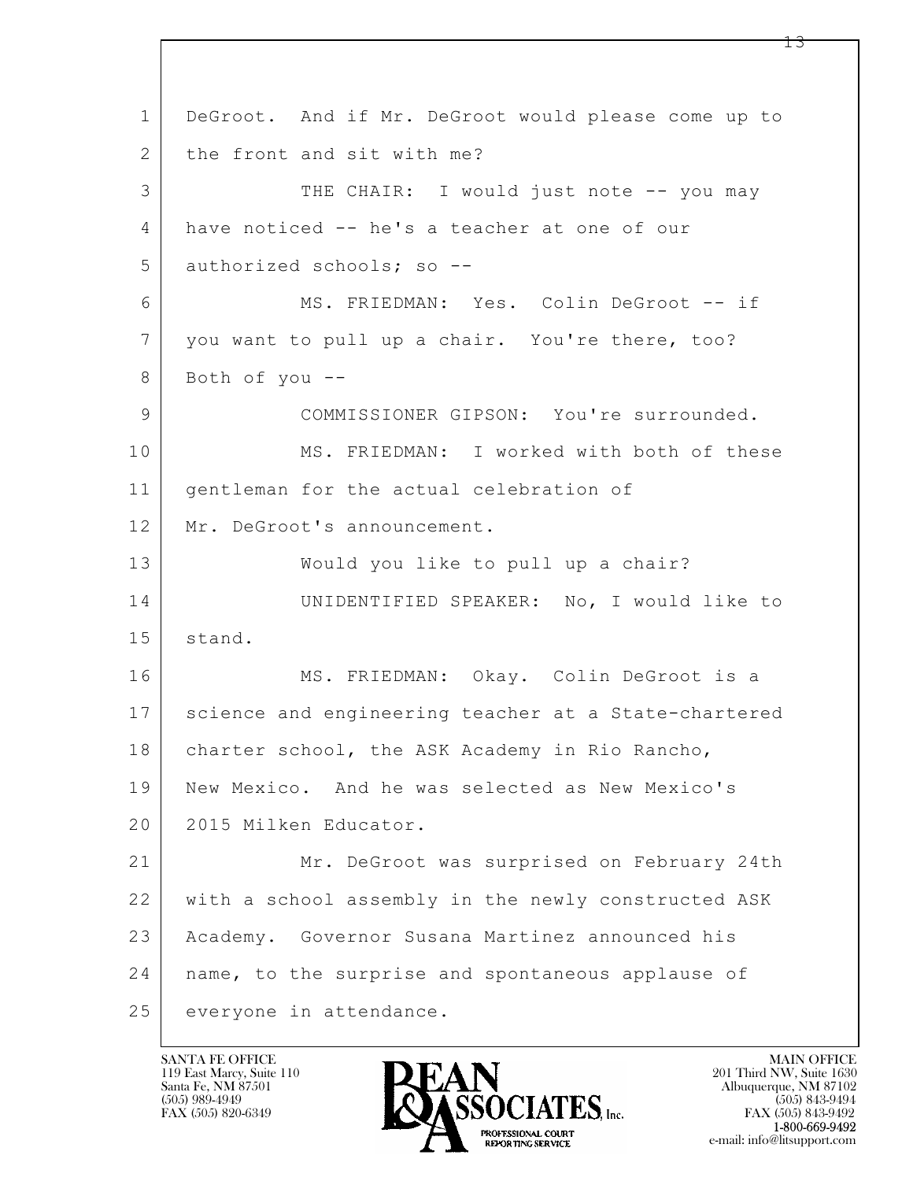DeGroot. And if Mr. DeGroot would please come up to the front and sit with me?

THE CHAIR: I would just note -- you may have noticed -- he's a teacher at one of our authorized schools; so --

MS. FRIEDMAN: Yes. Colin DeGroot -- if you want to pull up a chair. You're there, too? Both of you --

COMMISSIONER GIPSON: You're surrounded.

MS. FRIEDMAN: I worked with both of these gentleman for the actual celebration of Mr. DeGroot's announcement.

Would you like to pull up a chair?

UNIDENTIFIED SPEAKER: No, I would like to stand.

MS. FRIEDMAN: Okay. Colin DeGroot is a science and engineering teacher at a State-chartered charter school, the ASK Academy in Rio Rancho, New Mexico. And he was selected as New Mexico's 2015 Milken Educator.

Mr. DeGroot was surprised on February 24th with a school assembly in the newly constructed ASK Academy. Governor Susana Martinez announced his name, to the surprise and spontaneous applause of everyone in attendance.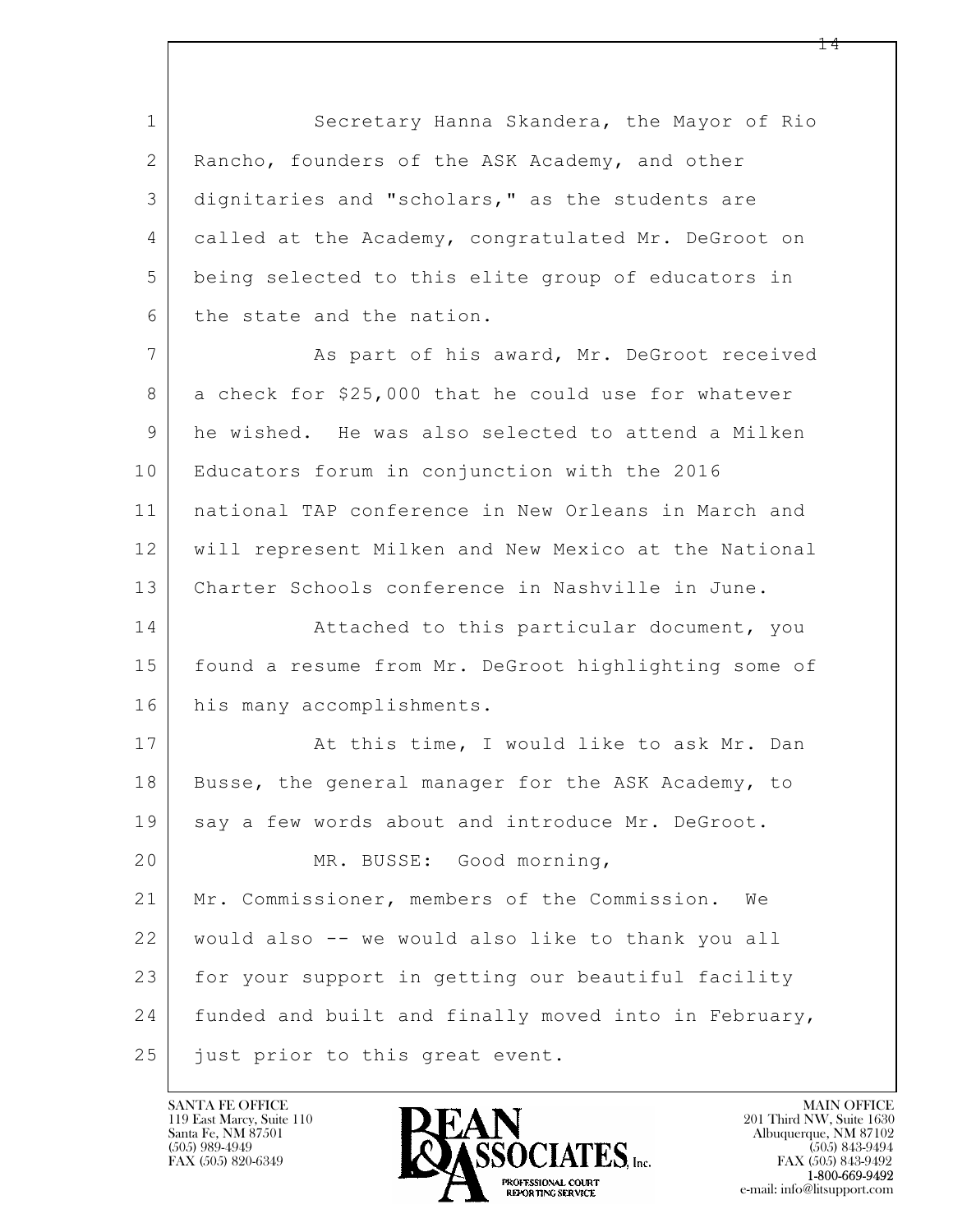Secretary Hanna Skandera, the Mayor of Rio Rancho, founders of the ASK Academy, and other dignitaries and "scholars," as the students are called at the Academy, congratulated Mr. DeGroot on being selected to this elite group of educators in the state and the nation.

As part of his award, Mr. DeGroot received a check for $25,000 that he could use for whatever he wished. He was also selected to attend a Milken Educators forum in conjunction with the 2016 national TAP conference in New Orleans in March and will represent Milken and New Mexico at the National Charter Schools conference in Nashville in June.

Attached to this particular document, you found a resume from Mr. DeGroot highlighting some of his many accomplishments.

At this time, I would like to ask Mr. Dan Busse, the general manager for the ASK Academy, to say a few words about and introduce Mr. DeGroot.

MR. BUSSE: Good morning, Mr. Commissioner, members of the Commission. We would also -- we would also like to thank you all for your support in getting our beautiful facility funded and built and finally moved into in February, just prior to this great event.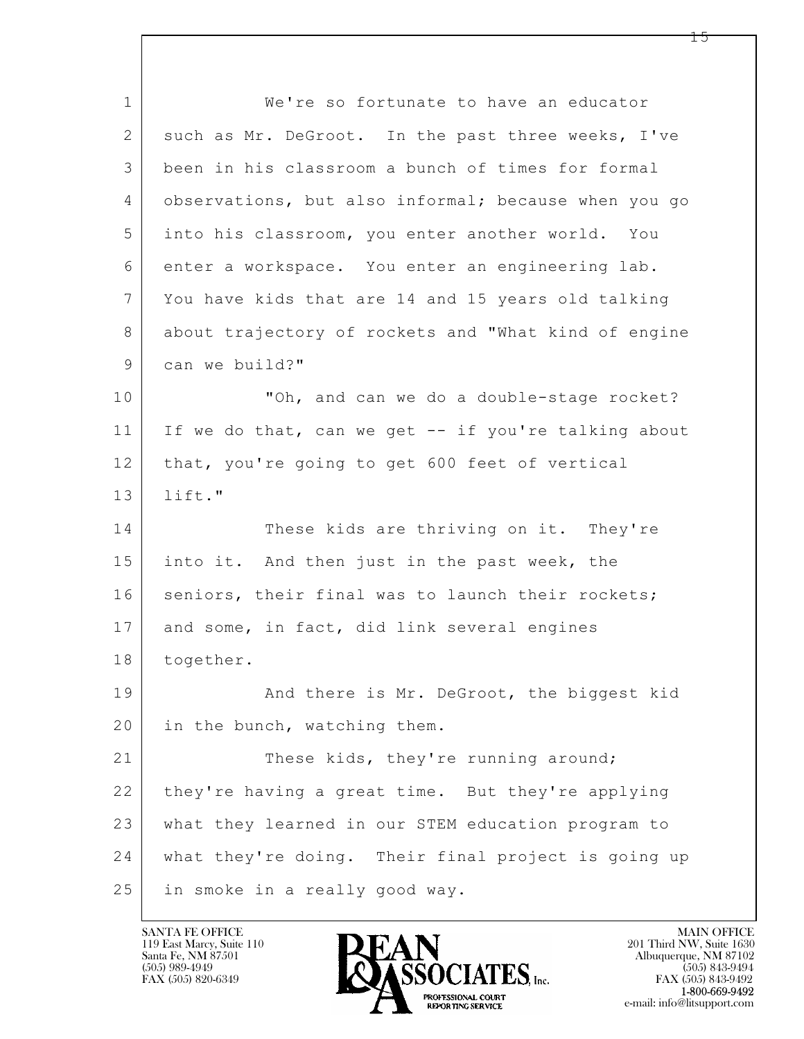We're so fortunate to have an educator such as Mr. DeGroot. In the past three weeks, I've been in his classroom a bunch of times for formal observations, but also informal; because when you go into his classroom, you enter another world. You enter a workspace. You enter an engineering lab. You have kids that are 14 and 15 years old talking about trajectory of rockets and "What kind of engine can we build?"

"Oh, and can we do a double-stage rocket? If we do that, can we get -- if you're talking about that, you're going to get 600 feet of vertical lift."

These kids are thriving on it. They're into it. And then just in the past week, the seniors, their final was to launch their rockets; and some, in fact, did link several engines together.

And there is Mr. DeGroot, the biggest kid in the bunch, watching them.

These kids, they're running around; they're having a great time. But they're applying what they learned in our STEM education program to what they're doing. Their final project is going up in smoke in a really good way.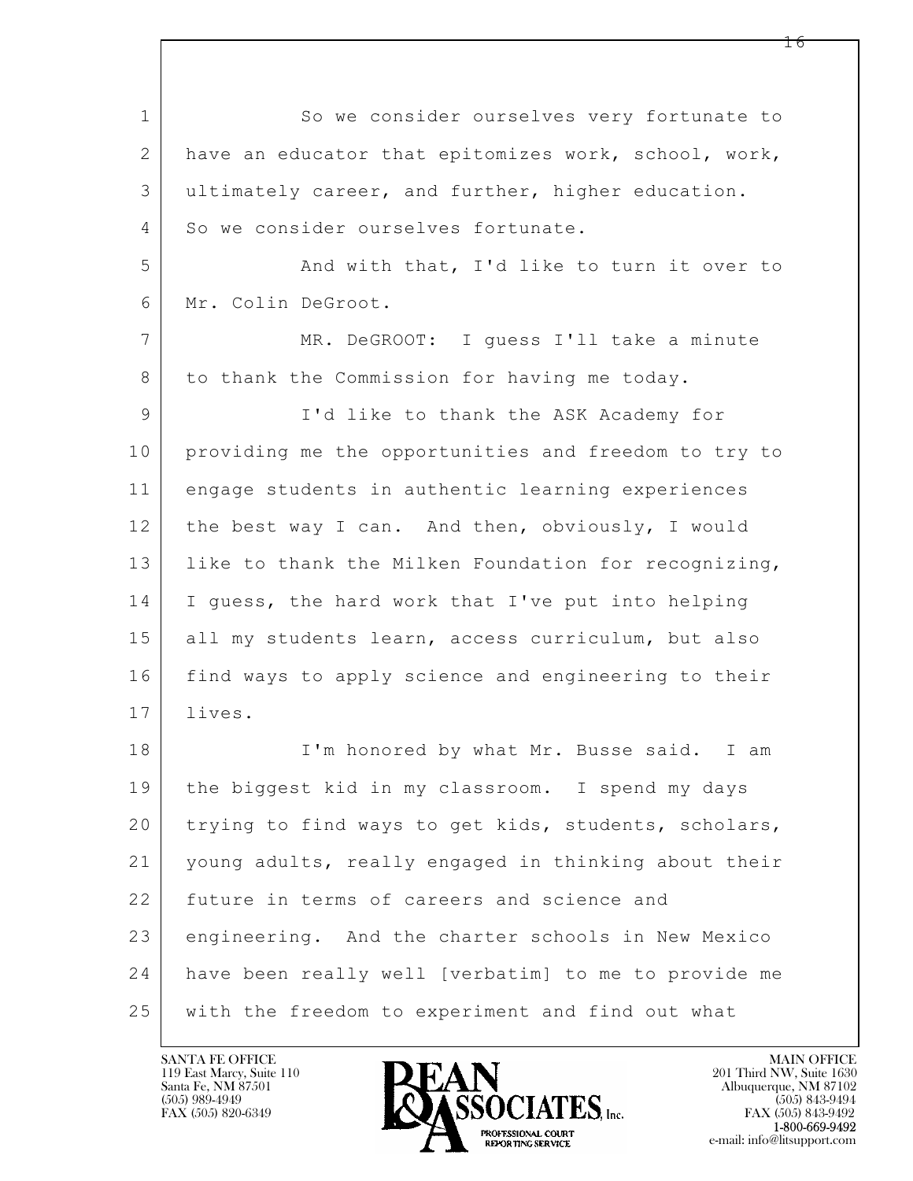So we consider ourselves very fortunate to have an educator that epitomizes work, school, work, ultimately career, and further, higher education. So we consider ourselves fortunate.

And with that, I'd like to turn it over to Mr. Colin DeGroot.

MR. DeGROOT: I guess I'll take a minute to thank the Commission for having me today.

I'd like to thank the ASK Academy for providing me the opportunities and freedom to try to engage students in authentic learning experiences the best way I can. And then, obviously, I would like to thank the Milken Foundation for recognizing, I guess, the hard work that I've put into helping all my students learn, access curriculum, but also find ways to apply science and engineering to their lives.

I'm honored by what Mr. Busse said. I am the biggest kid in my classroom. I spend my days trying to find ways to get kids, students, scholars, young adults, really engaged in thinking about their future in terms of careers and science and engineering. And the charter schools in New Mexico have been really well [verbatim] to me to provide me with the freedom to experiment and find out what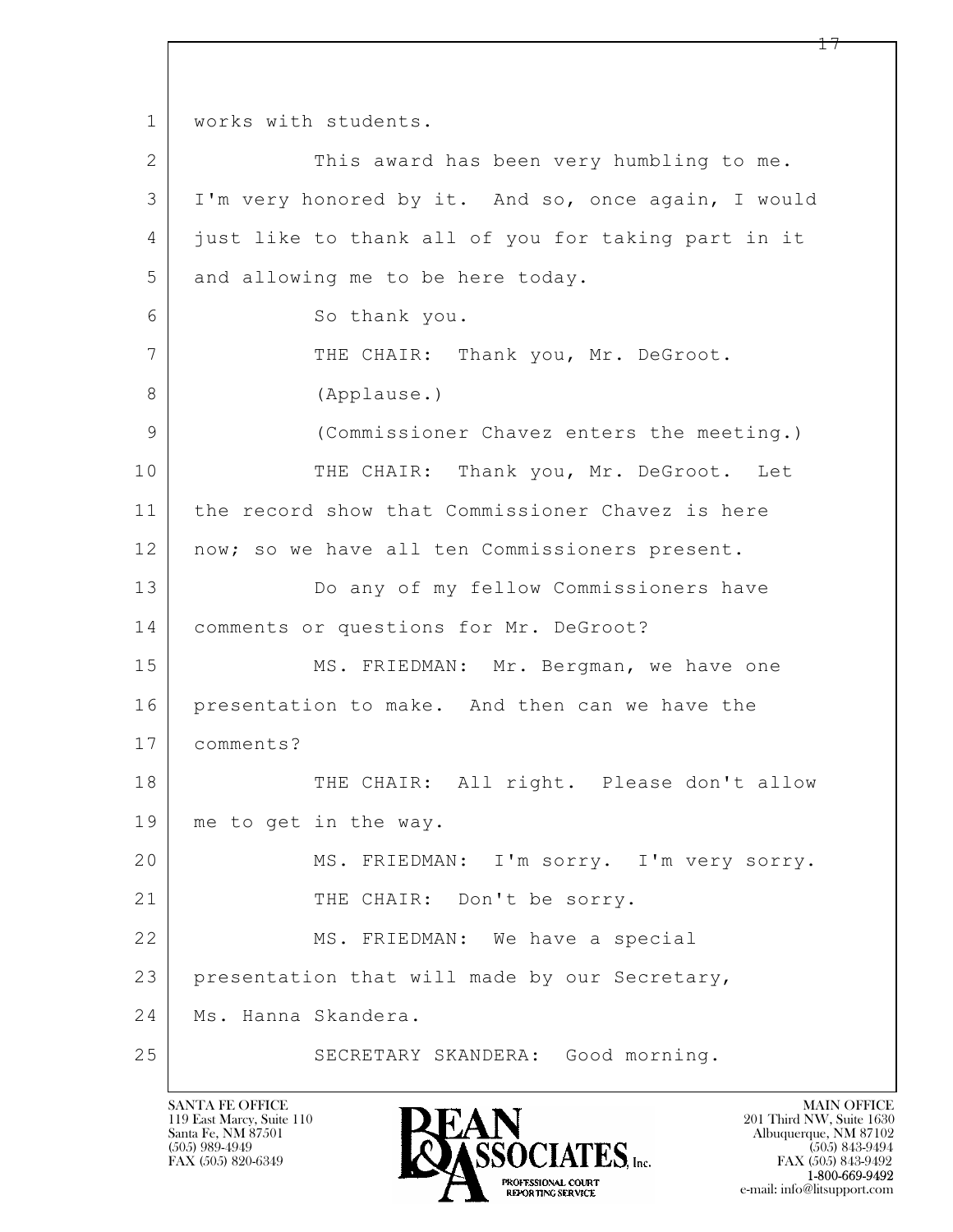works with students.

This award has been very humbling to me. I'm very honored by it. And so, once again, I would just like to thank all of you for taking part in it and allowing me to be here today.

So thank you.

THE CHAIR: Thank you, Mr. DeGroot.

(Applause.)

(Commissioner Chavez enters the meeting.)

THE CHAIR: Thank you, Mr. DeGroot. Let the record show that Commissioner Chavez is here now; so we have all ten Commissioners present.

Do any of my fellow Commissioners have comments or questions for Mr. DeGroot?

MS. FRIEDMAN: Mr. Bergman, we have one presentation to make. And then can we have the comments?

THE CHAIR: All right. Please don't allow me to get in the way.

MS. FRIEDMAN: I'm sorry. I'm very sorry.

THE CHAIR: Don't be sorry.

MS. FRIEDMAN: We have a special presentation that will made by our Secretary, Ms. Hanna Skandera.

SECRETARY SKANDERA: Good morning.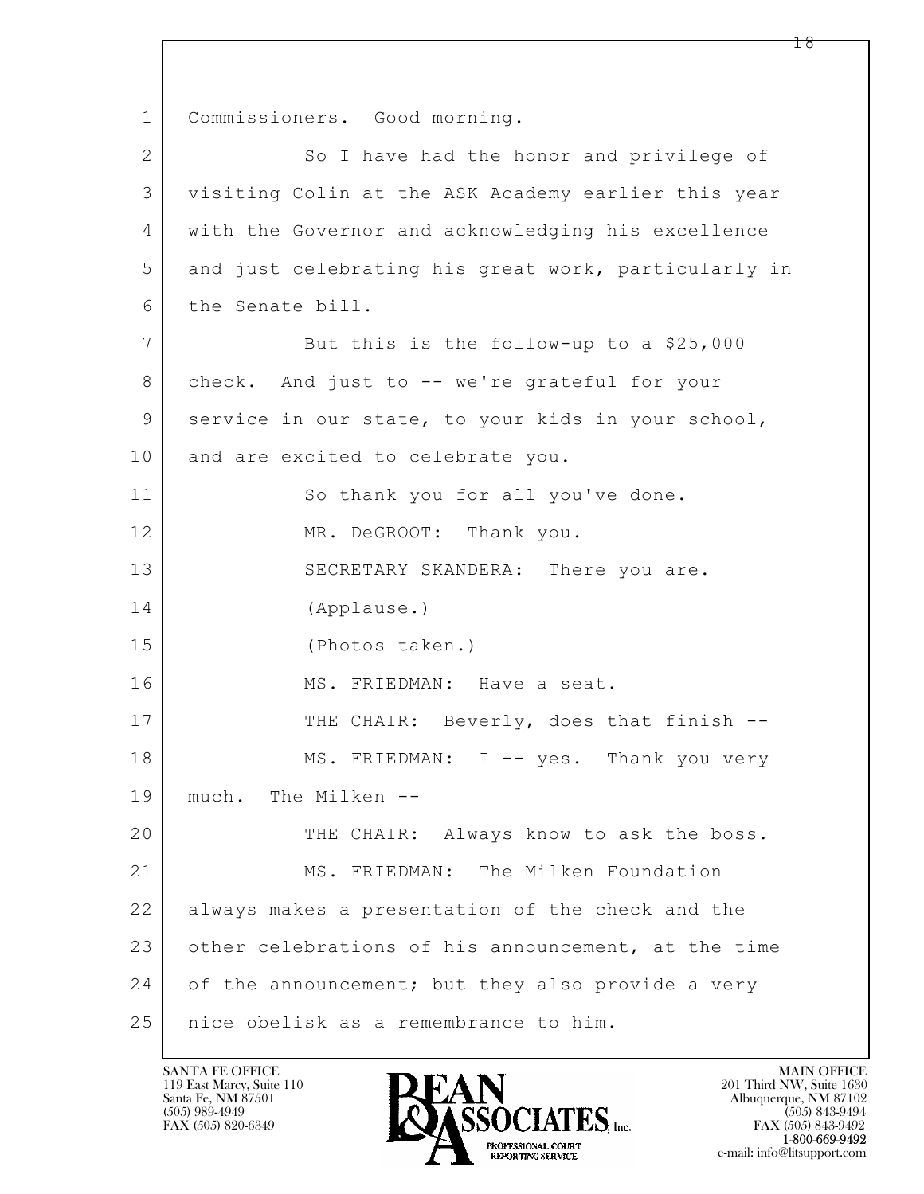1 Commissioners. Good morning.

2 So I have had the honor and privilege of

3 visiting Colin at the ASK Academy earlier this year

4 with the Governor and acknowledging his excellence

5 and just celebrating his great work, particularly in

6 the Senate bill.

7 But this is the follow-up to a $25,000

8 check. And just to -- we're grateful for your

9 service in our state, to your kids in your school,

10 and are excited to celebrate you.

11 So thank you for all you've done.

12 MR. DeGROOT: Thank you.

13 SECRETARY SKANDERA: There you are.

14 (Applause.)

15 (Photos taken.)

16 MS. FRIEDMAN: Have a seat.

17 THE CHAIR: Beverly, does that finish --

18 MS. FRIEDMAN: I -- yes. Thank you very

19 much. The Milken --

20 THE CHAIR: Always know to ask the boss.

21 MS. FRIEDMAN: The Milken Foundation

22 always makes a presentation of the check and the

23 other celebrations of his announcement, at the time

24 of the announcement; but they also provide a very

25 nice obelisk as a remembrance to him.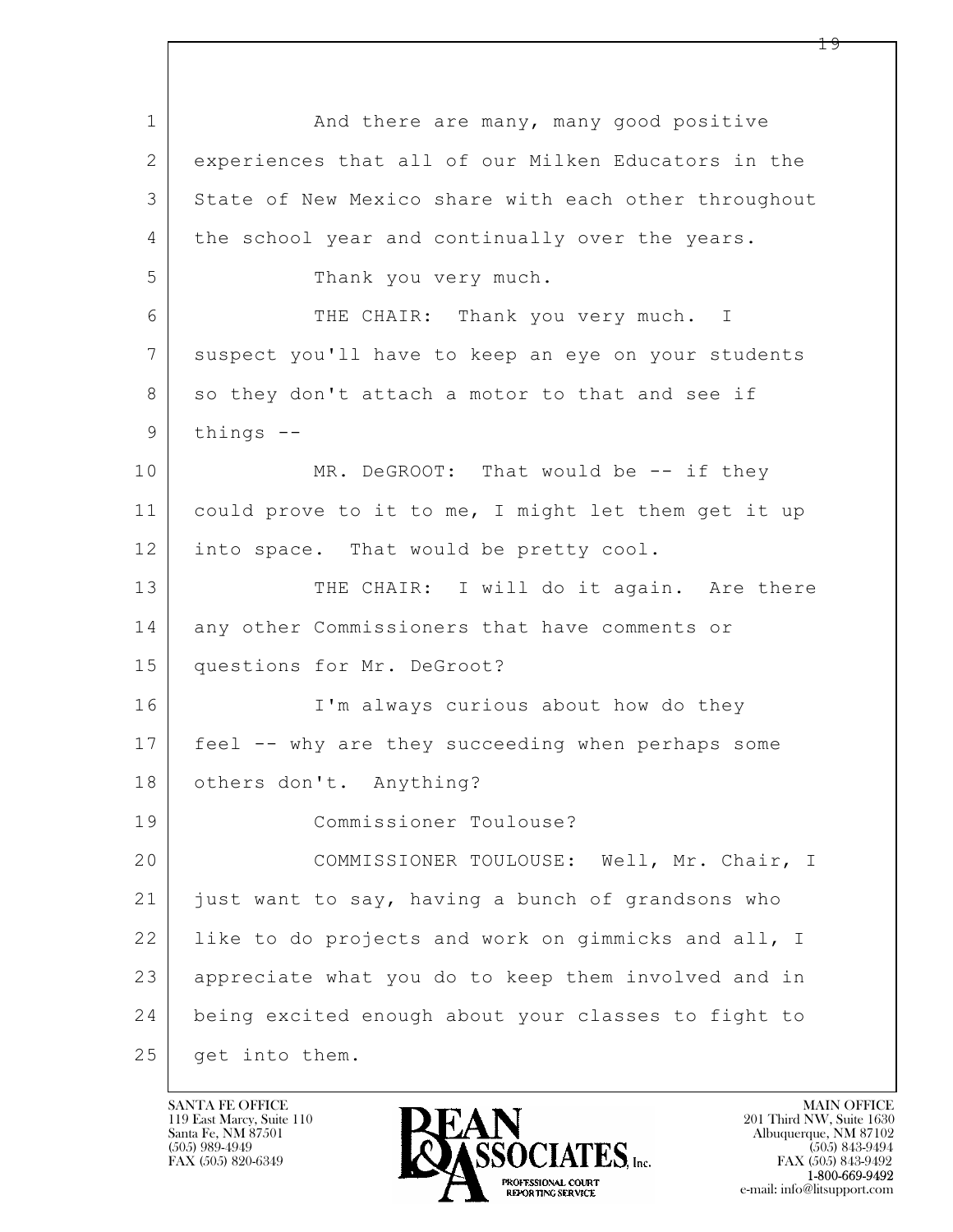And there are many, many good positive experiences that all of our Milken Educators in the State of New Mexico share with each other throughout the school year and continually over the years.

Thank you very much.

THE CHAIR: Thank you very much. I suspect you'll have to keep an eye on your students so they don't attach a motor to that and see if things --

MR. DeGROOT: That would be -- if they could prove to it to me, I might let them get it up into space. That would be pretty cool.

THE CHAIR: I will do it again. Are there any other Commissioners that have comments or questions for Mr. DeGroot?

I'm always curious about how do they feel -- why are they succeeding when perhaps some others don't. Anything?

Commissioner Toulouse?

COMMISSIONER TOULOUSE: Well, Mr. Chair, I just want to say, having a bunch of grandsons who like to do projects and work on gimmicks and all, I appreciate what you do to keep them involved and in being excited enough about your classes to fight to get into them.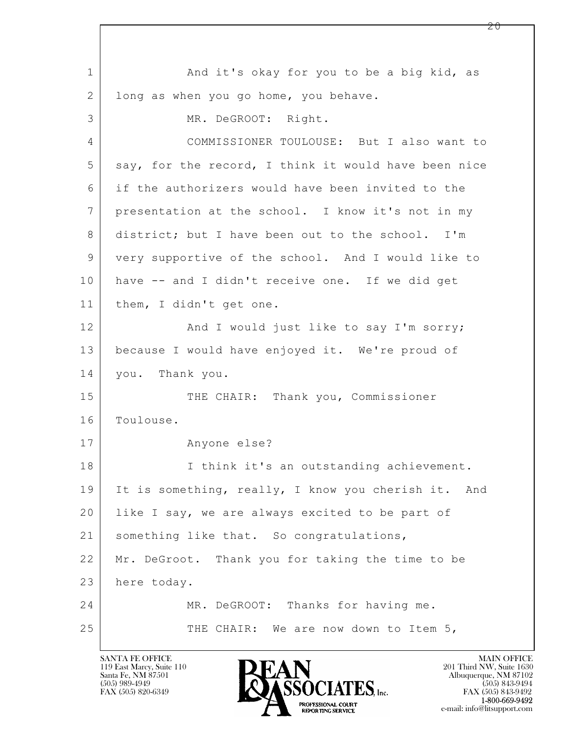1 And it's okay for you to be a big kid, as
2 long as when you go home, you behave.
3 MR. DeGROOT: Right.
4 COMMISSIONER TOULOUSE: But I also want to
5 say, for the record, I think it would have been nice
6 if the authorizers would have been invited to the
7 presentation at the school. I know it's not in my
8 district; but I have been out to the school. I'm
9 very supportive of the school. And I would like to
10 have -- and I didn't receive one. If we did get
11 them, I didn't get one.
12 And I would just like to say I'm sorry;
13 because I would have enjoyed it. We're proud of
14 you. Thank you.
15 THE CHAIR: Thank you, Commissioner
16 Toulouse.
17 Anyone else?
18 I think it's an outstanding achievement.
19 It is something, really, I know you cherish it. And
20 like I say, we are always excited to be part of
21 something like that. So congratulations,
22 Mr. DeGroot. Thank you for taking the time to be
23 here today.
24 MR. DeGROOT: Thanks for having me.
25 THE CHAIR: We are now down to Item 5,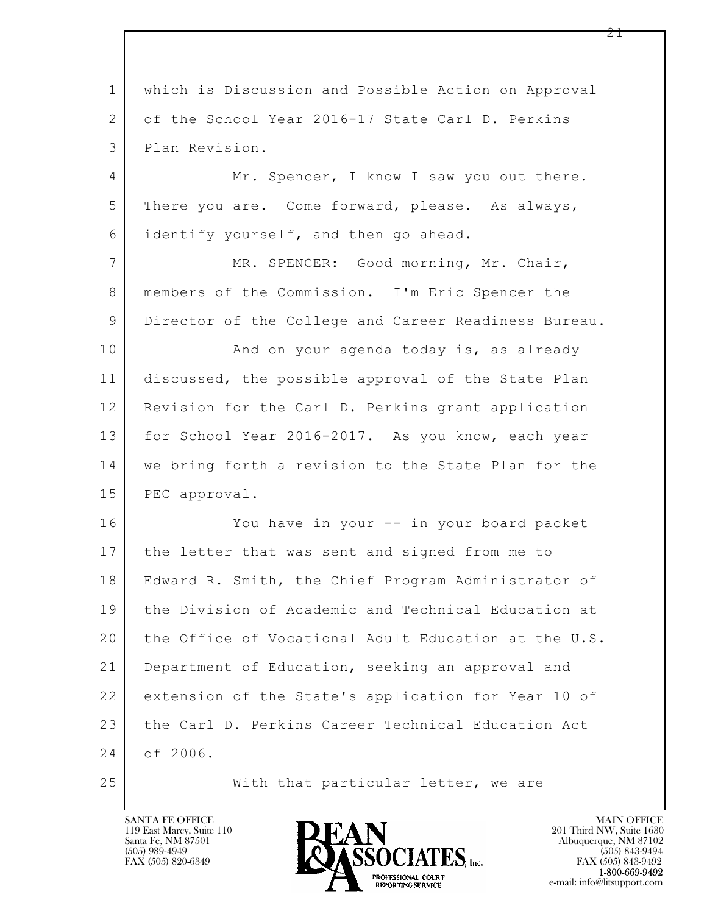which is Discussion and Possible Action on Approval of the School Year 2016-17 State Carl D. Perkins Plan Revision.

Mr. Spencer, I know I saw you out there. There you are. Come forward, please. As always, identify yourself, and then go ahead.

MR. SPENCER: Good morning, Mr. Chair, members of the Commission. I'm Eric Spencer the Director of the College and Career Readiness Bureau.

And on your agenda today is, as already discussed, the possible approval of the State Plan Revision for the Carl D. Perkins grant application for School Year 2016-2017. As you know, each year we bring forth a revision to the State Plan for the PEC approval.

You have in your -- in your board packet the letter that was sent and signed from me to Edward R. Smith, the Chief Program Administrator of the Division of Academic and Technical Education at the Office of Vocational Adult Education at the U.S. Department of Education, seeking an approval and extension of the State's application for Year 10 of the Carl D. Perkins Career Technical Education Act of 2006.

With that particular letter, we are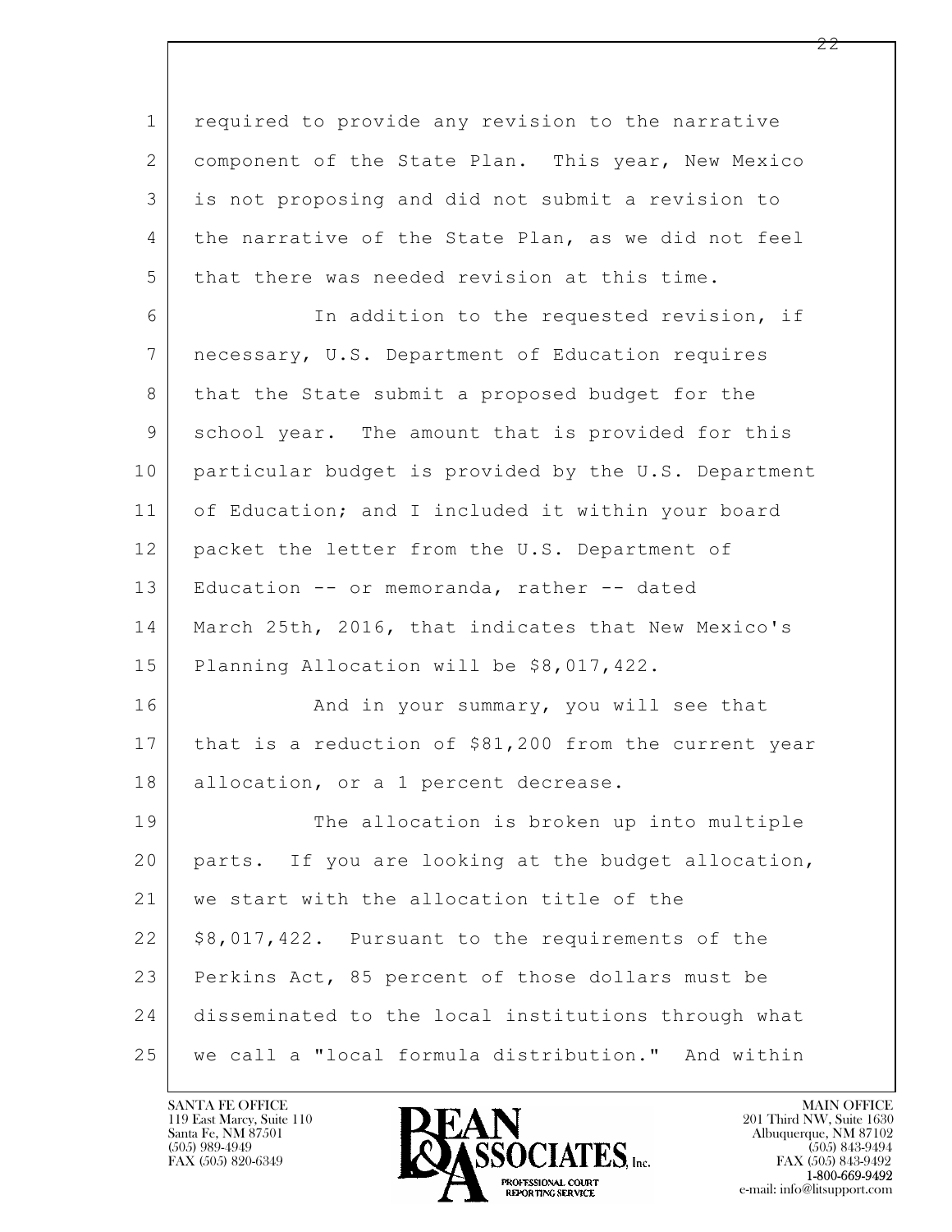required to provide any revision to the narrative component of the State Plan. This year, New Mexico is not proposing and did not submit a revision to the narrative of the State Plan, as we did not feel that there was needed revision at this time.

In addition to the requested revision, if necessary, U.S. Department of Education requires that the State submit a proposed budget for the school year. The amount that is provided for this particular budget is provided by the U.S. Department of Education; and I included it within your board packet the letter from the U.S. Department of Education -- or memoranda, rather -- dated March 25th, 2016, that indicates that New Mexico's Planning Allocation will be $8,017,422.

And in your summary, you will see that that is a reduction of $81,200 from the current year allocation, or a 1 percent decrease.

The allocation is broken up into multiple parts. If you are looking at the budget allocation, we start with the allocation title of the $8,017,422. Pursuant to the requirements of the Perkins Act, 85 percent of those dollars must be disseminated to the local institutions through what we call a "local formula distribution." And within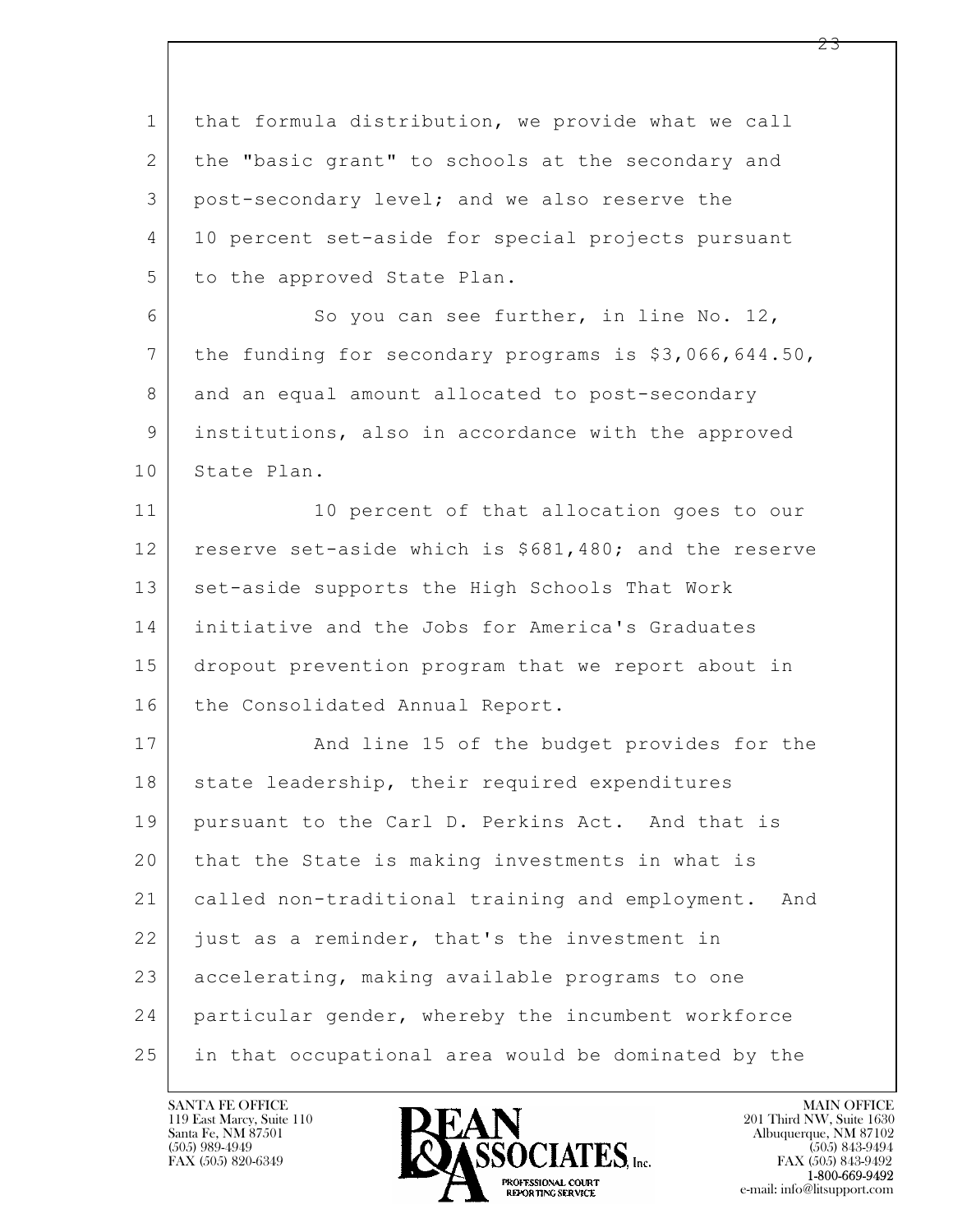that formula distribution, we provide what we call the "basic grant" to schools at the secondary and post-secondary level; and we also reserve the 10 percent set-aside for special projects pursuant to the approved State Plan.

So you can see further, in line No. 12, the funding for secondary programs is $3,066,644.50, and an equal amount allocated to post-secondary institutions, also in accordance with the approved State Plan.

10 percent of that allocation goes to our reserve set-aside which is $681,480; and the reserve set-aside supports the High Schools That Work initiative and the Jobs for America's Graduates dropout prevention program that we report about in the Consolidated Annual Report.

And line 15 of the budget provides for the state leadership, their required expenditures pursuant to the Carl D. Perkins Act. And that is that the State is making investments in what is called non-traditional training and employment. And just as a reminder, that's the investment in accelerating, making available programs to one particular gender, whereby the incumbent workforce in that occupational area would be dominated by the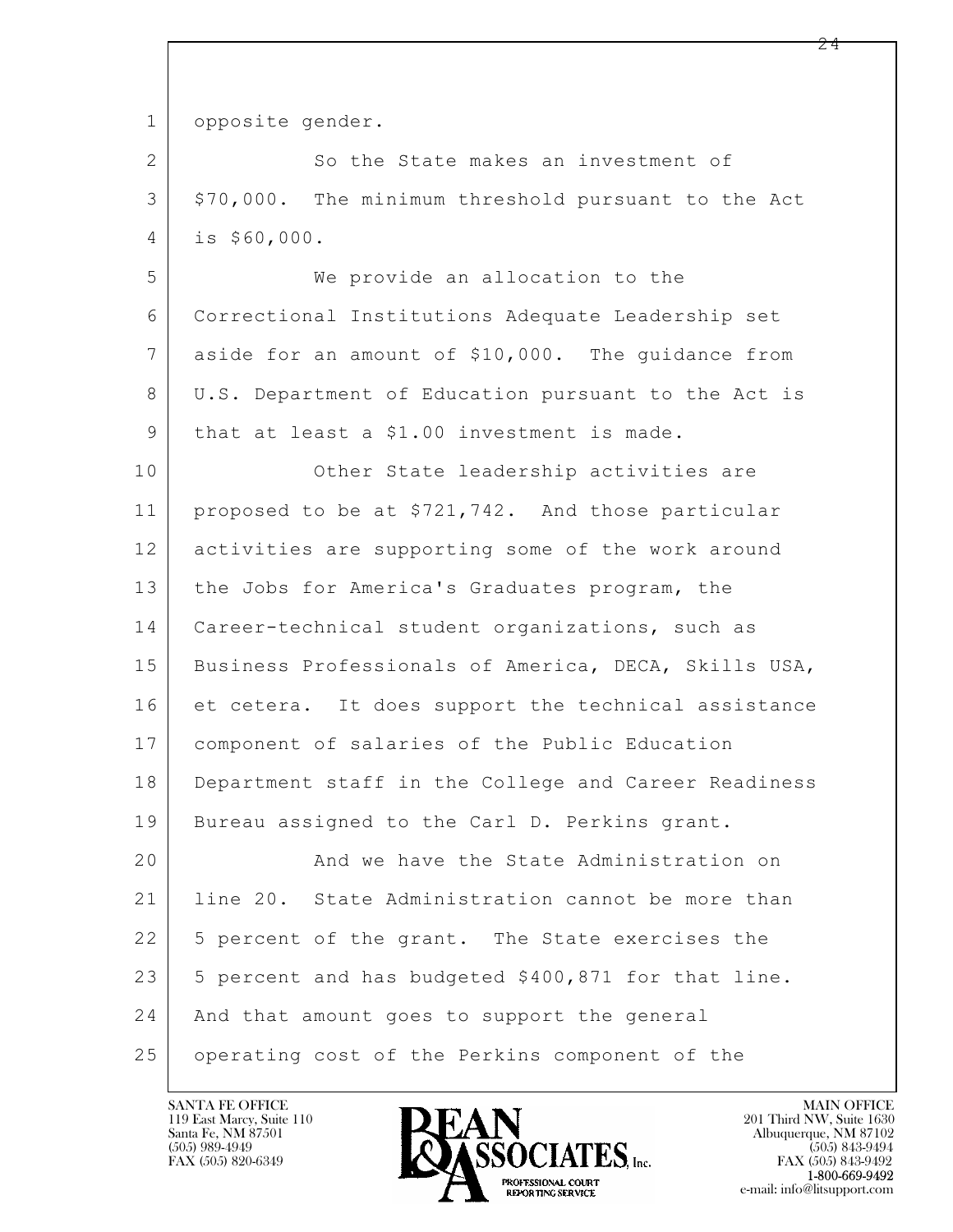opposite gender.

So the State makes an investment of $70,000. The minimum threshold pursuant to the Act is $60,000.

We provide an allocation to the Correctional Institutions Adequate Leadership set aside for an amount of $10,000. The guidance from U.S. Department of Education pursuant to the Act is that at least a $1.00 investment is made.

Other State leadership activities are proposed to be at $721,742. And those particular activities are supporting some of the work around the Jobs for America's Graduates program, the Career-technical student organizations, such as Business Professionals of America, DECA, Skills USA, et cetera. It does support the technical assistance component of salaries of the Public Education Department staff in the College and Career Readiness Bureau assigned to the Carl D. Perkins grant.

And we have the State Administration on line 20. State Administration cannot be more than 5 percent of the grant. The State exercises the 5 percent and has budgeted $400,871 for that line. And that amount goes to support the general operating cost of the Perkins component of the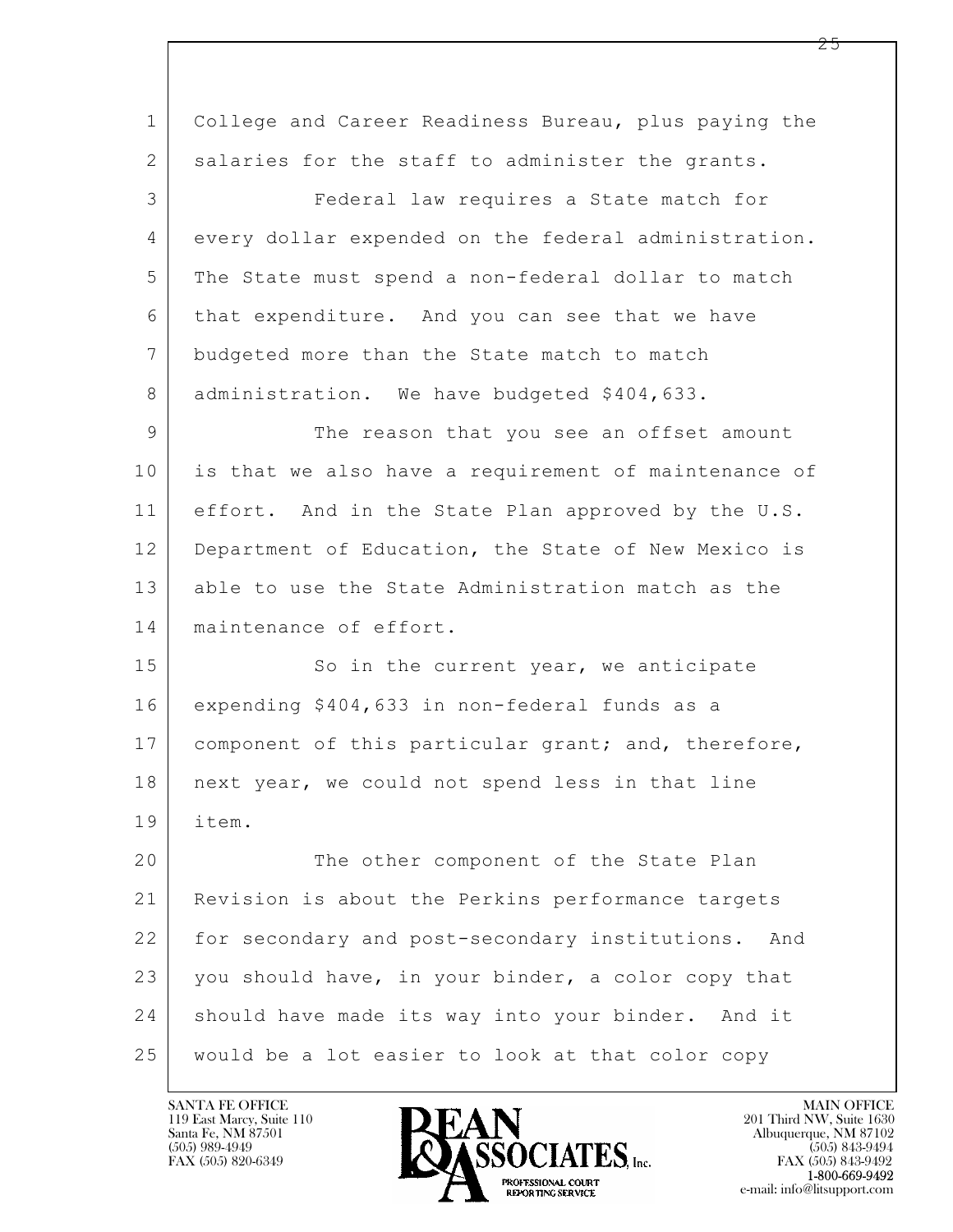College and Career Readiness Bureau, plus paying the salaries for the staff to administer the grants.

Federal law requires a State match for every dollar expended on the federal administration. The State must spend a non-federal dollar to match that expenditure. And you can see that we have budgeted more than the State match to match administration. We have budgeted $404,633.

The reason that you see an offset amount is that we also have a requirement of maintenance of effort. And in the State Plan approved by the U.S. Department of Education, the State of New Mexico is able to use the State Administration match as the maintenance of effort.

So in the current year, we anticipate expending $404,633 in non-federal funds as a component of this particular grant; and, therefore, next year, we could not spend less in that line item.

The other component of the State Plan Revision is about the Perkins performance targets for secondary and post-secondary institutions. And you should have, in your binder, a color copy that should have made its way into your binder. And it would be a lot easier to look at that color copy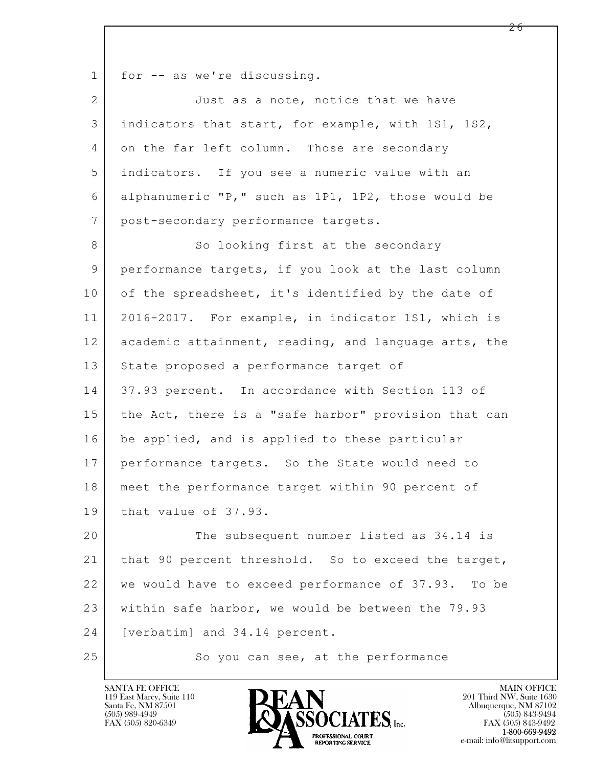for -- as we're discussing.

Just as a note, notice that we have indicators that start, for example, with 1S1, 1S2, on the far left column. Those are secondary indicators. If you see a numeric value with an alphanumeric "P," such as 1P1, 1P2, those would be post-secondary performance targets.

So looking first at the secondary performance targets, if you look at the last column of the spreadsheet, it's identified by the date of 2016-2017. For example, in indicator 1S1, which is academic attainment, reading, and language arts, the State proposed a performance target of 37.93 percent. In accordance with Section 113 of the Act, there is a "safe harbor" provision that can be applied, and is applied to these particular performance targets. So the State would need to meet the performance target within 90 percent of that value of 37.93.

The subsequent number listed as 34.14 is that 90 percent threshold. So to exceed the target, we would have to exceed performance of 37.93. To be within safe harbor, we would be between the 79.93 [verbatim] and 34.14 percent.

So you can see, at the performance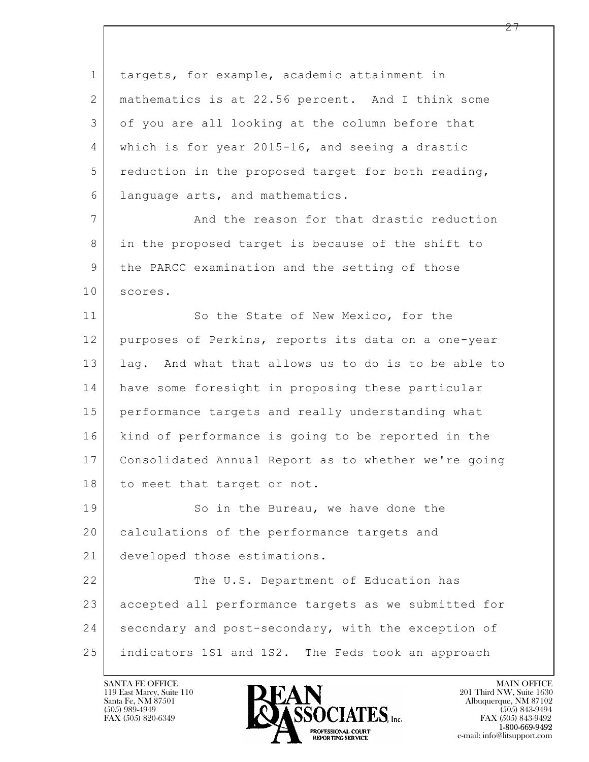targets, for example, academic attainment in mathematics is at 22.56 percent. And I think some of you are all looking at the column before that which is for year 2015-16, and seeing a drastic reduction in the proposed target for both reading, language arts, and mathematics.

And the reason for that drastic reduction in the proposed target is because of the shift to the PARCC examination and the setting of those scores.

So the State of New Mexico, for the purposes of Perkins, reports its data on a one-year lag. And what that allows us to do is to be able to have some foresight in proposing these particular performance targets and really understanding what kind of performance is going to be reported in the Consolidated Annual Report as to whether we're going to meet that target or not.

So in the Bureau, we have done the calculations of the performance targets and developed those estimations.

The U.S. Department of Education has accepted all performance targets as we submitted for secondary and post-secondary, with the exception of indicators 1S1 and 1S2. The Feds took an approach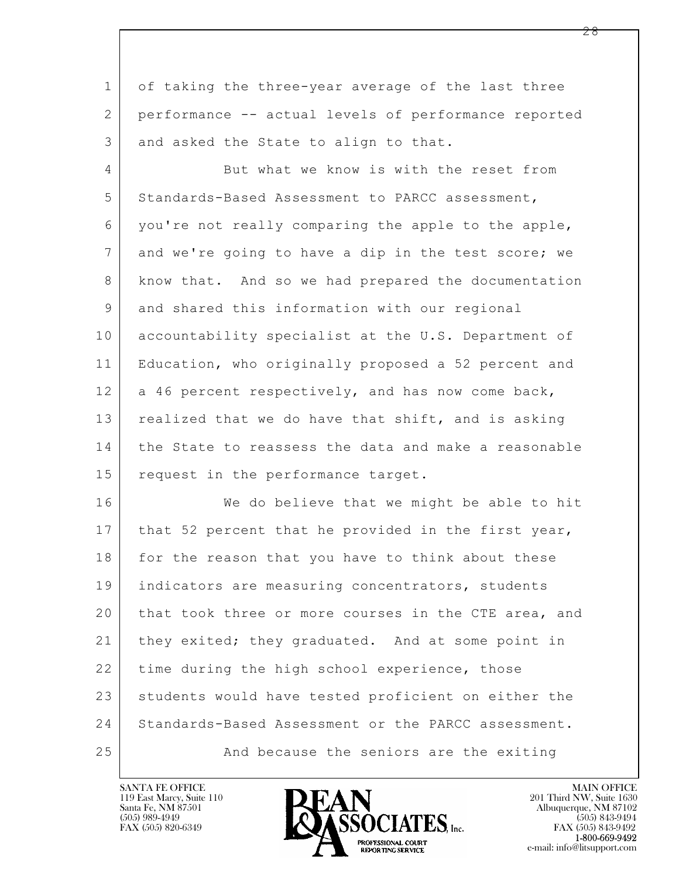of taking the three-year average of the last three performance -- actual levels of performance reported and asked the State to align to that.

But what we know is with the reset from Standards-Based Assessment to PARCC assessment, you're not really comparing the apple to the apple, and we're going to have a dip in the test score; we know that. And so we had prepared the documentation and shared this information with our regional accountability specialist at the U.S. Department of Education, who originally proposed a 52 percent and a 46 percent respectively, and has now come back, realized that we do have that shift, and is asking the State to reassess the data and make a reasonable request in the performance target.

We do believe that we might be able to hit that 52 percent that he provided in the first year, for the reason that you have to think about these indicators are measuring concentrators, students that took three or more courses in the CTE area, and they exited; they graduated. And at some point in time during the high school experience, those students would have tested proficient on either the Standards-Based Assessment or the PARCC assessment.

And because the seniors are the exiting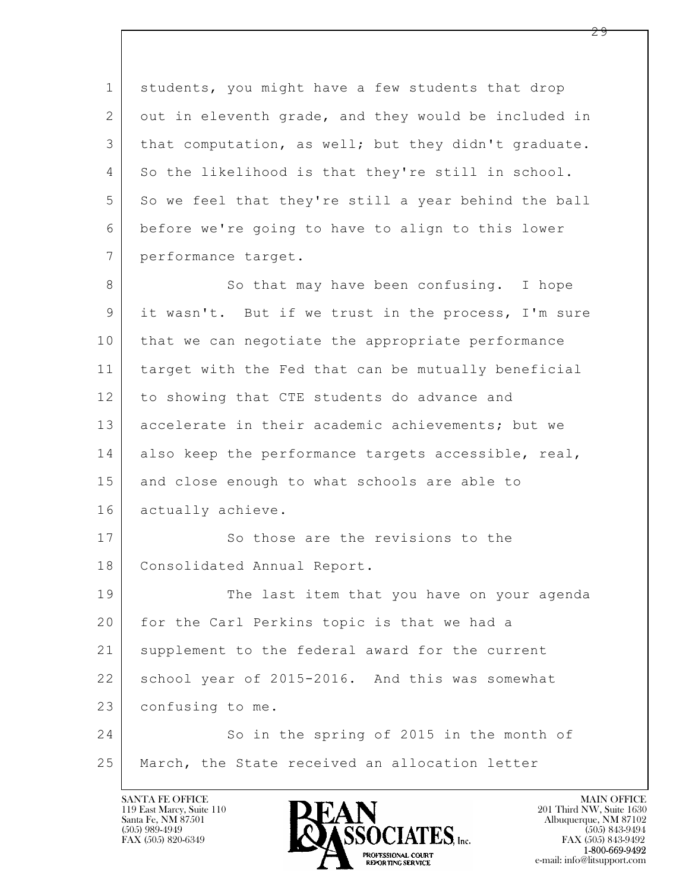students, you might have a few students that drop out in eleventh grade, and they would be included in that computation, as well; but they didn't graduate. So the likelihood is that they're still in school. So we feel that they're still a year behind the ball before we're going to have to align to this lower performance target.

So that may have been confusing. I hope it wasn't. But if we trust in the process, I'm sure that we can negotiate the appropriate performance target with the Fed that can be mutually beneficial to showing that CTE students do advance and accelerate in their academic achievements; but we also keep the performance targets accessible, real, and close enough to what schools are able to actually achieve.

So those are the revisions to the Consolidated Annual Report.

The last item that you have on your agenda for the Carl Perkins topic is that we had a supplement to the federal award for the current school year of 2015-2016. And this was somewhat confusing to me.

So in the spring of 2015 in the month of March, the State received an allocation letter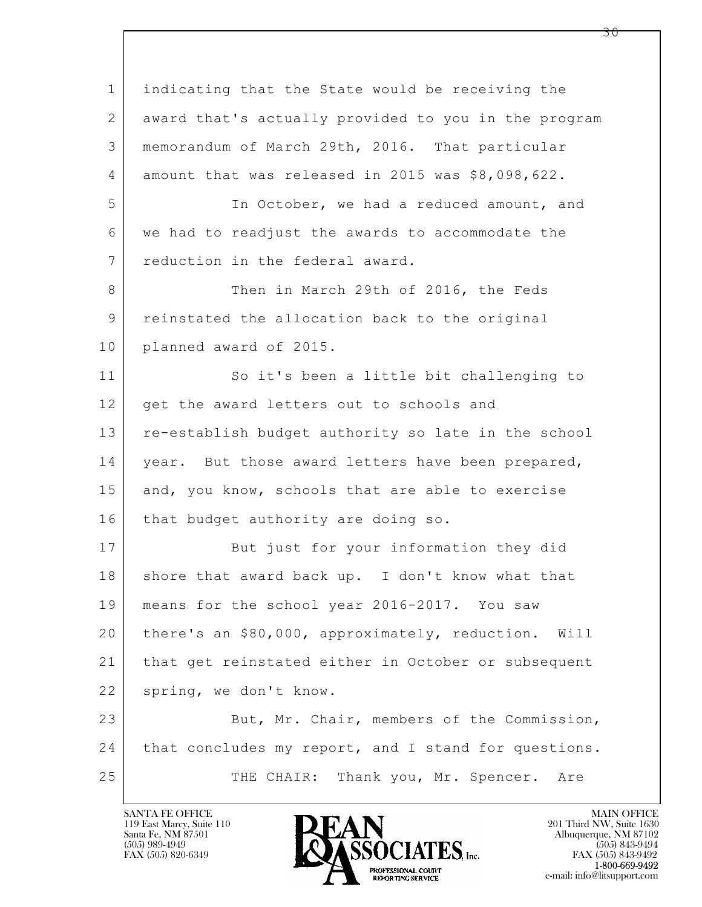indicating that the State would be receiving the award that's actually provided to you in the program memorandum of March 29th, 2016. That particular amount that was released in 2015 was $8,098,622.

In October, we had a reduced amount, and we had to readjust the awards to accommodate the reduction in the federal award.

Then in March 29th of 2016, the Feds reinstated the allocation back to the original planned award of 2015.

So it's been a little bit challenging to get the award letters out to schools and re-establish budget authority so late in the school year. But those award letters have been prepared, and, you know, schools that are able to exercise that budget authority are doing so.

But just for your information they did shore that award back up. I don't know what that means for the school year 2016-2017. You saw there's an $80,000, approximately, reduction. Will that get reinstated either in October or subsequent spring, we don't know.

But, Mr. Chair, members of the Commission, that concludes my report, and I stand for questions.

THE CHAIR: Thank you, Mr. Spencer. Are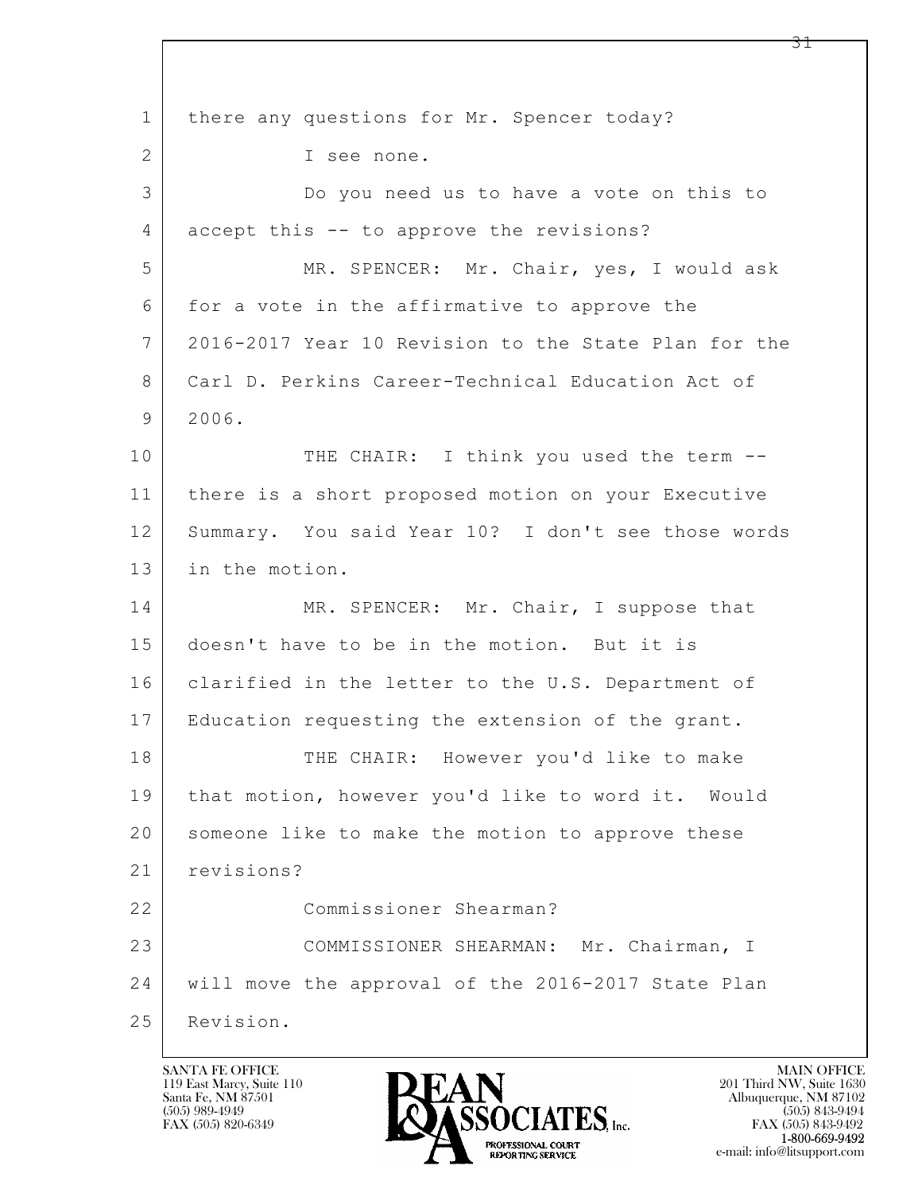there any questions for Mr. Spencer today?

I see none.

Do you need us to have a vote on this to accept this -- to approve the revisions?

MR. SPENCER: Mr. Chair, yes, I would ask for a vote in the affirmative to approve the 2016-2017 Year 10 Revision to the State Plan for the Carl D. Perkins Career-Technical Education Act of 2006.

THE CHAIR: I think you used the term -- there is a short proposed motion on your Executive Summary. You said Year 10? I don't see those words in the motion.

MR. SPENCER: Mr. Chair, I suppose that doesn't have to be in the motion. But it is clarified in the letter to the U.S. Department of Education requesting the extension of the grant.

THE CHAIR: However you'd like to make that motion, however you'd like to word it. Would someone like to make the motion to approve these revisions?

Commissioner Shearman?

COMMISSIONER SHEARMAN: Mr. Chairman, I will move the approval of the 2016-2017 State Plan Revision.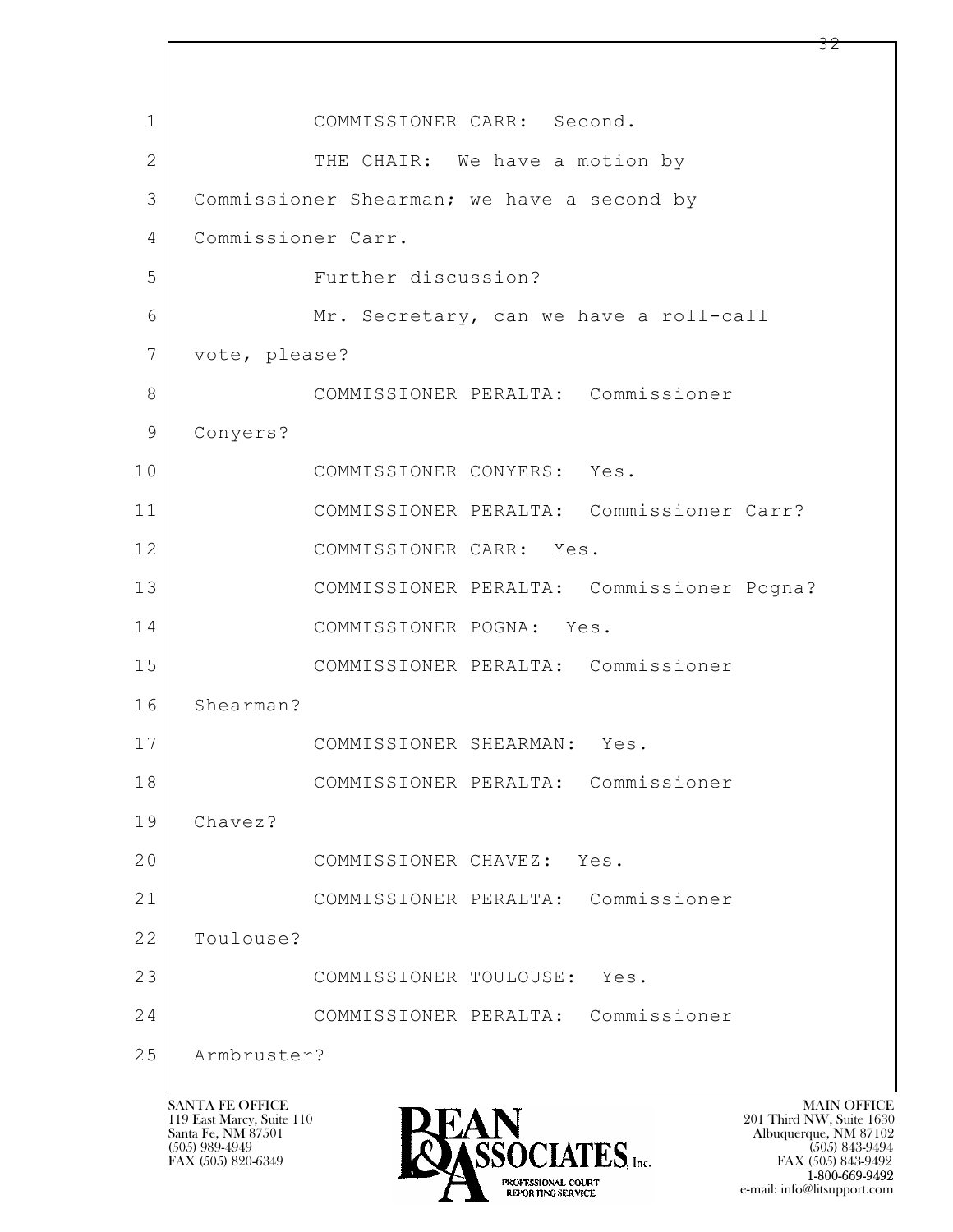1 COMMISSIONER CARR: Second.

2 THE CHAIR: We have a motion by

3 Commissioner Shearman; we have a second by

4 Commissioner Carr.

5 Further discussion?

6 Mr. Secretary, can we have a roll-call

7 vote, please?

8 COMMISSIONER PERALTA: Commissioner

9 Conyers?

10 COMMISSIONER CONYERS: Yes.

11 COMMISSIONER PERALTA: Commissioner Carr?

12 COMMISSIONER CARR: Yes.

13 COMMISSIONER PERALTA: Commissioner Pogna?

14 COMMISSIONER POGNA: Yes.

15 COMMISSIONER PERALTA: Commissioner

16 Shearman?

17 COMMISSIONER SHEARMAN: Yes.

18 COMMISSIONER PERALTA: Commissioner

19 Chavez?

20 COMMISSIONER CHAVEZ: Yes.

21 COMMISSIONER PERALTA: Commissioner

22 Toulouse?

23 COMMISSIONER TOULOUSE: Yes.

24 COMMISSIONER PERALTA: Commissioner

25 Armbruster?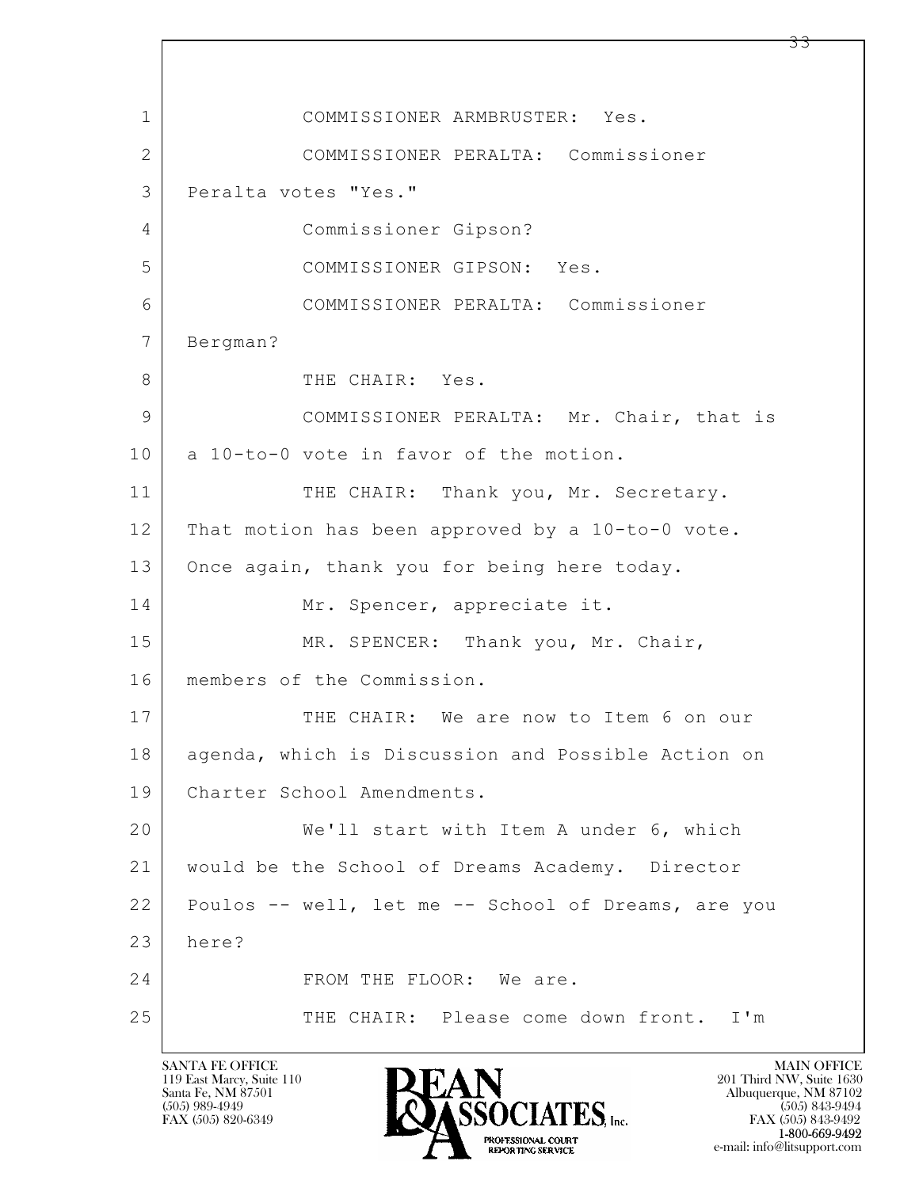1 COMMISSIONER ARMBRUSTER: Yes.
2 COMMISSIONER PERALTA: Commissioner
3 Peralta votes "Yes."
4 Commissioner Gipson?
5 COMMISSIONER GIPSON: Yes.
6 COMMISSIONER PERALTA: Commissioner
7 Bergman?
8 THE CHAIR: Yes.
9 COMMISSIONER PERALTA: Mr. Chair, that is
10 a 10-to-0 vote in favor of the motion.
11 THE CHAIR: Thank you, Mr. Secretary.
12 That motion has been approved by a 10-to-0 vote.
13 Once again, thank you for being here today.
14 Mr. Spencer, appreciate it.
15 MR. SPENCER: Thank you, Mr. Chair,
16 members of the Commission.
17 THE CHAIR: We are now to Item 6 on our
18 agenda, which is Discussion and Possible Action on
19 Charter School Amendments.
20 We'll start with Item A under 6, which
21 would be the School of Dreams Academy. Director
22 Poulos -- well, let me -- School of Dreams, are you
23 here?
24 FROM THE FLOOR: We are.
25 THE CHAIR: Please come down front. I'm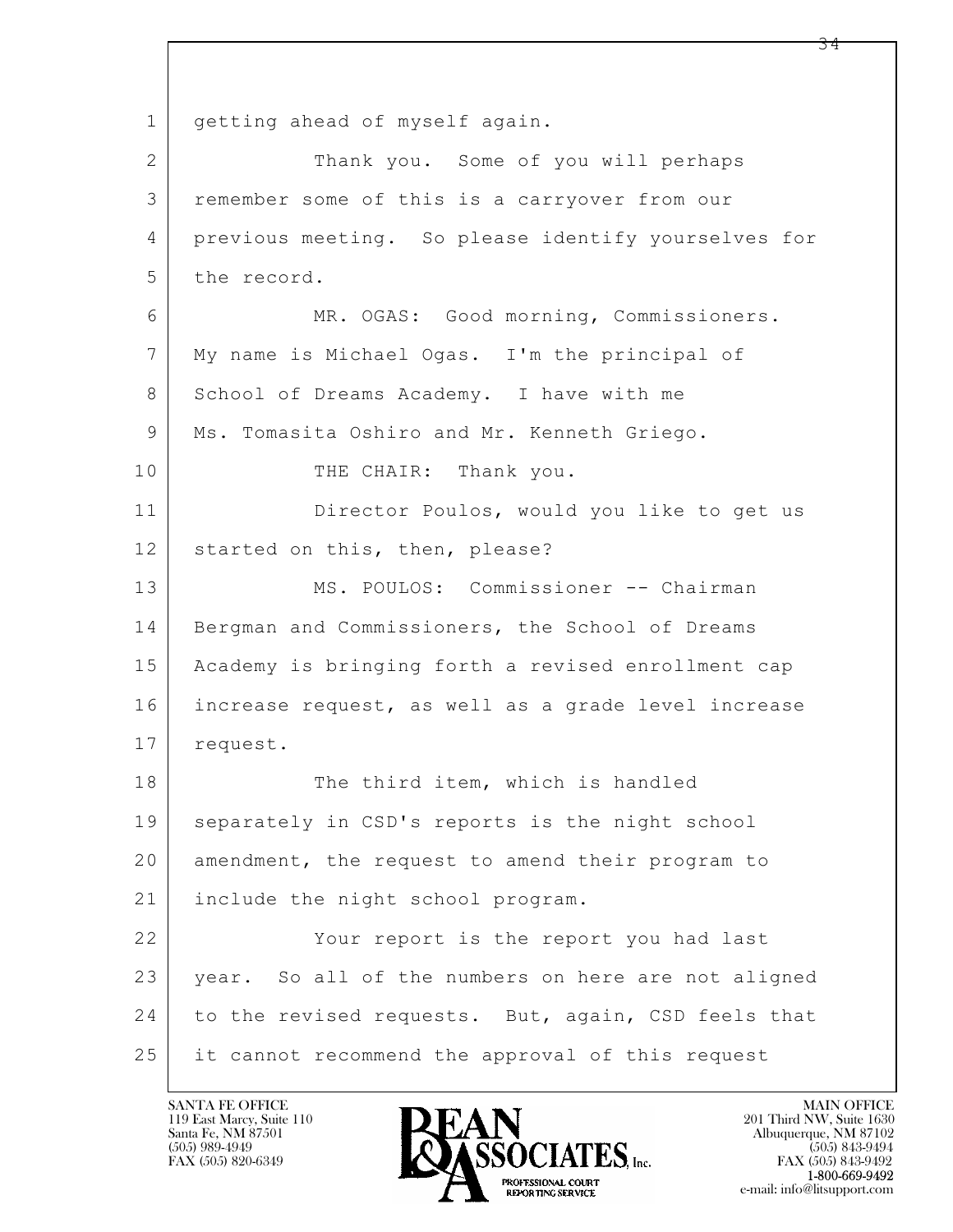getting ahead of myself again.

Thank you. Some of you will perhaps remember some of this is a carryover from our previous meeting. So please identify yourselves for the record.

MR. OGAS: Good morning, Commissioners. My name is Michael Ogas. I'm the principal of School of Dreams Academy. I have with me Ms. Tomasita Oshiro and Mr. Kenneth Griego.

THE CHAIR: Thank you.

Director Poulos, would you like to get us started on this, then, please?

MS. POULOS: Commissioner -- Chairman Bergman and Commissioners, the School of Dreams Academy is bringing forth a revised enrollment cap increase request, as well as a grade level increase request.

The third item, which is handled separately in CSD's reports is the night school amendment, the request to amend their program to include the night school program.

Your report is the report you had last year. So all of the numbers on here are not aligned to the revised requests. But, again, CSD feels that it cannot recommend the approval of this request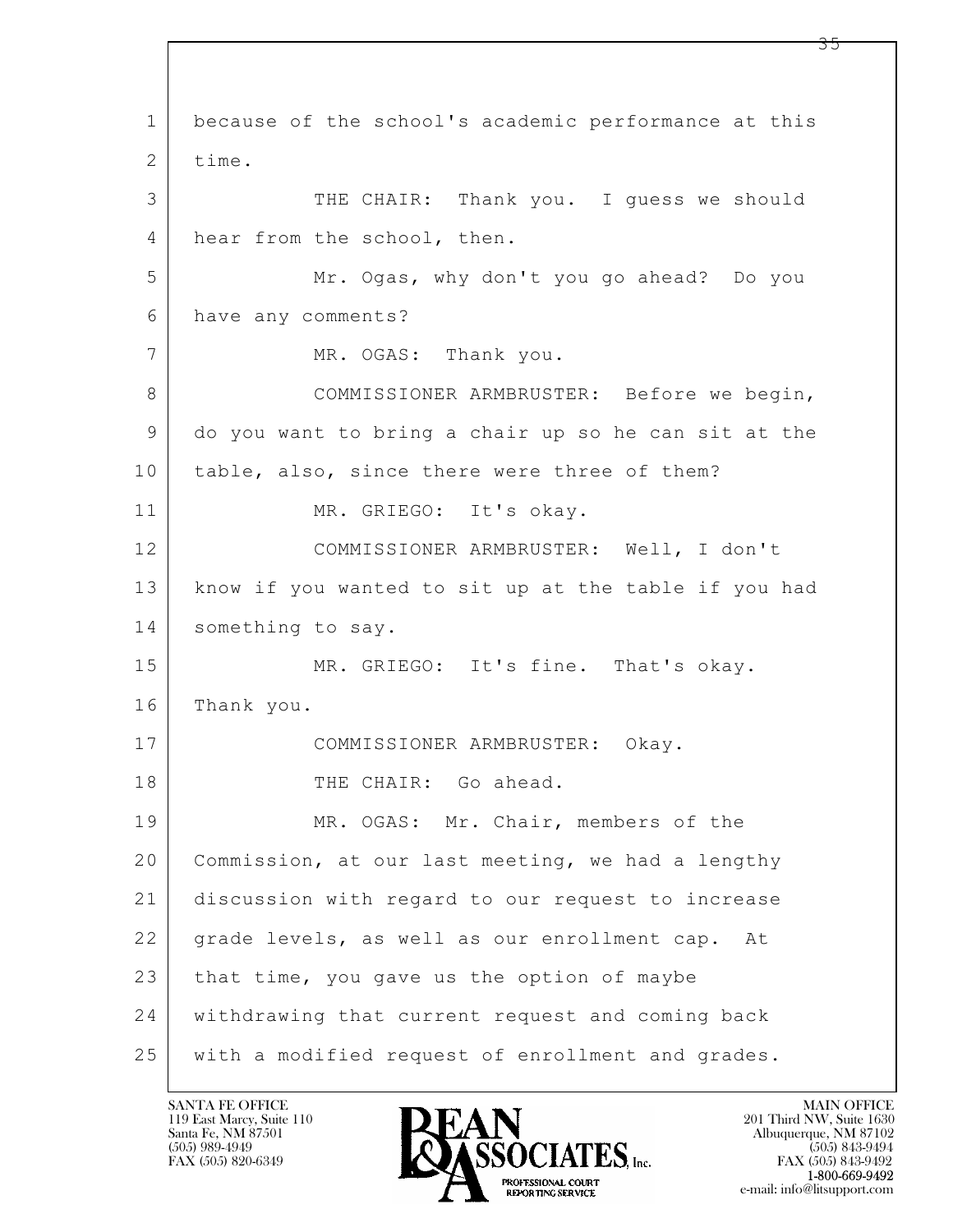because of the school's academic performance at this time.

THE CHAIR: Thank you. I guess we should hear from the school, then.

Mr. Ogas, why don't you go ahead? Do you have any comments?

MR. OGAS: Thank you.

COMMISSIONER ARMBRUSTER: Before we begin, do you want to bring a chair up so he can sit at the table, also, since there were three of them?

MR. GRIEGO: It's okay.

COMMISSIONER ARMBRUSTER: Well, I don't know if you wanted to sit up at the table if you had something to say.

MR. GRIEGO: It's fine. That's okay. Thank you.

COMMISSIONER ARMBRUSTER: Okay.

THE CHAIR: Go ahead.

MR. OGAS: Mr. Chair, members of the Commission, at our last meeting, we had a lengthy discussion with regard to our request to increase grade levels, as well as our enrollment cap. At that time, you gave us the option of maybe withdrawing that current request and coming back with a modified request of enrollment and grades.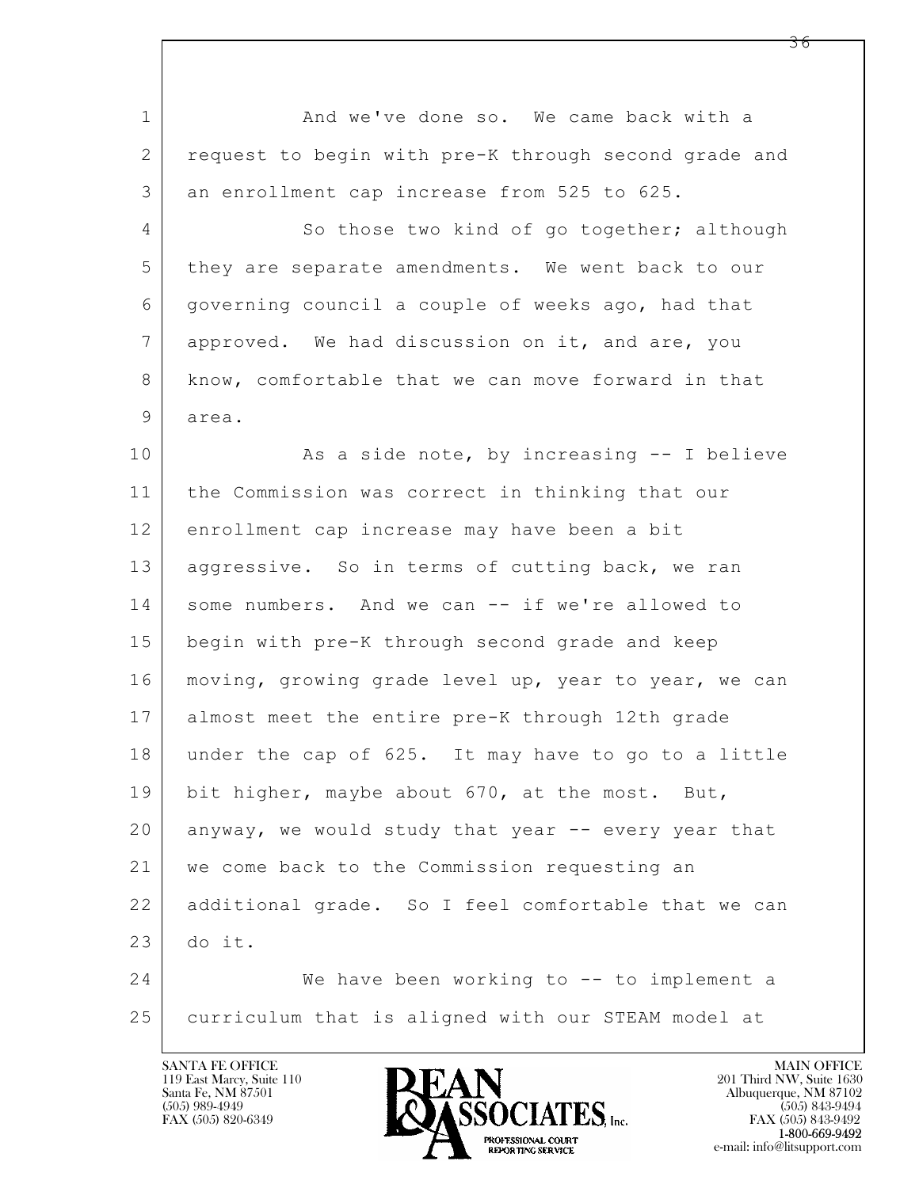And we've done so. We came back with a request to begin with pre-K through second grade and an enrollment cap increase from 525 to 625.

So those two kind of go together; although they are separate amendments. We went back to our governing council a couple of weeks ago, had that approved. We had discussion on it, and are, you know, comfortable that we can move forward in that area.

As a side note, by increasing -- I believe the Commission was correct in thinking that our enrollment cap increase may have been a bit aggressive. So in terms of cutting back, we ran some numbers. And we can -- if we're allowed to begin with pre-K through second grade and keep moving, growing grade level up, year to year, we can almost meet the entire pre-K through 12th grade under the cap of 625. It may have to go to a little bit higher, maybe about 670, at the most. But, anyway, we would study that year -- every year that we come back to the Commission requesting an additional grade. So I feel comfortable that we can do it.

We have been working to -- to implement a curriculum that is aligned with our STEAM model at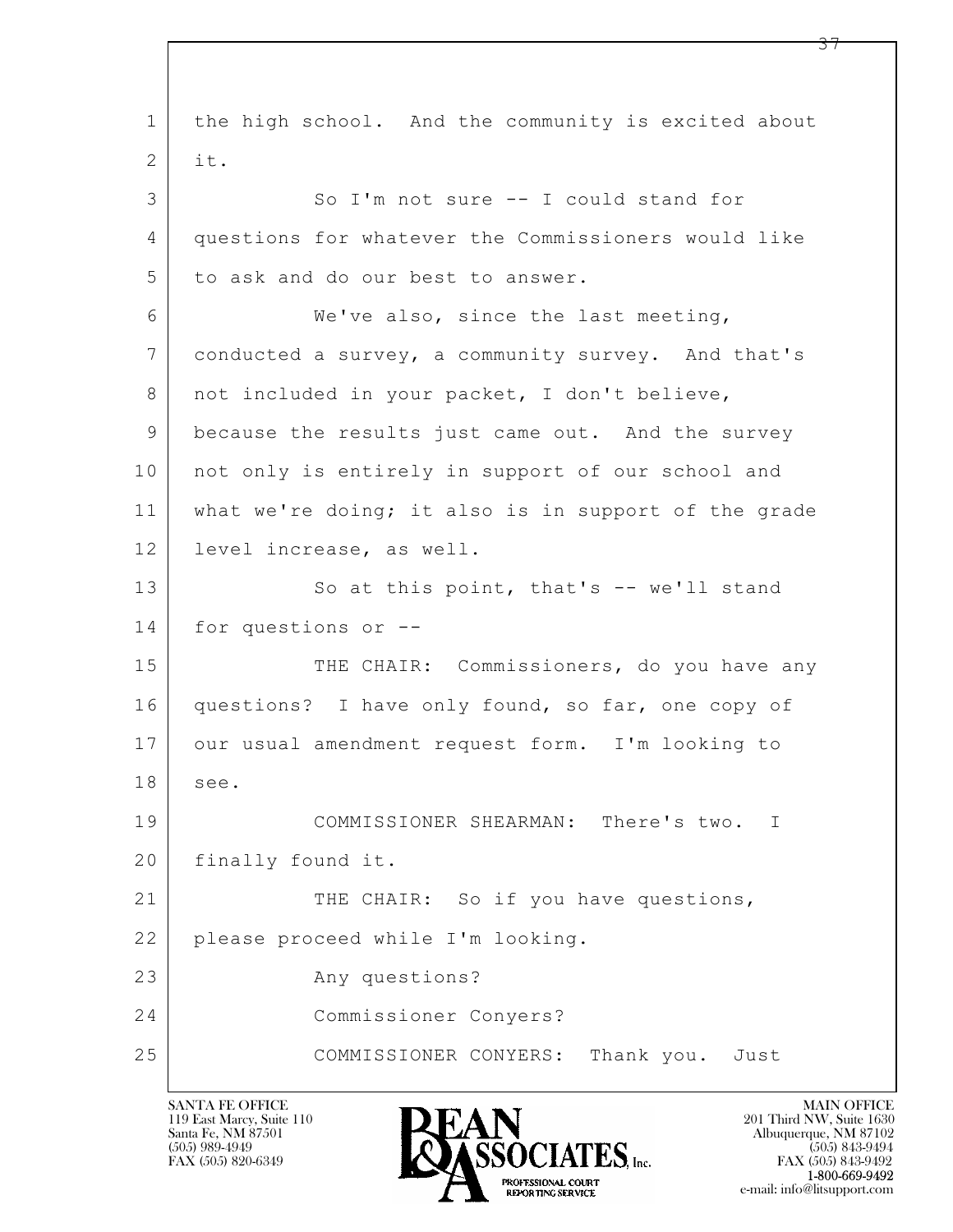1 the high school. And the community is excited about
2 it.

3 So I'm not sure -- I could stand for
4 questions for whatever the Commissioners would like
5 to ask and do our best to answer.

6 We've also, since the last meeting,
7 conducted a survey, a community survey. And that's
8 not included in your packet, I don't believe,
9 because the results just came out. And the survey
10 not only is entirely in support of our school and
11 what we're doing; it also is in support of the grade
12 level increase, as well.

13 So at this point, that's -- we'll stand
14 for questions or --

15 THE CHAIR: Commissioners, do you have any
16 questions? I have only found, so far, one copy of
17 our usual amendment request form. I'm looking to
18 see.

19 COMMISSIONER SHEARMAN: There's two. I
20 finally found it.

21 THE CHAIR: So if you have questions,
22 please proceed while I'm looking.

23 Any questions?

24 Commissioner Conyers?

25 COMMISSIONER CONYERS: Thank you. Just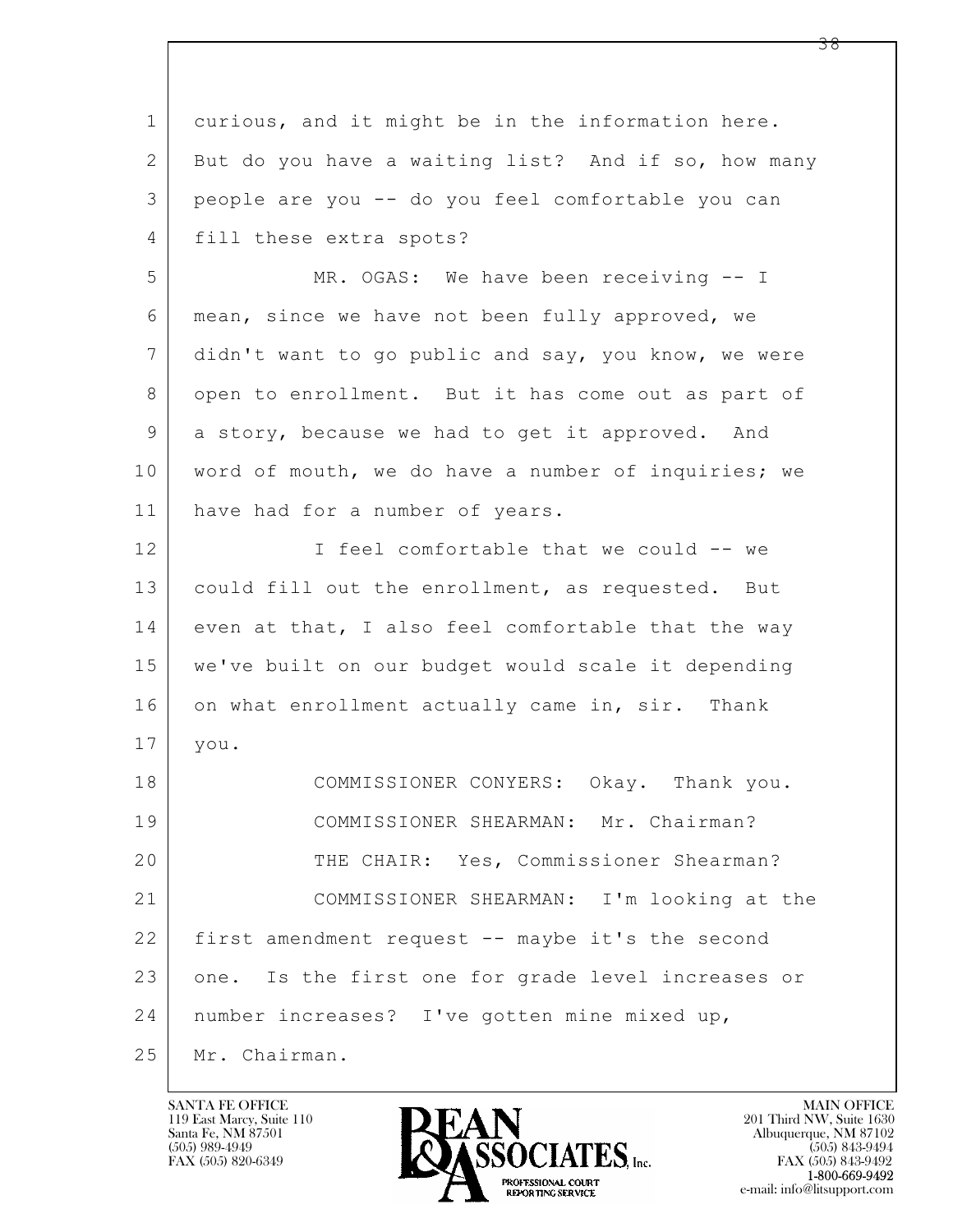curious, and it might be in the information here. But do you have a waiting list? And if so, how many people are you -- do you feel comfortable you can fill these extra spots?

MR. OGAS: We have been receiving -- I mean, since we have not been fully approved, we didn't want to go public and say, you know, we were open to enrollment. But it has come out as part of a story, because we had to get it approved. And word of mouth, we do have a number of inquiries; we have had for a number of years.

I feel comfortable that we could -- we could fill out the enrollment, as requested. But even at that, I also feel comfortable that the way we've built on our budget would scale it depending on what enrollment actually came in, sir. Thank you.

COMMISSIONER CONYERS: Okay. Thank you.

COMMISSIONER SHEARMAN: Mr. Chairman?

THE CHAIR: Yes, Commissioner Shearman?

COMMISSIONER SHEARMAN: I'm looking at the first amendment request -- maybe it's the second one. Is the first one for grade level increases or number increases? I've gotten mine mixed up, Mr. Chairman.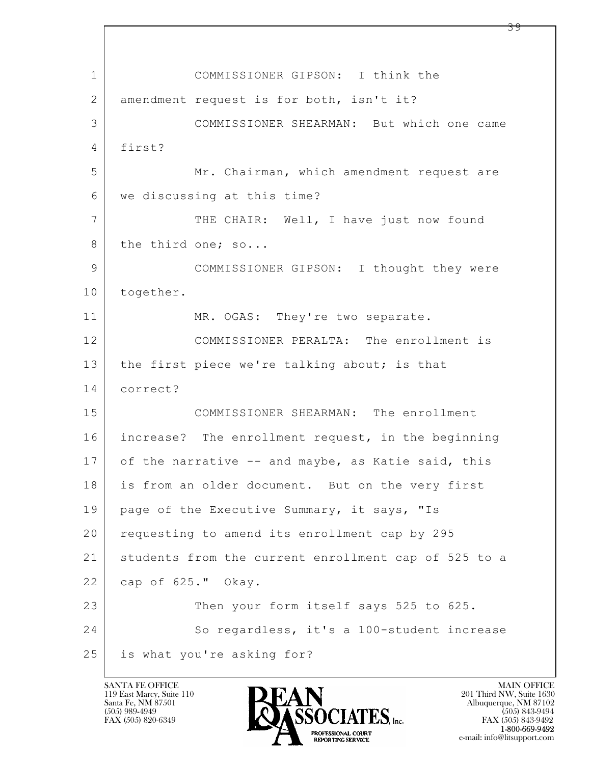COMMISSIONER GIPSON: I think the amendment request is for both, isn't it?

COMMISSIONER SHEARMAN: But which one came first?

Mr. Chairman, which amendment request are we discussing at this time?

THE CHAIR: Well, I have just now found the third one; so...

COMMISSIONER GIPSON: I thought they were together.

MR. OGAS: They're two separate.

COMMISSIONER PERALTA: The enrollment is the first piece we're talking about; is that correct?

COMMISSIONER SHEARMAN: The enrollment increase? The enrollment request, in the beginning of the narrative -- and maybe, as Katie said, this is from an older document. But on the very first page of the Executive Summary, it says, "Is requesting to amend its enrollment cap by 295 students from the current enrollment cap of 525 to a cap of 625." Okay.

Then your form itself says 525 to 625.

So regardless, it's a 100-student increase is what you're asking for?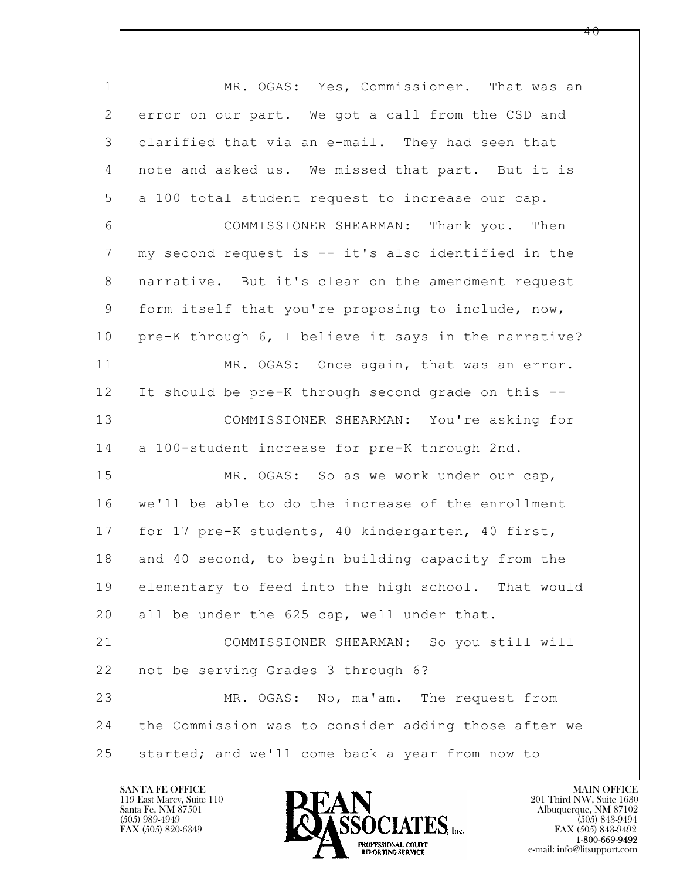MR. OGAS: Yes, Commissioner. That was an error on our part. We got a call from the CSD and clarified that via an e-mail. They had seen that note and asked us. We missed that part. But it is a 100 total student request to increase our cap.

COMMISSIONER SHEARMAN: Thank you. Then my second request is -- it's also identified in the narrative. But it's clear on the amendment request form itself that you're proposing to include, now, pre-K through 6, I believe it says in the narrative?

MR. OGAS: Once again, that was an error. It should be pre-K through second grade on this --

COMMISSIONER SHEARMAN: You're asking for a 100-student increase for pre-K through 2nd.

MR. OGAS: So as we work under our cap, we'll be able to do the increase of the enrollment for 17 pre-K students, 40 kindergarten, 40 first, and 40 second, to begin building capacity from the elementary to feed into the high school. That would all be under the 625 cap, well under that.

COMMISSIONER SHEARMAN: So you still will not be serving Grades 3 through 6?

MR. OGAS: No, ma'am. The request from the Commission was to consider adding those after we started; and we'll come back a year from now to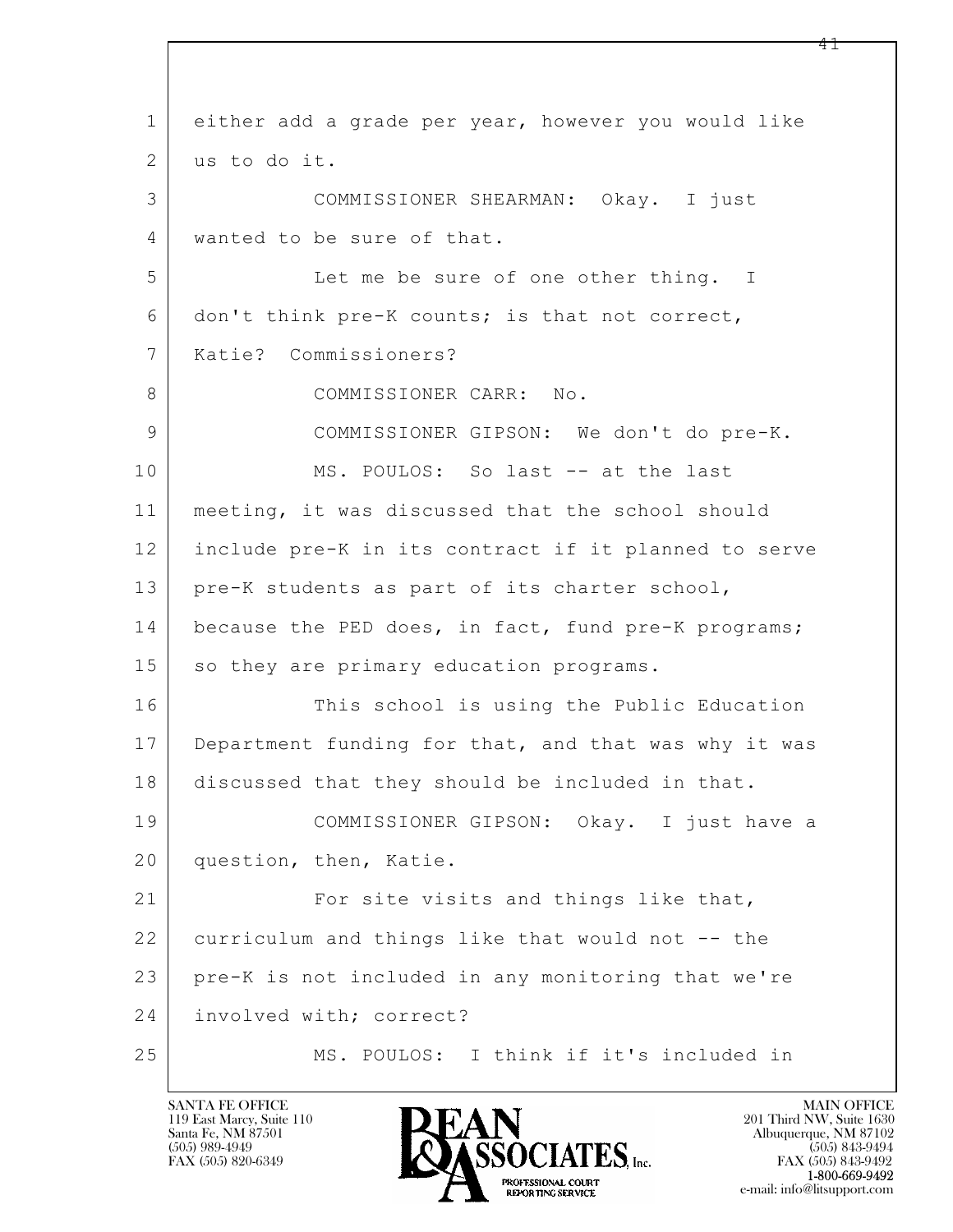1 either add a grade per year, however you would like
2 us to do it.
3 COMMISSIONER SHEARMAN: Okay. I just
4 wanted to be sure of that.
5 Let me be sure of one other thing. I
6 don't think pre-K counts; is that not correct,
7 Katie? Commissioners?
8 COMMISSIONER CARR: No.
9 COMMISSIONER GIPSON: We don't do pre-K.
10 MS. POULOS: So last -- at the last
11 meeting, it was discussed that the school should
12 include pre-K in its contract if it planned to serve
13 pre-K students as part of its charter school,
14 because the PED does, in fact, fund pre-K programs;
15 so they are primary education programs.
16 This school is using the Public Education
17 Department funding for that, and that was why it was
18 discussed that they should be included in that.
19 COMMISSIONER GIPSON: Okay. I just have a
20 question, then, Katie.
21 For site visits and things like that,
22 curriculum and things like that would not -- the
23 pre-K is not included in any monitoring that we're
24 involved with; correct?
25 MS. POULOS: I think if it's included in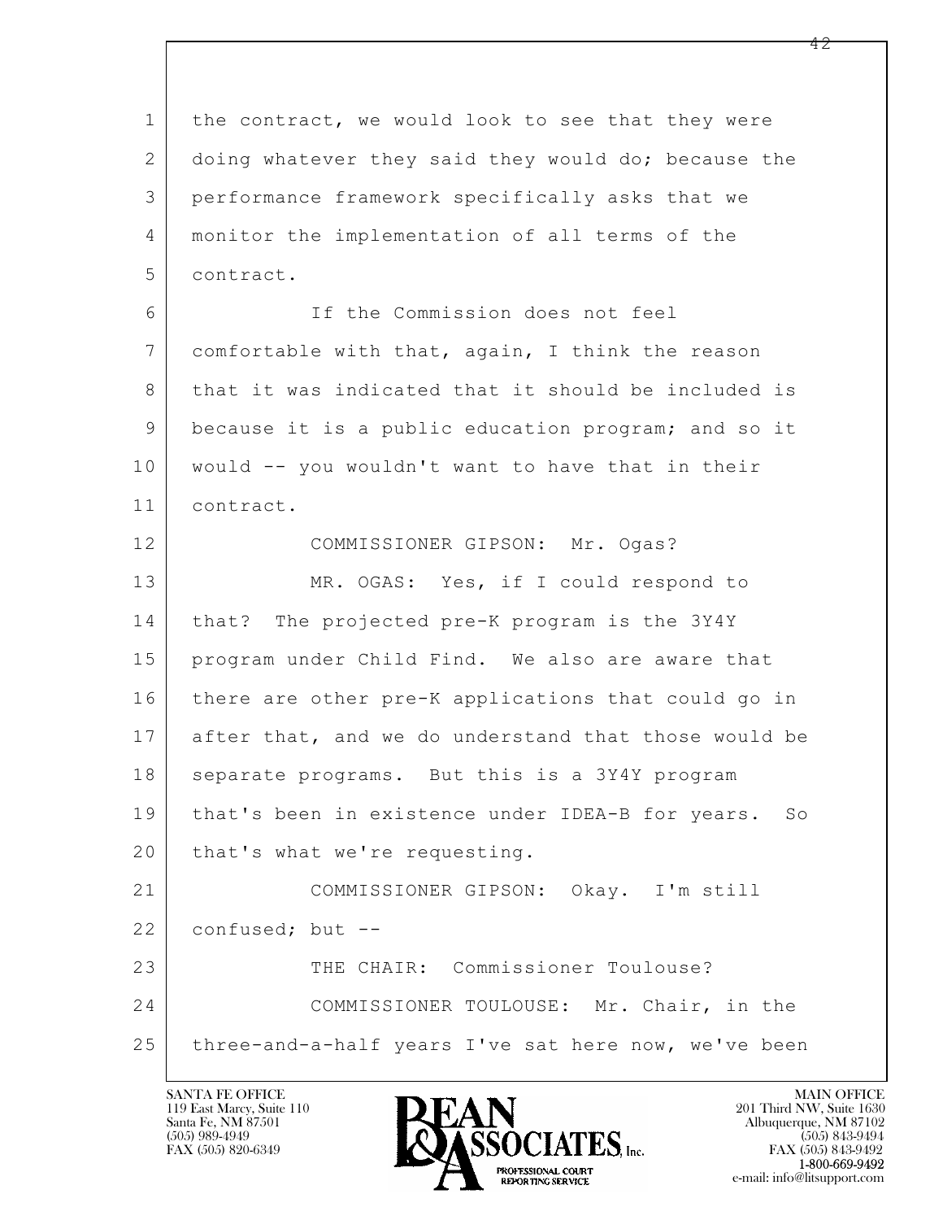1 the contract, we would look to see that they were
2 doing whatever they said they would do; because the
3 performance framework specifically asks that we
4 monitor the implementation of all terms of the
5 contract.

6 If the Commission does not feel
7 comfortable with that, again, I think the reason
8 that it was indicated that it should be included is
9 because it is a public education program; and so it
10 would -- you wouldn't want to have that in their
11 contract.

12 COMMISSIONER GIPSON: Mr. Ogas?

13 MR. OGAS: Yes, if I could respond to
14 that? The projected pre-K program is the 3Y4Y
15 program under Child Find. We also are aware that
16 there are other pre-K applications that could go in
17 after that, and we do understand that those would be
18 separate programs. But this is a 3Y4Y program
19 that's been in existence under IDEA-B for years. So
20 that's what we're requesting.

21 COMMISSIONER GIPSON: Okay. I'm still
22 confused; but --

23 THE CHAIR: Commissioner Toulouse?

24 COMMISSIONER TOULOUSE: Mr. Chair, in the
25 three-and-a-half years I've sat here now, we've been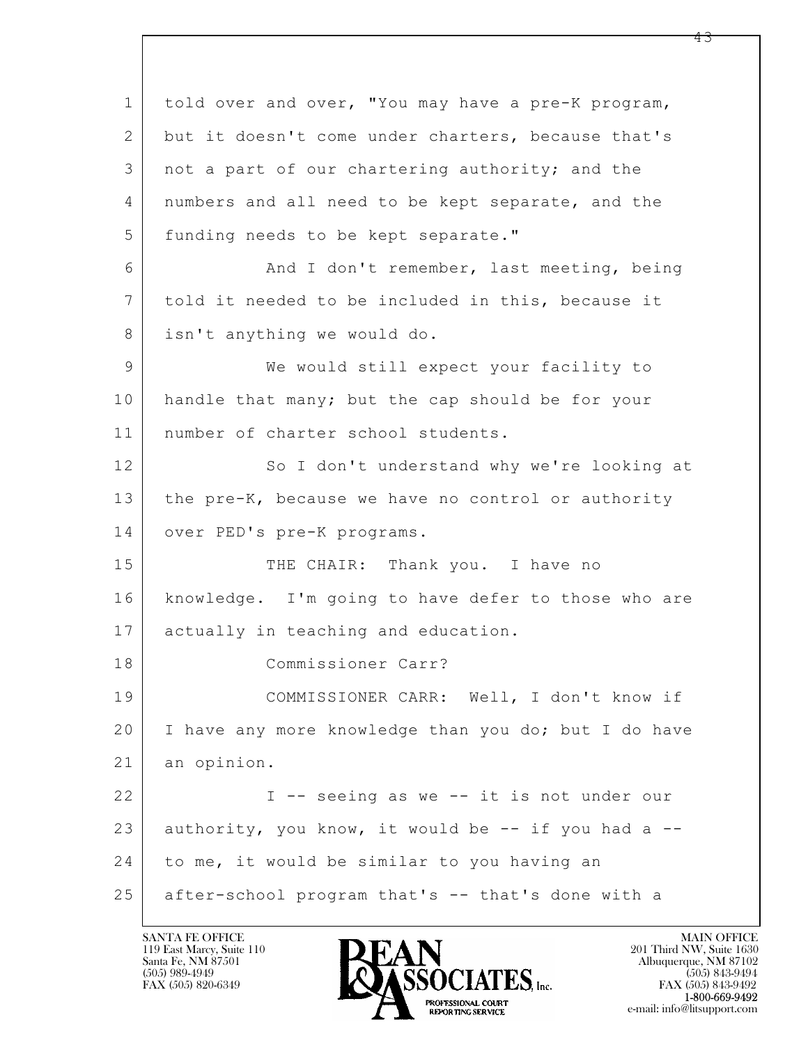told over and over, "You may have a pre-K program, but it doesn't come under charters, because that's not a part of our chartering authority; and the numbers and all need to be kept separate, and the funding needs to be kept separate."

And I don't remember, last meeting, being told it needed to be included in this, because it isn't anything we would do.

We would still expect your facility to handle that many; but the cap should be for your number of charter school students.

So I don't understand why we're looking at the pre-K, because we have no control or authority over PED's pre-K programs.

THE CHAIR: Thank you. I have no knowledge. I'm going to have defer to those who are actually in teaching and education.

Commissioner Carr?

COMMISSIONER CARR: Well, I don't know if I have any more knowledge than you do; but I do have an opinion.

I -- seeing as we -- it is not under our authority, you know, it would be -- if you had a -- to me, it would be similar to you having an after-school program that's -- that's done with a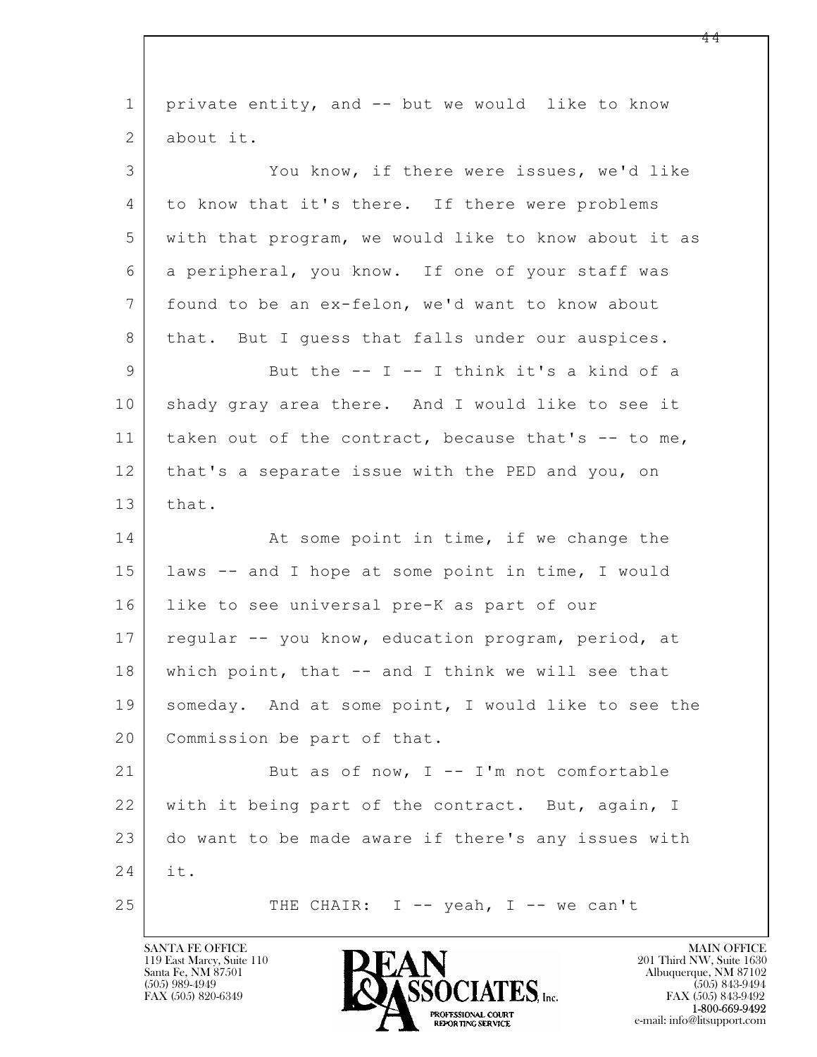1 private entity, and -- but we would like to know
2 about it.
3 You know, if there were issues, we'd like
4 to know that it's there. If there were problems
5 with that program, we would like to know about it as
6 a peripheral, you know. If one of your staff was
7 found to be an ex-felon, we'd want to know about
8 that. But I guess that falls under our auspices.
9 But the -- I -- I think it's a kind of a
10 shady gray area there. And I would like to see it
11 taken out of the contract, because that's -- to me,
12 that's a separate issue with the PED and you, on
13 that.
14 At some point in time, if we change the
15 laws -- and I hope at some point in time, I would
16 like to see universal pre-K as part of our
17 regular -- you know, education program, period, at
18 which point, that -- and I think we will see that
19 someday. And at some point, I would like to see the
20 Commission be part of that.
21 But as of now, I -- I'm not comfortable
22 with it being part of the contract. But, again, I
23 do want to be made aware if there's any issues with
24 it.
25 THE CHAIR: I -- yeah, I -- we can't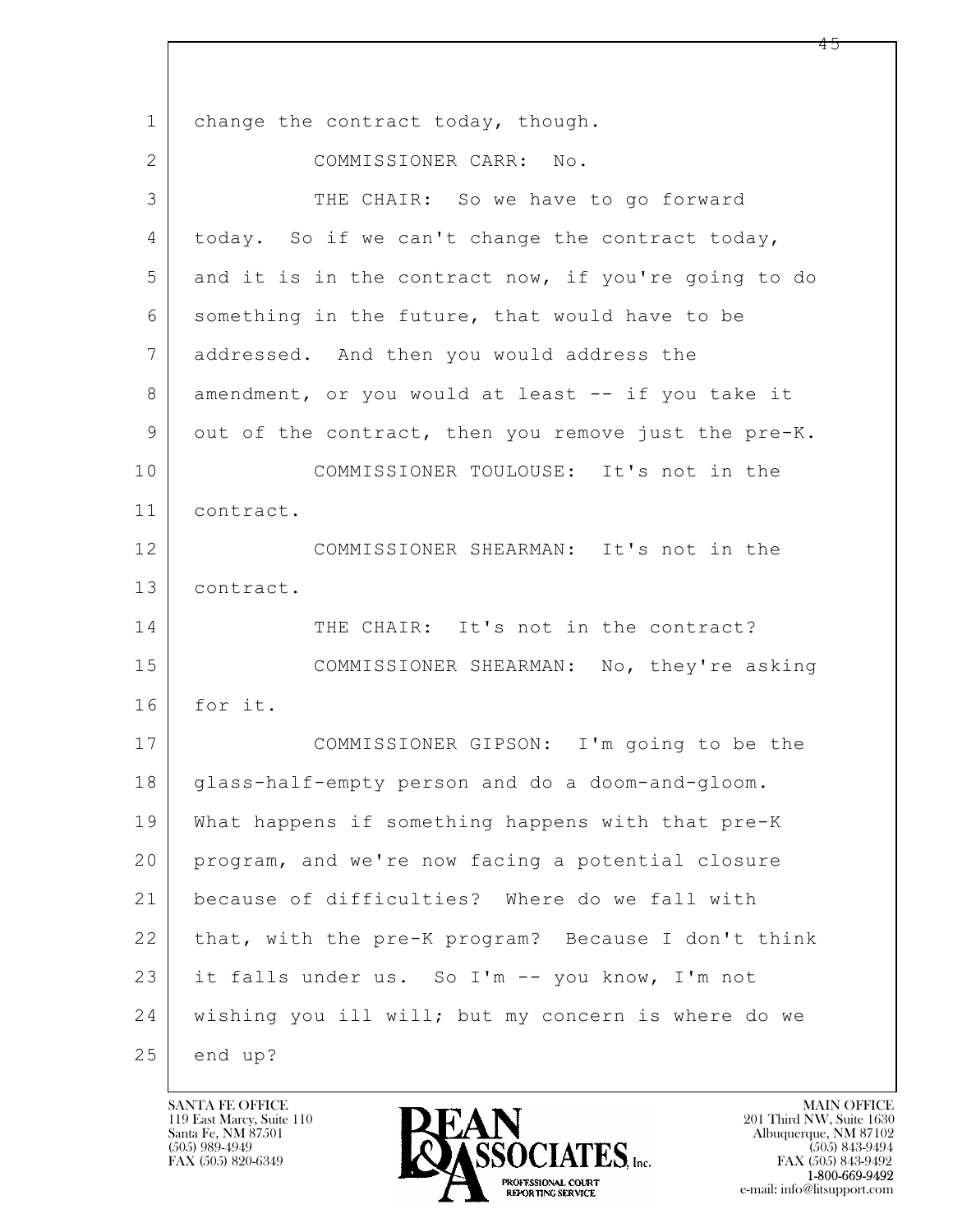change the contract today, though.

COMMISSIONER CARR: No.

THE CHAIR: So we have to go forward today. So if we can't change the contract today, and it is in the contract now, if you're going to do something in the future, that would have to be addressed. And then you would address the amendment, or you would at least -- if you take it out of the contract, then you remove just the pre-K.

COMMISSIONER TOULOUSE: It's not in the contract.

COMMISSIONER SHEARMAN: It's not in the contract.

THE CHAIR: It's not in the contract?

COMMISSIONER SHEARMAN: No, they're asking for it.

COMMISSIONER GIPSON: I'm going to be the glass-half-empty person and do a doom-and-gloom. What happens if something happens with that pre-K program, and we're now facing a potential closure because of difficulties? Where do we fall with that, with the pre-K program? Because I don't think it falls under us. So I'm -- you know, I'm not wishing you ill will; but my concern is where do we end up?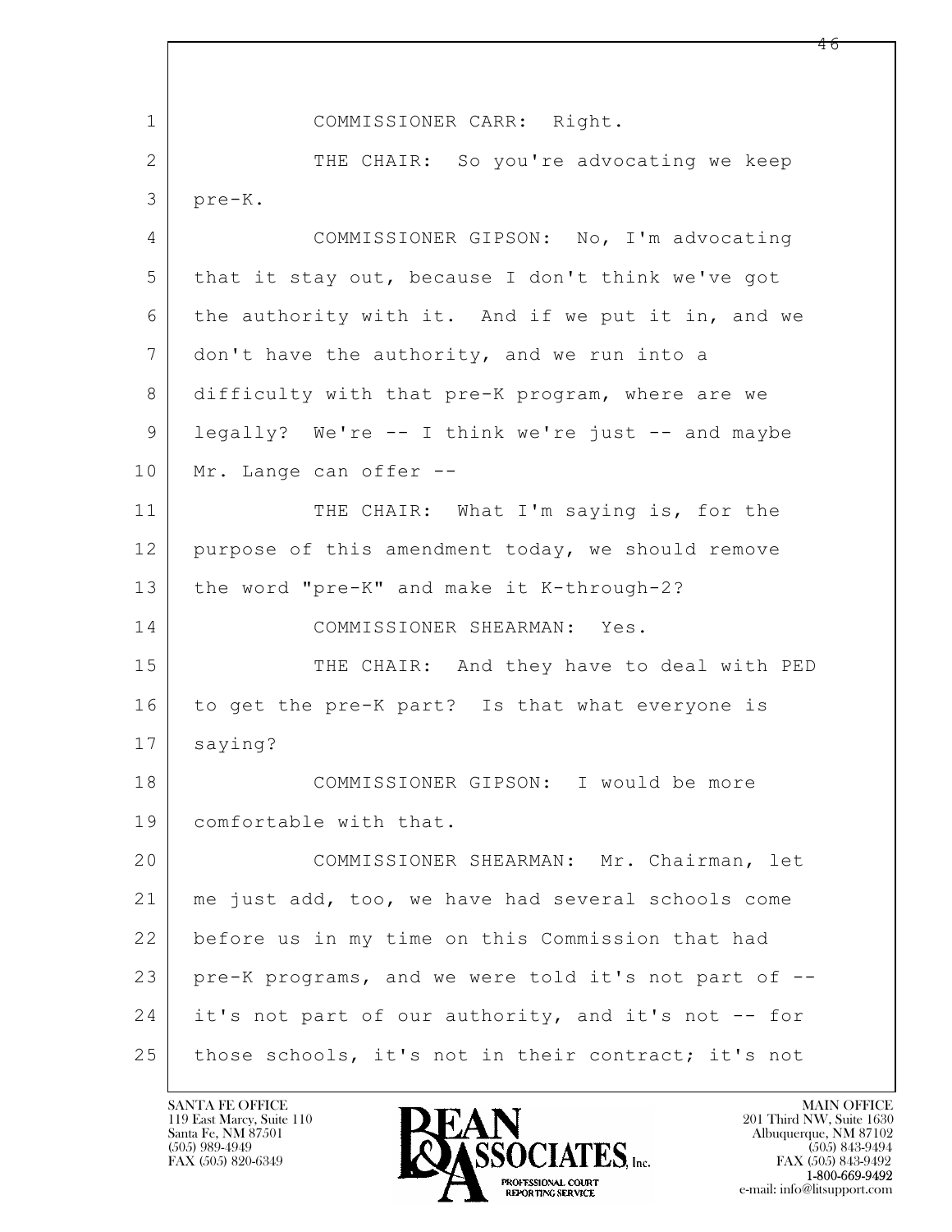COMMISSIONER CARR: Right.

THE CHAIR: So you're advocating we keep pre-K.

COMMISSIONER GIPSON: No, I'm advocating that it stay out, because I don't think we've got the authority with it. And if we put it in, and we don't have the authority, and we run into a difficulty with that pre-K program, where are we legally? We're -- I think we're just -- and maybe Mr. Lange can offer --

THE CHAIR: What I'm saying is, for the purpose of this amendment today, we should remove the word "pre-K" and make it K-through-2?

COMMISSIONER SHEARMAN: Yes.

THE CHAIR: And they have to deal with PED to get the pre-K part? Is that what everyone is saying?

COMMISSIONER GIPSON: I would be more comfortable with that.

COMMISSIONER SHEARMAN: Mr. Chairman, let me just add, too, we have had several schools come before us in my time on this Commission that had pre-K programs, and we were told it's not part of -- it's not part of our authority, and it's not -- for those schools, it's not in their contract; it's not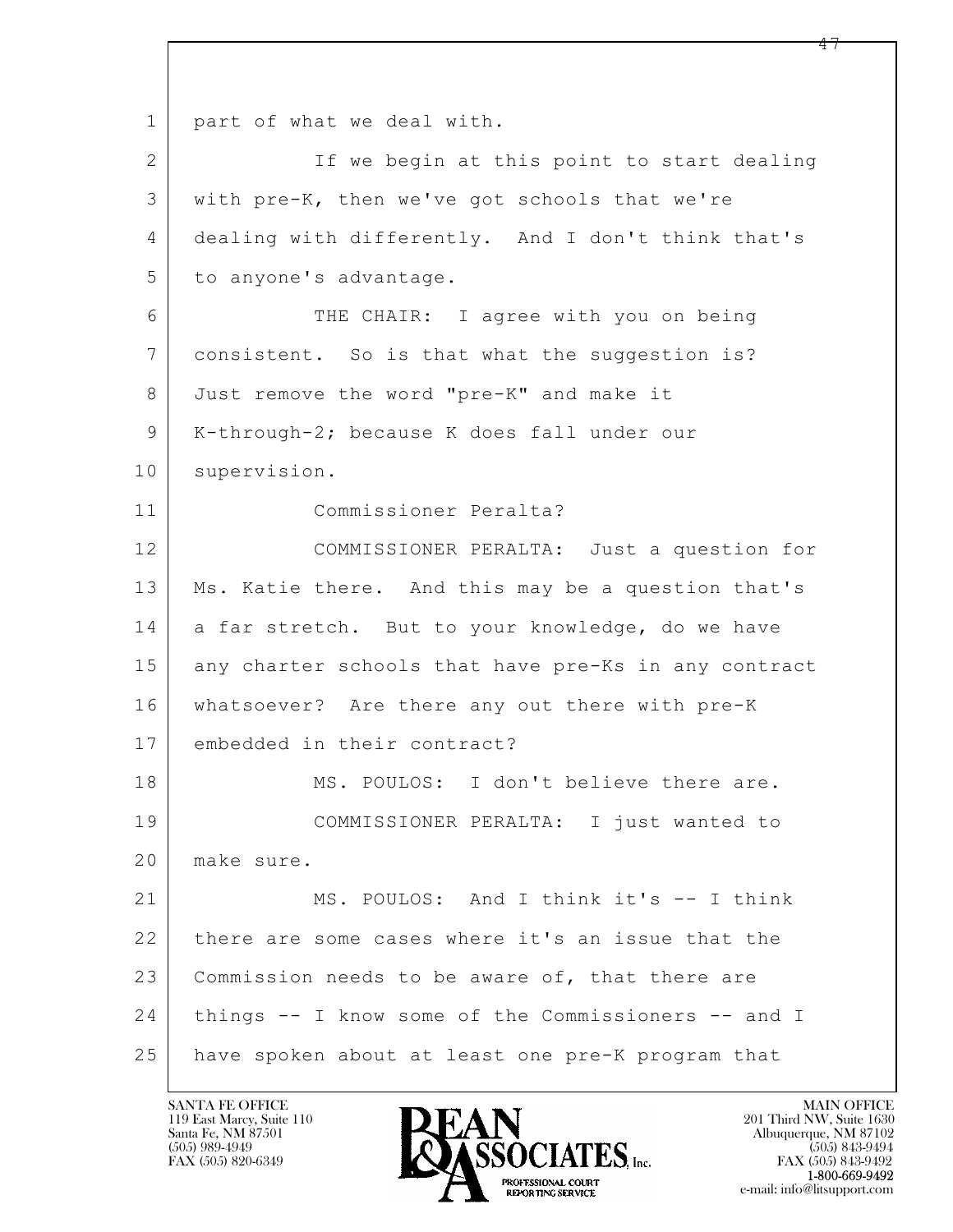part of what we deal with.

If we begin at this point to start dealing with pre-K, then we've got schools that we're dealing with differently. And I don't think that's to anyone's advantage.

THE CHAIR: I agree with you on being consistent. So is that what the suggestion is? Just remove the word "pre-K" and make it K-through-2; because K does fall under our supervision.

Commissioner Peralta?

COMMISSIONER PERALTA: Just a question for Ms. Katie there. And this may be a question that's a far stretch. But to your knowledge, do we have any charter schools that have pre-Ks in any contract whatsoever? Are there any out there with pre-K embedded in their contract?

MS. POULOS: I don't believe there are.

COMMISSIONER PERALTA: I just wanted to make sure.

MS. POULOS: And I think it's -- I think there are some cases where it's an issue that the Commission needs to be aware of, that there are things -- I know some of the Commissioners -- and I have spoken about at least one pre-K program that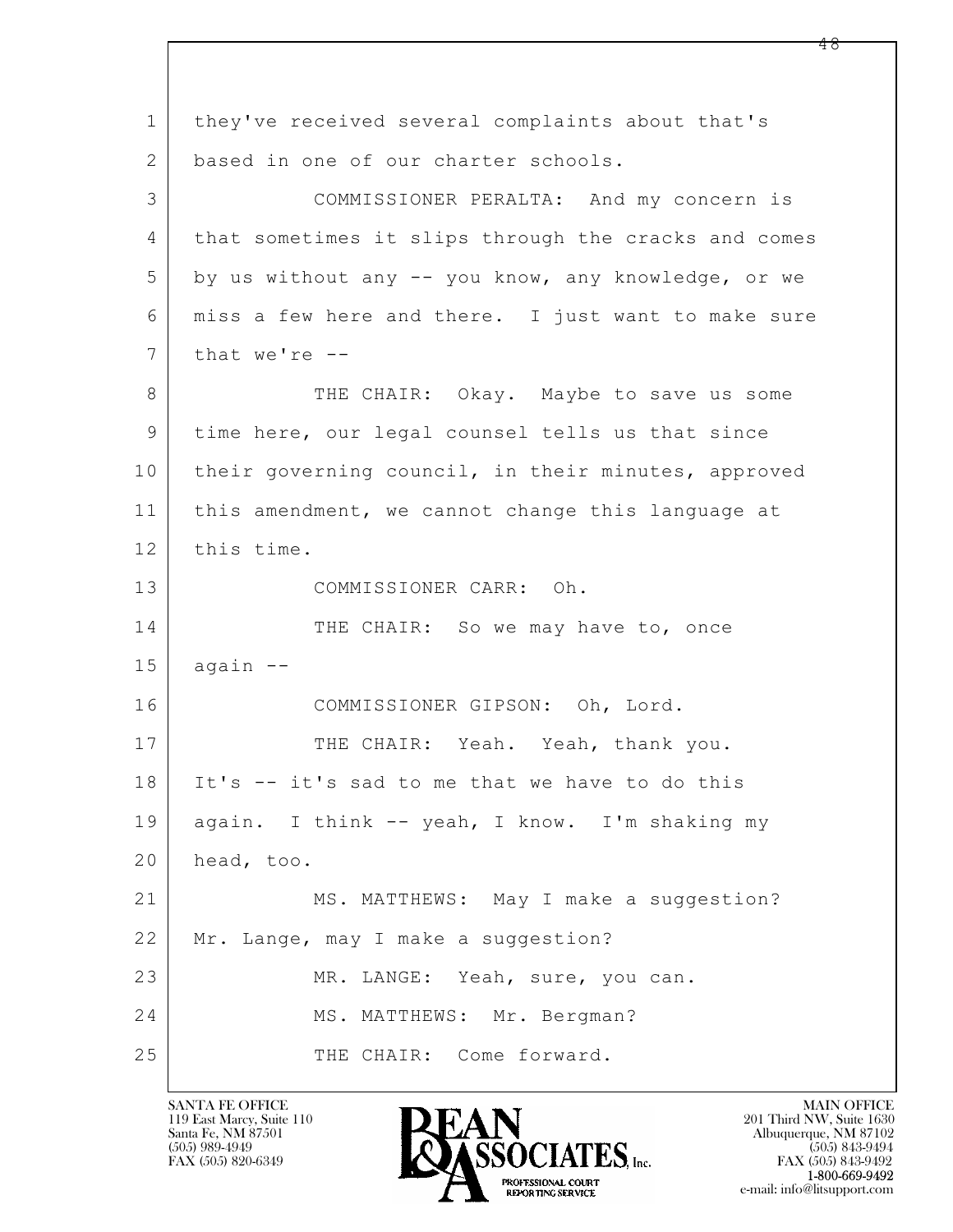1 they've received several complaints about that's
2 based in one of our charter schools.
3 COMMISSIONER PERALTA: And my concern is
4 that sometimes it slips through the cracks and comes
5 by us without any -- you know, any knowledge, or we
6 miss a few here and there. I just want to make sure
7 that we're --
8 THE CHAIR: Okay. Maybe to save us some
9 time here, our legal counsel tells us that since
10 their governing council, in their minutes, approved
11 this amendment, we cannot change this language at
12 this time.
13 COMMISSIONER CARR: Oh.
14 THE CHAIR: So we may have to, once
15 again --
16 COMMISSIONER GIPSON: Oh, Lord.
17 THE CHAIR: Yeah. Yeah, thank you.
18 It's -- it's sad to me that we have to do this
19 again. I think -- yeah, I know. I'm shaking my
20 head, too.
21 MS. MATTHEWS: May I make a suggestion?
22 Mr. Lange, may I make a suggestion?
23 MR. LANGE: Yeah, sure, you can.
24 MS. MATTHEWS: Mr. Bergman?
25 THE CHAIR: Come forward.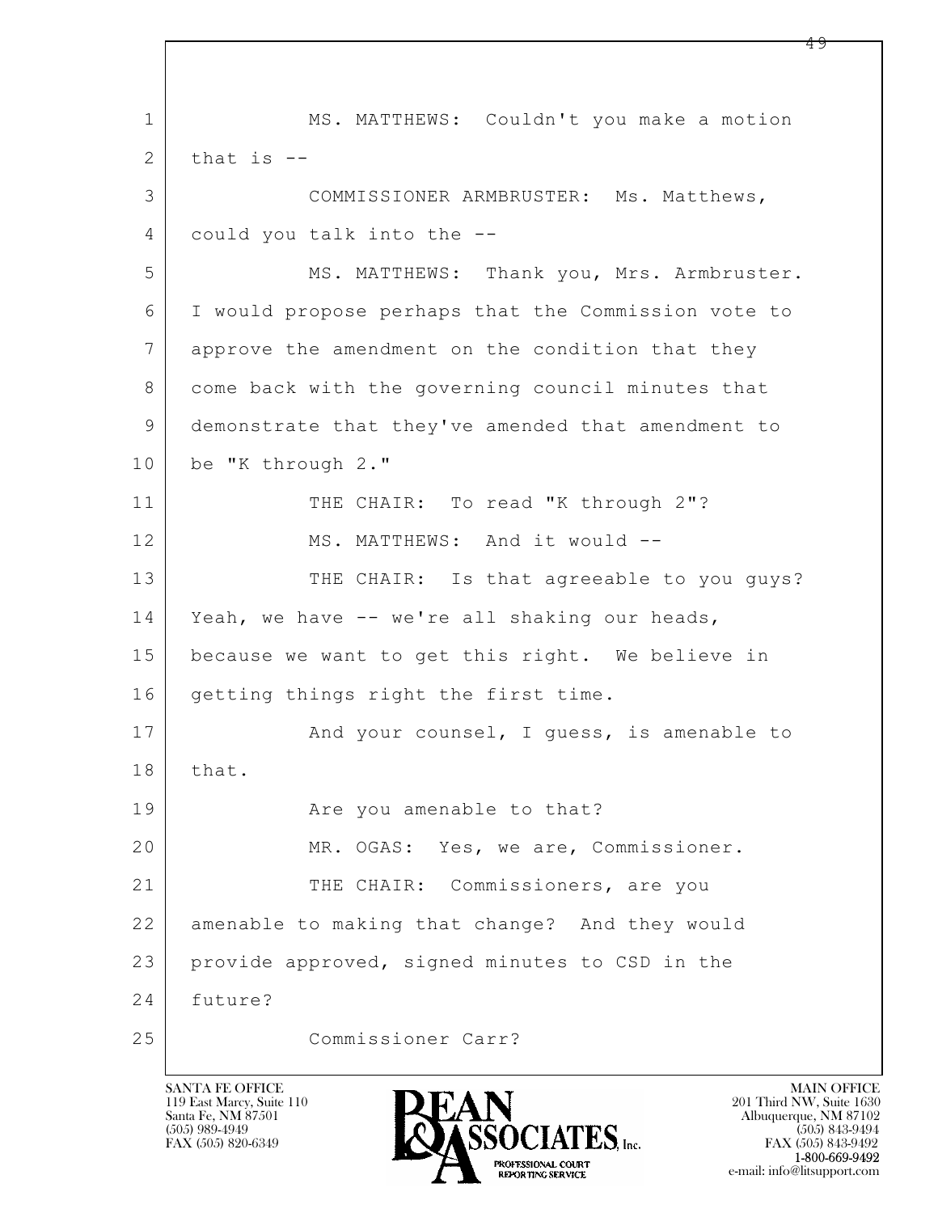MS. MATTHEWS: Couldn't you make a motion that is --

COMMISSIONER ARMBRUSTER: Ms. Matthews, could you talk into the --

MS. MATTHEWS: Thank you, Mrs. Armbruster. I would propose perhaps that the Commission vote to approve the amendment on the condition that they come back with the governing council minutes that demonstrate that they've amended that amendment to be "K through 2."

THE CHAIR: To read "K through 2"?

MS. MATTHEWS: And it would --

THE CHAIR: Is that agreeable to you guys? Yeah, we have -- we're all shaking our heads, because we want to get this right. We believe in getting things right the first time.

And your counsel, I guess, is amenable to that.

Are you amenable to that?

MR. OGAS: Yes, we are, Commissioner.

THE CHAIR: Commissioners, are you amenable to making that change? And they would provide approved, signed minutes to CSD in the future?

Commissioner Carr?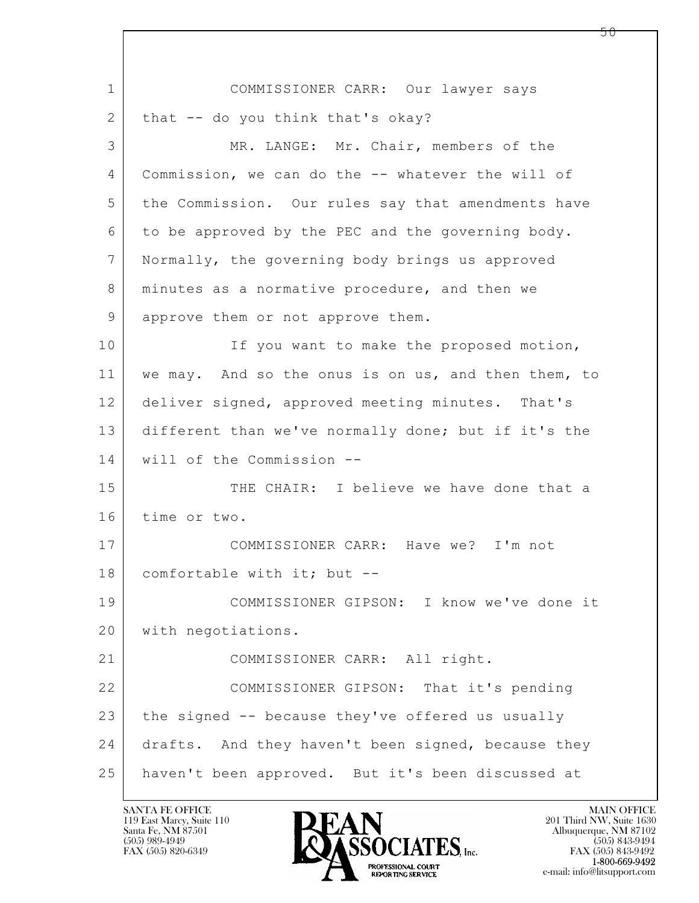COMMISSIONER CARR: Our lawyer says that -- do you think that's okay?

MR. LANGE: Mr. Chair, members of the Commission, we can do the -- whatever the will of the Commission. Our rules say that amendments have to be approved by the PEC and the governing body. Normally, the governing body brings us approved minutes as a normative procedure, and then we approve them or not approve them.

If you want to make the proposed motion, we may. And so the onus is on us, and then them, to deliver signed, approved meeting minutes. That's different than we've normally done; but if it's the will of the Commission --

THE CHAIR: I believe we have done that a time or two.

COMMISSIONER CARR: Have we? I'm not comfortable with it; but --

COMMISSIONER GIPSON: I know we've done it with negotiations.

COMMISSIONER CARR: All right.

COMMISSIONER GIPSON: That it's pending the signed -- because they've offered us usually drafts. And they haven't been signed, because they haven't been approved. But it's been discussed at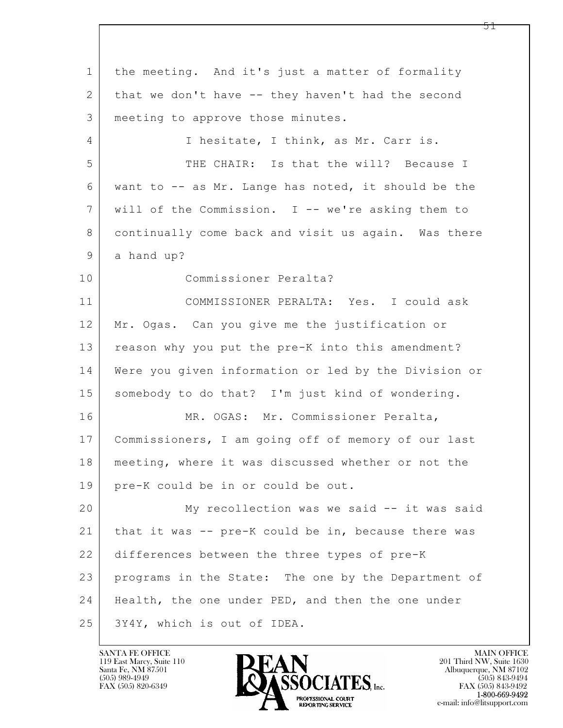the meeting. And it's just a matter of formality that we don't have -- they haven't had the second meeting to approve those minutes.

I hesitate, I think, as Mr. Carr is.

THE CHAIR: Is that the will? Because I want to -- as Mr. Lange has noted, it should be the will of the Commission. I -- we're asking them to continually come back and visit us again. Was there a hand up?

Commissioner Peralta?

COMMISSIONER PERALTA: Yes. I could ask Mr. Ogas. Can you give me the justification or reason why you put the pre-K into this amendment? Were you given information or led by the Division or somebody to do that? I'm just kind of wondering.

MR. OGAS: Mr. Commissioner Peralta, Commissioners, I am going off of memory of our last meeting, where it was discussed whether or not the pre-K could be in or could be out.

My recollection was we said -- it was said that it was -- pre-K could be in, because there was differences between the three types of pre-K programs in the State: The one by the Department of Health, the one under PED, and then the one under 3Y4Y, which is out of IDEA.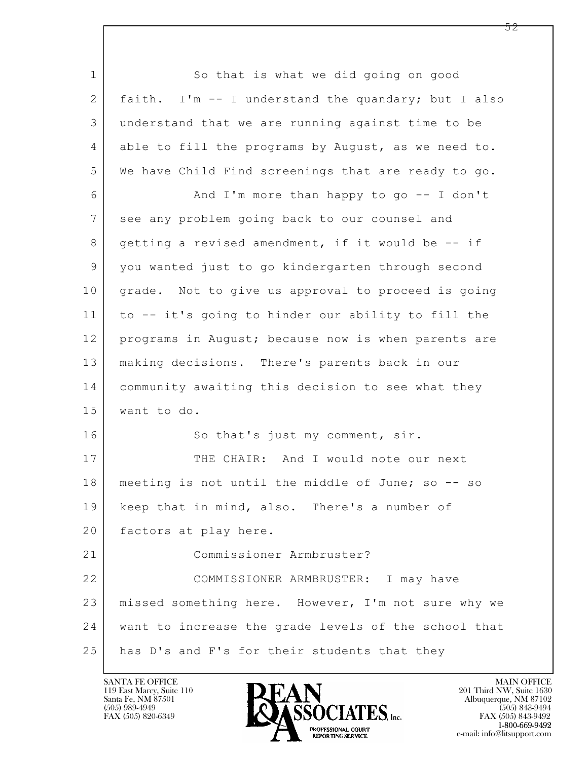So that is what we did going on good faith. I'm -- I understand the quandary; but I also understand that we are running against time to be able to fill the programs by August, as we need to. We have Child Find screenings that are ready to go.

And I'm more than happy to go -- I don't see any problem going back to our counsel and getting a revised amendment, if it would be -- if you wanted just to go kindergarten through second grade. Not to give us approval to proceed is going to -- it's going to hinder our ability to fill the programs in August; because now is when parents are making decisions. There's parents back in our community awaiting this decision to see what they want to do.

So that's just my comment, sir.

THE CHAIR: And I would note our next meeting is not until the middle of June; so -- so keep that in mind, also. There's a number of factors at play here.

Commissioner Armbruster?

COMMISSIONER ARMBRUSTER: I may have missed something here. However, I'm not sure why we want to increase the grade levels of the school that has D's and F's for their students that they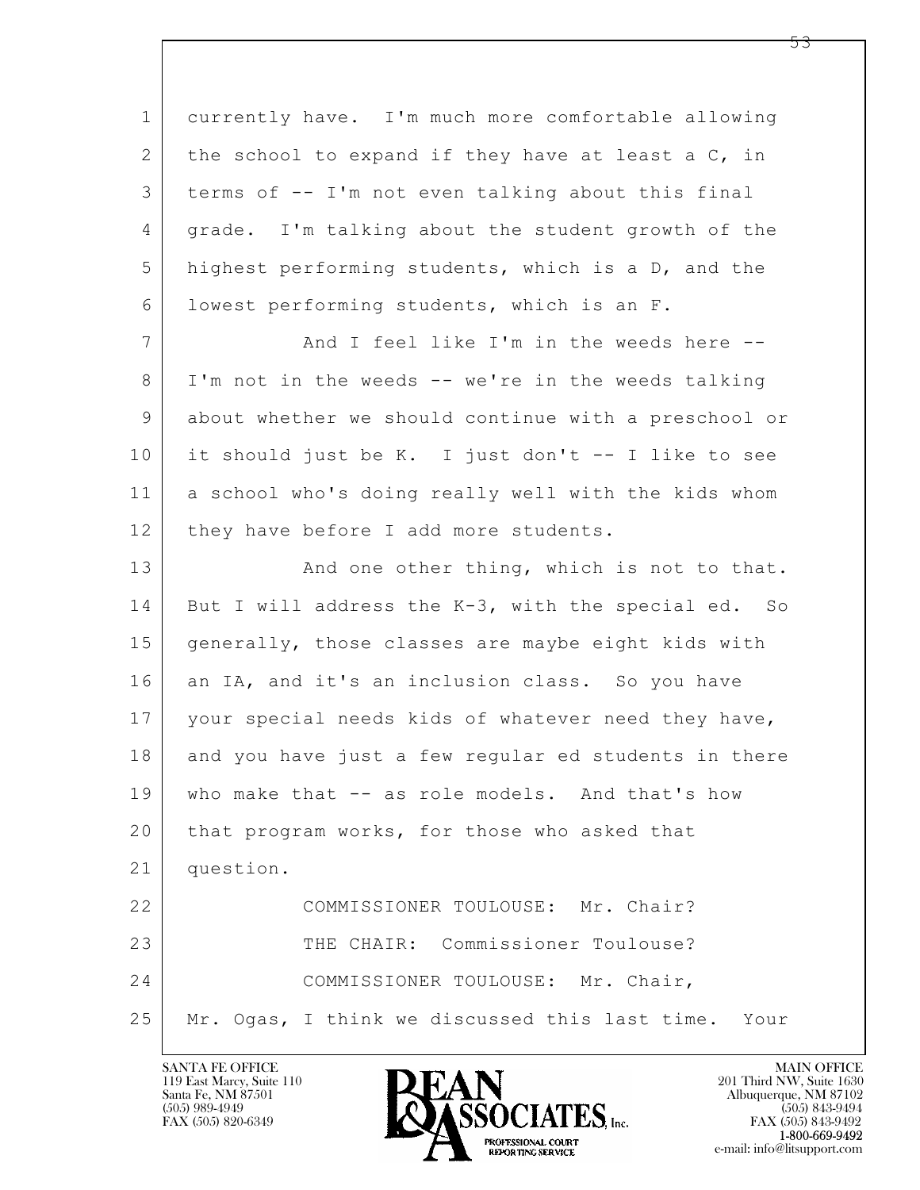currently have. I'm much more comfortable allowing the school to expand if they have at least a C, in terms of -- I'm not even talking about this final grade. I'm talking about the student growth of the highest performing students, which is a D, and the lowest performing students, which is an F.

And I feel like I'm in the weeds here -- I'm not in the weeds -- we're in the weeds talking about whether we should continue with a preschool or it should just be K. I just don't -- I like to see a school who's doing really well with the kids whom they have before I add more students.

And one other thing, which is not to that. But I will address the K-3, with the special ed. So generally, those classes are maybe eight kids with an IA, and it's an inclusion class. So you have your special needs kids of whatever need they have, and you have just a few regular ed students in there who make that -- as role models. And that's how that program works, for those who asked that question.

COMMISSIONER TOULOUSE: Mr. Chair?

THE CHAIR: Commissioner Toulouse?

COMMISSIONER TOULOUSE: Mr. Chair, Mr. Ogas, I think we discussed this last time. Your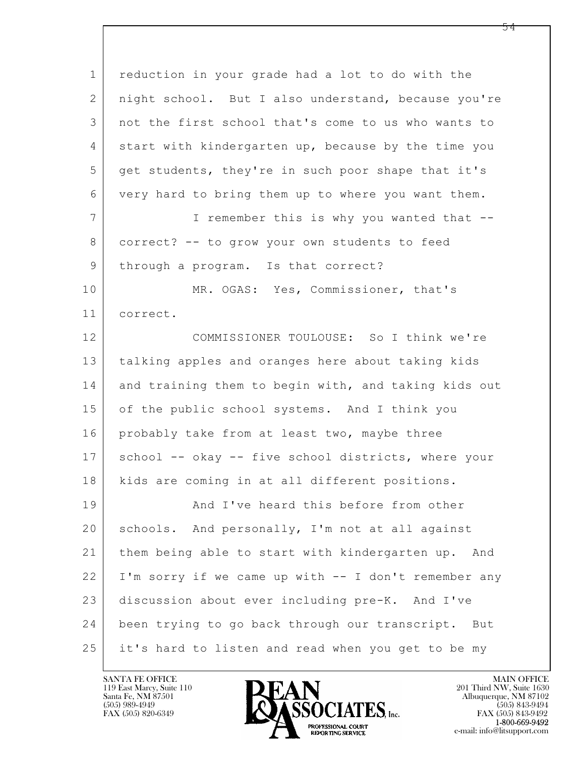1 reduction in your grade had a lot to do with the
2 night school. But I also understand, because you're
3 not the first school that's come to us who wants to
4 start with kindergarten up, because by the time you
5 get students, they're in such poor shape that it's
6 very hard to bring them up to where you want them.
7 I remember this is why you wanted that --
8 correct? -- to grow your own students to feed
9 through a program. Is that correct?
10 MR. OGAS: Yes, Commissioner, that's
11 correct.
12 COMMISSIONER TOULOUSE: So I think we're
13 talking apples and oranges here about taking kids
14 and training them to begin with, and taking kids out
15 of the public school systems. And I think you
16 probably take from at least two, maybe three
17 school -- okay -- five school districts, where your
18 kids are coming in at all different positions.
19 And I've heard this before from other
20 schools. And personally, I'm not at all against
21 them being able to start with kindergarten up. And
22 I'm sorry if we came up with -- I don't remember any
23 discussion about ever including pre-K. And I've
24 been trying to go back through our transcript. But
25 it's hard to listen and read when you get to be my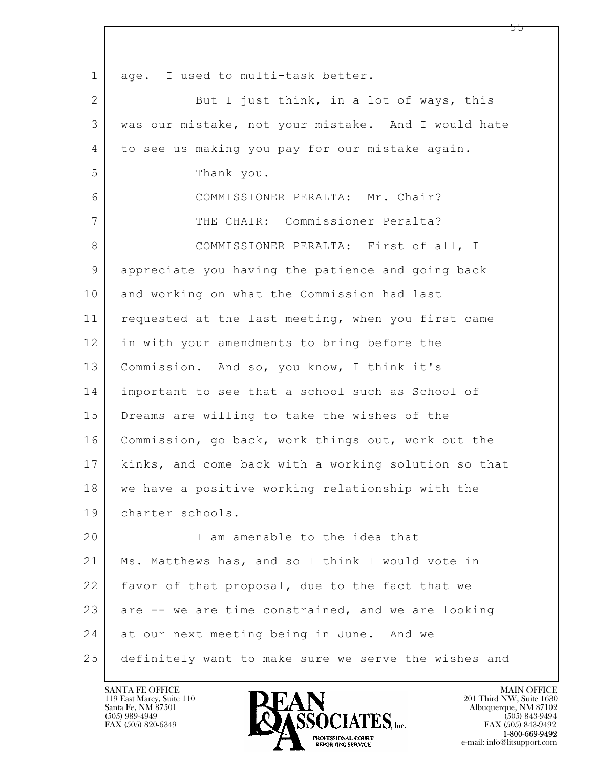age. I used to multi-task better.

But I just think, in a lot of ways, this was our mistake, not your mistake. And I would hate to see us making you pay for our mistake again.

Thank you.

COMMISSIONER PERALTA: Mr. Chair?

THE CHAIR: Commissioner Peralta?

COMMISSIONER PERALTA: First of all, I appreciate you having the patience and going back and working on what the Commission had last requested at the last meeting, when you first came in with your amendments to bring before the Commission. And so, you know, I think it's important to see that a school such as School of Dreams are willing to take the wishes of the Commission, go back, work things out, work out the kinks, and come back with a working solution so that we have a positive working relationship with the charter schools.

I am amenable to the idea that Ms. Matthews has, and so I think I would vote in favor of that proposal, due to the fact that we are -- we are time constrained, and we are looking at our next meeting being in June. And we definitely want to make sure we serve the wishes and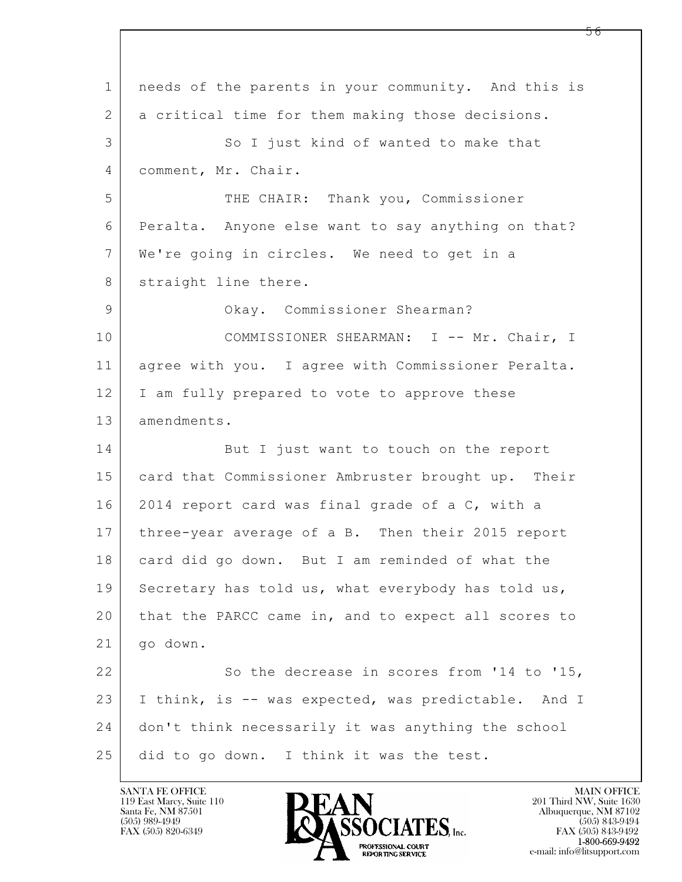needs of the parents in your community. And this is a critical time for them making those decisions.

So I just kind of wanted to make that comment, Mr. Chair.

THE CHAIR: Thank you, Commissioner Peralta. Anyone else want to say anything on that? We're going in circles. We need to get in a straight line there.

Okay. Commissioner Shearman?

COMMISSIONER SHEARMAN: I -- Mr. Chair, I agree with you. I agree with Commissioner Peralta. I am fully prepared to vote to approve these amendments.

But I just want to touch on the report card that Commissioner Ambruster brought up. Their 2014 report card was final grade of a C, with a three-year average of a B. Then their 2015 report card did go down. But I am reminded of what the Secretary has told us, what everybody has told us, that the PARCC came in, and to expect all scores to go down.

So the decrease in scores from '14 to '15, I think, is -- was expected, was predictable. And I don't think necessarily it was anything the school did to go down. I think it was the test.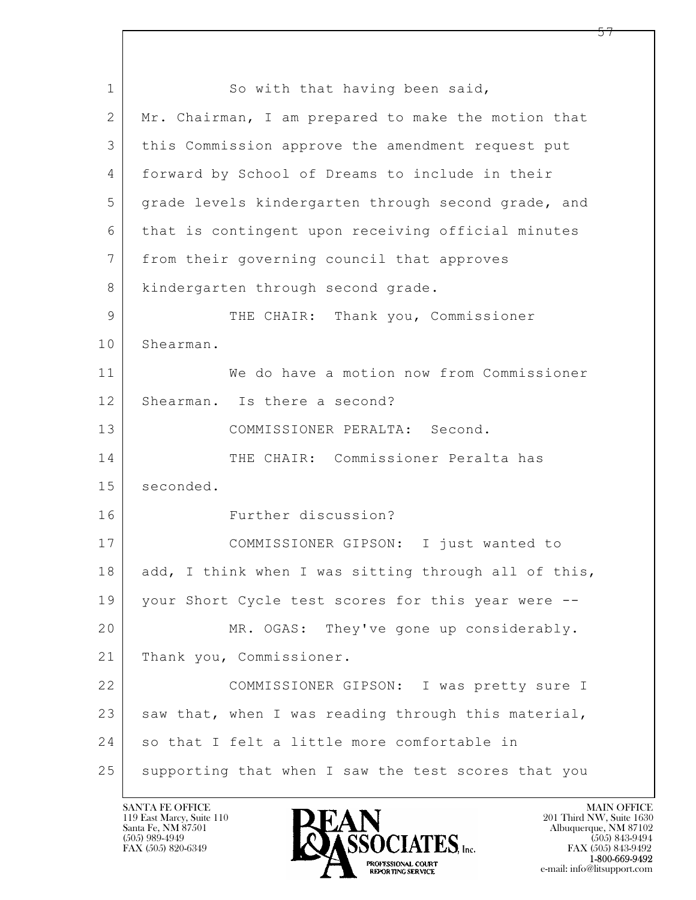So with that having been said, Mr. Chairman, I am prepared to make the motion that this Commission approve the amendment request put forward by School of Dreams to include in their grade levels kindergarten through second grade, and that is contingent upon receiving official minutes from their governing council that approves kindergarten through second grade.

THE CHAIR: Thank you, Commissioner Shearman.

We do have a motion now from Commissioner Shearman. Is there a second?

COMMISSIONER PERALTA: Second.

THE CHAIR: Commissioner Peralta has seconded.

Further discussion?

COMMISSIONER GIPSON: I just wanted to add, I think when I was sitting through all of this, your Short Cycle test scores for this year were --

MR. OGAS: They've gone up considerably. Thank you, Commissioner.

COMMISSIONER GIPSON: I was pretty sure I saw that, when I was reading through this material, so that I felt a little more comfortable in supporting that when I saw the test scores that you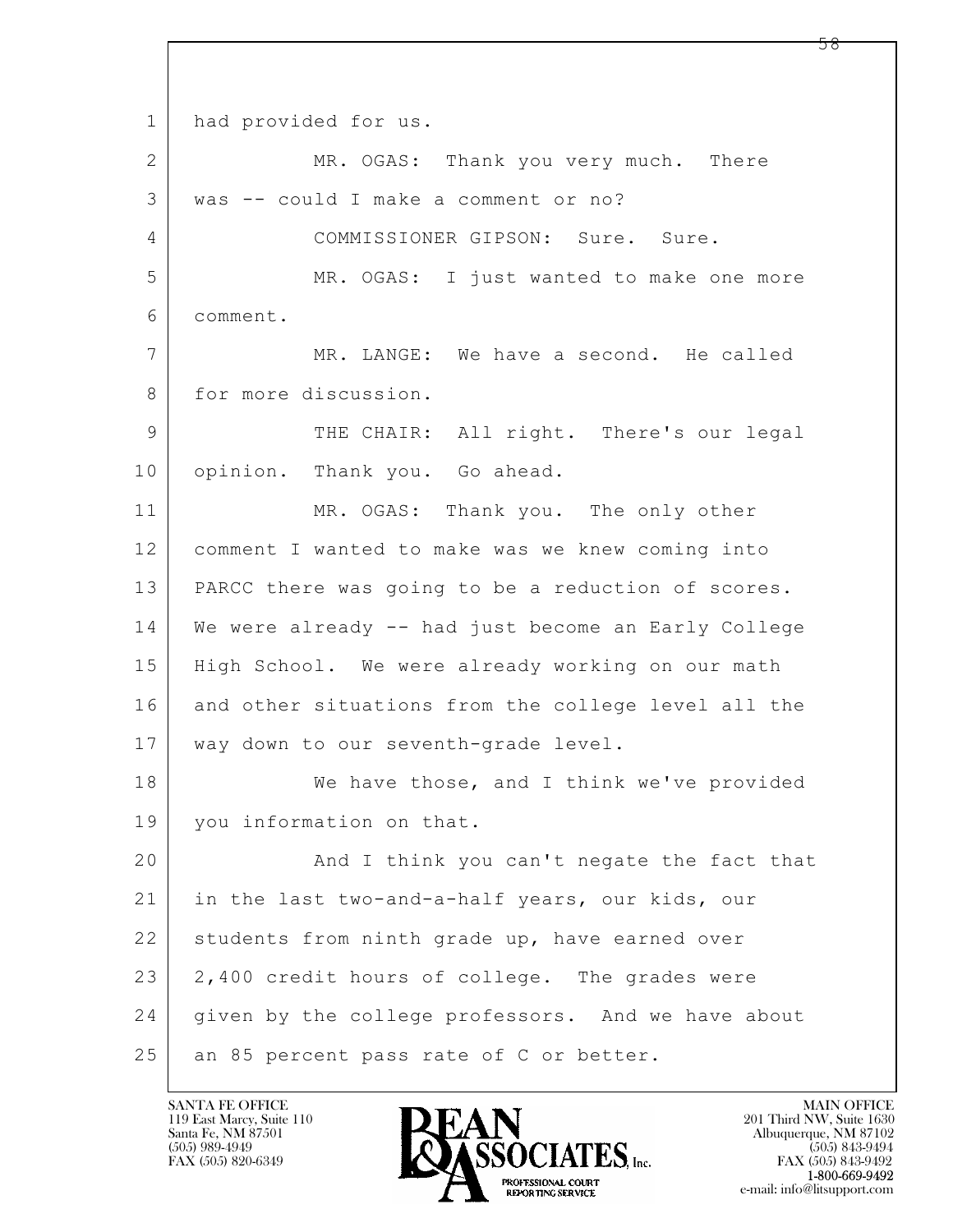1 had provided for us.

2 MR. OGAS: Thank you very much. There

3 was -- could I make a comment or no?

4 COMMISSIONER GIPSON: Sure. Sure.

5 MR. OGAS: I just wanted to make one more

6 comment.

7 MR. LANGE: We have a second. He called

8 for more discussion.

9 THE CHAIR: All right. There's our legal

10 opinion. Thank you. Go ahead.

11 MR. OGAS: Thank you. The only other

12 comment I wanted to make was we knew coming into

13 PARCC there was going to be a reduction of scores.

14 We were already -- had just become an Early College

15 High School. We were already working on our math

16 and other situations from the college level all the

17 way down to our seventh-grade level.

18 We have those, and I think we've provided

19 you information on that.

20 And I think you can't negate the fact that

21 in the last two-and-a-half years, our kids, our

22 students from ninth grade up, have earned over

23 2,400 credit hours of college. The grades were

24 given by the college professors. And we have about

25 an 85 percent pass rate of C or better.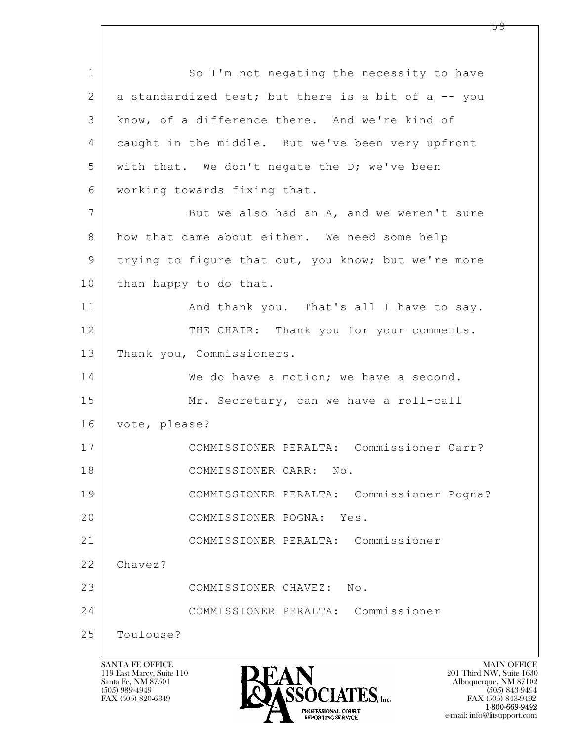So I'm not negating the necessity to have a standardized test; but there is a bit of a -- you know, of a difference there. And we're kind of caught in the middle. But we've been very upfront with that. We don't negate the D; we've been working towards fixing that.

But we also had an A, and we weren't sure how that came about either. We need some help trying to figure that out, you know; but we're more than happy to do that.

And thank you. That's all I have to say.

THE CHAIR: Thank you for your comments. Thank you, Commissioners.

We do have a motion; we have a second.

Mr. Secretary, can we have a roll-call vote, please?

COMMISSIONER PERALTA: Commissioner Carr?

COMMISSIONER CARR: No.

COMMISSIONER PERALTA: Commissioner Pogna?

COMMISSIONER POGNA: Yes.

COMMISSIONER PERALTA: Commissioner Chavez?

COMMISSIONER CHAVEZ: No.

COMMISSIONER PERALTA: Commissioner Toulouse?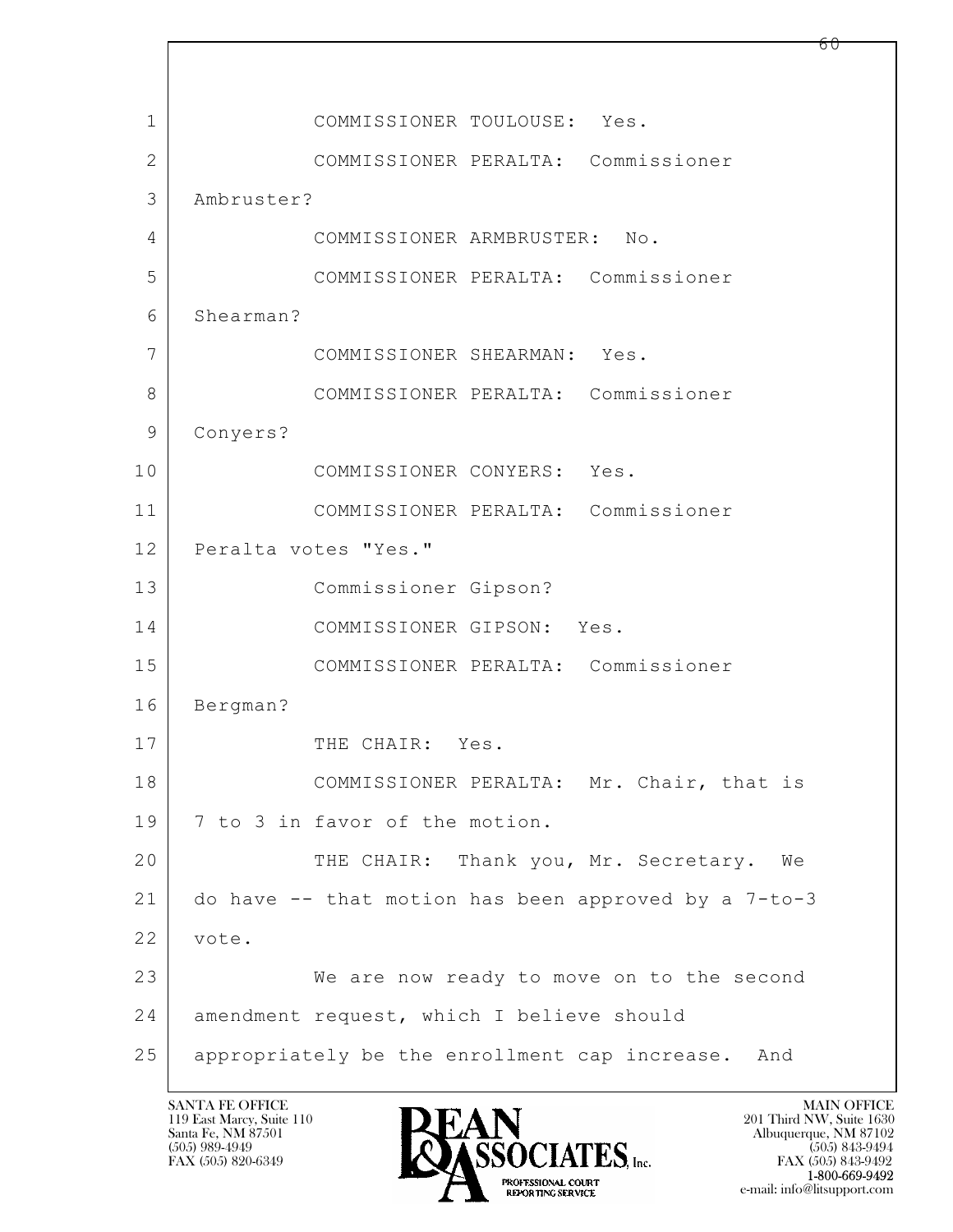1 COMMISSIONER TOULOUSE: Yes.

2 COMMISSIONER PERALTA: Commissioner

3 Ambruster?

4 COMMISSIONER ARMBRUSTER: No.

5 COMMISSIONER PERALTA: Commissioner

6 Shearman?

7 COMMISSIONER SHEARMAN: Yes.

8 COMMISSIONER PERALTA: Commissioner

9 Conyers?

10 COMMISSIONER CONYERS: Yes.

11 COMMISSIONER PERALTA: Commissioner

12 Peralta votes "Yes."

13 Commissioner Gipson?

14 COMMISSIONER GIPSON: Yes.

15 COMMISSIONER PERALTA: Commissioner

16 Bergman?

17 THE CHAIR: Yes.

18 COMMISSIONER PERALTA: Mr. Chair, that is

19 7 to 3 in favor of the motion.

20 THE CHAIR: Thank you, Mr. Secretary. We

21 do have -- that motion has been approved by a 7-to-3

22 vote.

23 We are now ready to move on to the second

24 amendment request, which I believe should

25 appropriately be the enrollment cap increase. And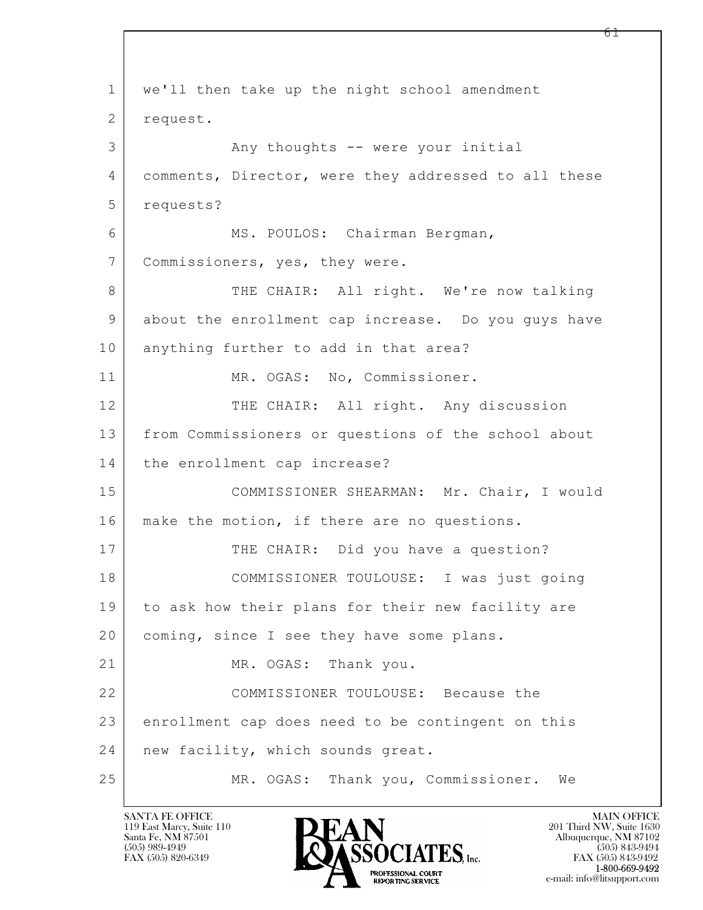1 we'll then take up the night school amendment
2 request.
3 Any thoughts -- were your initial
4 comments, Director, were they addressed to all these
5 requests?
6 MS. POULOS: Chairman Bergman,
7 Commissioners, yes, they were.
8 THE CHAIR: All right. We're now talking
9 about the enrollment cap increase. Do you guys have
10 anything further to add in that area?
11 MR. OGAS: No, Commissioner.
12 THE CHAIR: All right. Any discussion
13 from Commissioners or questions of the school about
14 the enrollment cap increase?
15 COMMISSIONER SHEARMAN: Mr. Chair, I would
16 make the motion, if there are no questions.
17 THE CHAIR: Did you have a question?
18 COMMISSIONER TOULOUSE: I was just going
19 to ask how their plans for their new facility are
20 coming, since I see they have some plans.
21 MR. OGAS: Thank you.
22 COMMISSIONER TOULOUSE: Because the
23 enrollment cap does need to be contingent on this
24 new facility, which sounds great.
25 MR. OGAS: Thank you, Commissioner. We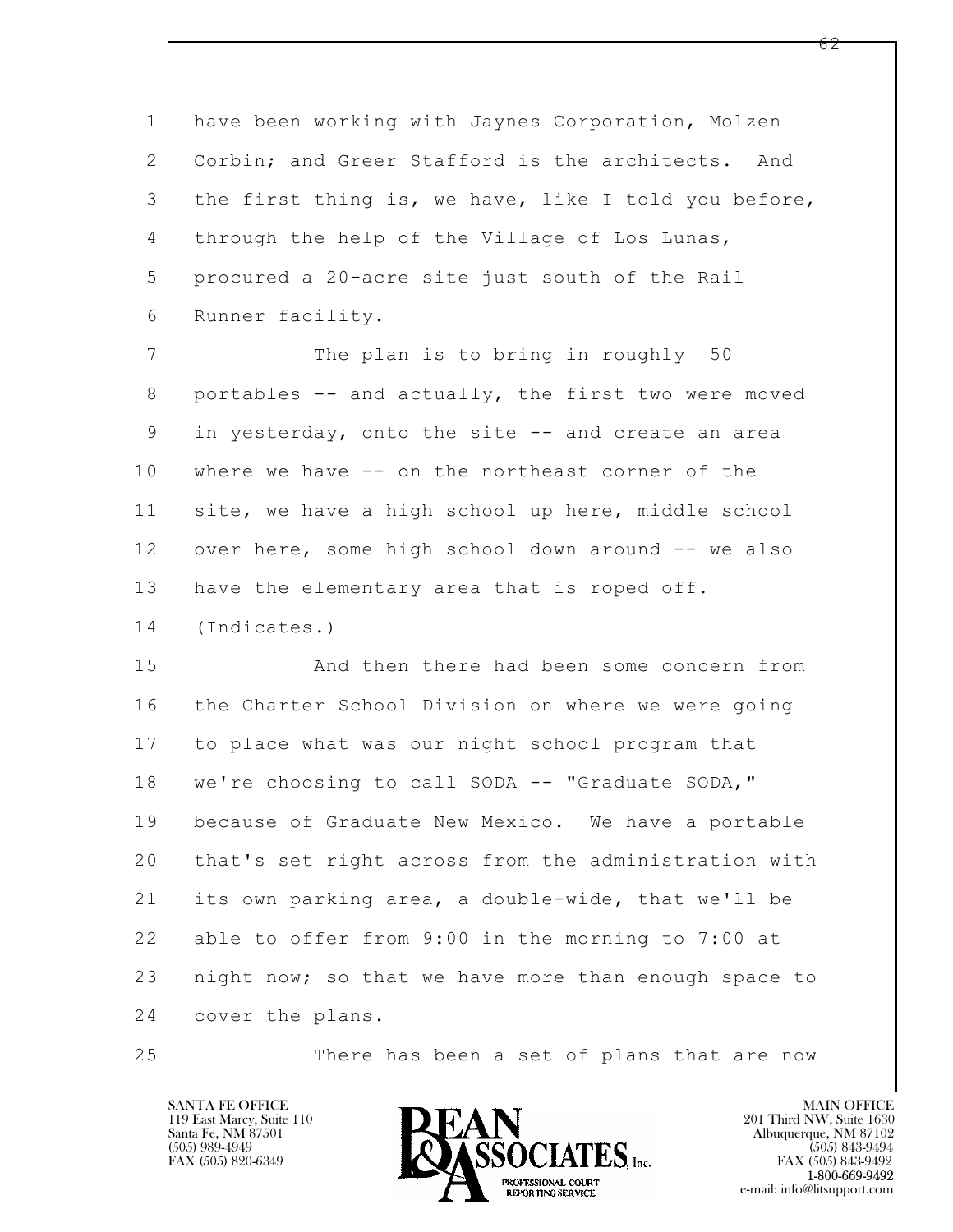1 have been working with Jaynes Corporation, Molzen
2 Corbin; and Greer Stafford is the architects. And
3 the first thing is, we have, like I told you before,
4 through the help of the Village of Los Lunas,
5 procured a 20-acre site just south of the Rail
6 Runner facility.

7 The plan is to bring in roughly 50
8 portables -- and actually, the first two were moved
9 in yesterday, onto the site -- and create an area
10 where we have -- on the northeast corner of the
11 site, we have a high school up here, middle school
12 over here, some high school down around -- we also
13 have the elementary area that is roped off.
14 (Indicates.)

15 And then there had been some concern from
16 the Charter School Division on where we were going
17 to place what was our night school program that
18 we're choosing to call SODA -- "Graduate SODA,"
19 because of Graduate New Mexico. We have a portable
20 that's set right across from the administration with
21 its own parking area, a double-wide, that we'll be
22 able to offer from 9:00 in the morning to 7:00 at
23 night now; so that we have more than enough space to
24 cover the plans.

25 There has been a set of plans that are now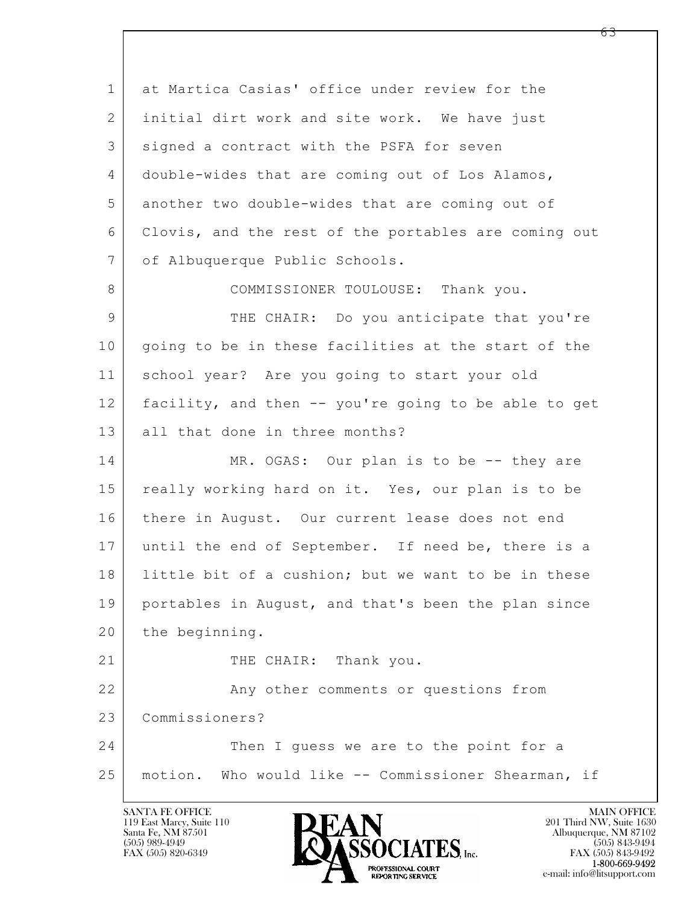at Martica Casias' office under review for the initial dirt work and site work. We have just signed a contract with the PSFA for seven double-wides that are coming out of Los Alamos, another two double-wides that are coming out of Clovis, and the rest of the portables are coming out of Albuquerque Public Schools.

COMMISSIONER TOULOUSE: Thank you.

THE CHAIR: Do you anticipate that you're going to be in these facilities at the start of the school year? Are you going to start your old facility, and then -- you're going to be able to get all that done in three months?

MR. OGAS: Our plan is to be -- they are really working hard on it. Yes, our plan is to be there in August. Our current lease does not end until the end of September. If need be, there is a little bit of a cushion; but we want to be in these portables in August, and that's been the plan since the beginning.

THE CHAIR: Thank you.

Any other comments or questions from Commissioners?

Then I guess we are to the point for a motion. Who would like -- Commissioner Shearman, if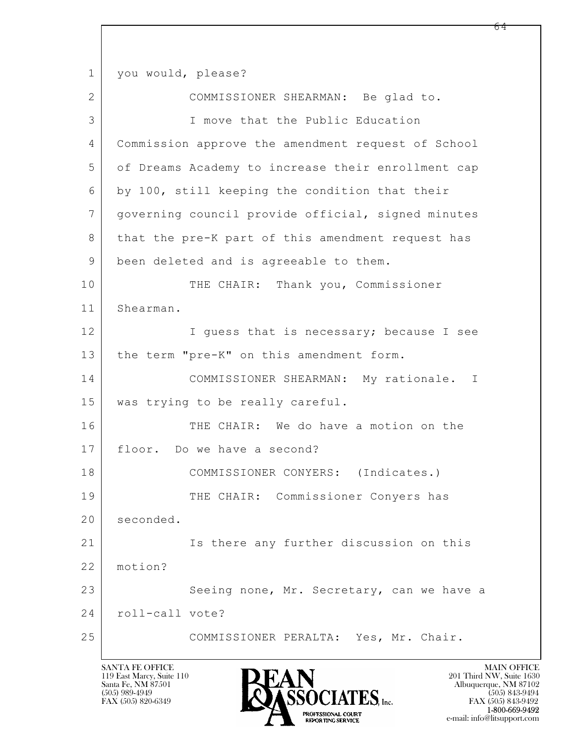1 you would, please?

2 COMMISSIONER SHEARMAN: Be glad to.

3 I move that the Public Education

4 Commission approve the amendment request of School

5 of Dreams Academy to increase their enrollment cap

6 by 100, still keeping the condition that their

7 governing council provide official, signed minutes

8 that the pre-K part of this amendment request has

9 been deleted and is agreeable to them.

10 THE CHAIR: Thank you, Commissioner

11 Shearman.

12 I guess that is necessary; because I see

13 the term "pre-K" on this amendment form.

14 COMMISSIONER SHEARMAN: My rationale. I

15 was trying to be really careful.

16 THE CHAIR: We do have a motion on the

17 floor. Do we have a second?

18 COMMISSIONER CONYERS: (Indicates.)

19 THE CHAIR: Commissioner Conyers has

20 seconded.

21 Is there any further discussion on this

22 motion?

23 Seeing none, Mr. Secretary, can we have a

24 roll-call vote?

25 COMMISSIONER PERALTA: Yes, Mr. Chair.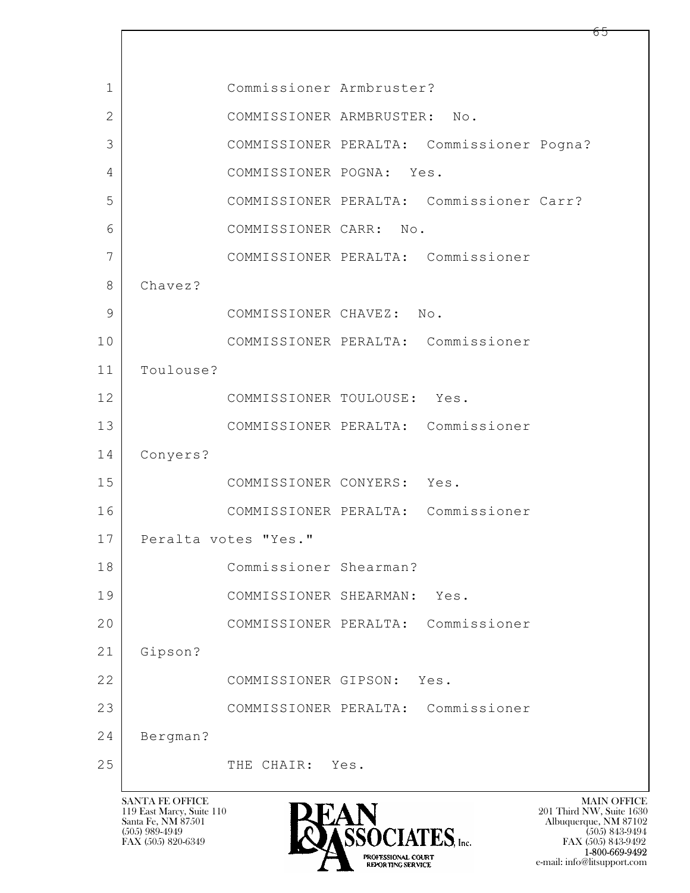1 Commissioner Armbruster?

2 COMMISSIONER ARMBRUSTER: No.

3 COMMISSIONER PERALTA: Commissioner Pogna?

4 COMMISSIONER POGNA: Yes.

5 COMMISSIONER PERALTA: Commissioner Carr?

6 COMMISSIONER CARR: No.

7 COMMISSIONER PERALTA: Commissioner

8 Chavez?

9 COMMISSIONER CHAVEZ: No.

10 COMMISSIONER PERALTA: Commissioner

11 Toulouse?

12 COMMISSIONER TOULOUSE: Yes.

13 COMMISSIONER PERALTA: Commissioner

14 Conyers?

15 COMMISSIONER CONYERS: Yes.

16 COMMISSIONER PERALTA: Commissioner

17 Peralta votes "Yes."

18 Commissioner Shearman?

19 COMMISSIONER SHEARMAN: Yes.

20 COMMISSIONER PERALTA: Commissioner

21 Gipson?

22 COMMISSIONER GIPSON: Yes.

23 COMMISSIONER PERALTA: Commissioner

24 Bergman?

25 THE CHAIR: Yes.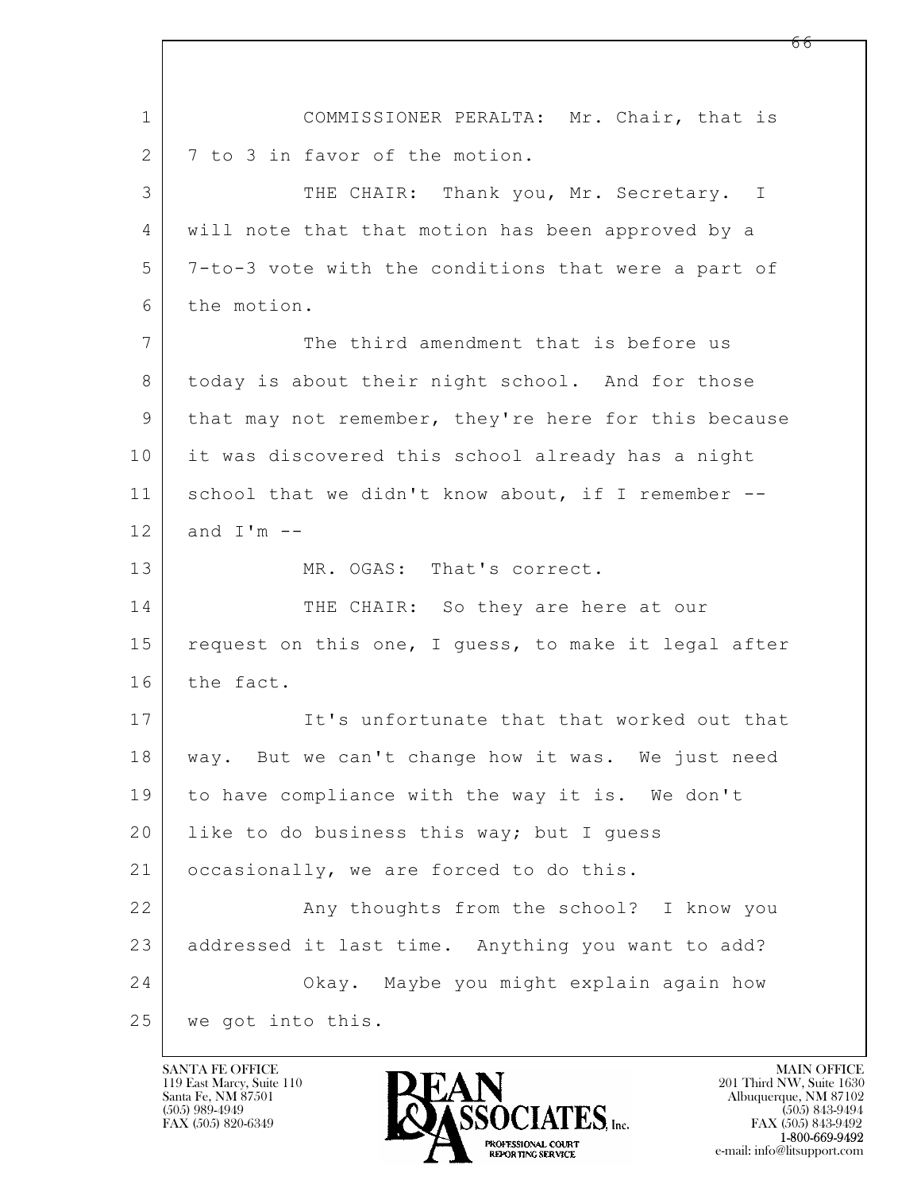COMMISSIONER PERALTA: Mr. Chair, that is 7 to 3 in favor of the motion.

THE CHAIR: Thank you, Mr. Secretary. I will note that that motion has been approved by a 7-to-3 vote with the conditions that were a part of the motion.

The third amendment that is before us today is about their night school. And for those that may not remember, they're here for this because it was discovered this school already has a night school that we didn't know about, if I remember -- and I'm --

MR. OGAS: That's correct.

THE CHAIR: So they are here at our request on this one, I guess, to make it legal after the fact.

It's unfortunate that that worked out that way. But we can't change how it was. We just need to have compliance with the way it is. We don't like to do business this way; but I guess occasionally, we are forced to do this.

Any thoughts from the school? I know you addressed it last time. Anything you want to add?

Okay. Maybe you might explain again how we got into this.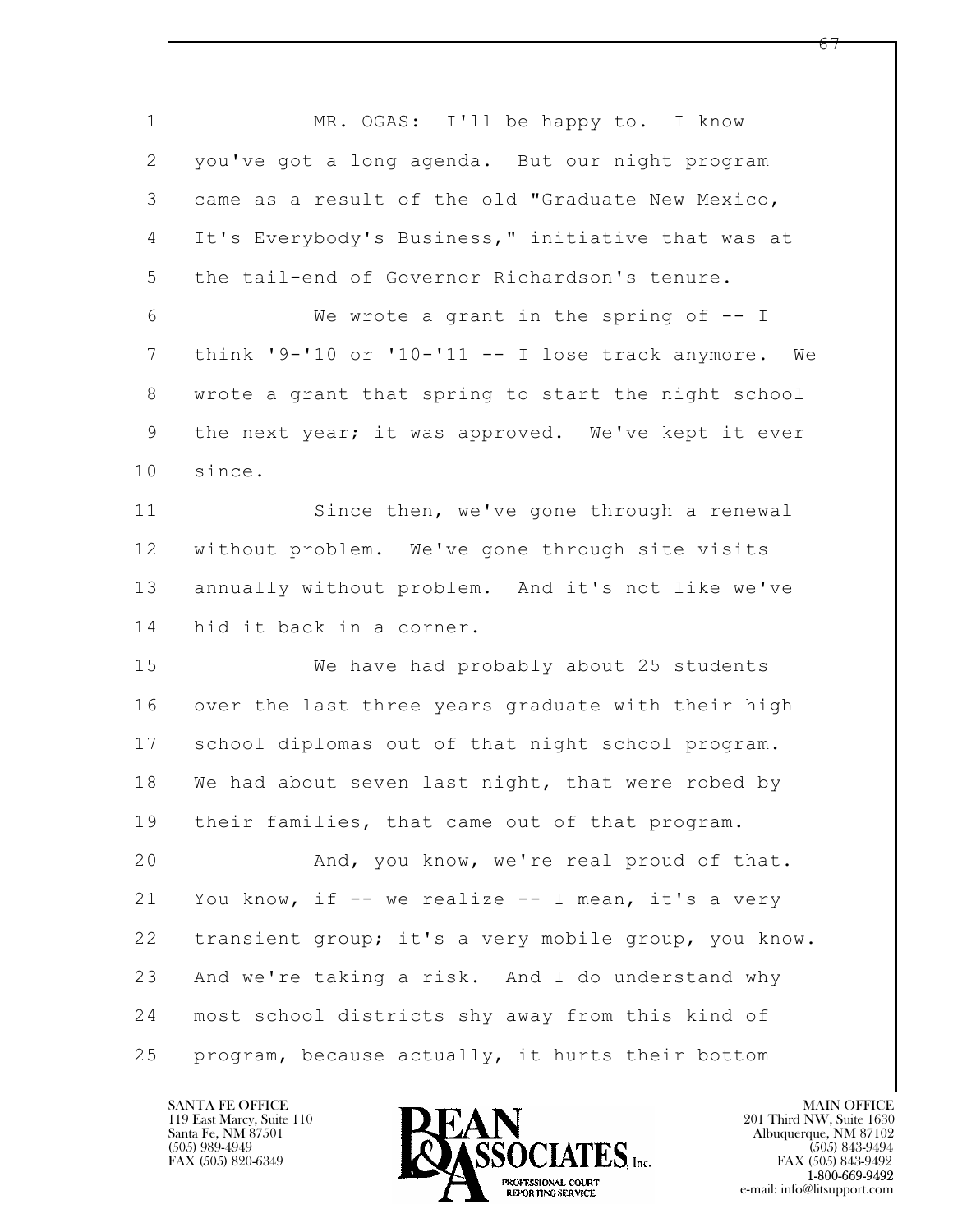MR. OGAS: I'll be happy to. I know you've got a long agenda. But our night program came as a result of the old "Graduate New Mexico, It's Everybody's Business," initiative that was at the tail-end of Governor Richardson's tenure.

We wrote a grant in the spring of -- I think '9-'10 or '10-'11 -- I lose track anymore. We wrote a grant that spring to start the night school the next year; it was approved. We've kept it ever since.

Since then, we've gone through a renewal without problem. We've gone through site visits annually without problem. And it's not like we've hid it back in a corner.

We have had probably about 25 students over the last three years graduate with their high school diplomas out of that night school program. We had about seven last night, that were robed by their families, that came out of that program.

And, you know, we're real proud of that. You know, if -- we realize -- I mean, it's a very transient group; it's a very mobile group, you know. And we're taking a risk. And I do understand why most school districts shy away from this kind of program, because actually, it hurts their bottom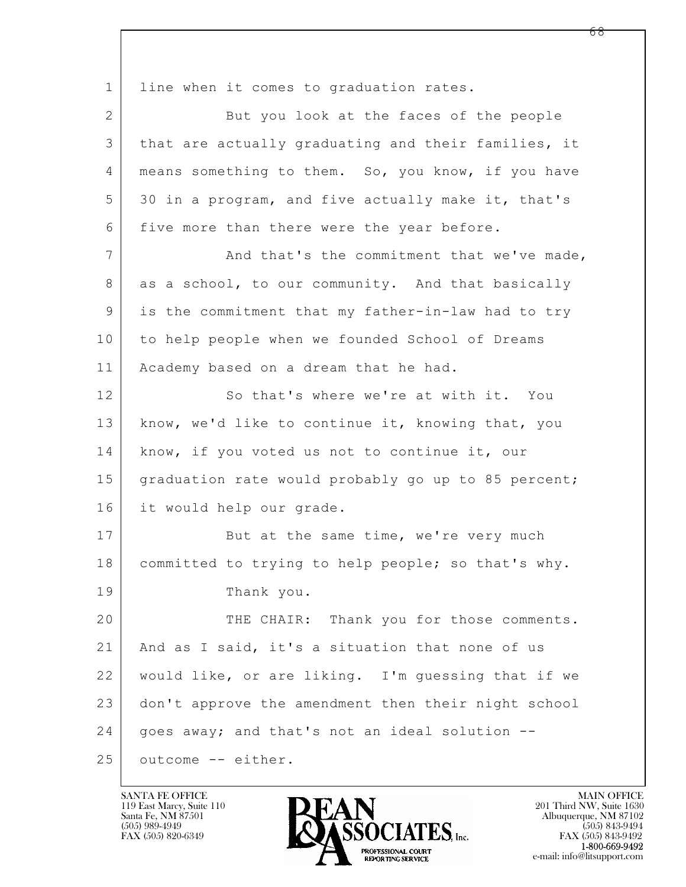line when it comes to graduation rates.

But you look at the faces of the people that are actually graduating and their families, it means something to them. So, you know, if you have 30 in a program, and five actually make it, that's five more than there were the year before.

And that's the commitment that we've made, as a school, to our community. And that basically is the commitment that my father-in-law had to try to help people when we founded School of Dreams Academy based on a dream that he had.

So that's where we're at with it. You know, we'd like to continue it, knowing that, you know, if you voted us not to continue it, our graduation rate would probably go up to 85 percent; it would help our grade.

But at the same time, we're very much committed to trying to help people; so that's why.

Thank you.

THE CHAIR: Thank you for those comments. And as I said, it's a situation that none of us would like, or are liking. I'm guessing that if we don't approve the amendment then their night school goes away; and that's not an ideal solution -- outcome -- either.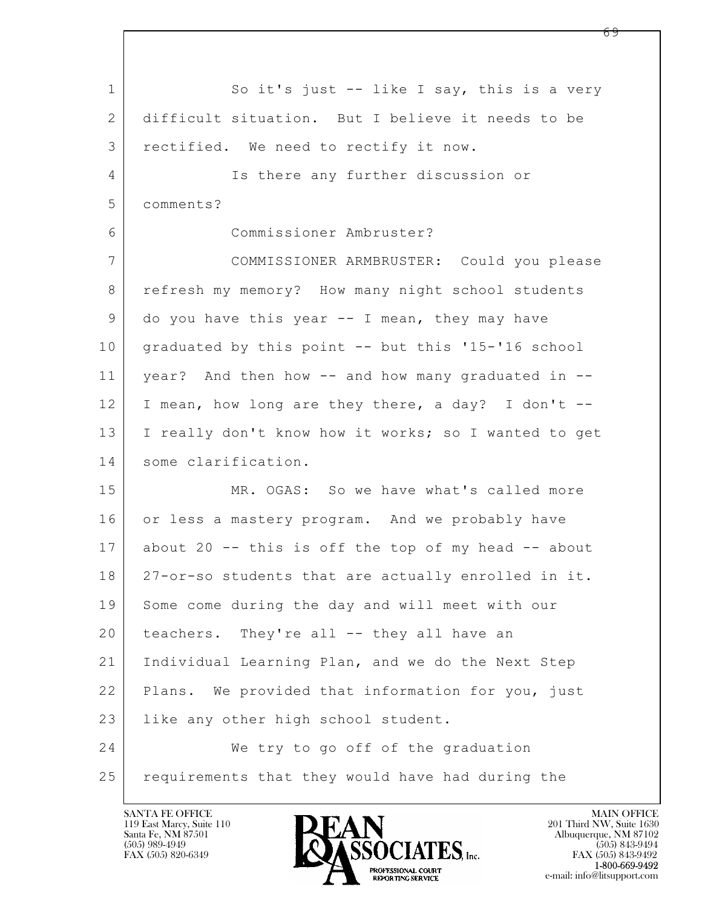1 So it's just -- like I say, this is a very
2 difficult situation. But I believe it needs to be
3 rectified. We need to rectify it now.
4 Is there any further discussion or
5 comments?
6 Commissioner Ambruster?
7 COMMISSIONER ARMBRUSTER: Could you please
8 refresh my memory? How many night school students
9 do you have this year -- I mean, they may have
10 graduated by this point -- but this '15-'16 school
11 year? And then how -- and how many graduated in --
12 I mean, how long are they there, a day? I don't --
13 I really don't know how it works; so I wanted to get
14 some clarification.
15 MR. OGAS: So we have what's called more
16 or less a mastery program. And we probably have
17 about 20 -- this is off the top of my head -- about
18 27-or-so students that are actually enrolled in it.
19 Some come during the day and will meet with our
20 teachers. They're all -- they all have an
21 Individual Learning Plan, and we do the Next Step
22 Plans. We provided that information for you, just
23 like any other high school student.
24 We try to go off of the graduation
25 requirements that they would have had during the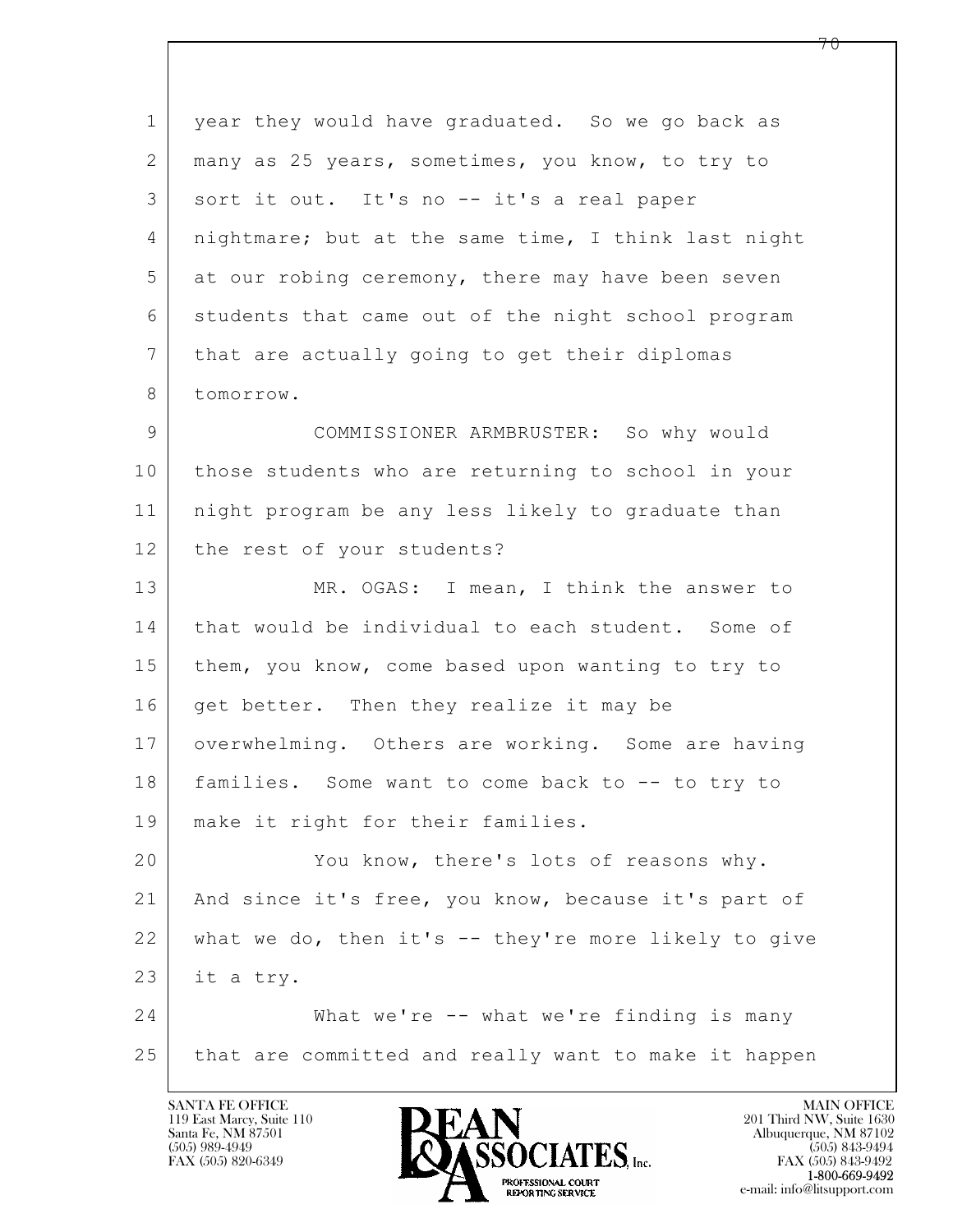year they would have graduated. So we go back as many as 25 years, sometimes, you know, to try to sort it out. It's no -- it's a real paper nightmare; but at the same time, I think last night at our robing ceremony, there may have been seven students that came out of the night school program that are actually going to get their diplomas tomorrow.

COMMISSIONER ARMBRUSTER: So why would those students who are returning to school in your night program be any less likely to graduate than the rest of your students?

MR. OGAS: I mean, I think the answer to that would be individual to each student. Some of them, you know, come based upon wanting to try to get better. Then they realize it may be overwhelming. Others are working. Some are having families. Some want to come back to -- to try to make it right for their families.

You know, there's lots of reasons why. And since it's free, you know, because it's part of what we do, then it's -- they're more likely to give it a try.

What we're -- what we're finding is many that are committed and really want to make it happen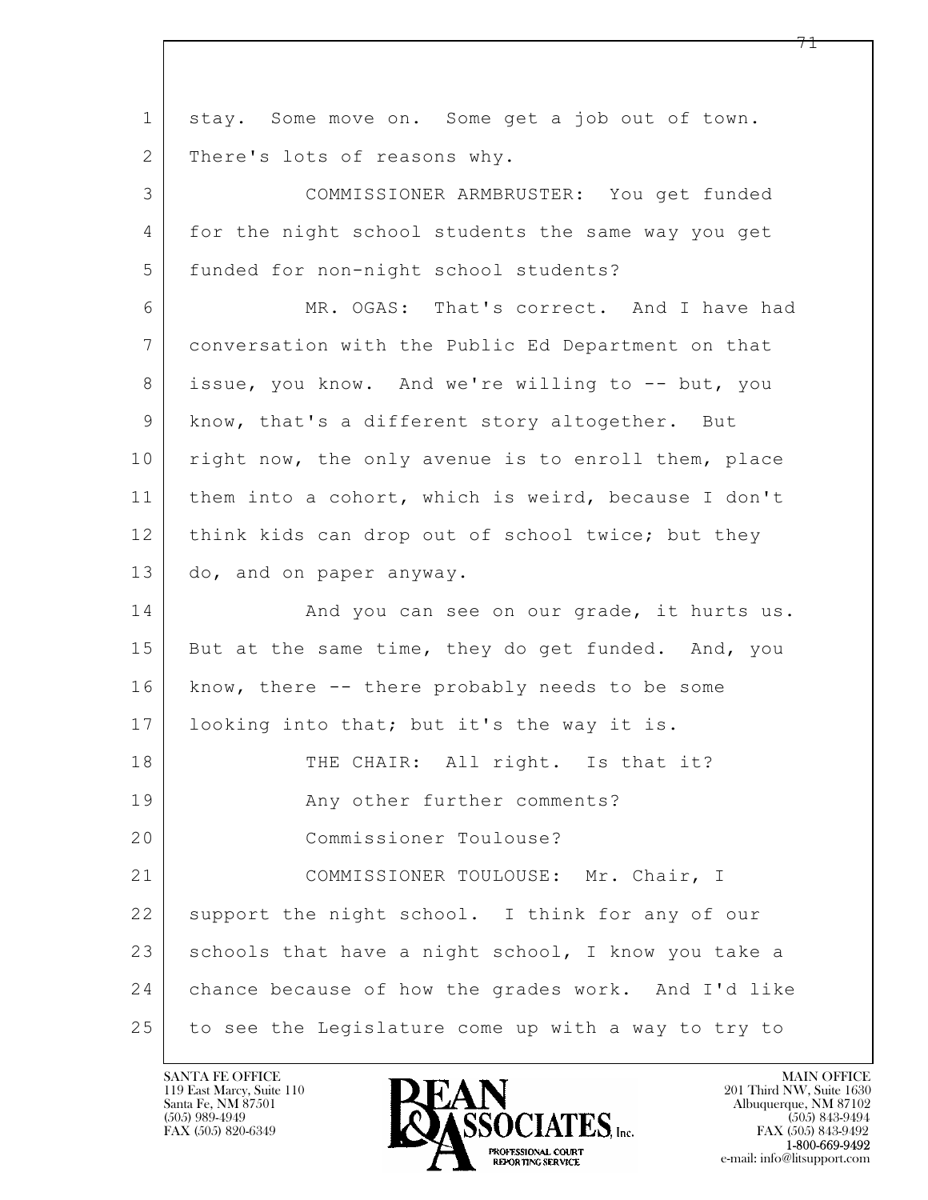1 stay. Some move on. Some get a job out of town.
2 There's lots of reasons why.
3 COMMISSIONER ARMBRUSTER: You get funded
4 for the night school students the same way you get
5 funded for non-night school students?
6 MR. OGAS: That's correct. And I have had
7 conversation with the Public Ed Department on that
8 issue, you know. And we're willing to -- but, you
9 know, that's a different story altogether. But
10 right now, the only avenue is to enroll them, place
11 them into a cohort, which is weird, because I don't
12 think kids can drop out of school twice; but they
13 do, and on paper anyway.
14 And you can see on our grade, it hurts us.
15 But at the same time, they do get funded. And, you
16 know, there -- there probably needs to be some
17 looking into that; but it's the way it is.
18 THE CHAIR: All right. Is that it?
19 Any other further comments?
20 Commissioner Toulouse?
21 COMMISSIONER TOULOUSE: Mr. Chair, I
22 support the night school. I think for any of our
23 schools that have a night school, I know you take a
24 chance because of how the grades work. And I'd like
25 to see the Legislature come up with a way to try to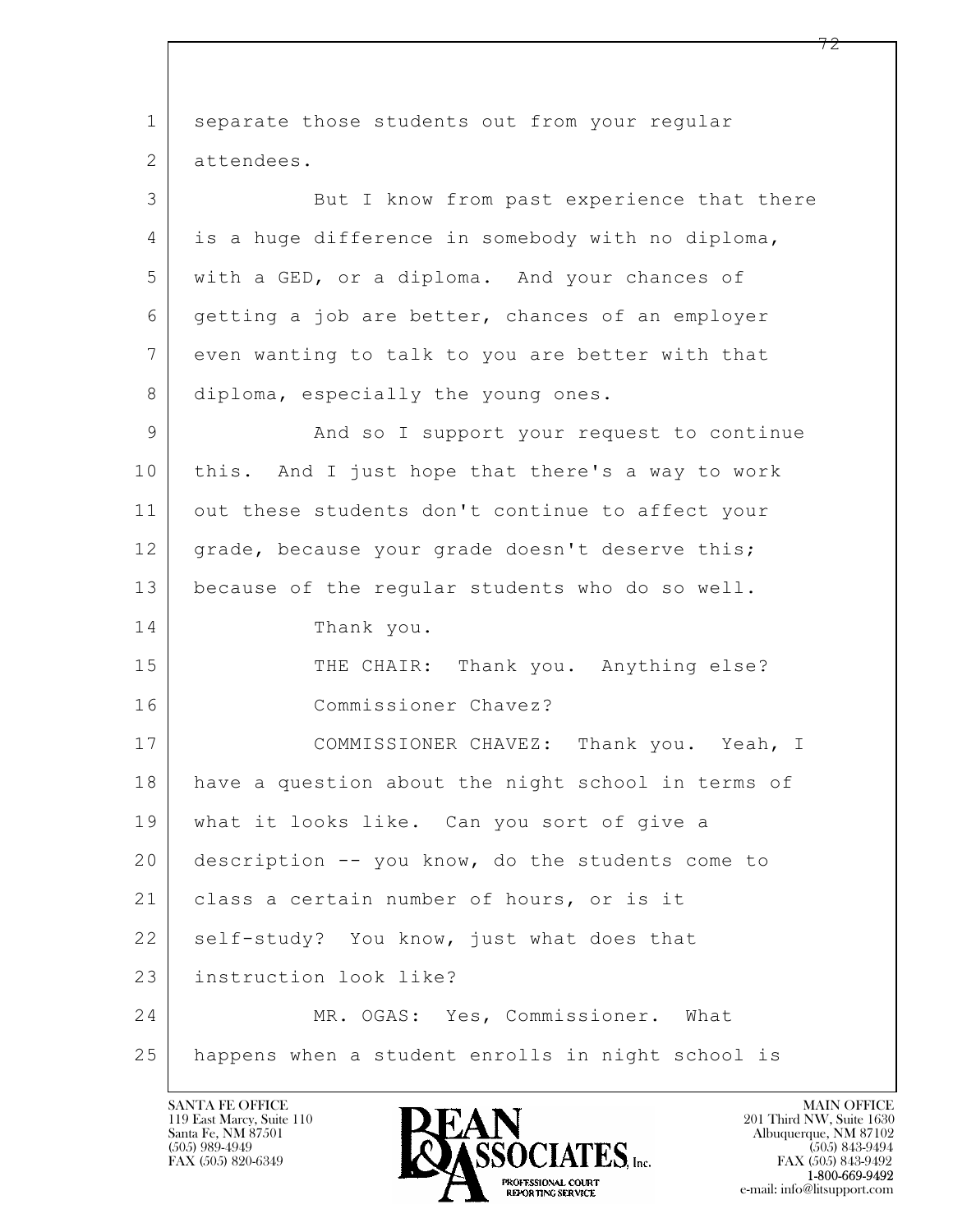separate those students out from your regular attendees.

But I know from past experience that there is a huge difference in somebody with no diploma, with a GED, or a diploma. And your chances of getting a job are better, chances of an employer even wanting to talk to you are better with that diploma, especially the young ones.

And so I support your request to continue this. And I just hope that there's a way to work out these students don't continue to affect your grade, because your grade doesn't deserve this; because of the regular students who do so well.

Thank you.

THE CHAIR: Thank you. Anything else?

Commissioner Chavez?

COMMISSIONER CHAVEZ: Thank you. Yeah, I have a question about the night school in terms of what it looks like. Can you sort of give a description -- you know, do the students come to class a certain number of hours, or is it self-study? You know, just what does that instruction look like?

MR. OGAS: Yes, Commissioner. What happens when a student enrolls in night school is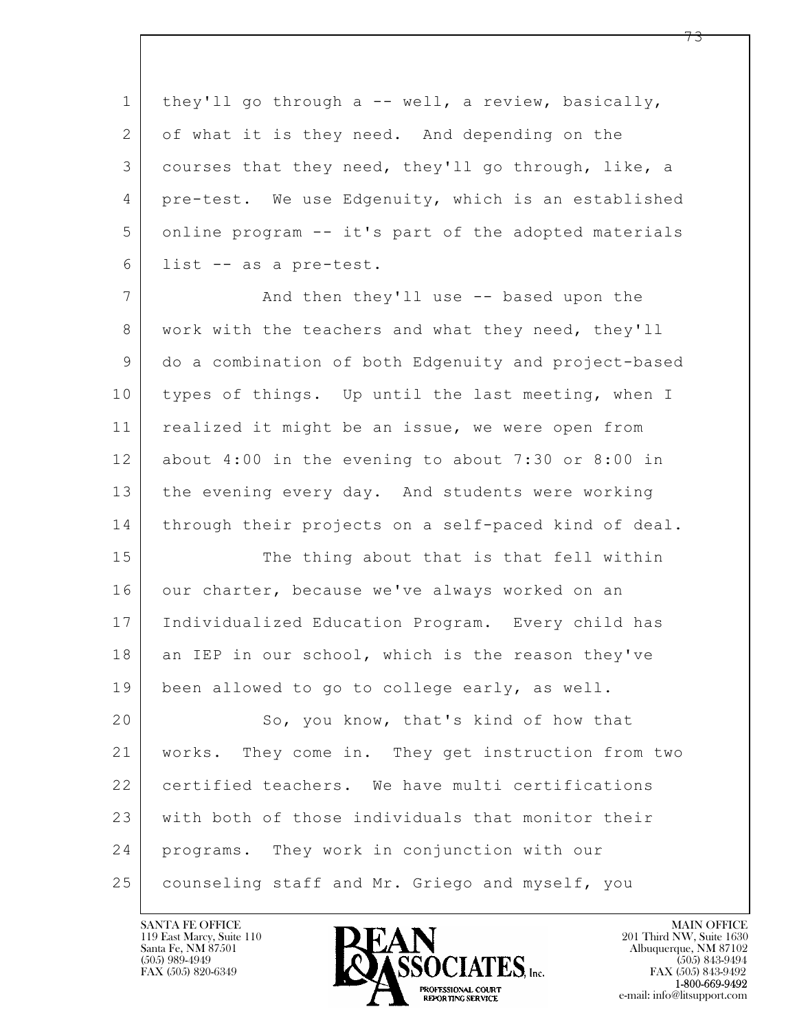they'll go through a -- well, a review, basically, of what it is they need. And depending on the courses that they need, they'll go through, like, a pre-test. We use Edgenuity, which is an established online program -- it's part of the adopted materials list -- as a pre-test.

And then they'll use -- based upon the work with the teachers and what they need, they'll do a combination of both Edgenuity and project-based types of things. Up until the last meeting, when I realized it might be an issue, we were open from about 4:00 in the evening to about 7:30 or 8:00 in the evening every day. And students were working through their projects on a self-paced kind of deal.

The thing about that is that fell within our charter, because we've always worked on an Individualized Education Program. Every child has an IEP in our school, which is the reason they've been allowed to go to college early, as well.

So, you know, that's kind of how that works. They come in. They get instruction from two certified teachers. We have multi certifications with both of those individuals that monitor their programs. They work in conjunction with our counseling staff and Mr. Griego and myself, you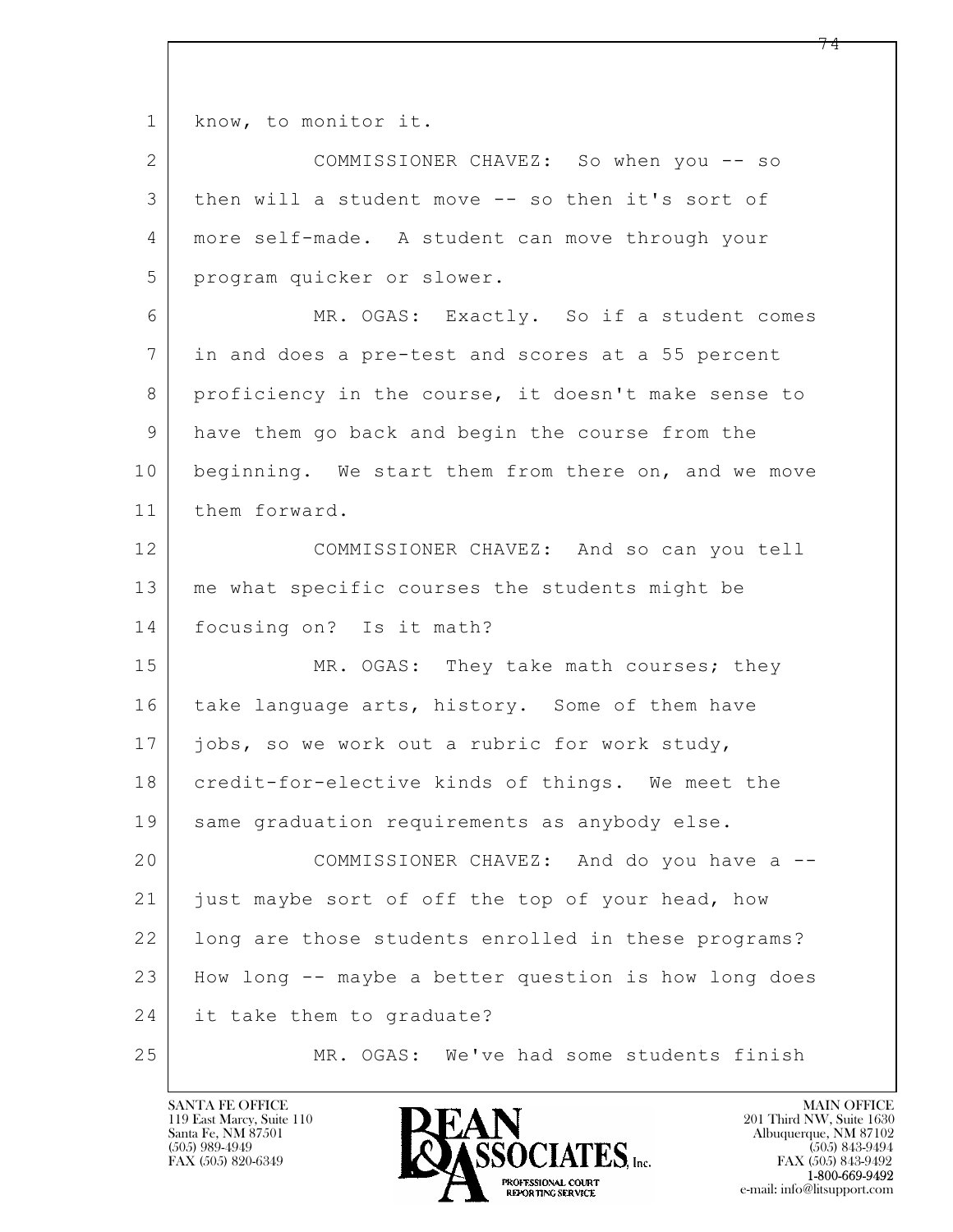know, to monitor it.

COMMISSIONER CHAVEZ: So when you -- so then will a student move -- so then it's sort of more self-made. A student can move through your program quicker or slower.

MR. OGAS: Exactly. So if a student comes in and does a pre-test and scores at a 55 percent proficiency in the course, it doesn't make sense to have them go back and begin the course from the beginning. We start them from there on, and we move them forward.

COMMISSIONER CHAVEZ: And so can you tell me what specific courses the students might be focusing on? Is it math?

MR. OGAS: They take math courses; they take language arts, history. Some of them have jobs, so we work out a rubric for work study, credit-for-elective kinds of things. We meet the same graduation requirements as anybody else.

COMMISSIONER CHAVEZ: And do you have a -- just maybe sort of off the top of your head, how long are those students enrolled in these programs? How long -- maybe a better question is how long does it take them to graduate?

MR. OGAS: We've had some students finish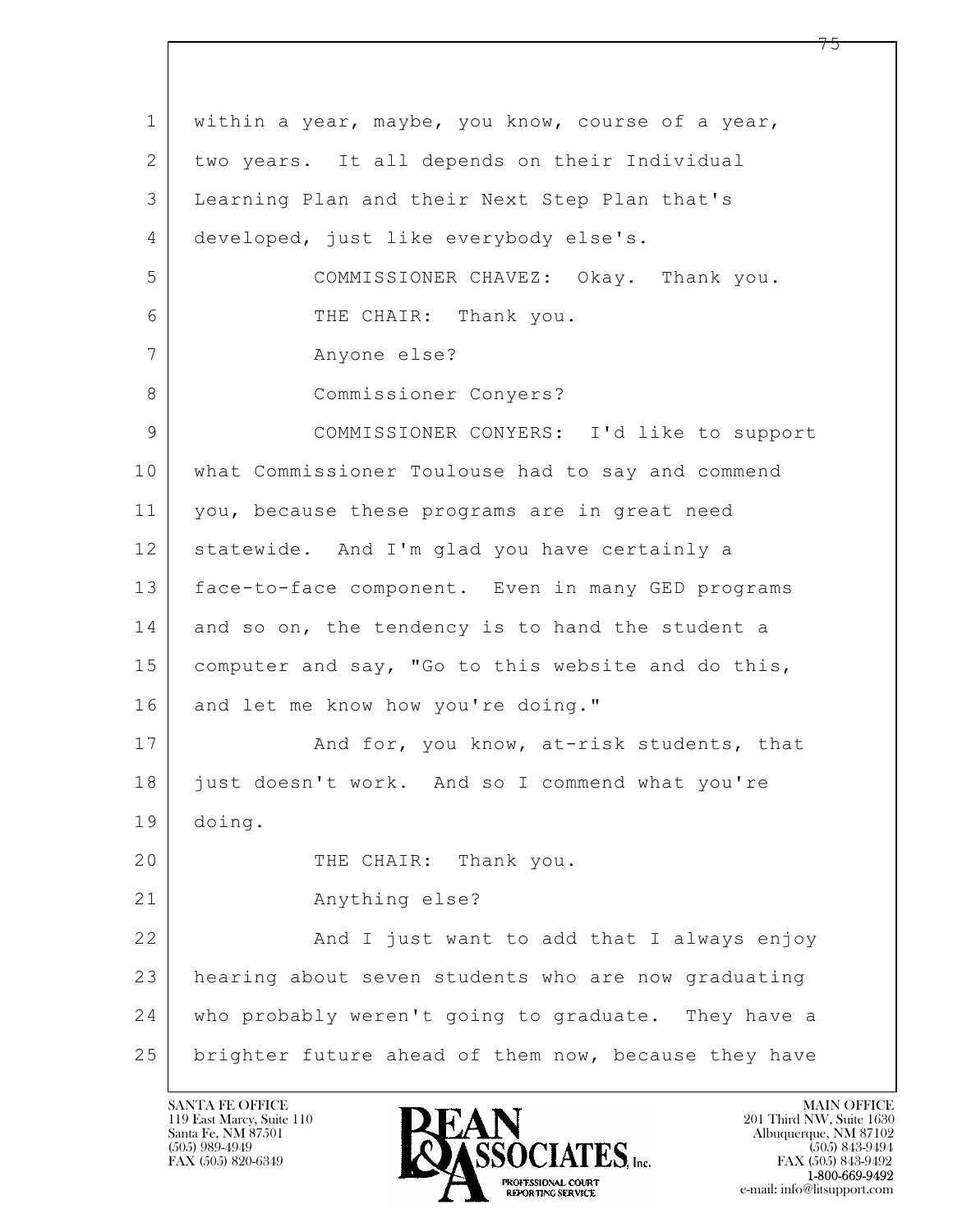1 within a year, maybe, you know, course of a year,
2 two years. It all depends on their Individual
3 Learning Plan and their Next Step Plan that's
4 developed, just like everybody else's.
5 COMMISSIONER CHAVEZ: Okay. Thank you.
6 THE CHAIR: Thank you.
7 Anyone else?
8 Commissioner Conyers?
9 COMMISSIONER CONYERS: I'd like to support
10 what Commissioner Toulouse had to say and commend
11 you, because these programs are in great need
12 statewide. And I'm glad you have certainly a
13 face-to-face component. Even in many GED programs
14 and so on, the tendency is to hand the student a
15 computer and say, "Go to this website and do this,
16 and let me know how you're doing."
17 And for, you know, at-risk students, that
18 just doesn't work. And so I commend what you're
19 doing.
20 THE CHAIR: Thank you.
21 Anything else?
22 And I just want to add that I always enjoy
23 hearing about seven students who are now graduating
24 who probably weren't going to graduate. They have a
25 brighter future ahead of them now, because they have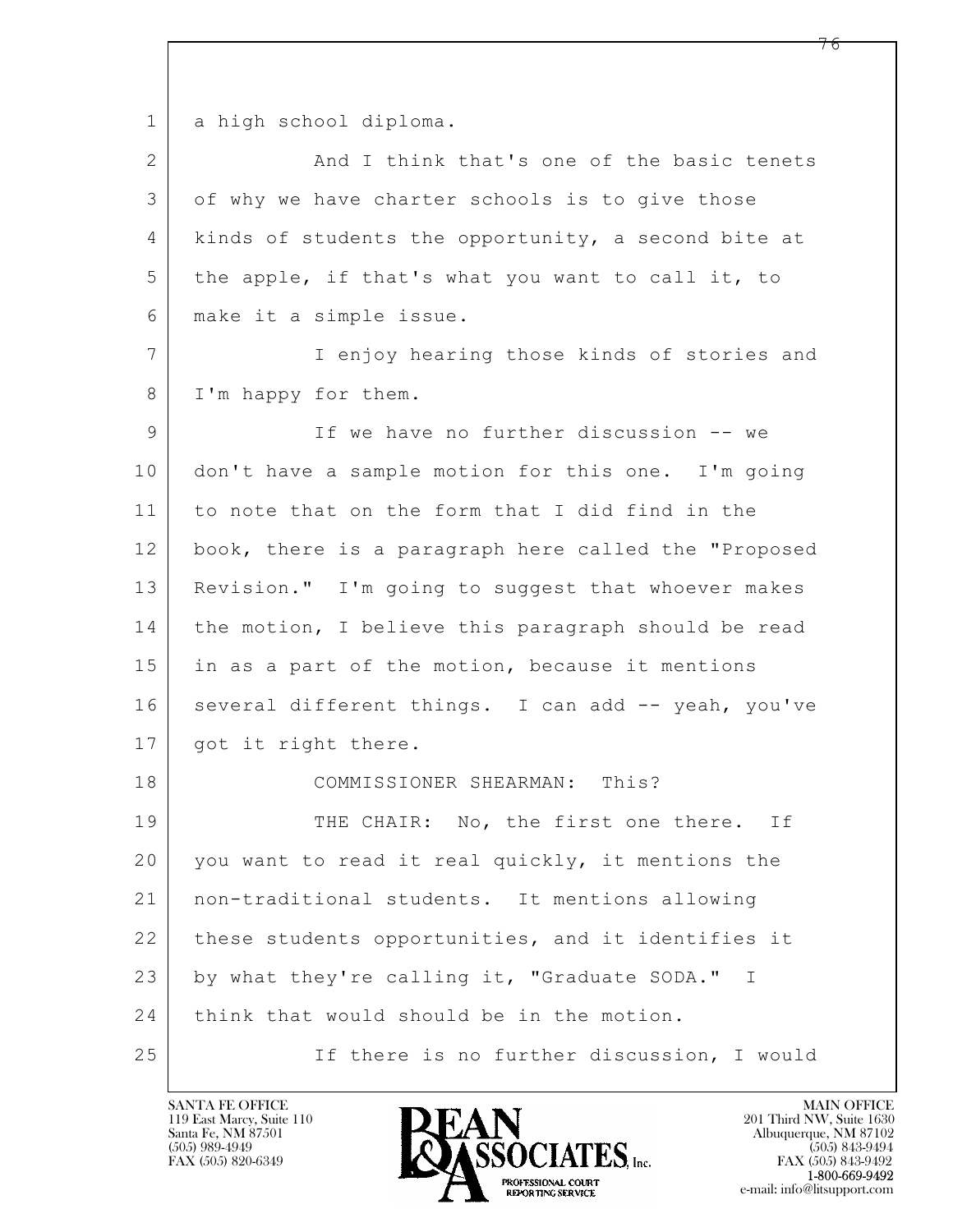1 a high school diploma.

2 And I think that's one of the basic tenets

3 of why we have charter schools is to give those

4 kinds of students the opportunity, a second bite at

5 the apple, if that's what you want to call it, to

6 make it a simple issue.

7 I enjoy hearing those kinds of stories and

8 I'm happy for them.

9 If we have no further discussion -- we

10 don't have a sample motion for this one. I'm going

11 to note that on the form that I did find in the

12 book, there is a paragraph here called the "Proposed

13 Revision." I'm going to suggest that whoever makes

14 the motion, I believe this paragraph should be read

15 in as a part of the motion, because it mentions

16 several different things. I can add -- yeah, you've

17 got it right there.

18 COMMISSIONER SHEARMAN: This?

19 THE CHAIR: No, the first one there. If

20 you want to read it real quickly, it mentions the

21 non-traditional students. It mentions allowing

22 these students opportunities, and it identifies it

23 by what they're calling it, "Graduate SODA." I

24 think that would should be in the motion.

25 If there is no further discussion, I would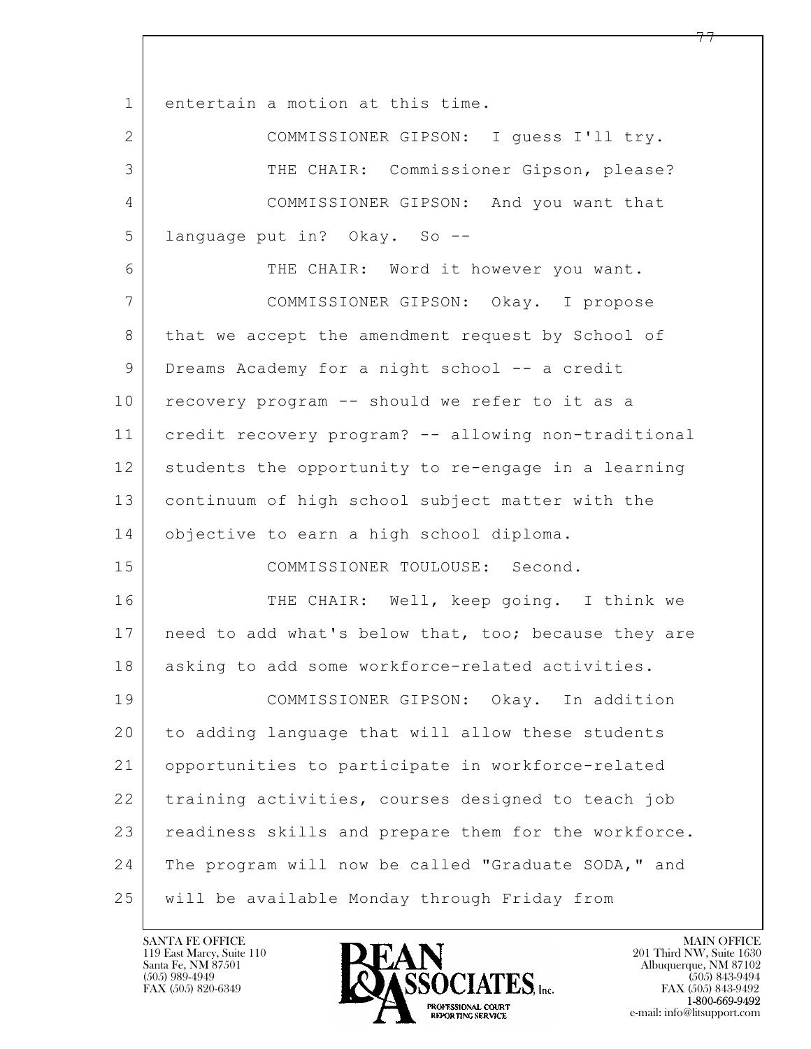1 entertain a motion at this time.

2 COMMISSIONER GIPSON: I guess I'll try.

3 THE CHAIR: Commissioner Gipson, please?

4 COMMISSIONER GIPSON: And you want that

5 language put in? Okay. So --

6 THE CHAIR: Word it however you want.

7 COMMISSIONER GIPSON: Okay. I propose

8 that we accept the amendment request by School of

9 Dreams Academy for a night school -- a credit

10 recovery program -- should we refer to it as a

11 credit recovery program? -- allowing non-traditional

12 students the opportunity to re-engage in a learning

13 continuum of high school subject matter with the

14 objective to earn a high school diploma.

15 COMMISSIONER TOULOUSE: Second.

16 THE CHAIR: Well, keep going. I think we

17 need to add what's below that, too; because they are

18 asking to add some workforce-related activities.

19 COMMISSIONER GIPSON: Okay. In addition

20 to adding language that will allow these students

21 opportunities to participate in workforce-related

22 training activities, courses designed to teach job

23 readiness skills and prepare them for the workforce.

24 The program will now be called "Graduate SODA," and

25 will be available Monday through Friday from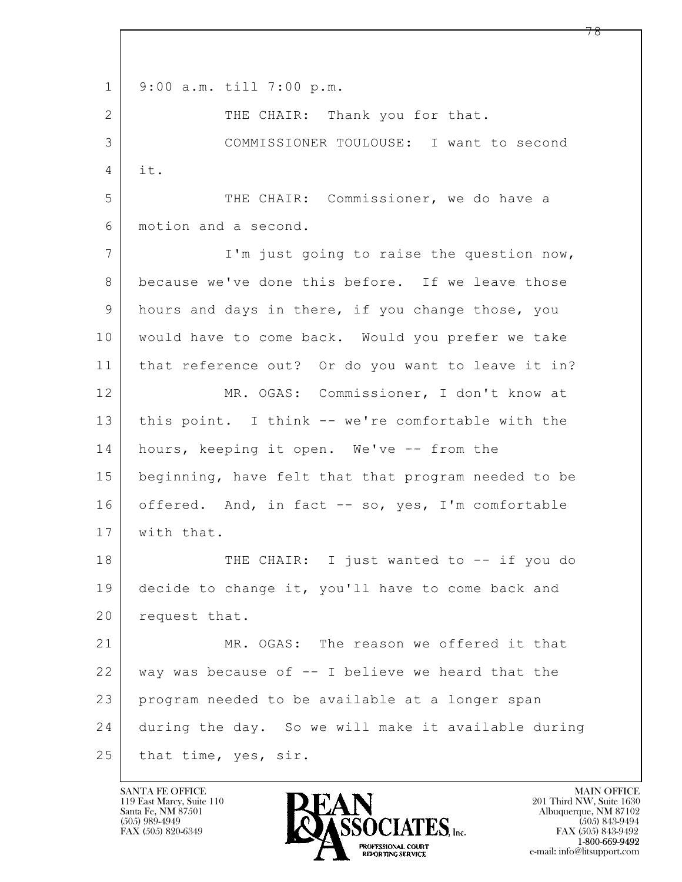1 9:00 a.m. till 7:00 p.m.

2 THE CHAIR: Thank you for that.

3 COMMISSIONER TOULOUSE: I want to second

4 it.

5 THE CHAIR: Commissioner, we do have a

6 motion and a second.

7 I'm just going to raise the question now,

8 because we've done this before. If we leave those

9 hours and days in there, if you change those, you

10 would have to come back. Would you prefer we take

11 that reference out? Or do you want to leave it in?

12 MR. OGAS: Commissioner, I don't know at

13 this point. I think -- we're comfortable with the

14 hours, keeping it open. We've -- from the

15 beginning, have felt that that program needed to be

16 offered. And, in fact -- so, yes, I'm comfortable

17 with that.

18 THE CHAIR: I just wanted to -- if you do

19 decide to change it, you'll have to come back and

20 request that.

21 MR. OGAS: The reason we offered it that

22 way was because of -- I believe we heard that the

23 program needed to be available at a longer span

24 during the day. So we will make it available during

25 that time, yes, sir.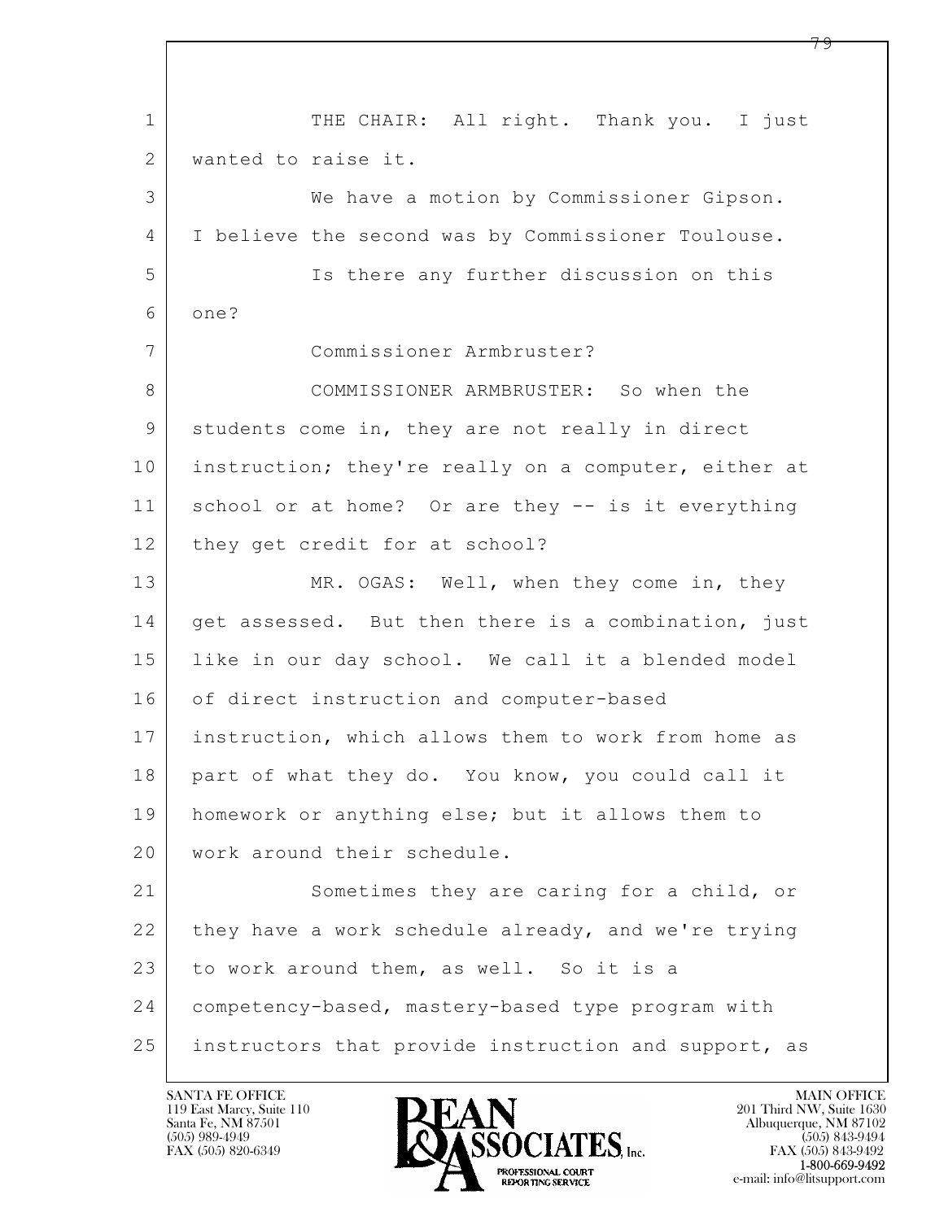THE CHAIR: All right. Thank you. I just wanted to raise it.

We have a motion by Commissioner Gipson. I believe the second was by Commissioner Toulouse.

Is there any further discussion on this one?

Commissioner Armbruster?

COMMISSIONER ARMBRUSTER: So when the students come in, they are not really in direct instruction; they're really on a computer, either at school or at home? Or are they -- is it everything they get credit for at school?

MR. OGAS: Well, when they come in, they get assessed. But then there is a combination, just like in our day school. We call it a blended model of direct instruction and computer-based instruction, which allows them to work from home as part of what they do. You know, you could call it homework or anything else; but it allows them to work around their schedule.

Sometimes they are caring for a child, or they have a work schedule already, and we're trying to work around them, as well. So it is a competency-based, mastery-based type program with instructors that provide instruction and support, as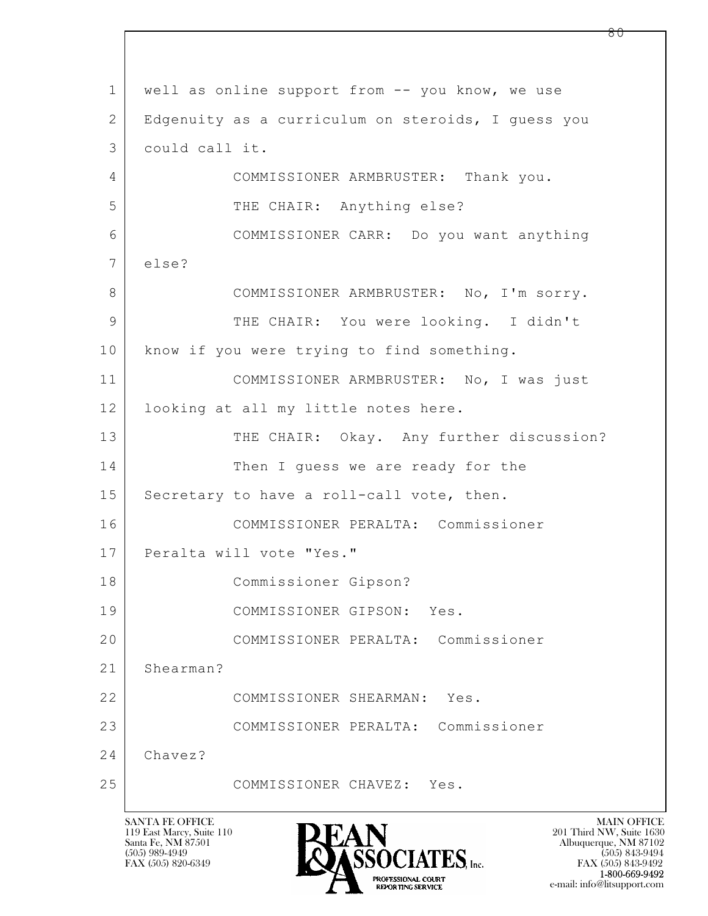1 well as online support from -- you know, we use
2 Edgenuity as a curriculum on steroids, I guess you
3 could call it.
4 COMMISSIONER ARMBRUSTER: Thank you.
5 THE CHAIR: Anything else?
6 COMMISSIONER CARR: Do you want anything
7 else?
8 COMMISSIONER ARMBRUSTER: No, I'm sorry.
9 THE CHAIR: You were looking. I didn't
10 know if you were trying to find something.
11 COMMISSIONER ARMBRUSTER: No, I was just
12 looking at all my little notes here.
13 THE CHAIR: Okay. Any further discussion?
14 Then I guess we are ready for the
15 Secretary to have a roll-call vote, then.
16 COMMISSIONER PERALTA: Commissioner
17 Peralta will vote "Yes."
18 Commissioner Gipson?
19 COMMISSIONER GIPSON: Yes.
20 COMMISSIONER PERALTA: Commissioner
21 Shearman?
22 COMMISSIONER SHEARMAN: Yes.
23 COMMISSIONER PERALTA: Commissioner
24 Chavez?
25 COMMISSIONER CHAVEZ: Yes.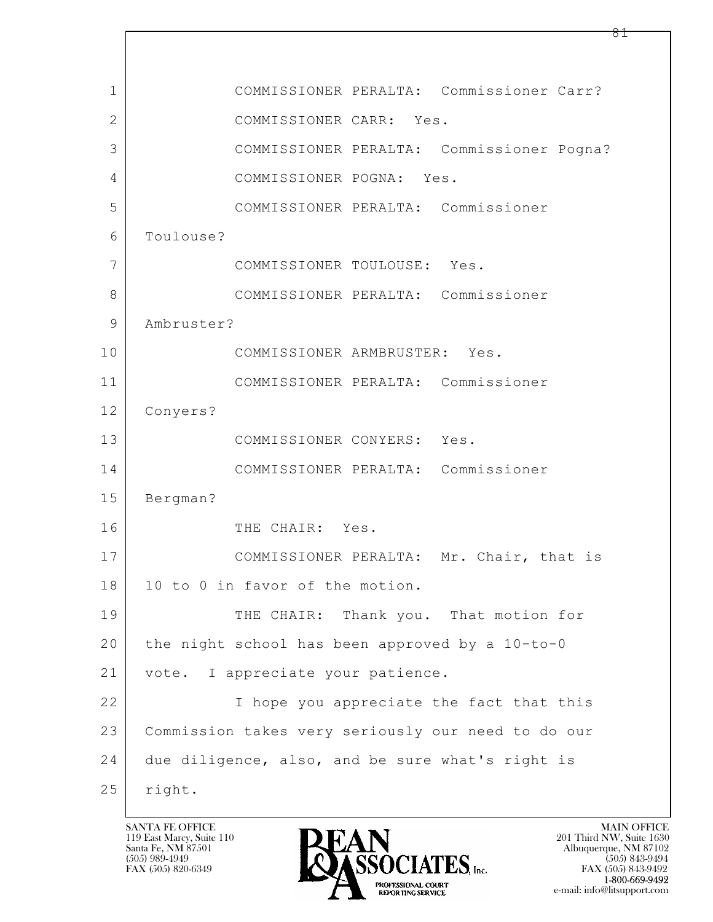1 COMMISSIONER PERALTA: Commissioner Carr?
2 COMMISSIONER CARR: Yes.
3 COMMISSIONER PERALTA: Commissioner Pogna?
4 COMMISSIONER POGNA: Yes.
5 COMMISSIONER PERALTA: Commissioner
6 Toulouse?
7 COMMISSIONER TOULOUSE: Yes.
8 COMMISSIONER PERALTA: Commissioner
9 Ambruster?
10 COMMISSIONER ARMBRUSTER: Yes.
11 COMMISSIONER PERALTA: Commissioner
12 Conyers?
13 COMMISSIONER CONYERS: Yes.
14 COMMISSIONER PERALTA: Commissioner
15 Bergman?
16 THE CHAIR: Yes.
17 COMMISSIONER PERALTA: Mr. Chair, that is
18 10 to 0 in favor of the motion.
19 THE CHAIR: Thank you. That motion for
20 the night school has been approved by a 10-to-0
21 vote. I appreciate your patience.
22 I hope you appreciate the fact that this
23 Commission takes very seriously our need to do our
24 due diligence, also, and be sure what's right is
25 right.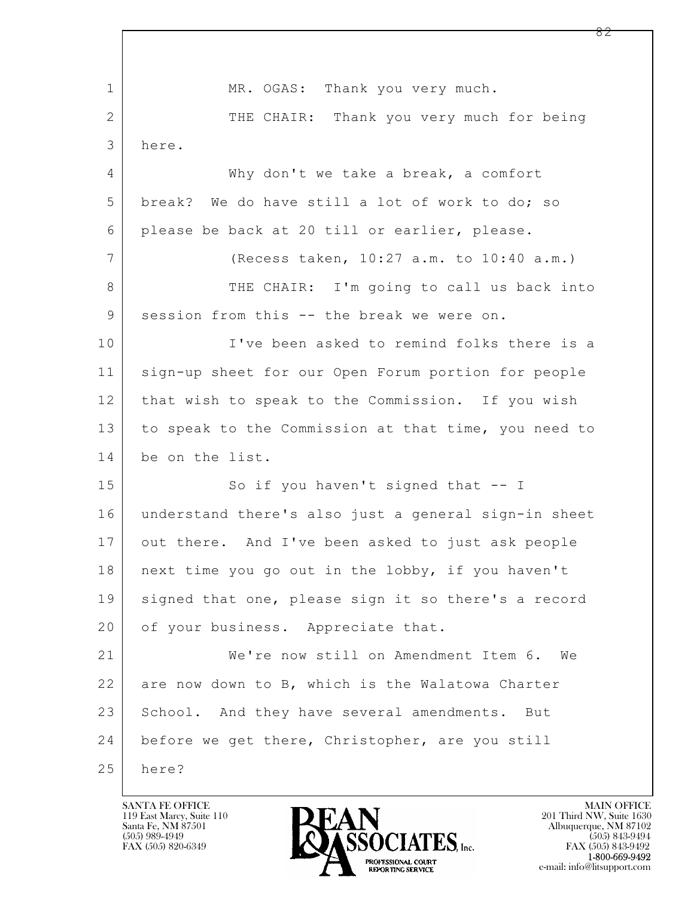MR. OGAS: Thank you very much.

THE CHAIR: Thank you very much for being here.

Why don't we take a break, a comfort break? We do have still a lot of work to do; so please be back at 20 till or earlier, please.

(Recess taken, 10:27 a.m. to 10:40 a.m.)

THE CHAIR: I'm going to call us back into session from this -- the break we were on.

I've been asked to remind folks there is a sign-up sheet for our Open Forum portion for people that wish to speak to the Commission. If you wish to speak to the Commission at that time, you need to be on the list.

So if you haven't signed that -- I understand there's also just a general sign-in sheet out there. And I've been asked to just ask people next time you go out in the lobby, if you haven't signed that one, please sign it so there's a record of your business. Appreciate that.

We're now still on Amendment Item 6. We are now down to B, which is the Walatowa Charter School. And they have several amendments. But before we get there, Christopher, are you still here?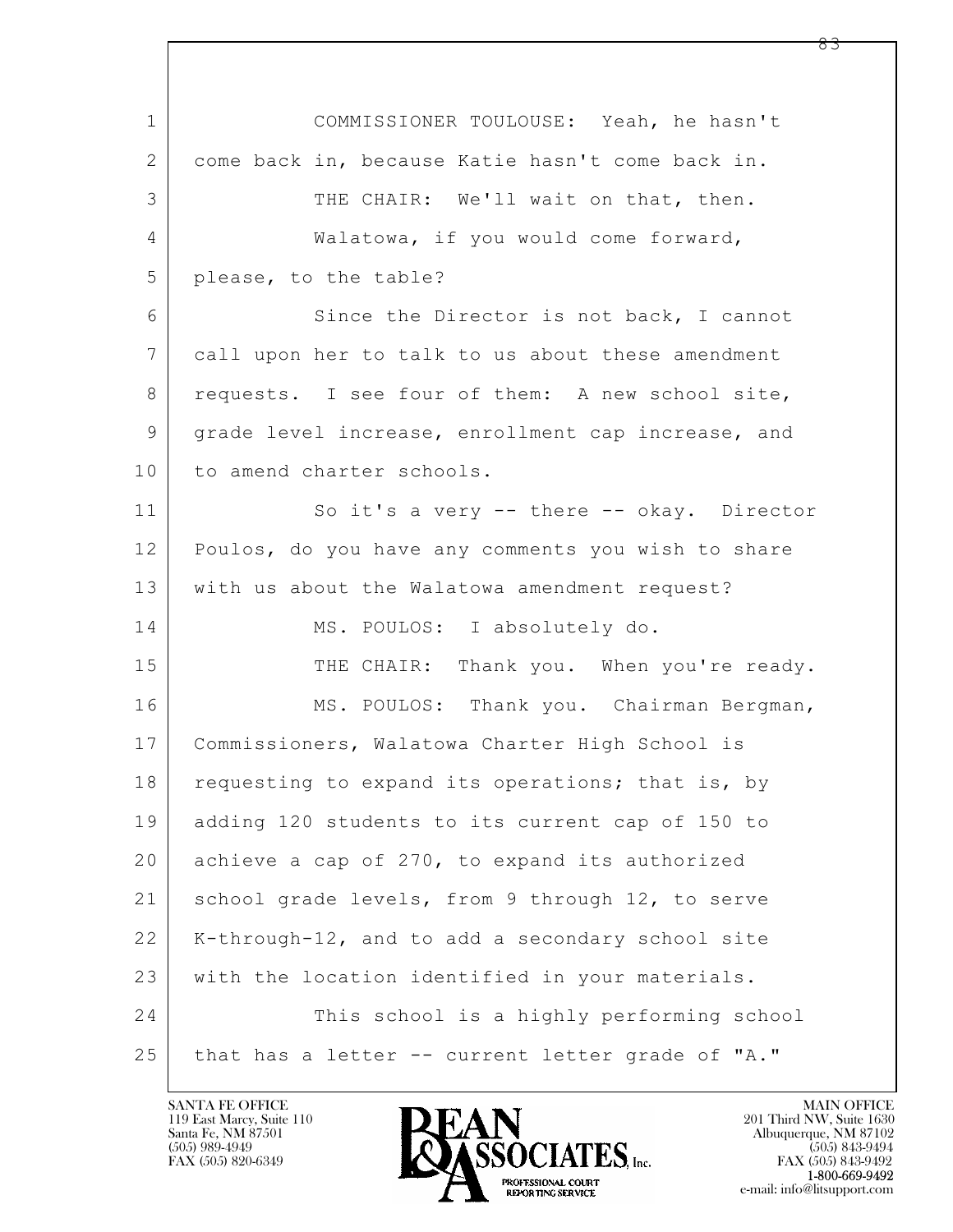COMMISSIONER TOULOUSE: Yeah, he hasn't come back in, because Katie hasn't come back in.

THE CHAIR: We'll wait on that, then.

Walatowa, if you would come forward, please, to the table?

Since the Director is not back, I cannot call upon her to talk to us about these amendment requests. I see four of them: A new school site, grade level increase, enrollment cap increase, and to amend charter schools.

So it's a very -- there -- okay. Director Poulos, do you have any comments you wish to share with us about the Walatowa amendment request?

MS. POULOS: I absolutely do.

THE CHAIR: Thank you. When you're ready.

MS. POULOS: Thank you. Chairman Bergman, Commissioners, Walatowa Charter High School is requesting to expand its operations; that is, by adding 120 students to its current cap of 150 to achieve a cap of 270, to expand its authorized school grade levels, from 9 through 12, to serve K-through-12, and to add a secondary school site with the location identified in your materials.

This school is a highly performing school that has a letter -- current letter grade of "A."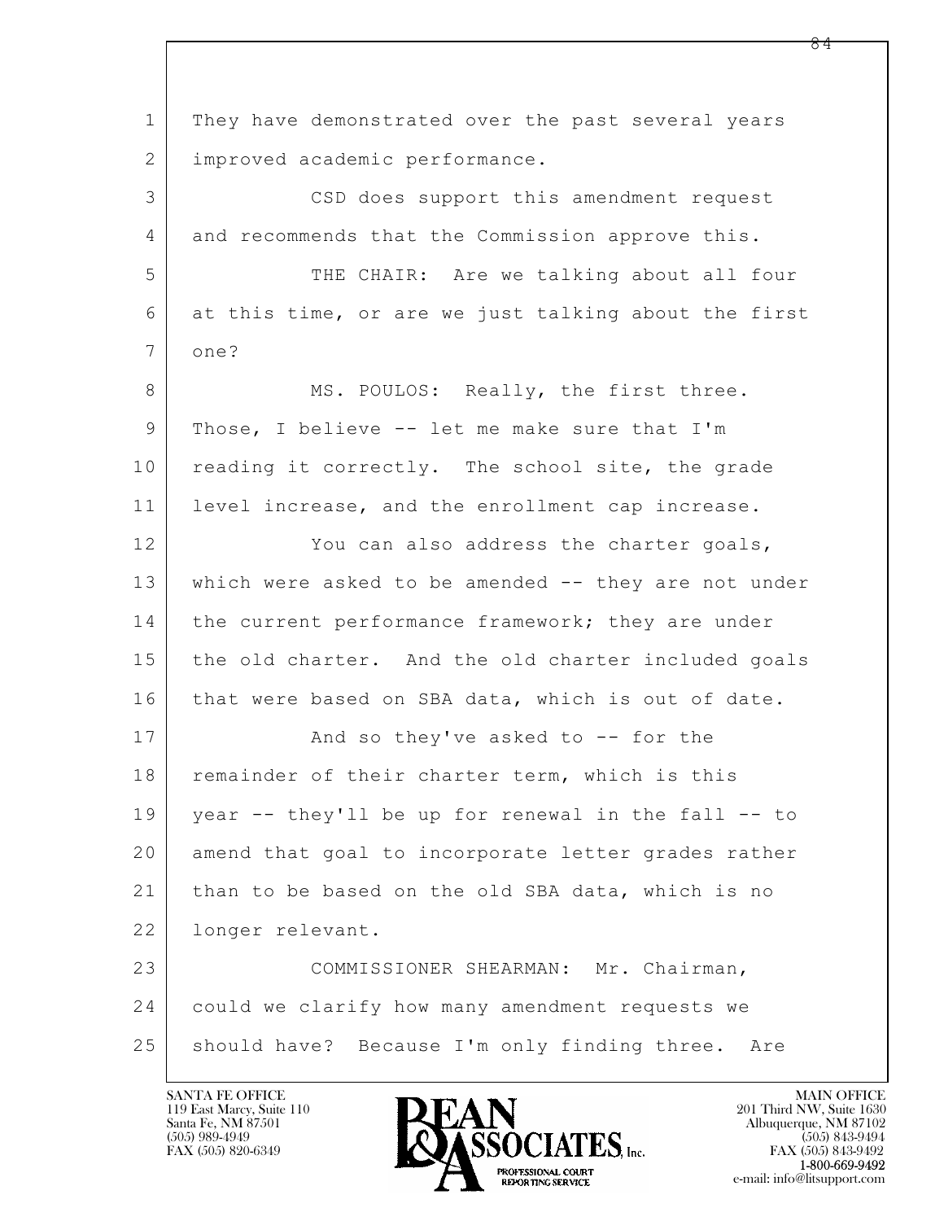They have demonstrated over the past several years improved academic performance.

CSD does support this amendment request and recommends that the Commission approve this.

THE CHAIR: Are we talking about all four at this time, or are we just talking about the first one?

MS. POULOS: Really, the first three. Those, I believe -- let me make sure that I'm reading it correctly. The school site, the grade level increase, and the enrollment cap increase.

You can also address the charter goals, which were asked to be amended -- they are not under the current performance framework; they are under the old charter. And the old charter included goals that were based on SBA data, which is out of date.

And so they've asked to -- for the remainder of their charter term, which is this year -- they'll be up for renewal in the fall -- to amend that goal to incorporate letter grades rather than to be based on the old SBA data, which is no longer relevant.

COMMISSIONER SHEARMAN: Mr. Chairman, could we clarify how many amendment requests we should have? Because I'm only finding three. Are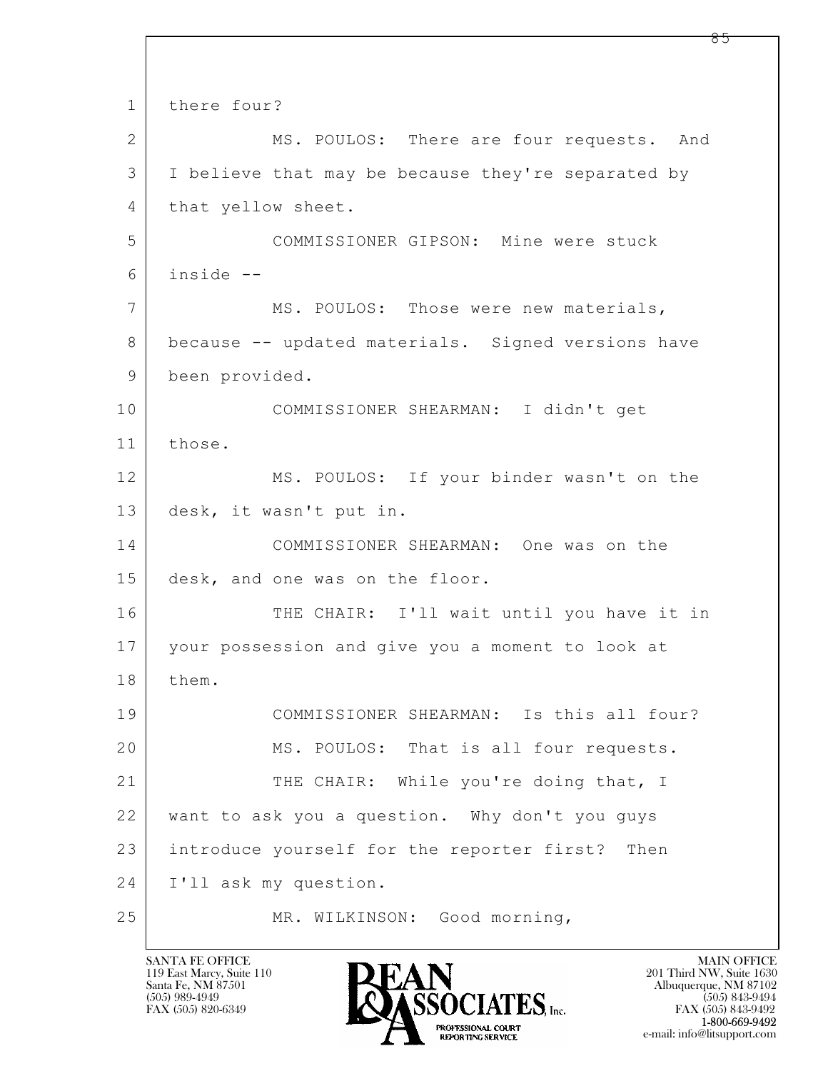1 there four?

2 MS. POULOS: There are four requests. And

3 I believe that may be because they're separated by

4 that yellow sheet.

5 COMMISSIONER GIPSON: Mine were stuck

6 inside --

7 MS. POULOS: Those were new materials,

8 because -- updated materials. Signed versions have

9 been provided.

10 COMMISSIONER SHEARMAN: I didn't get

11 those.

12 MS. POULOS: If your binder wasn't on the

13 desk, it wasn't put in.

14 COMMISSIONER SHEARMAN: One was on the

15 desk, and one was on the floor.

16 THE CHAIR: I'll wait until you have it in

17 your possession and give you a moment to look at

18 them.

19 COMMISSIONER SHEARMAN: Is this all four?

20 MS. POULOS: That is all four requests.

21 THE CHAIR: While you're doing that, I

22 want to ask you a question. Why don't you guys

23 introduce yourself for the reporter first? Then

24 I'll ask my question.

25 MR. WILKINSON: Good morning,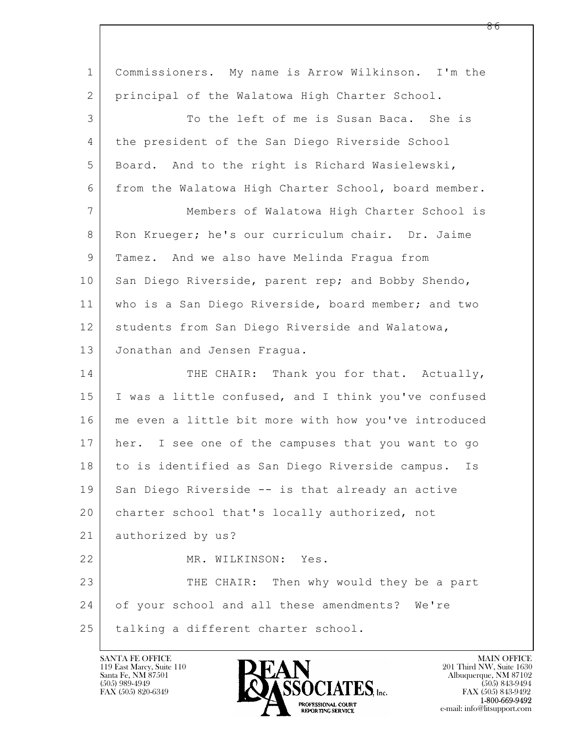1 Commissioners. My name is Arrow Wilkinson. I'm the
2 principal of the Walatowa High Charter School.
3 To the left of me is Susan Baca. She is
4 the president of the San Diego Riverside School
5 Board. And to the right is Richard Wasielewski,
6 from the Walatowa High Charter School, board member.
7 Members of Walatowa High Charter School is
8 Ron Krueger; he's our curriculum chair. Dr. Jaime
9 Tamez. And we also have Melinda Fragua from
10 San Diego Riverside, parent rep; and Bobby Shendo,
11 who is a San Diego Riverside, board member; and two
12 students from San Diego Riverside and Walatowa,
13 Jonathan and Jensen Fragua.
14 THE CHAIR: Thank you for that. Actually,
15 I was a little confused, and I think you've confused
16 me even a little bit more with how you've introduced
17 her. I see one of the campuses that you want to go
18 to is identified as San Diego Riverside campus. Is
19 San Diego Riverside -- is that already an active
20 charter school that's locally authorized, not
21 authorized by us?
22 MR. WILKINSON: Yes.
23 THE CHAIR: Then why would they be a part
24 of your school and all these amendments? We're
25 talking a different charter school.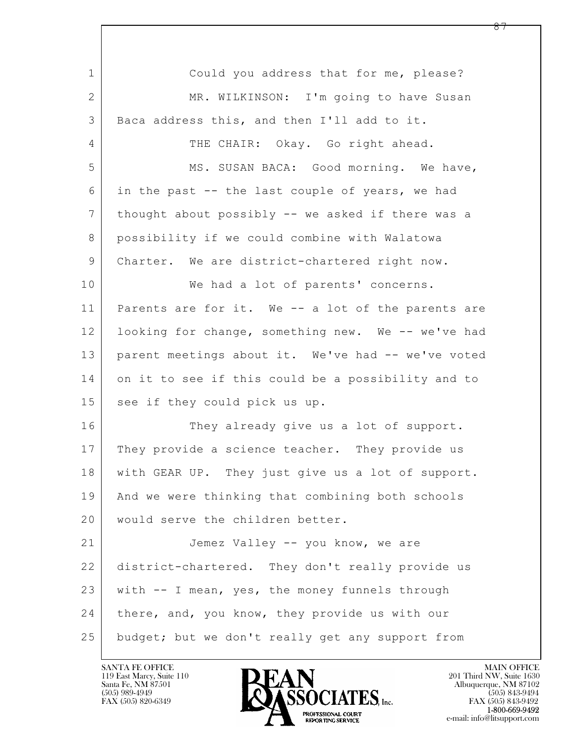Could you address that for me, please?

MR. WILKINSON: I'm going to have Susan Baca address this, and then I'll add to it.

THE CHAIR: Okay. Go right ahead.

MS. SUSAN BACA: Good morning. We have, in the past -- the last couple of years, we had thought about possibly -- we asked if there was a possibility if we could combine with Walatowa Charter. We are district-chartered right now.

We had a lot of parents' concerns. Parents are for it. We -- a lot of the parents are looking for change, something new. We -- we've had parent meetings about it. We've had -- we've voted on it to see if this could be a possibility and to see if they could pick us up.

They already give us a lot of support. They provide a science teacher. They provide us with GEAR UP. They just give us a lot of support. And we were thinking that combining both schools would serve the children better.

Jemez Valley -- you know, we are district-chartered. They don't really provide us with -- I mean, yes, the money funnels through there, and, you know, they provide us with our budget; but we don't really get any support from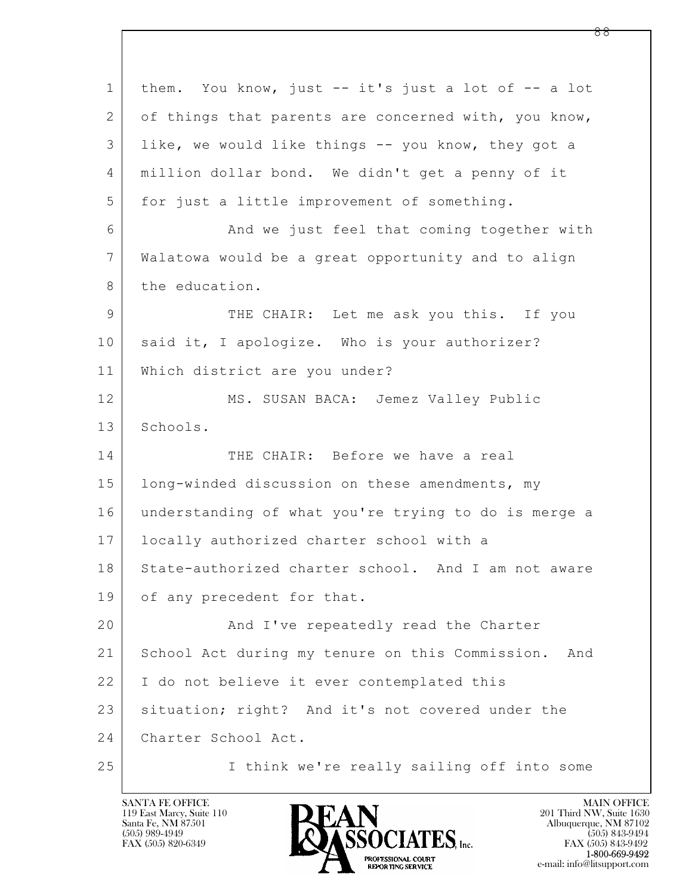them. You know, just -- it's just a lot of -- a lot of things that parents are concerned with, you know, like, we would like things -- you know, they got a million dollar bond. We didn't get a penny of it for just a little improvement of something.

And we just feel that coming together with Walatowa would be a great opportunity and to align the education.

THE CHAIR: Let me ask you this. If you said it, I apologize. Who is your authorizer? Which district are you under?

MS. SUSAN BACA: Jemez Valley Public Schools.

THE CHAIR: Before we have a real long-winded discussion on these amendments, my understanding of what you're trying to do is merge a locally authorized charter school with a State-authorized charter school. And I am not aware of any precedent for that.

And I've repeatedly read the Charter School Act during my tenure on this Commission. And I do not believe it ever contemplated this situation; right? And it's not covered under the Charter School Act.

I think we're really sailing off into some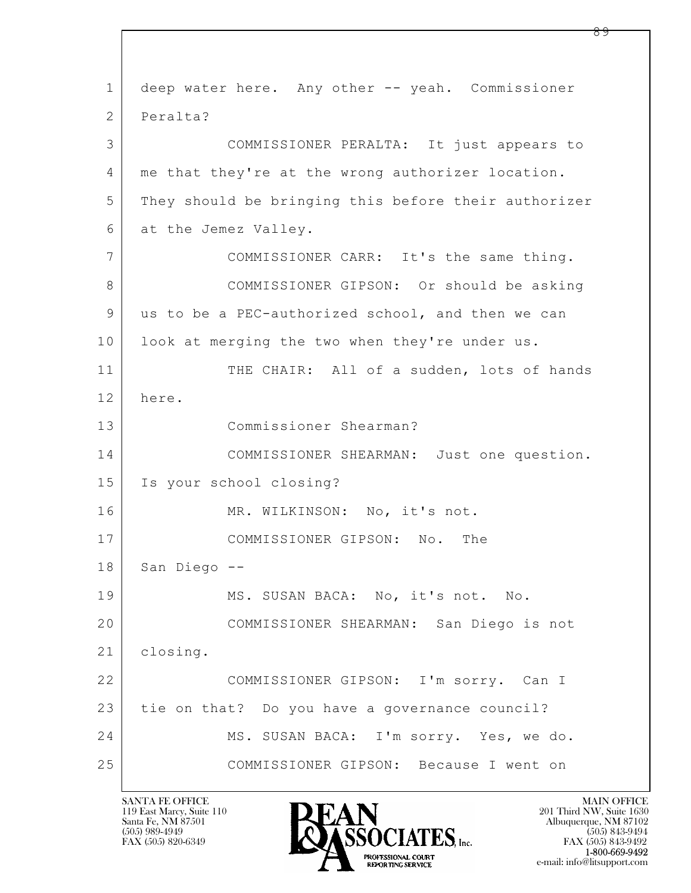deep water here. Any other -- yeah. Commissioner Peralta?

COMMISSIONER PERALTA: It just appears to me that they're at the wrong authorizer location. They should be bringing this before their authorizer at the Jemez Valley.

COMMISSIONER CARR: It's the same thing.

COMMISSIONER GIPSON: Or should be asking us to be a PEC-authorized school, and then we can look at merging the two when they're under us.

THE CHAIR: All of a sudden, lots of hands here.

Commissioner Shearman?

COMMISSIONER SHEARMAN: Just one question. Is your school closing?

MR. WILKINSON: No, it's not.

COMMISSIONER GIPSON: No. The San Diego --

MS. SUSAN BACA: No, it's not. No.

COMMISSIONER SHEARMAN: San Diego is not closing.

COMMISSIONER GIPSON: I'm sorry. Can I tie on that? Do you have a governance council?

MS. SUSAN BACA: I'm sorry. Yes, we do.

COMMISSIONER GIPSON: Because I went on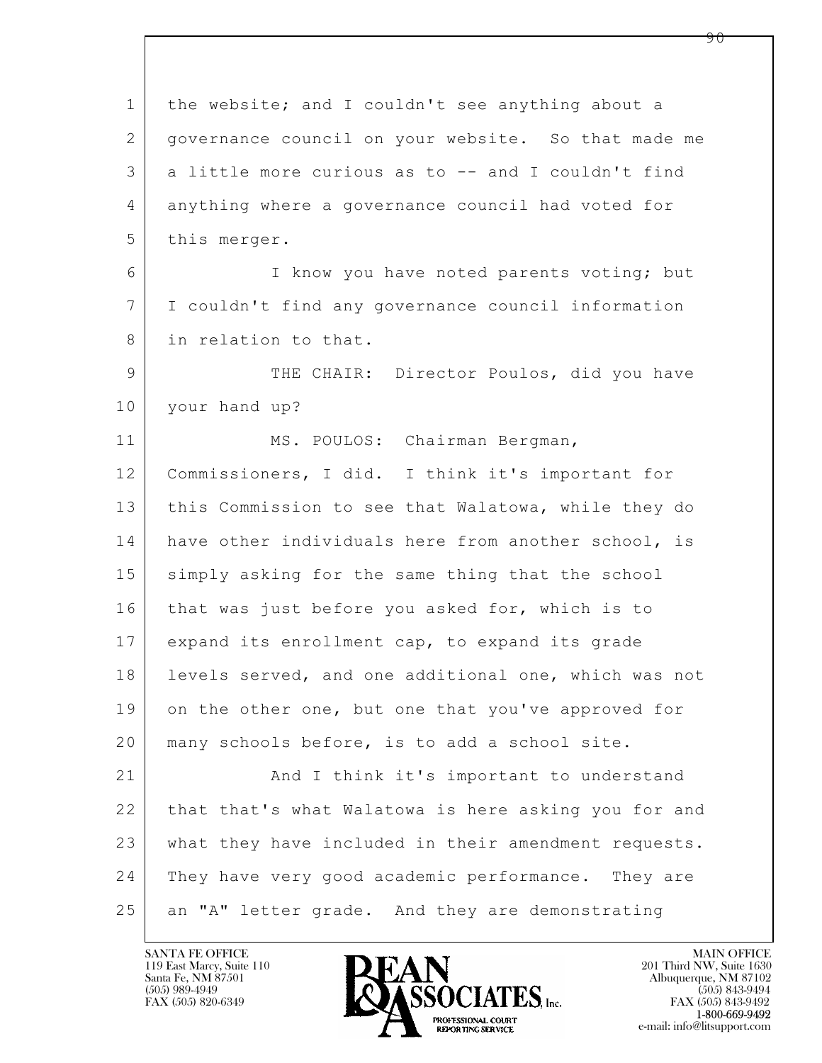the website; and I couldn't see anything about a governance council on your website. So that made me a little more curious as to -- and I couldn't find anything where a governance council had voted for this merger.

I know you have noted parents voting; but I couldn't find any governance council information in relation to that.

THE CHAIR: Director Poulos, did you have your hand up?

MS. POULOS: Chairman Bergman, Commissioners, I did. I think it's important for this Commission to see that Walatowa, while they do have other individuals here from another school, is simply asking for the same thing that the school that was just before you asked for, which is to expand its enrollment cap, to expand its grade levels served, and one additional one, which was not on the other one, but one that you've approved for many schools before, is to add a school site.

And I think it's important to understand that that's what Walatowa is here asking you for and what they have included in their amendment requests. They have very good academic performance. They are an "A" letter grade. And they are demonstrating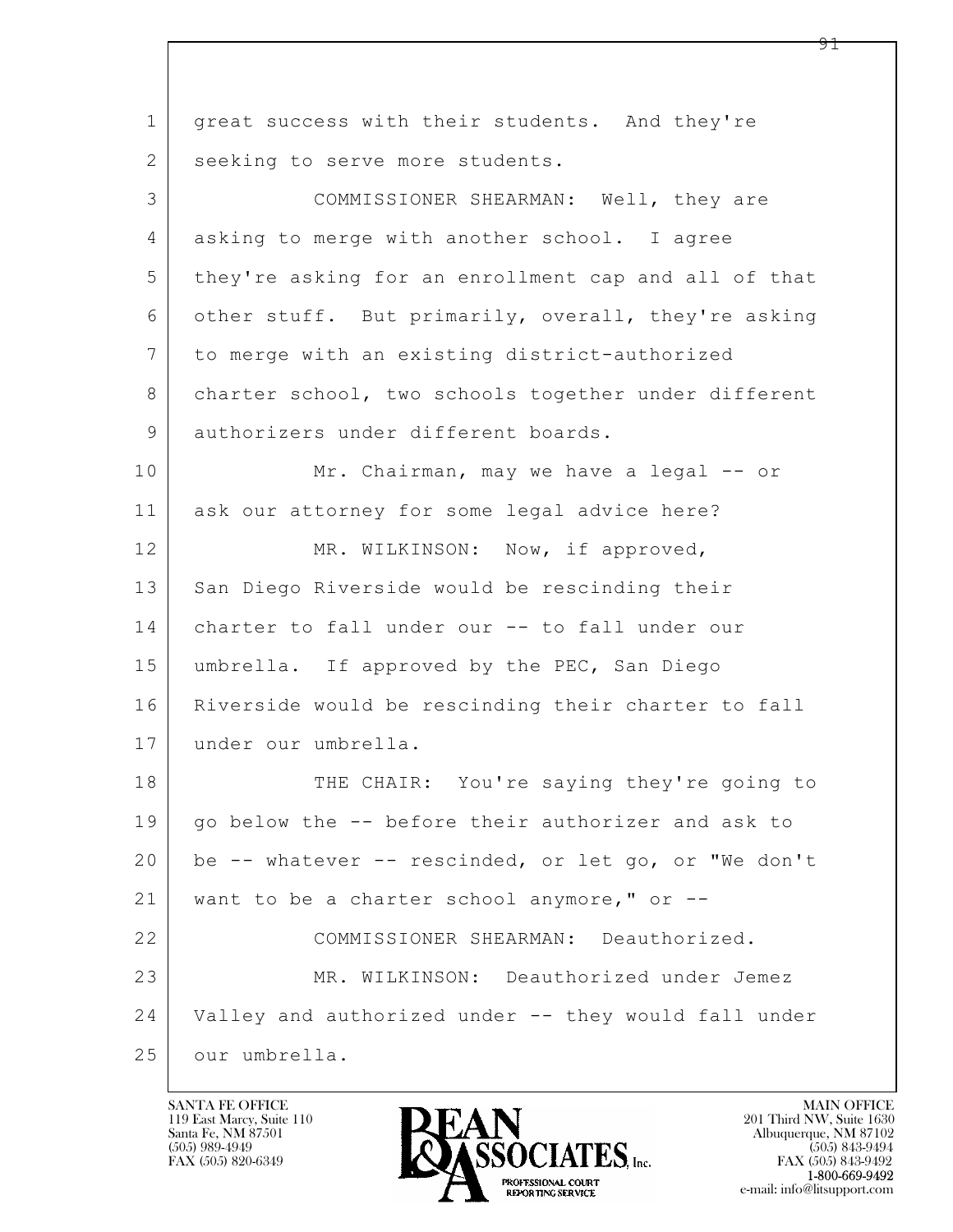great success with their students. And they're seeking to serve more students.

COMMISSIONER SHEARMAN: Well, they are asking to merge with another school. I agree they're asking for an enrollment cap and all of that other stuff. But primarily, overall, they're asking to merge with an existing district-authorized charter school, two schools together under different authorizers under different boards.

Mr. Chairman, may we have a legal -- or ask our attorney for some legal advice here?

MR. WILKINSON: Now, if approved, San Diego Riverside would be rescinding their charter to fall under our -- to fall under our umbrella. If approved by the PEC, San Diego Riverside would be rescinding their charter to fall under our umbrella.

THE CHAIR: You're saying they're going to go below the -- before their authorizer and ask to be -- whatever -- rescinded, or let go, or "We don't want to be a charter school anymore," or --

COMMISSIONER SHEARMAN: Deauthorized.

MR. WILKINSON: Deauthorized under Jemez Valley and authorized under -- they would fall under our umbrella.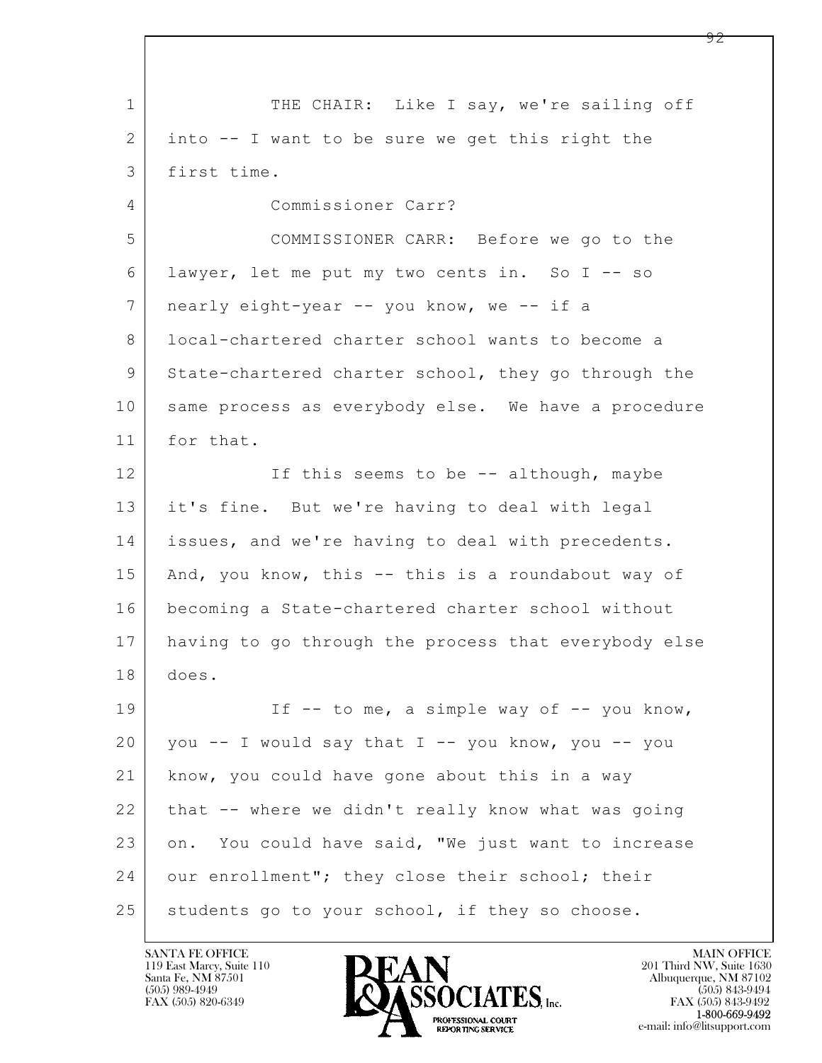1 THE CHAIR: Like I say, we're sailing off
2 into -- I want to be sure we get this right the
3 first time.
4 Commissioner Carr?
5 COMMISSIONER CARR: Before we go to the
6 lawyer, let me put my two cents in. So I -- so
7 nearly eight-year -- you know, we -- if a
8 local-chartered charter school wants to become a
9 State-chartered charter school, they go through the
10 same process as everybody else. We have a procedure
11 for that.
12 If this seems to be -- although, maybe
13 it's fine. But we're having to deal with legal
14 issues, and we're having to deal with precedents.
15 And, you know, this -- this is a roundabout way of
16 becoming a State-chartered charter school without
17 having to go through the process that everybody else
18 does.
19 If -- to me, a simple way of -- you know,
20 you -- I would say that I -- you know, you -- you
21 know, you could have gone about this in a way
22 that -- where we didn't really know what was going
23 on. You could have said, "We just want to increase
24 our enrollment"; they close their school; their
25 students go to your school, if they so choose.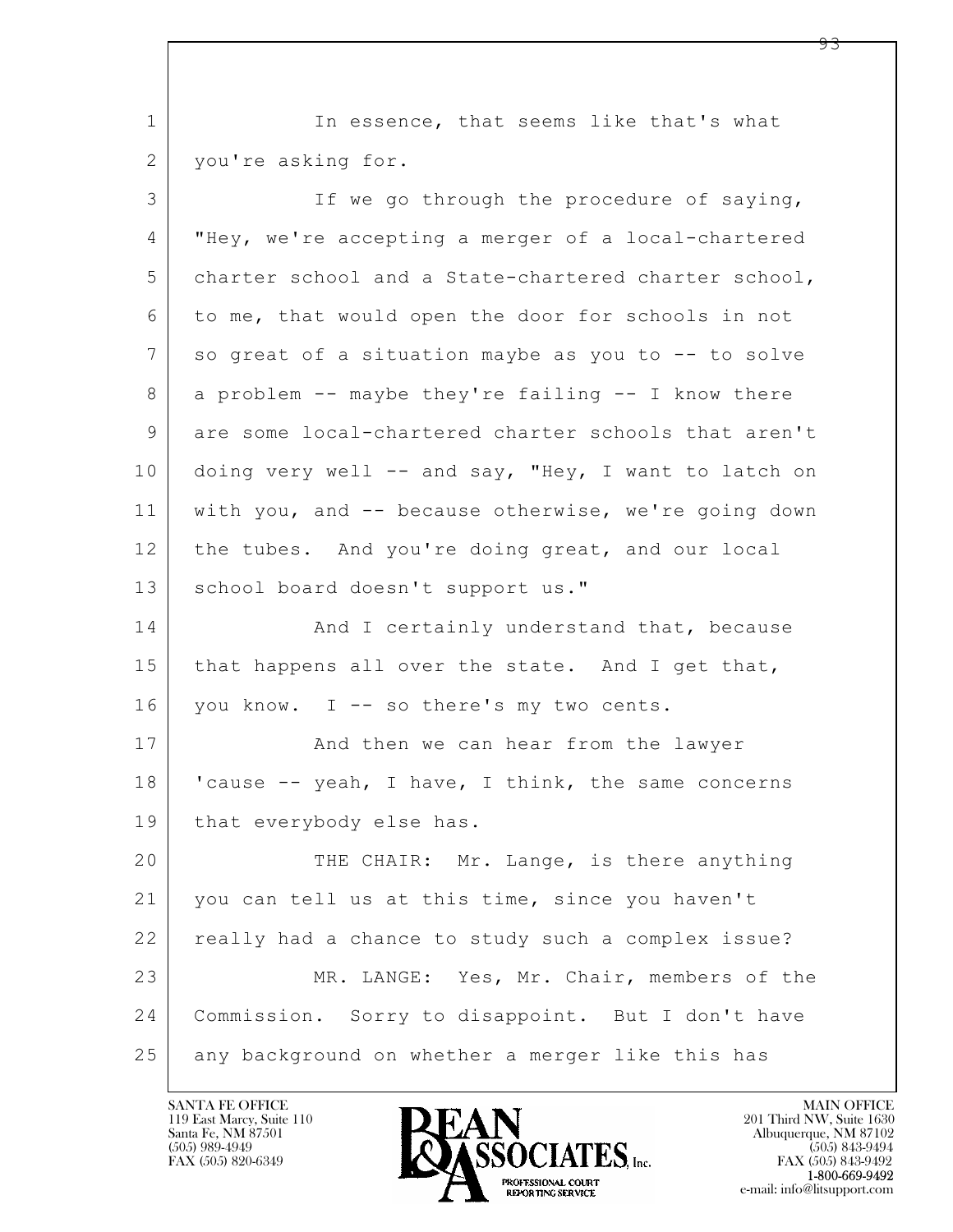In essence, that seems like that's what you're asking for.

If we go through the procedure of saying, "Hey, we're accepting a merger of a local-chartered charter school and a State-chartered charter school, to me, that would open the door for schools in not so great of a situation maybe as you to -- to solve a problem -- maybe they're failing -- I know there are some local-chartered charter schools that aren't doing very well -- and say, "Hey, I want to latch on with you, and -- because otherwise, we're going down the tubes. And you're doing great, and our local school board doesn't support us."

And I certainly understand that, because that happens all over the state. And I get that, you know. I -- so there's my two cents.

And then we can hear from the lawyer 'cause -- yeah, I have, I think, the same concerns that everybody else has.

THE CHAIR: Mr. Lange, is there anything you can tell us at this time, since you haven't really had a chance to study such a complex issue?

MR. LANGE: Yes, Mr. Chair, members of the Commission. Sorry to disappoint. But I don't have any background on whether a merger like this has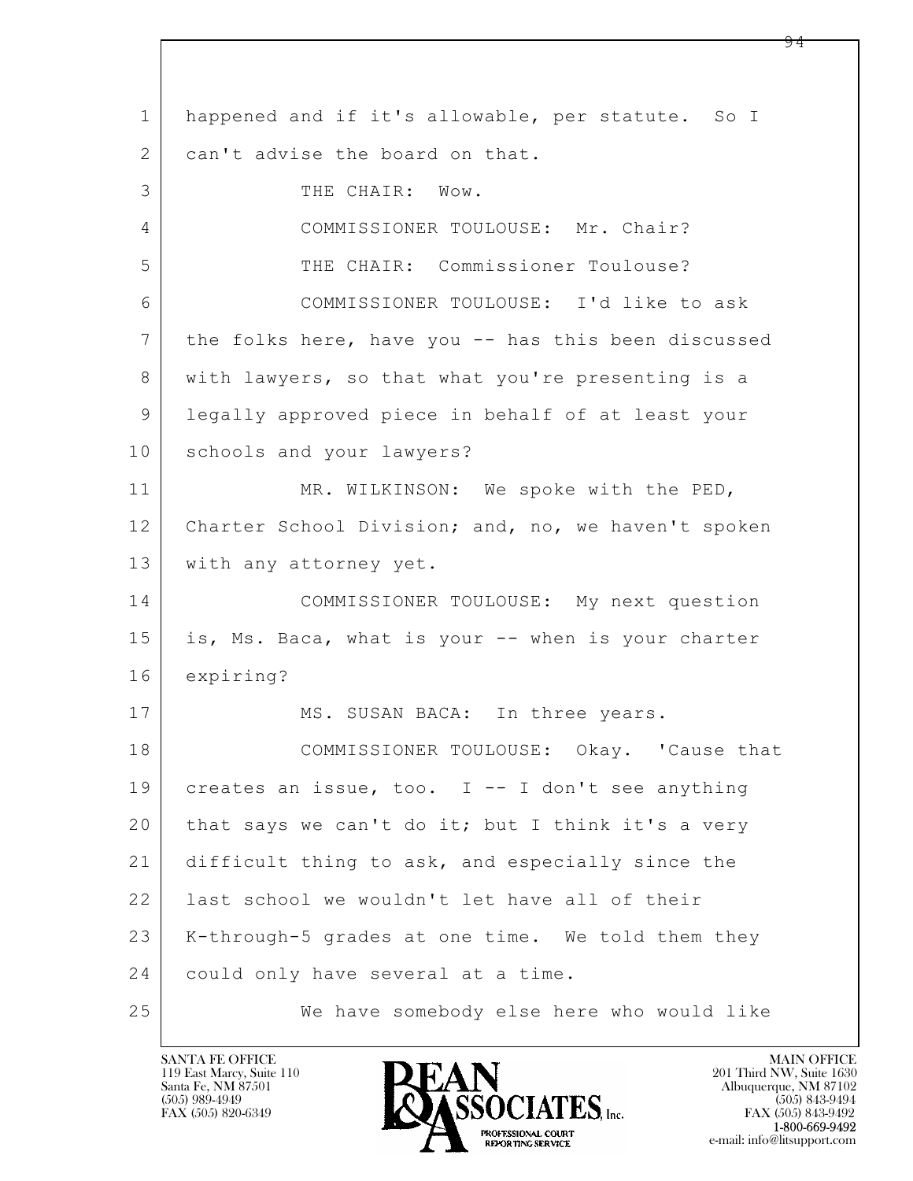1 happened and if it's allowable, per statute. So I
2 can't advise the board on that.
3 THE CHAIR: Wow.
4 COMMISSIONER TOULOUSE: Mr. Chair?
5 THE CHAIR: Commissioner Toulouse?
6 COMMISSIONER TOULOUSE: I'd like to ask
7 the folks here, have you -- has this been discussed
8 with lawyers, so that what you're presenting is a
9 legally approved piece in behalf of at least your
10 schools and your lawyers?
11 MR. WILKINSON: We spoke with the PED,
12 Charter School Division; and, no, we haven't spoken
13 with any attorney yet.
14 COMMISSIONER TOULOUSE: My next question
15 is, Ms. Baca, what is your -- when is your charter
16 expiring?
17 MS. SUSAN BACA: In three years.
18 COMMISSIONER TOULOUSE: Okay. 'Cause that
19 creates an issue, too. I -- I don't see anything
20 that says we can't do it; but I think it's a very
21 difficult thing to ask, and especially since the
22 last school we wouldn't let have all of their
23 K-through-5 grades at one time. We told them they
24 could only have several at a time.
25 We have somebody else here who would like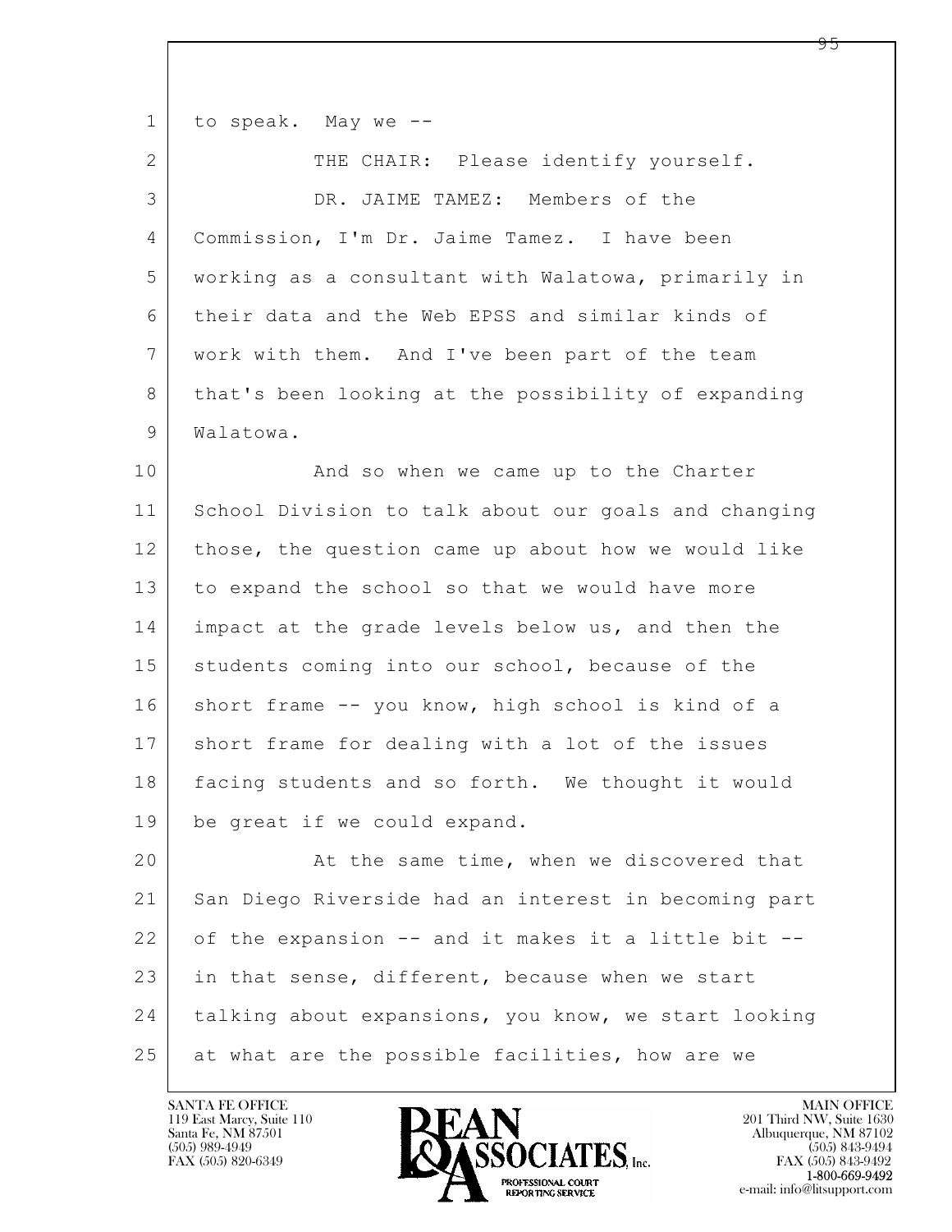to speak. May we --

THE CHAIR: Please identify yourself.

DR. JAIME TAMEZ: Members of the Commission, I'm Dr. Jaime Tamez. I have been working as a consultant with Walatowa, primarily in their data and the Web EPSS and similar kinds of work with them. And I've been part of the team that's been looking at the possibility of expanding Walatowa.

And so when we came up to the Charter School Division to talk about our goals and changing those, the question came up about how we would like to expand the school so that we would have more impact at the grade levels below us, and then the students coming into our school, because of the short frame -- you know, high school is kind of a short frame for dealing with a lot of the issues facing students and so forth. We thought it would be great if we could expand.

At the same time, when we discovered that San Diego Riverside had an interest in becoming part of the expansion -- and it makes it a little bit -- in that sense, different, because when we start talking about expansions, you know, we start looking at what are the possible facilities, how are we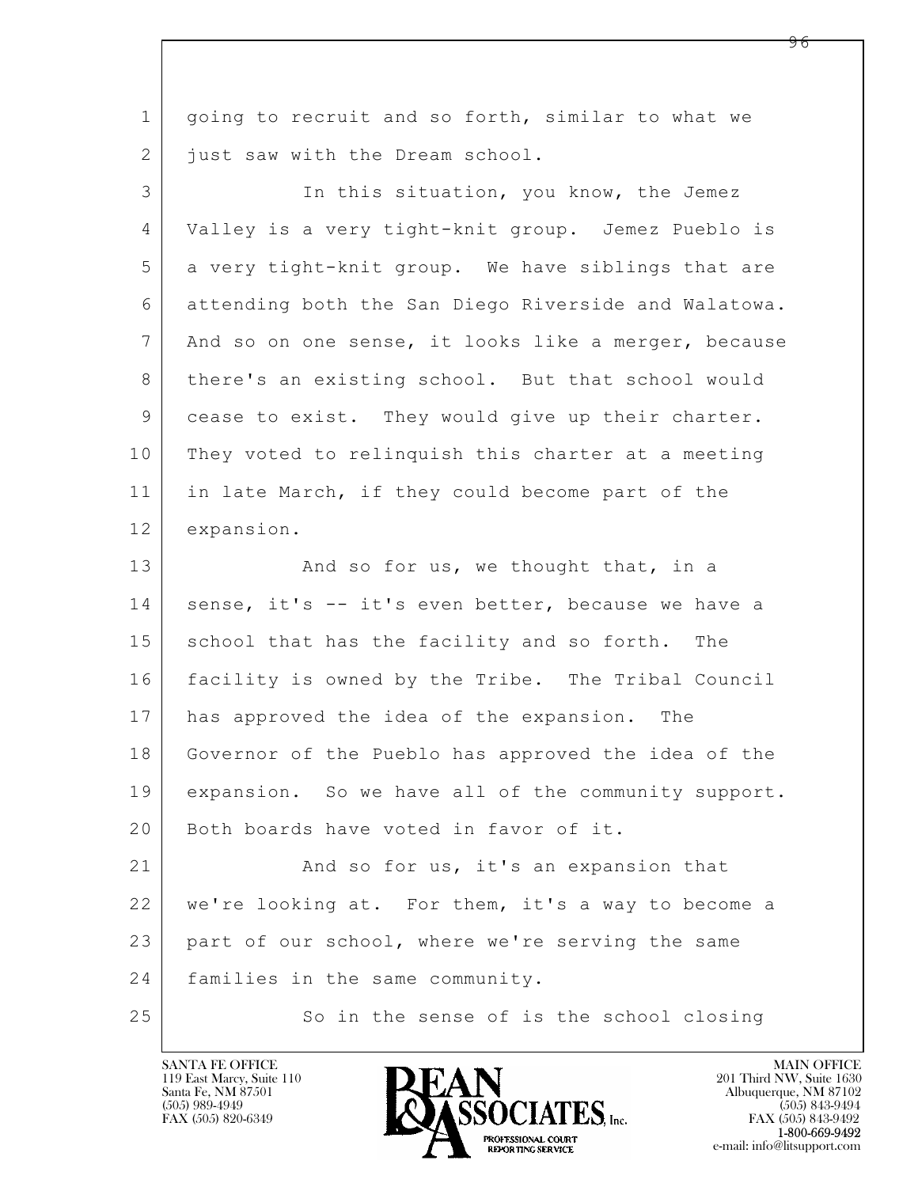going to recruit and so forth, similar to what we just saw with the Dream school.

In this situation, you know, the Jemez Valley is a very tight-knit group. Jemez Pueblo is a very tight-knit group. We have siblings that are attending both the San Diego Riverside and Walatowa. And so on one sense, it looks like a merger, because there's an existing school. But that school would cease to exist. They would give up their charter. They voted to relinquish this charter at a meeting in late March, if they could become part of the expansion.

And so for us, we thought that, in a sense, it's -- it's even better, because we have a school that has the facility and so forth. The facility is owned by the Tribe. The Tribal Council has approved the idea of the expansion. The Governor of the Pueblo has approved the idea of the expansion. So we have all of the community support. Both boards have voted in favor of it.

And so for us, it's an expansion that we're looking at. For them, it's a way to become a part of our school, where we're serving the same families in the same community.

So in the sense of is the school closing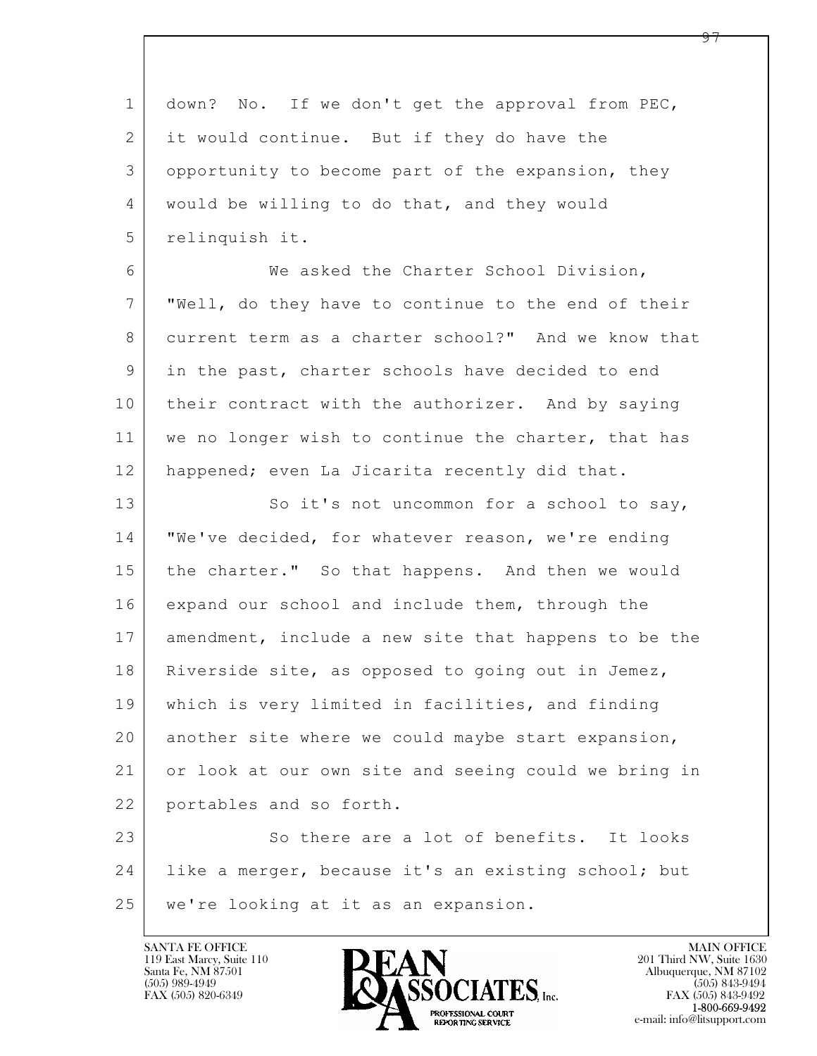down? No. If we don't get the approval from PEC, it would continue. But if they do have the opportunity to become part of the expansion, they would be willing to do that, and they would relinquish it.

We asked the Charter School Division, "Well, do they have to continue to the end of their current term as a charter school?" And we know that in the past, charter schools have decided to end their contract with the authorizer. And by saying we no longer wish to continue the charter, that has happened; even La Jicarita recently did that.

So it's not uncommon for a school to say, "We've decided, for whatever reason, we're ending the charter." So that happens. And then we would expand our school and include them, through the amendment, include a new site that happens to be the Riverside site, as opposed to going out in Jemez, which is very limited in facilities, and finding another site where we could maybe start expansion, or look at our own site and seeing could we bring in portables and so forth.

So there are a lot of benefits. It looks like a merger, because it's an existing school; but we're looking at it as an expansion.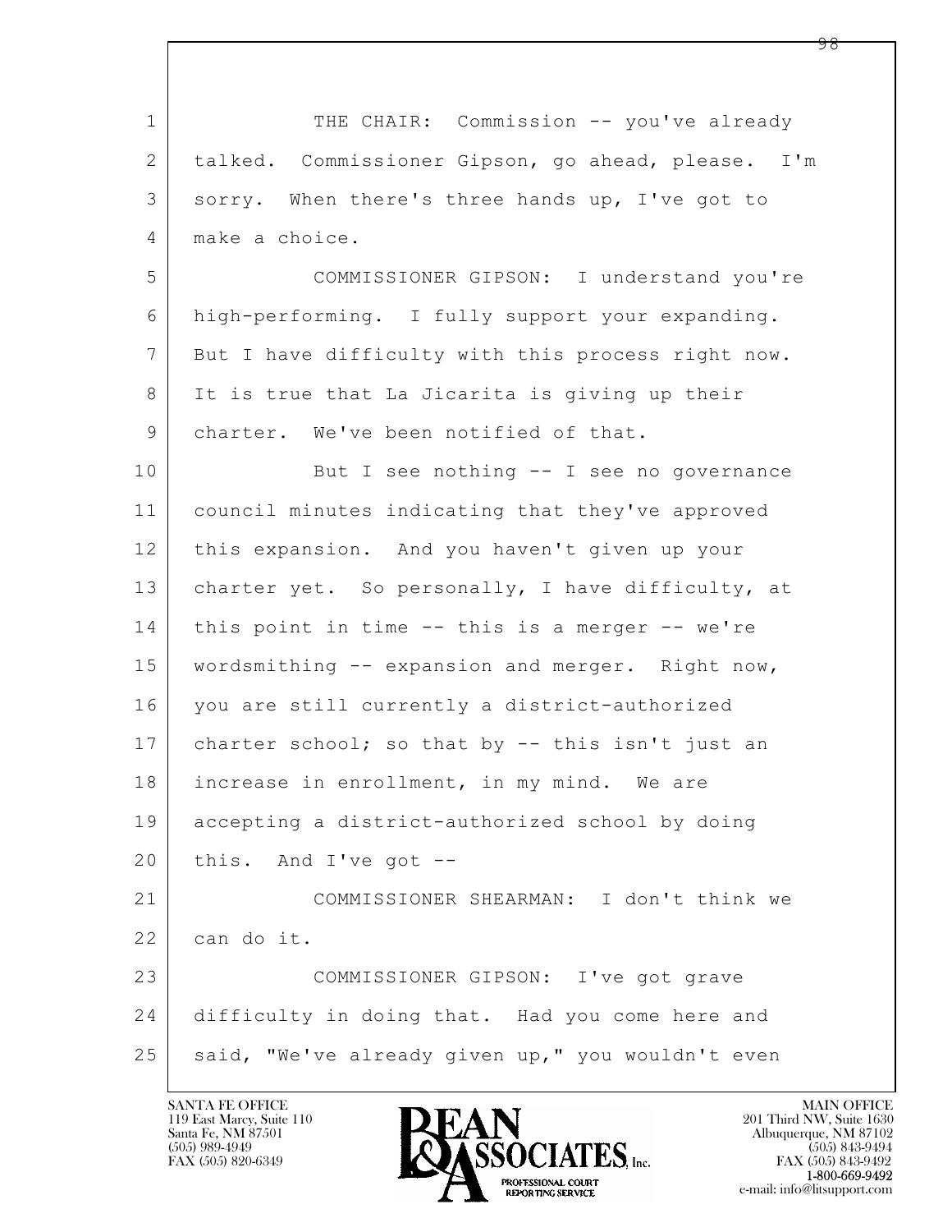THE CHAIR: Commission -- you've already talked. Commissioner Gipson, go ahead, please. I'm sorry. When there's three hands up, I've got to make a choice.

COMMISSIONER GIPSON: I understand you're high-performing. I fully support your expanding. But I have difficulty with this process right now. It is true that La Jicarita is giving up their charter. We've been notified of that.

But I see nothing -- I see no governance council minutes indicating that they've approved this expansion. And you haven't given up your charter yet. So personally, I have difficulty, at this point in time -- this is a merger -- we're wordsmithing -- expansion and merger. Right now, you are still currently a district-authorized charter school; so that by -- this isn't just an increase in enrollment, in my mind. We are accepting a district-authorized school by doing this. And I've got --

COMMISSIONER SHEARMAN: I don't think we can do it.

COMMISSIONER GIPSON: I've got grave difficulty in doing that. Had you come here and said, "We've already given up," you wouldn't even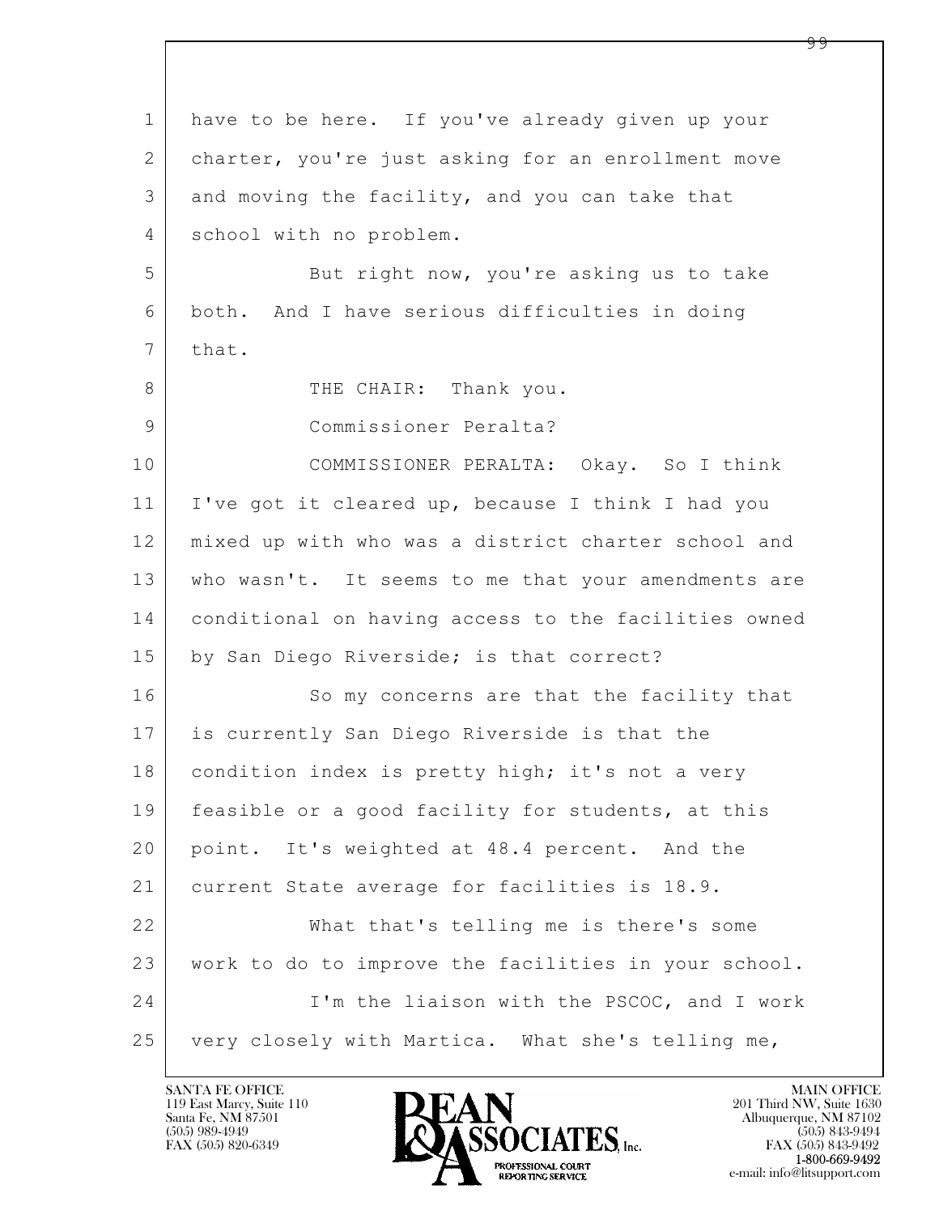have to be here. If you've already given up your charter, you're just asking for an enrollment move and moving the facility, and you can take that school with no problem.

But right now, you're asking us to take both. And I have serious difficulties in doing that.

THE CHAIR: Thank you.

Commissioner Peralta?

COMMISSIONER PERALTA: Okay. So I think I've got it cleared up, because I think I had you mixed up with who was a district charter school and who wasn't. It seems to me that your amendments are conditional on having access to the facilities owned by San Diego Riverside; is that correct?

So my concerns are that the facility that is currently San Diego Riverside is that the condition index is pretty high; it's not a very feasible or a good facility for students, at this point. It's weighted at 48.4 percent. And the current State average for facilities is 18.9.

What that's telling me is there's some work to do to improve the facilities in your school.

I'm the liaison with the PSCOC, and I work very closely with Martica. What she's telling me,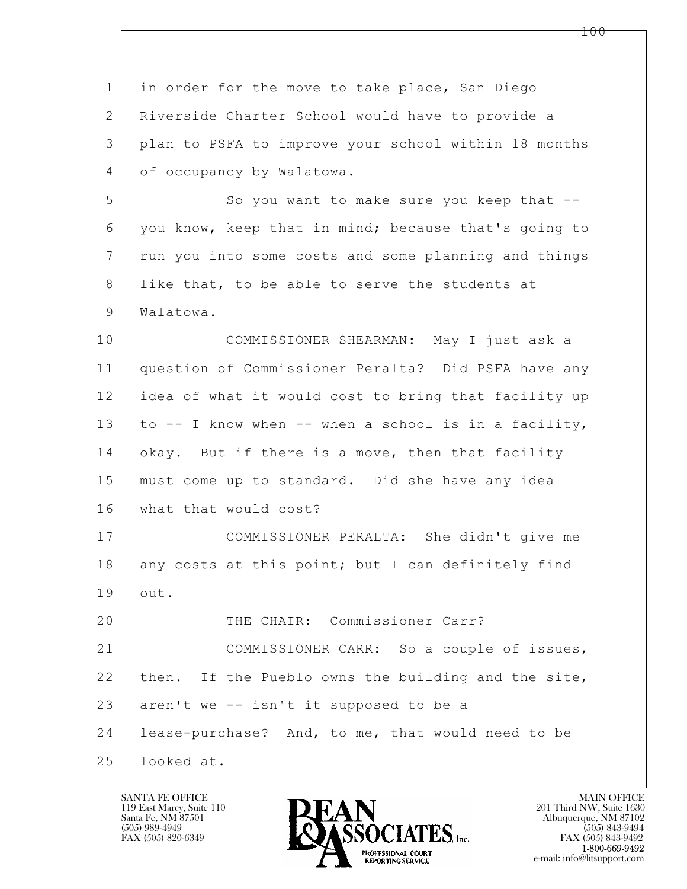in order for the move to take place, San Diego Riverside Charter School would have to provide a plan to PSFA to improve your school within 18 months of occupancy by Walatowa.

So you want to make sure you keep that -- you know, keep that in mind; because that's going to run you into some costs and some planning and things like that, to be able to serve the students at Walatowa.

COMMISSIONER SHEARMAN: May I just ask a question of Commissioner Peralta? Did PSFA have any idea of what it would cost to bring that facility up to -- I know when -- when a school is in a facility, okay. But if there is a move, then that facility must come up to standard. Did she have any idea what that would cost?

COMMISSIONER PERALTA: She didn't give me any costs at this point; but I can definitely find out.

THE CHAIR: Commissioner Carr?

COMMISSIONER CARR: So a couple of issues, then. If the Pueblo owns the building and the site, aren't we -- isn't it supposed to be a lease-purchase? And, to me, that would need to be looked at.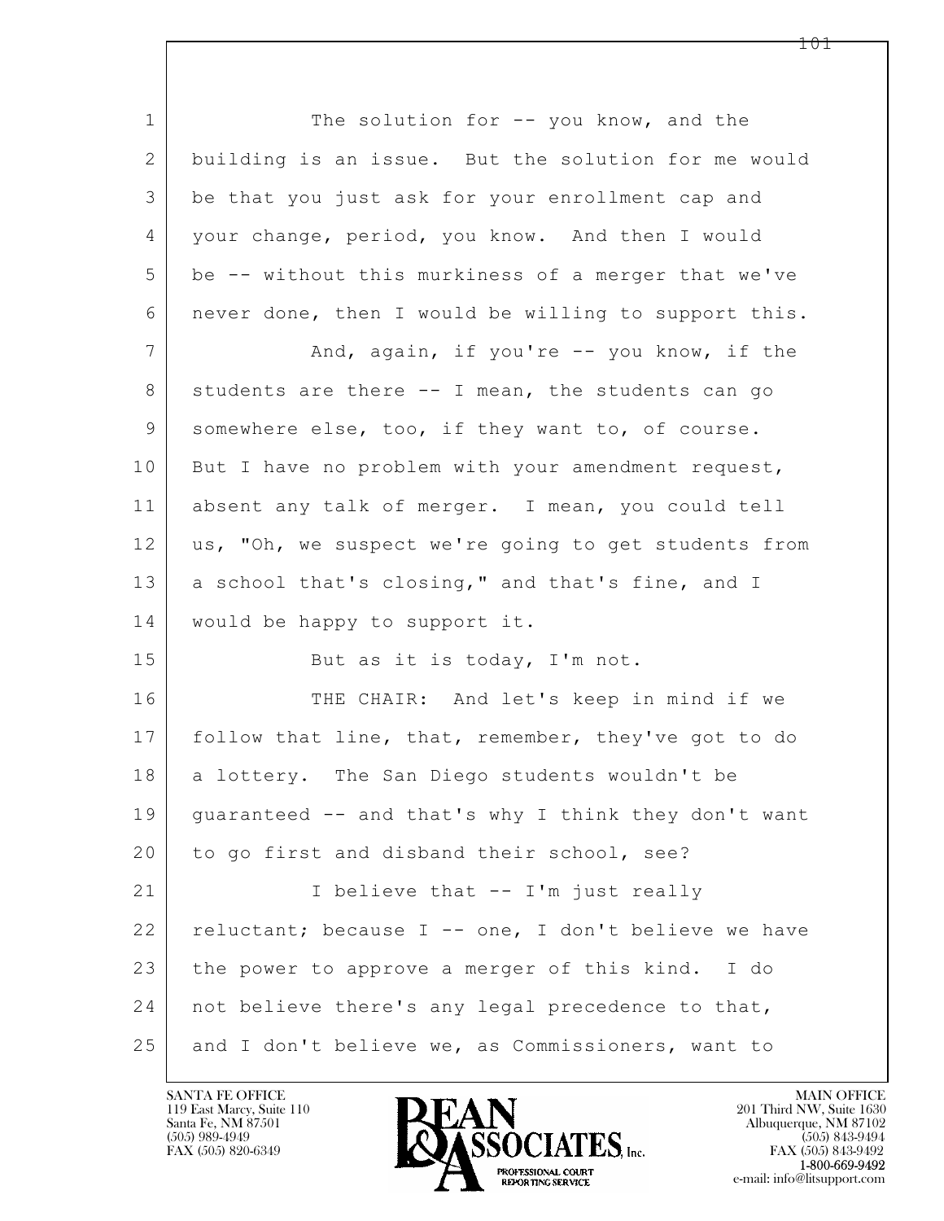The solution for -- you know, and the building is an issue. But the solution for me would be that you just ask for your enrollment cap and your change, period, you know. And then I would be -- without this murkiness of a merger that we've never done, then I would be willing to support this.

And, again, if you're -- you know, if the students are there -- I mean, the students can go somewhere else, too, if they want to, of course. But I have no problem with your amendment request, absent any talk of merger. I mean, you could tell us, "Oh, we suspect we're going to get students from a school that's closing," and that's fine, and I would be happy to support it.

But as it is today, I'm not.

THE CHAIR: And let's keep in mind if we follow that line, that, remember, they've got to do a lottery. The San Diego students wouldn't be guaranteed -- and that's why I think they don't want to go first and disband their school, see?

I believe that -- I'm just really reluctant; because I -- one, I don't believe we have the power to approve a merger of this kind. I do not believe there's any legal precedence to that, and I don't believe we, as Commissioners, want to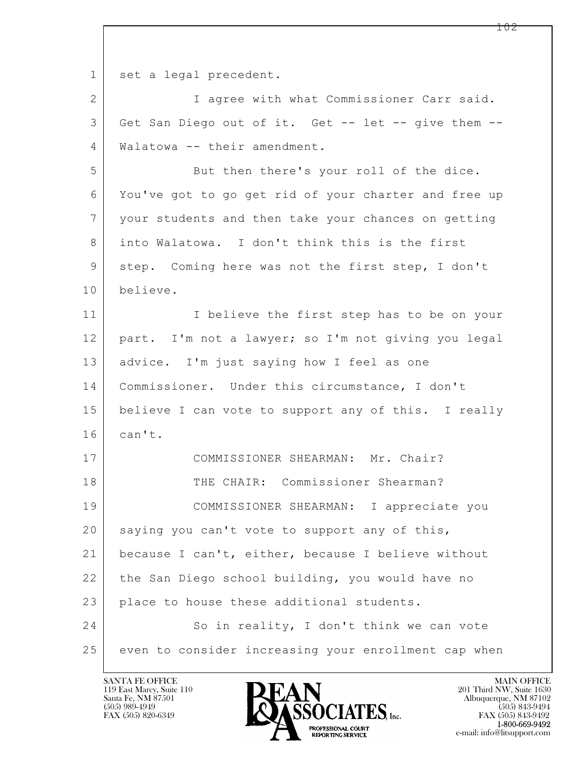set a legal precedent.

I agree with what Commissioner Carr said. Get San Diego out of it. Get -- let -- give them -- Walatowa -- their amendment.

But then there's your roll of the dice. You've got to go get rid of your charter and free up your students and then take your chances on getting into Walatowa. I don't think this is the first step. Coming here was not the first step, I don't believe.

I believe the first step has to be on your part. I'm not a lawyer; so I'm not giving you legal advice. I'm just saying how I feel as one Commissioner. Under this circumstance, I don't believe I can vote to support any of this. I really can't.

COMMISSIONER SHEARMAN: Mr. Chair?

THE CHAIR: Commissioner Shearman?

COMMISSIONER SHEARMAN: I appreciate you saying you can't vote to support any of this, because I can't, either, because I believe without the San Diego school building, you would have no place to house these additional students.

So in reality, I don't think we can vote even to consider increasing your enrollment cap when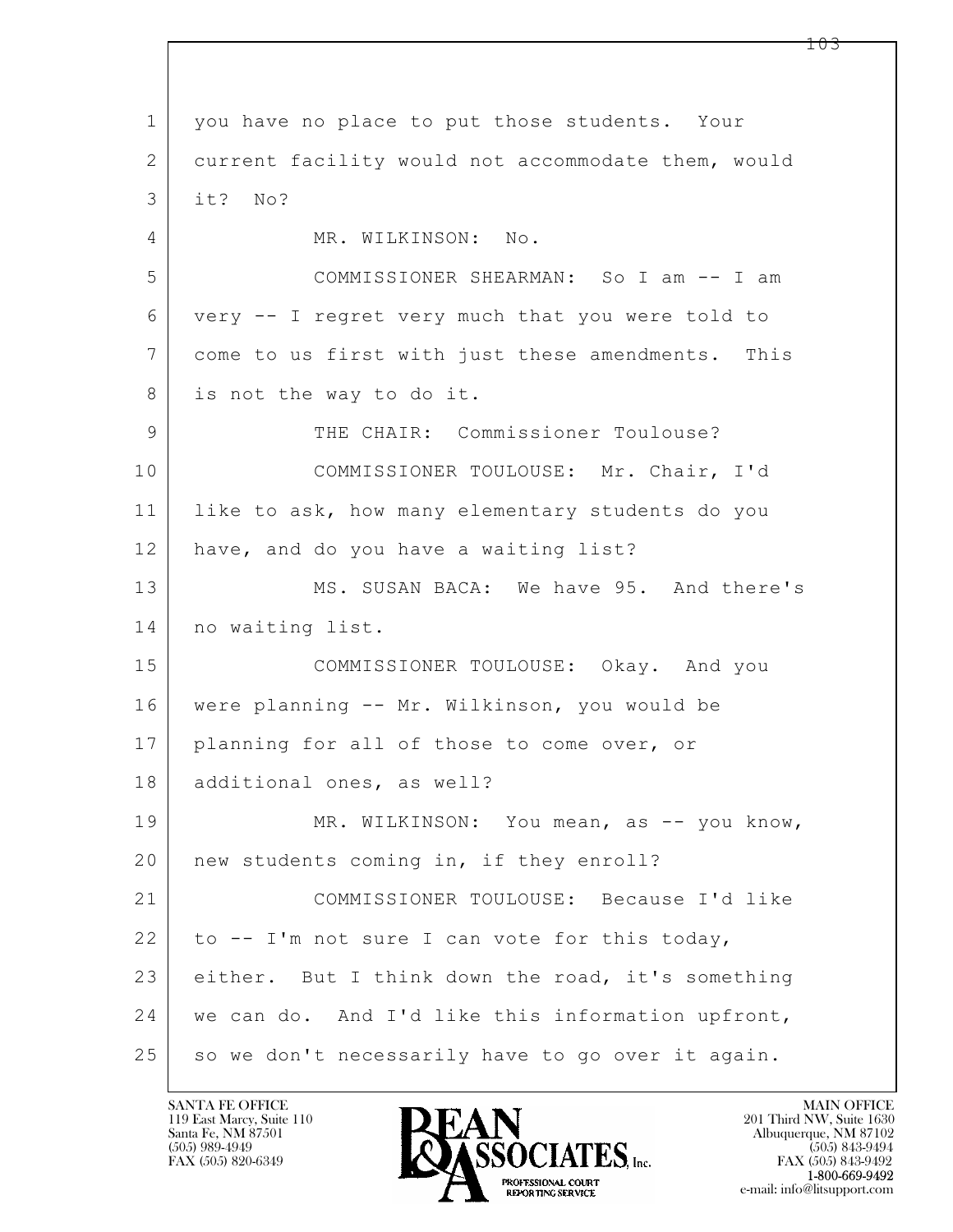1 you have no place to put those students. Your
2 current facility would not accommodate them, would
3 it? No?
4 MR. WILKINSON: No.
5 COMMISSIONER SHEARMAN: So I am -- I am
6 very -- I regret very much that you were told to
7 come to us first with just these amendments. This
8 is not the way to do it.
9 THE CHAIR: Commissioner Toulouse?
10 COMMISSIONER TOULOUSE: Mr. Chair, I'd
11 like to ask, how many elementary students do you
12 have, and do you have a waiting list?
13 MS. SUSAN BACA: We have 95. And there's
14 no waiting list.
15 COMMISSIONER TOULOUSE: Okay. And you
16 were planning -- Mr. Wilkinson, you would be
17 planning for all of those to come over, or
18 additional ones, as well?
19 MR. WILKINSON: You mean, as -- you know,
20 new students coming in, if they enroll?
21 COMMISSIONER TOULOUSE: Because I'd like
22 to -- I'm not sure I can vote for this today,
23 either. But I think down the road, it's something
24 we can do. And I'd like this information upfront,
25 so we don't necessarily have to go over it again.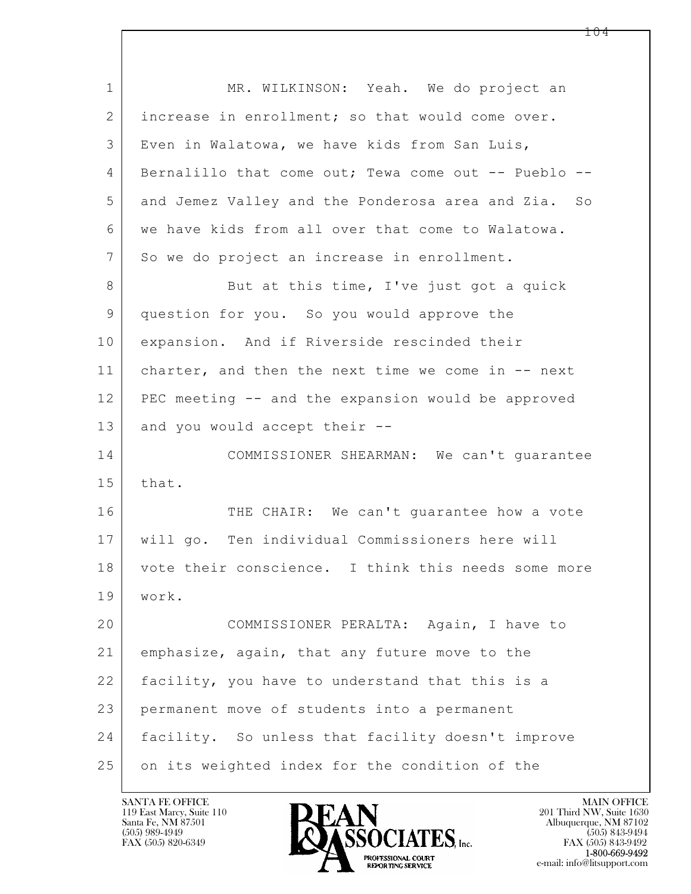MR. WILKINSON: Yeah. We do project an increase in enrollment; so that would come over. Even in Walatowa, we have kids from San Luis, Bernalillo that come out; Tewa come out -- Pueblo -- and Jemez Valley and the Ponderosa area and Zia. So we have kids from all over that come to Walatowa. So we do project an increase in enrollment.

But at this time, I've just got a quick question for you. So you would approve the expansion. And if Riverside rescinded their charter, and then the next time we come in -- next PEC meeting -- and the expansion would be approved and you would accept their --

COMMISSIONER SHEARMAN: We can't guarantee that.

THE CHAIR: We can't guarantee how a vote will go. Ten individual Commissioners here will vote their conscience. I think this needs some more work.

COMMISSIONER PERALTA: Again, I have to emphasize, again, that any future move to the facility, you have to understand that this is a permanent move of students into a permanent facility. So unless that facility doesn't improve on its weighted index for the condition of the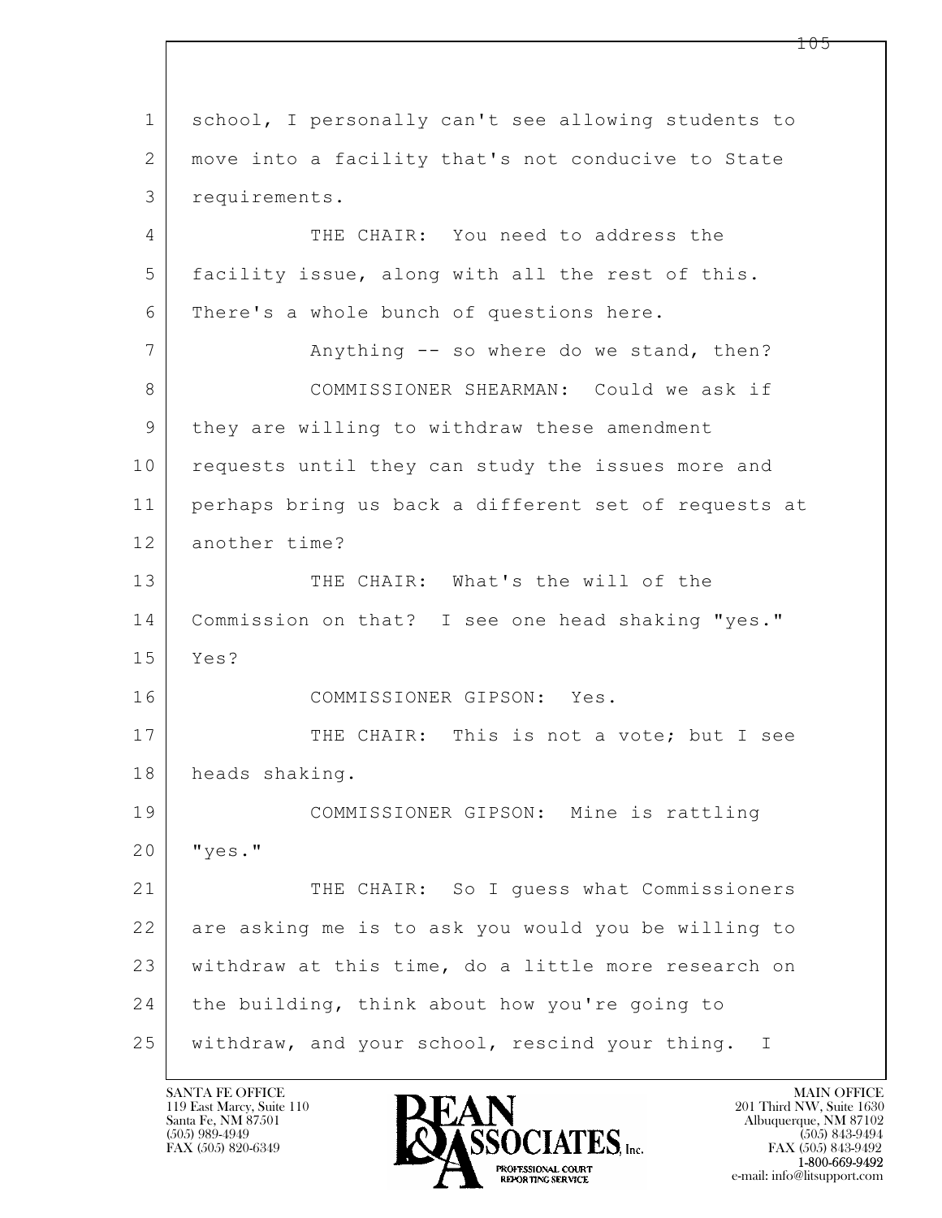1 school, I personally can't see allowing students to
2 move into a facility that's not conducive to State
3 requirements.
4 THE CHAIR: You need to address the
5 facility issue, along with all the rest of this.
6 There's a whole bunch of questions here.
7 Anything -- so where do we stand, then?
8 COMMISSIONER SHEARMAN: Could we ask if
9 they are willing to withdraw these amendment
10 requests until they can study the issues more and
11 perhaps bring us back a different set of requests at
12 another time?
13 THE CHAIR: What's the will of the
14 Commission on that? I see one head shaking "yes."
15 Yes?
16 COMMISSIONER GIPSON: Yes.
17 THE CHAIR: This is not a vote; but I see
18 heads shaking.
19 COMMISSIONER GIPSON: Mine is rattling
20 "yes."
21 THE CHAIR: So I guess what Commissioners
22 are asking me is to ask you would you be willing to
23 withdraw at this time, do a little more research on
24 the building, think about how you're going to
25 withdraw, and your school, rescind your thing. I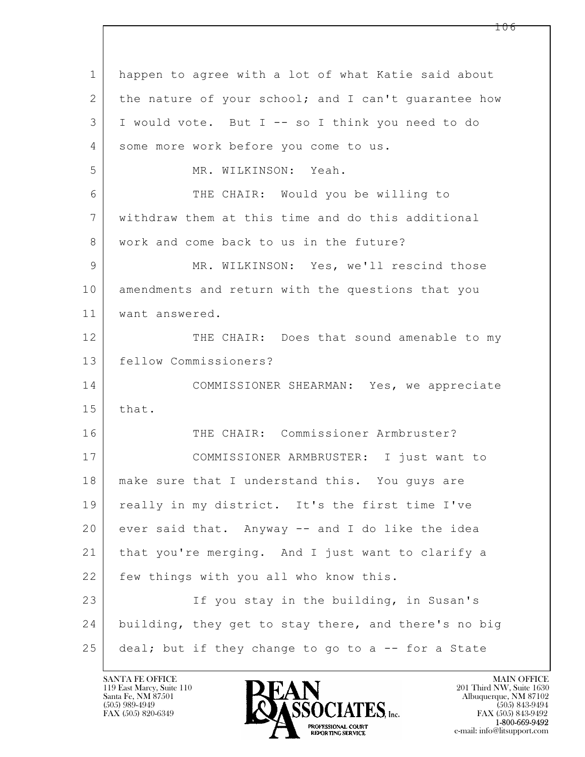happen to agree with a lot of what Katie said about the nature of your school; and I can't guarantee how I would vote. But I -- so I think you need to do some more work before you come to us.

MR. WILKINSON: Yeah.

THE CHAIR: Would you be willing to withdraw them at this time and do this additional work and come back to us in the future?

MR. WILKINSON: Yes, we'll rescind those amendments and return with the questions that you want answered.

THE CHAIR: Does that sound amenable to my fellow Commissioners?

COMMISSIONER SHEARMAN: Yes, we appreciate that.

THE CHAIR: Commissioner Armbruster?

COMMISSIONER ARMBRUSTER: I just want to make sure that I understand this. You guys are really in my district. It's the first time I've ever said that. Anyway -- and I do like the idea that you're merging. And I just want to clarify a few things with you all who know this.

If you stay in the building, in Susan's building, they get to stay there, and there's no big deal; but if they change to go to a -- for a State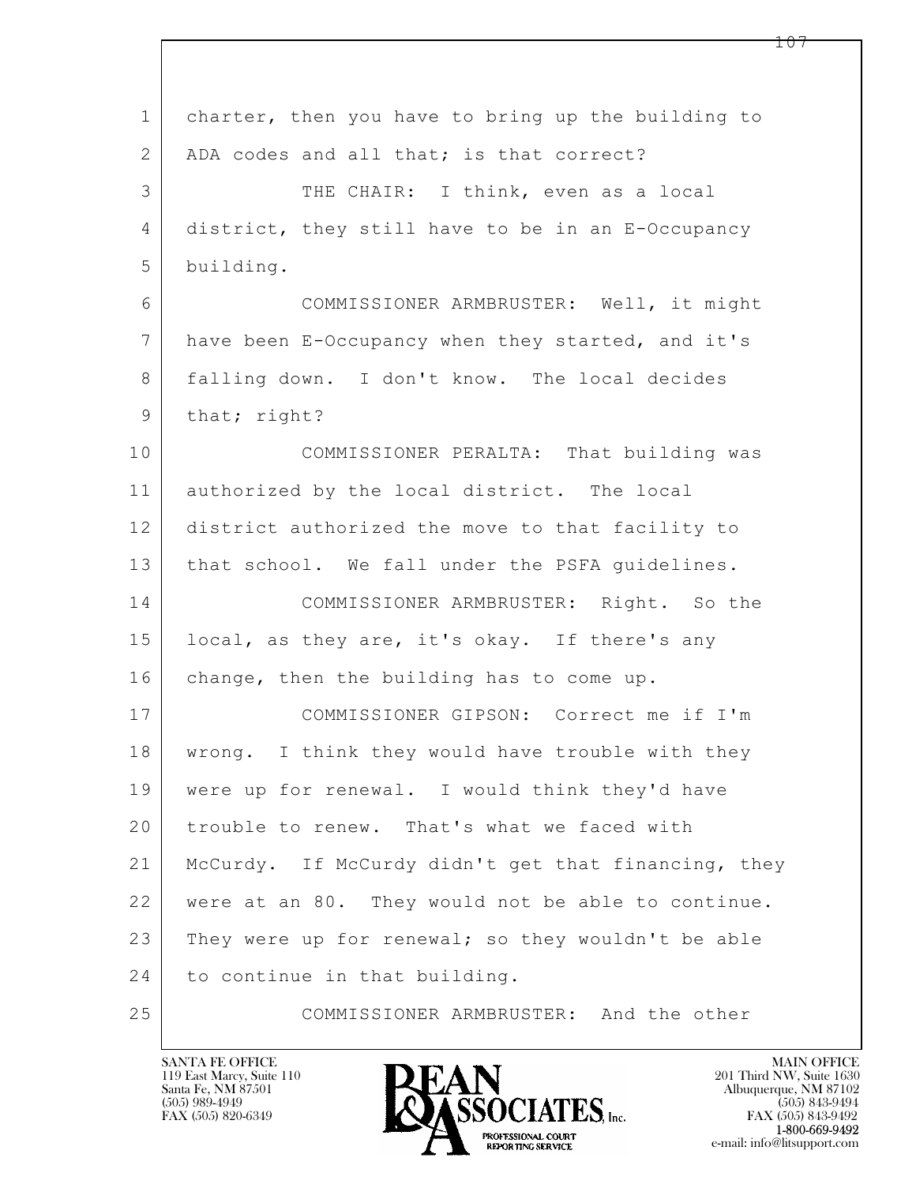1 charter, then you have to bring up the building to
2 ADA codes and all that; is that correct?
3 THE CHAIR: I think, even as a local
4 district, they still have to be in an E-Occupancy
5 building.
6 COMMISSIONER ARMBRUSTER: Well, it might
7 have been E-Occupancy when they started, and it's
8 falling down. I don't know. The local decides
9 that; right?
10 COMMISSIONER PERALTA: That building was
11 authorized by the local district. The local
12 district authorized the move to that facility to
13 that school. We fall under the PSFA guidelines.
14 COMMISSIONER ARMBRUSTER: Right. So the
15 local, as they are, it's okay. If there's any
16 change, then the building has to come up.
17 COMMISSIONER GIPSON: Correct me if I'm
18 wrong. I think they would have trouble with they
19 were up for renewal. I would think they'd have
20 trouble to renew. That's what we faced with
21 McCurdy. If McCurdy didn't get that financing, they
22 were at an 80. They would not be able to continue.
23 They were up for renewal; so they wouldn't be able
24 to continue in that building.
25 COMMISSIONER ARMBRUSTER: And the other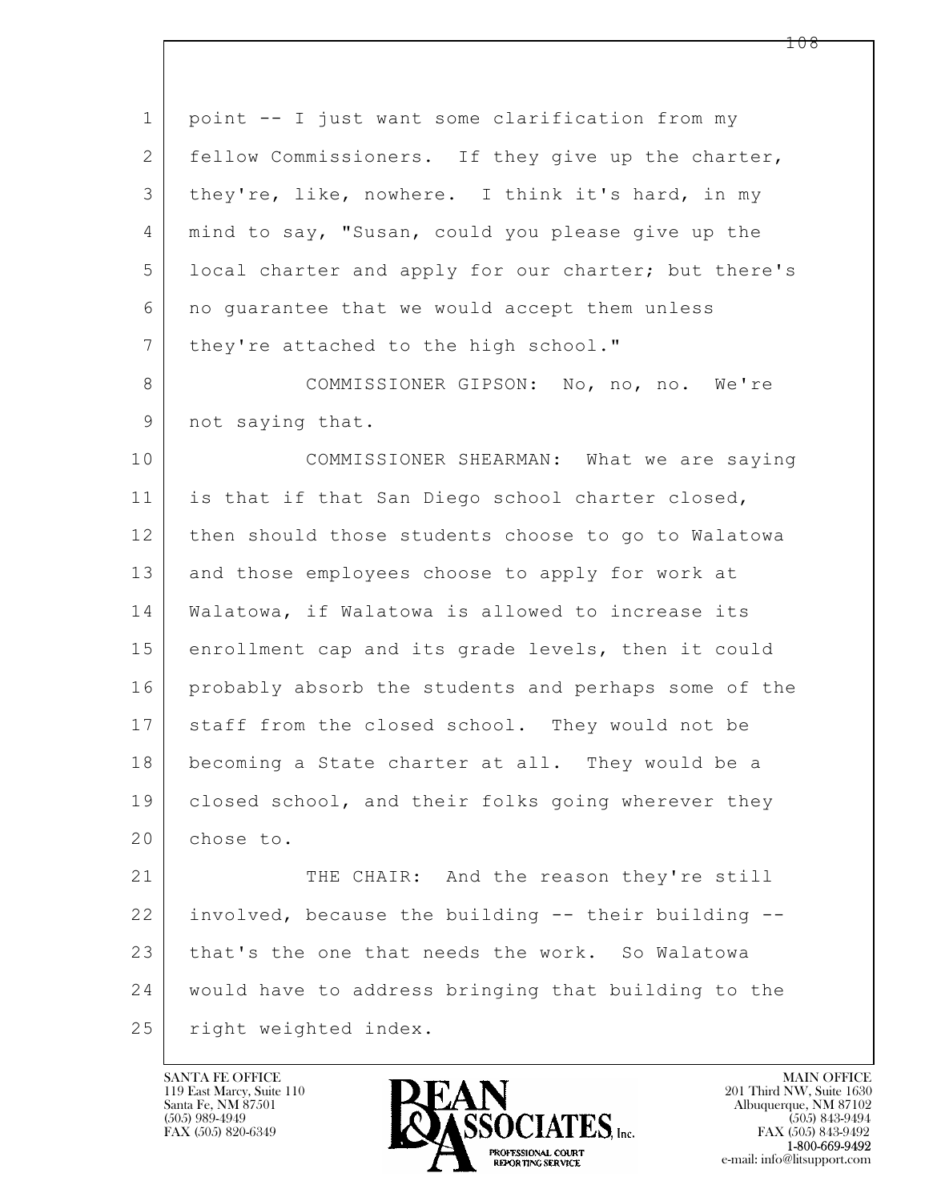point -- I just want some clarification from my fellow Commissioners. If they give up the charter, they're, like, nowhere. I think it's hard, in my mind to say, "Susan, could you please give up the local charter and apply for our charter; but there's no guarantee that we would accept them unless they're attached to the high school."

COMMISSIONER GIPSON: No, no, no. We're not saying that.

COMMISSIONER SHEARMAN: What we are saying is that if that San Diego school charter closed, then should those students choose to go to Walatowa and those employees choose to apply for work at Walatowa, if Walatowa is allowed to increase its enrollment cap and its grade levels, then it could probably absorb the students and perhaps some of the staff from the closed school. They would not be becoming a State charter at all. They would be a closed school, and their folks going wherever they chose to.

THE CHAIR: And the reason they're still involved, because the building -- their building -- that's the one that needs the work. So Walatowa would have to address bringing that building to the right weighted index.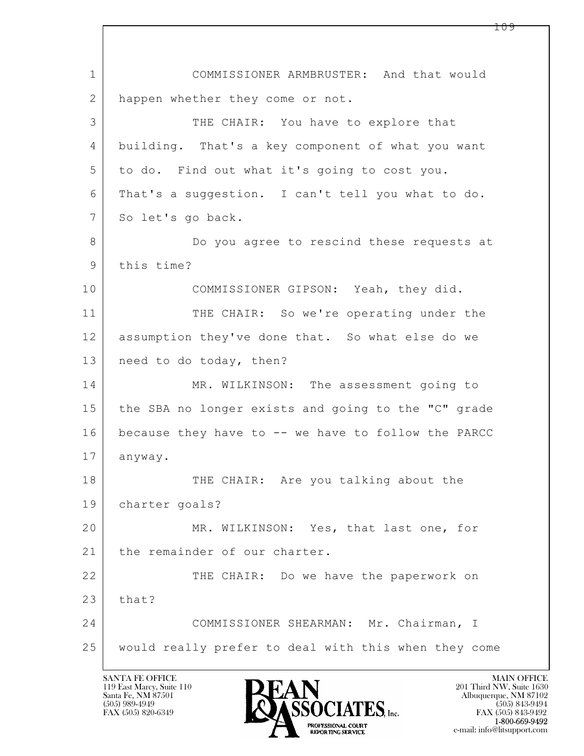1 COMMISSIONER ARMBRUSTER: And that would
2 happen whether they come or not.
3 THE CHAIR: You have to explore that
4 building. That's a key component of what you want
5 to do. Find out what it's going to cost you.
6 That's a suggestion. I can't tell you what to do.
7 So let's go back.
8 Do you agree to rescind these requests at
9 this time?
10 COMMISSIONER GIPSON: Yeah, they did.
11 THE CHAIR: So we're operating under the
12 assumption they've done that. So what else do we
13 need to do today, then?
14 MR. WILKINSON: The assessment going to
15 the SBA no longer exists and going to the "C" grade
16 because they have to -- we have to follow the PARCC
17 anyway.
18 THE CHAIR: Are you talking about the
19 charter goals?
20 MR. WILKINSON: Yes, that last one, for
21 the remainder of our charter.
22 THE CHAIR: Do we have the paperwork on
23 that?
24 COMMISSIONER SHEARMAN: Mr. Chairman, I
25 would really prefer to deal with this when they come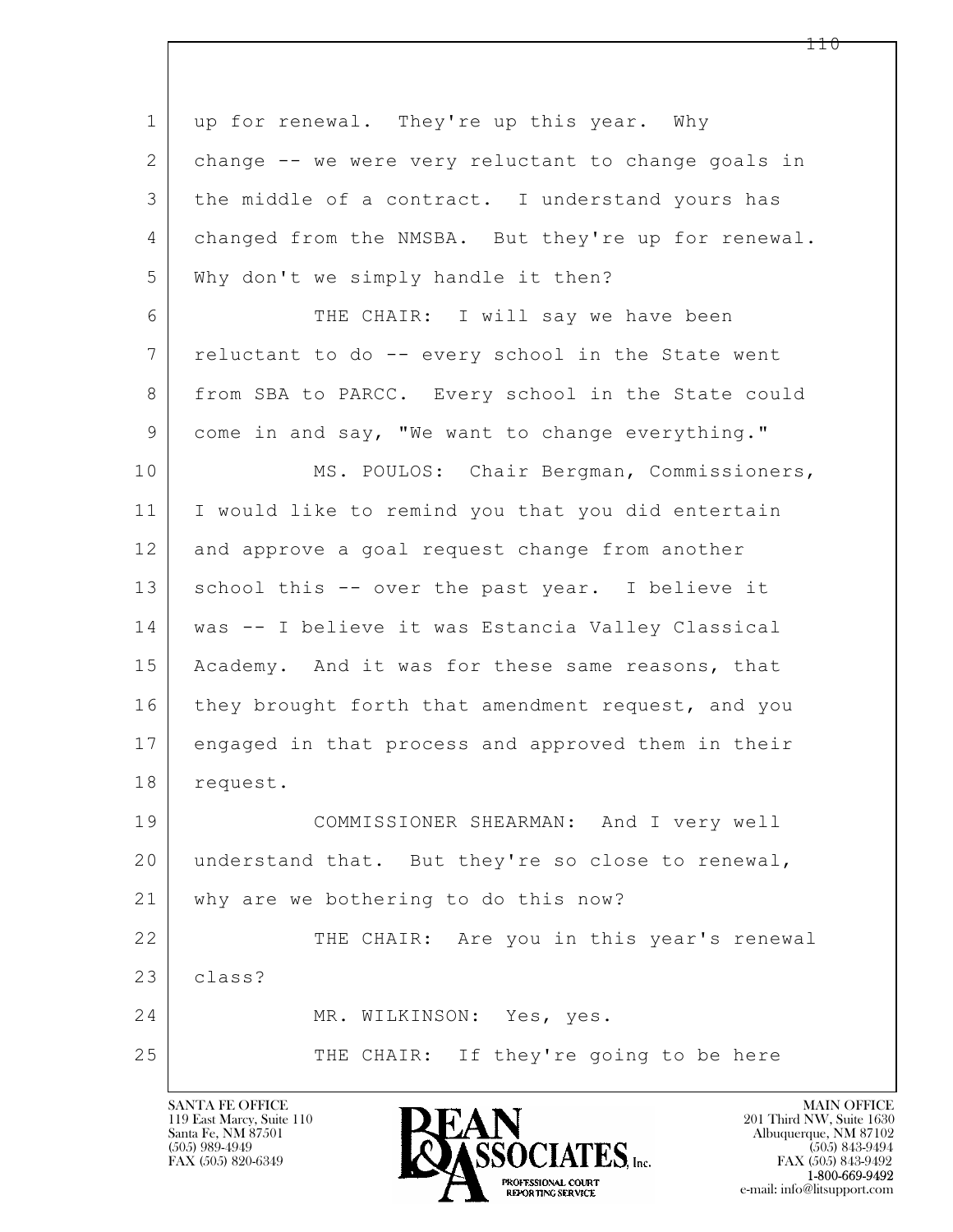up for renewal. They're up this year. Why change -- we were very reluctant to change goals in the middle of a contract. I understand yours has changed from the NMSBA. But they're up for renewal. Why don't we simply handle it then?

THE CHAIR: I will say we have been reluctant to do -- every school in the State went from SBA to PARCC. Every school in the State could come in and say, "We want to change everything."

MS. POULOS: Chair Bergman, Commissioners, I would like to remind you that you did entertain and approve a goal request change from another school this -- over the past year. I believe it was -- I believe it was Estancia Valley Classical Academy. And it was for these same reasons, that they brought forth that amendment request, and you engaged in that process and approved them in their request.

COMMISSIONER SHEARMAN: And I very well understand that. But they're so close to renewal, why are we bothering to do this now?

THE CHAIR: Are you in this year's renewal class?

MR. WILKINSON: Yes, yes.

THE CHAIR: If they're going to be here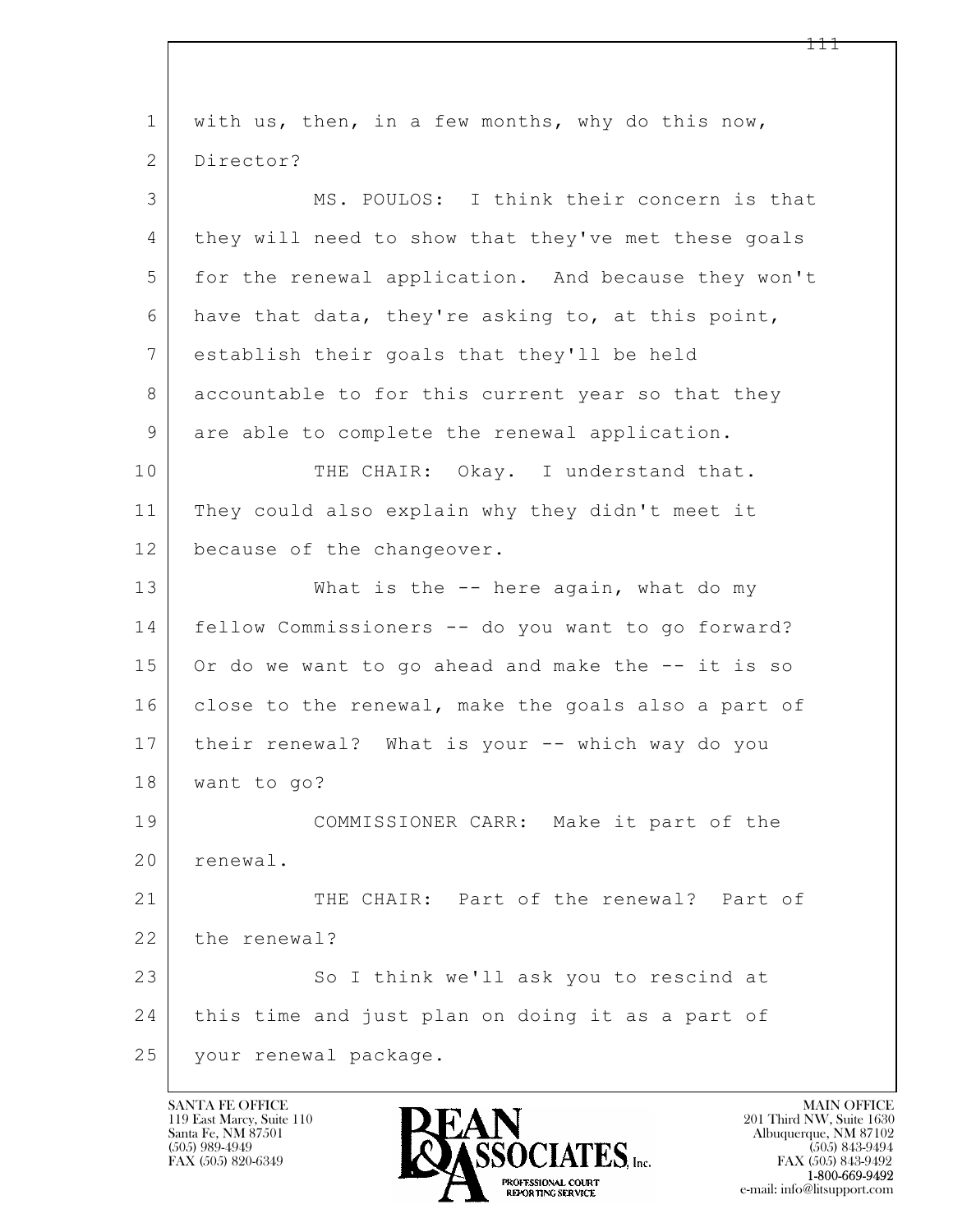with us, then, in a few months, why do this now, Director?

MS. POULOS: I think their concern is that they will need to show that they've met these goals for the renewal application. And because they won't have that data, they're asking to, at this point, establish their goals that they'll be held accountable to for this current year so that they are able to complete the renewal application.

THE CHAIR: Okay. I understand that. They could also explain why they didn't meet it because of the changeover.

What is the -- here again, what do my fellow Commissioners -- do you want to go forward? Or do we want to go ahead and make the -- it is so close to the renewal, make the goals also a part of their renewal? What is your -- which way do you want to go?

COMMISSIONER CARR: Make it part of the renewal.

THE CHAIR: Part of the renewal? Part of the renewal?

So I think we'll ask you to rescind at this time and just plan on doing it as a part of your renewal package.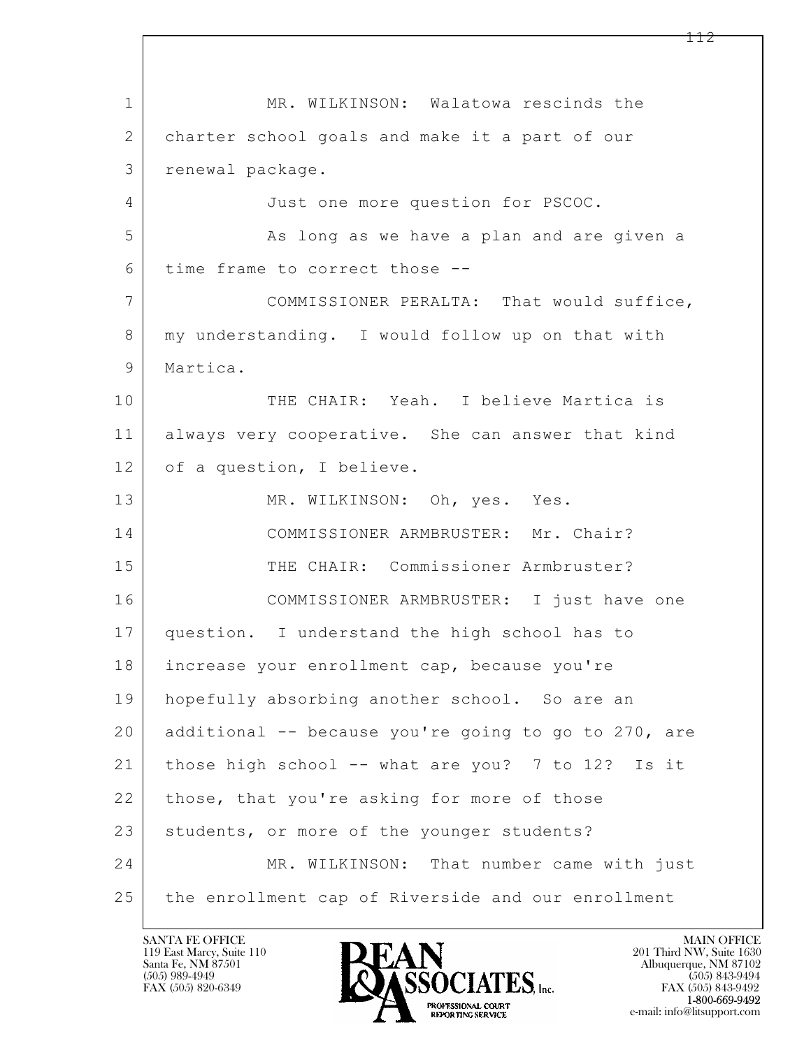1 MR. WILKINSON: Walatowa rescinds the
2 charter school goals and make it a part of our
3 renewal package.
4 Just one more question for PSCOC.
5 As long as we have a plan and are given a
6 time frame to correct those --
7 COMMISSIONER PERALTA: That would suffice,
8 my understanding. I would follow up on that with
9 Martica.
10 THE CHAIR: Yeah. I believe Martica is
11 always very cooperative. She can answer that kind
12 of a question, I believe.
13 MR. WILKINSON: Oh, yes. Yes.
14 COMMISSIONER ARMBRUSTER: Mr. Chair?
15 THE CHAIR: Commissioner Armbruster?
16 COMMISSIONER ARMBRUSTER: I just have one
17 question. I understand the high school has to
18 increase your enrollment cap, because you're
19 hopefully absorbing another school. So are an
20 additional -- because you're going to go to 270, are
21 those high school -- what are you? 7 to 12? Is it
22 those, that you're asking for more of those
23 students, or more of the younger students?
24 MR. WILKINSON: That number came with just
25 the enrollment cap of Riverside and our enrollment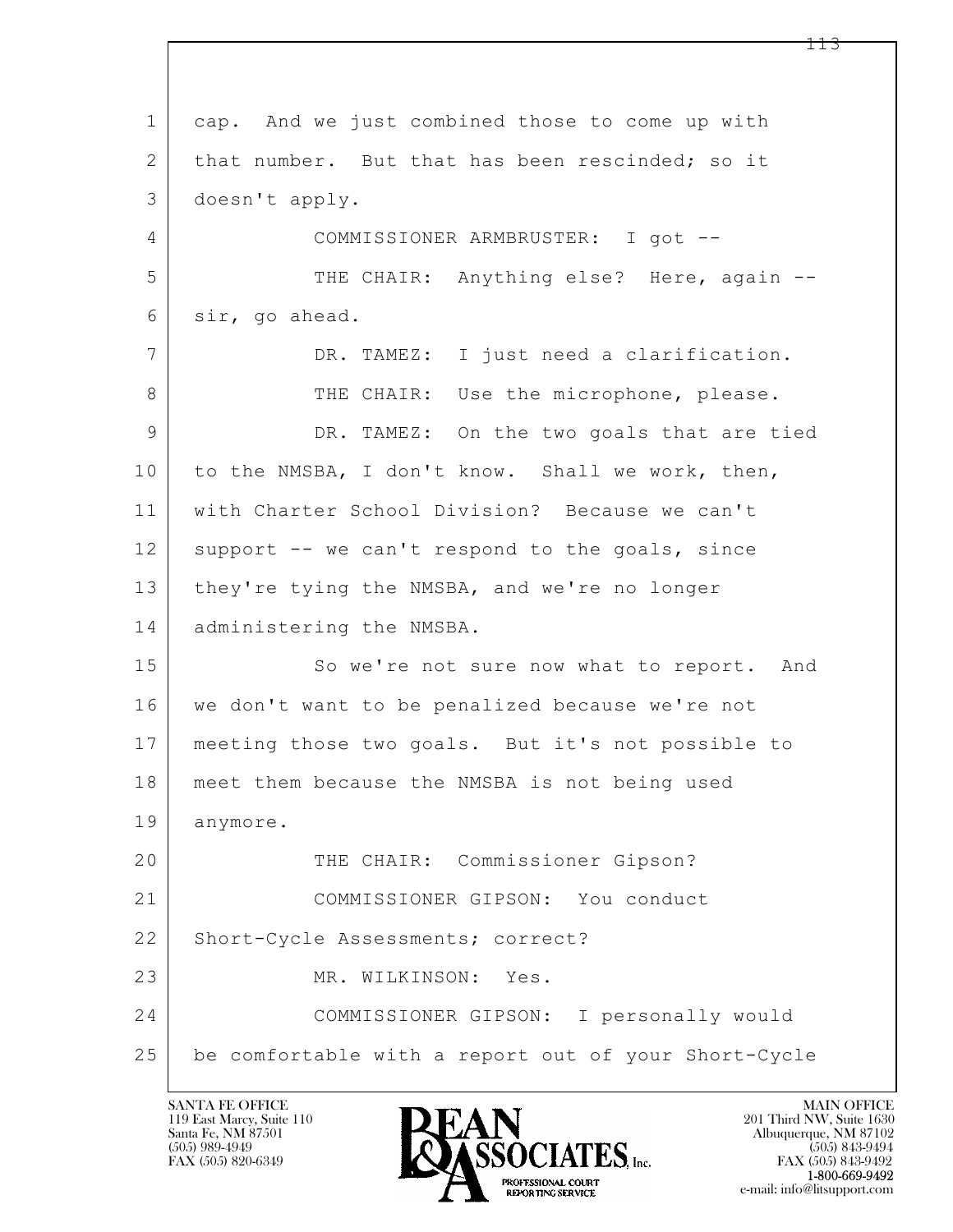1 cap. And we just combined those to come up with
2 that number. But that has been rescinded; so it
3 doesn't apply.
4 COMMISSIONER ARMBRUSTER: I got --
5 THE CHAIR: Anything else? Here, again --
6 sir, go ahead.
7 DR. TAMEZ: I just need a clarification.
8 THE CHAIR: Use the microphone, please.
9 DR. TAMEZ: On the two goals that are tied
10 to the NMSBA, I don't know. Shall we work, then,
11 with Charter School Division? Because we can't
12 support -- we can't respond to the goals, since
13 they're tying the NMSBA, and we're no longer
14 administering the NMSBA.
15 So we're not sure now what to report. And
16 we don't want to be penalized because we're not
17 meeting those two goals. But it's not possible to
18 meet them because the NMSBA is not being used
19 anymore.
20 THE CHAIR: Commissioner Gipson?
21 COMMISSIONER GIPSON: You conduct
22 Short-Cycle Assessments; correct?
23 MR. WILKINSON: Yes.
24 COMMISSIONER GIPSON: I personally would
25 be comfortable with a report out of your Short-Cycle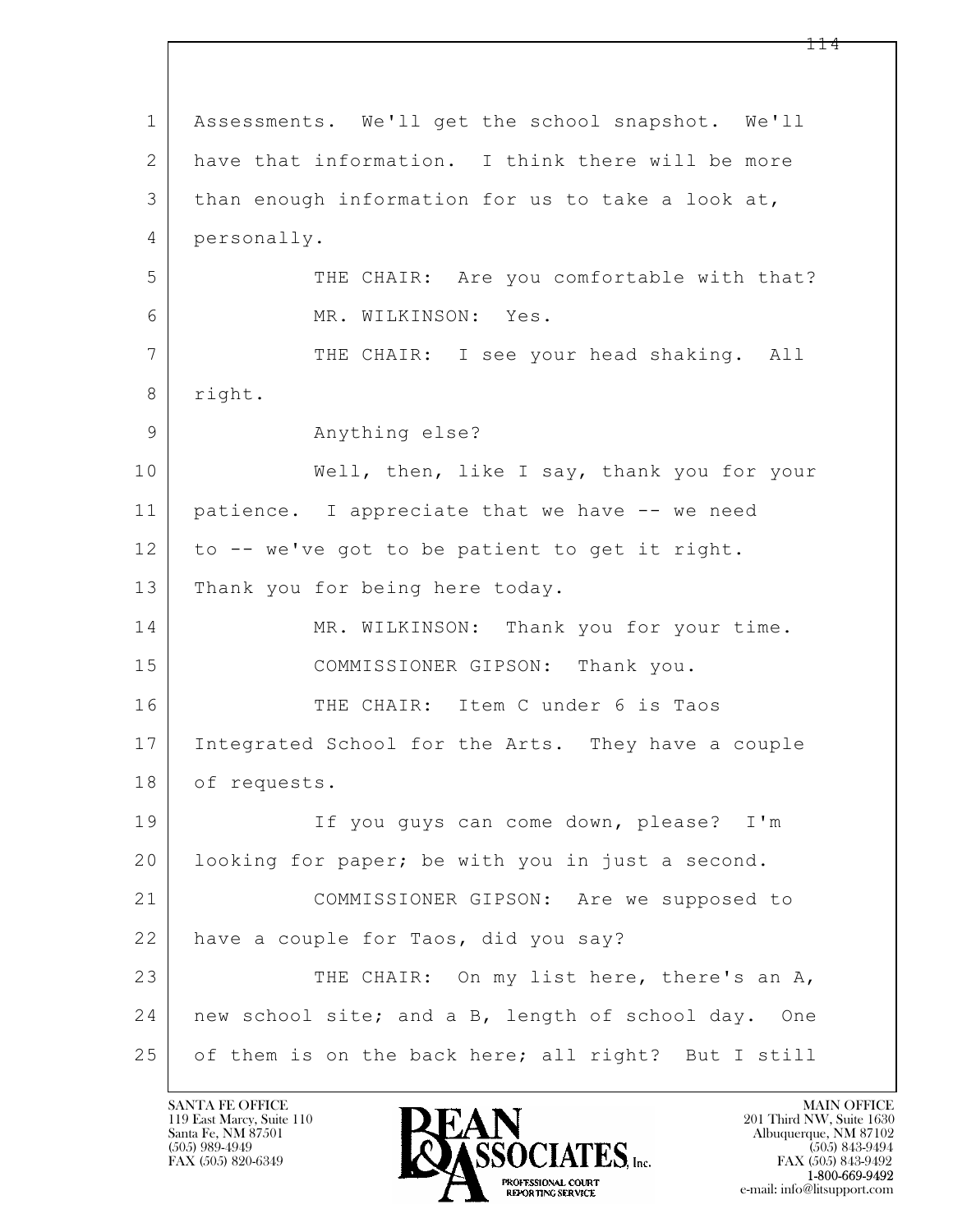1 Assessments. We'll get the school snapshot. We'll
2 have that information. I think there will be more
3 than enough information for us to take a look at,
4 personally.

5 THE CHAIR: Are you comfortable with that?

6 MR. WILKINSON: Yes.

7 THE CHAIR: I see your head shaking. All
8 right.

9 Anything else?

10 Well, then, like I say, thank you for your
11 patience. I appreciate that we have -- we need
12 to -- we've got to be patient to get it right.
13 Thank you for being here today.

14 MR. WILKINSON: Thank you for your time.

15 COMMISSIONER GIPSON: Thank you.

16 THE CHAIR: Item C under 6 is Taos
17 Integrated School for the Arts. They have a couple
18 of requests.

19 If you guys can come down, please? I'm
20 looking for paper; be with you in just a second.

21 COMMISSIONER GIPSON: Are we supposed to
22 have a couple for Taos, did you say?

23 THE CHAIR: On my list here, there's an A,
24 new school site; and a B, length of school day. One
25 of them is on the back here; all right? But I still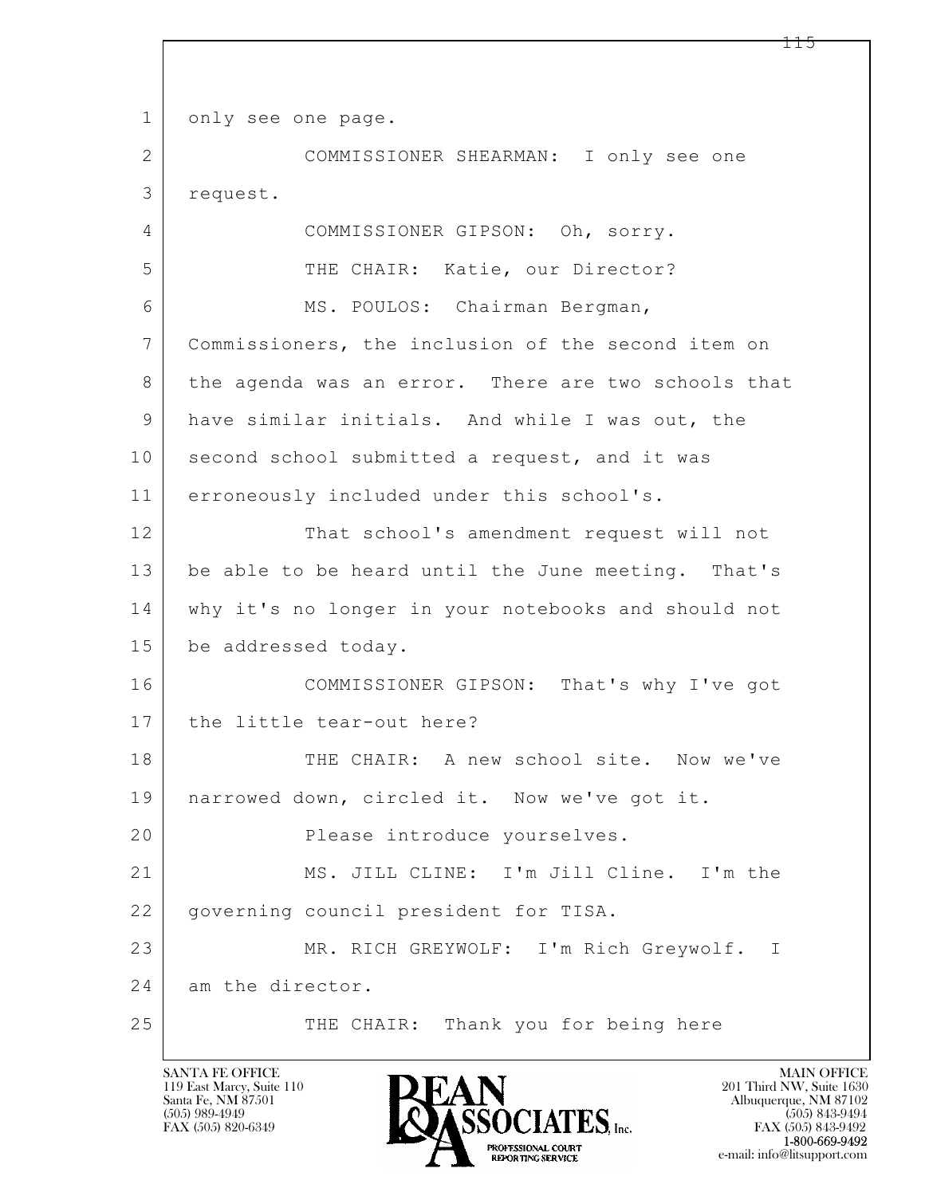1 only see one page.

2 COMMISSIONER SHEARMAN: I only see one

3 request.

4 COMMISSIONER GIPSON: Oh, sorry.

5 THE CHAIR: Katie, our Director?

6 MS. POULOS: Chairman Bergman,

7 Commissioners, the inclusion of the second item on

8 the agenda was an error. There are two schools that

9 have similar initials. And while I was out, the

10 second school submitted a request, and it was

11 erroneously included under this school's.

12 That school's amendment request will not

13 be able to be heard until the June meeting. That's

14 why it's no longer in your notebooks and should not

15 be addressed today.

16 COMMISSIONER GIPSON: That's why I've got

17 the little tear-out here?

18 THE CHAIR: A new school site. Now we've

19 narrowed down, circled it. Now we've got it.

20 Please introduce yourselves.

21 MS. JILL CLINE: I'm Jill Cline. I'm the

22 governing council president for TISA.

23 MR. RICH GREYWOLF: I'm Rich Greywolf. I

24 am the director.

25 THE CHAIR: Thank you for being here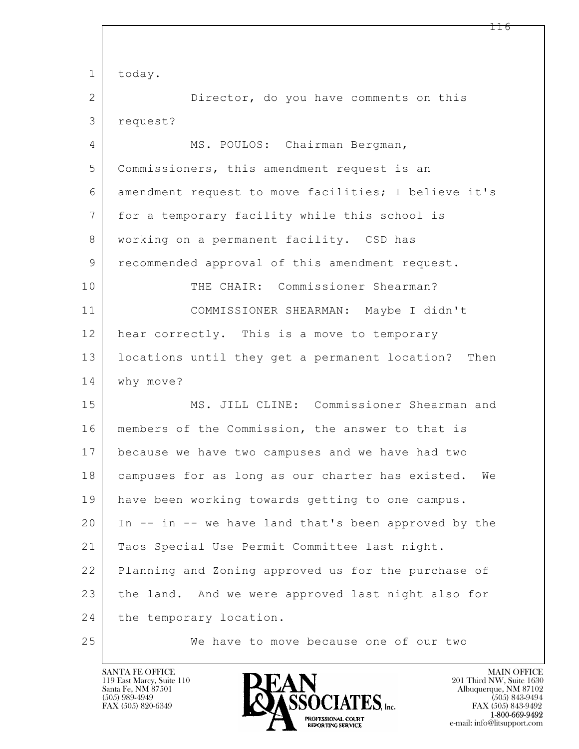today.

Director, do you have comments on this request?

MS. POULOS: Chairman Bergman, Commissioners, this amendment request is an amendment request to move facilities; I believe it's for a temporary facility while this school is working on a permanent facility. CSD has recommended approval of this amendment request.

THE CHAIR: Commissioner Shearman?

COMMISSIONER SHEARMAN: Maybe I didn't hear correctly. This is a move to temporary locations until they get a permanent location? Then why move?

MS. JILL CLINE: Commissioner Shearman and members of the Commission, the answer to that is because we have two campuses and we have had two campuses for as long as our charter has existed. We have been working towards getting to one campus. In -- in -- we have land that's been approved by the Taos Special Use Permit Committee last night. Planning and Zoning approved us for the purchase of the land. And we were approved last night also for the temporary location.

We have to move because one of our two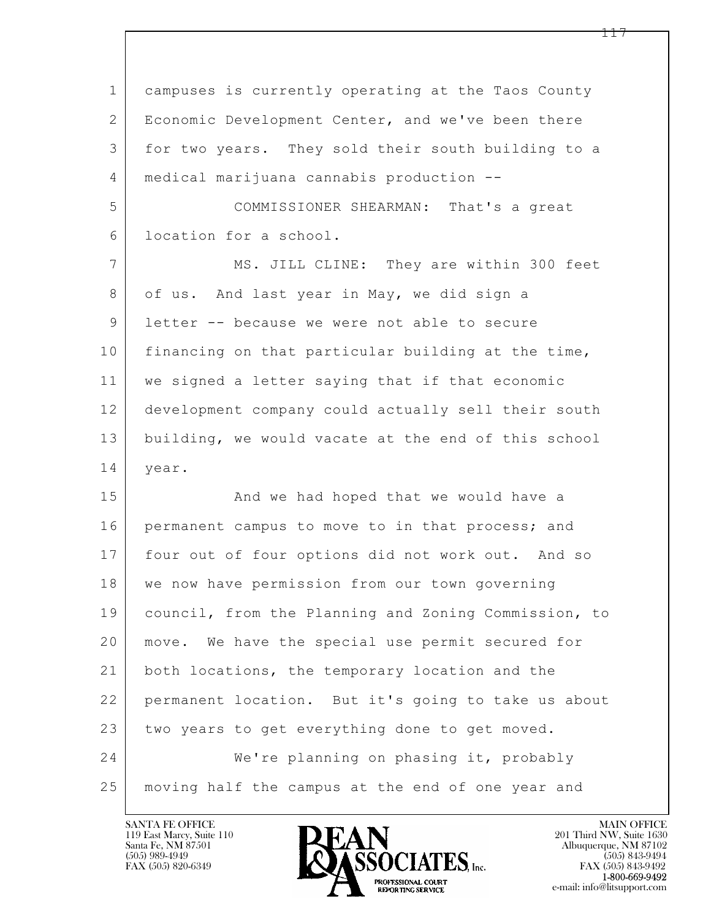campuses is currently operating at the Taos County Economic Development Center, and we've been there for two years. They sold their south building to a medical marijuana cannabis production --

COMMISSIONER SHEARMAN: That's a great location for a school.

MS. JILL CLINE: They are within 300 feet of us. And last year in May, we did sign a letter -- because we were not able to secure financing on that particular building at the time, we signed a letter saying that if that economic development company could actually sell their south building, we would vacate at the end of this school year.

And we had hoped that we would have a permanent campus to move to in that process; and four out of four options did not work out. And so we now have permission from our town governing council, from the Planning and Zoning Commission, to move. We have the special use permit secured for both locations, the temporary location and the permanent location. But it's going to take us about two years to get everything done to get moved.

We're planning on phasing it, probably moving half the campus at the end of one year and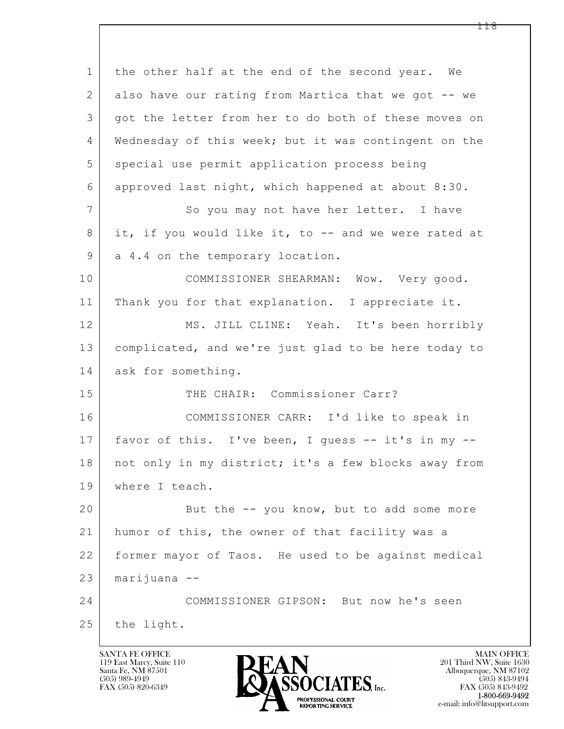1 the other half at the end of the second year. We
2 also have our rating from Martica that we got -- we
3 got the letter from her to do both of these moves on
4 Wednesday of this week; but it was contingent on the
5 special use permit application process being
6 approved last night, which happened at about 8:30.

7 So you may not have her letter. I have
8 it, if you would like it, to -- and we were rated at
9 a 4.4 on the temporary location.

10 COMMISSIONER SHEARMAN: Wow. Very good.
11 Thank you for that explanation. I appreciate it.

12 MS. JILL CLINE: Yeah. It's been horribly
13 complicated, and we're just glad to be here today to
14 ask for something.

15 THE CHAIR: Commissioner Carr?

16 COMMISSIONER CARR: I'd like to speak in
17 favor of this. I've been, I guess -- it's in my --
18 not only in my district; it's a few blocks away from
19 where I teach.

20 But the -- you know, but to add some more
21 humor of this, the owner of that facility was a
22 former mayor of Taos. He used to be against medical
23 marijuana --

24 COMMISSIONER GIPSON: But now he's seen
25 the light.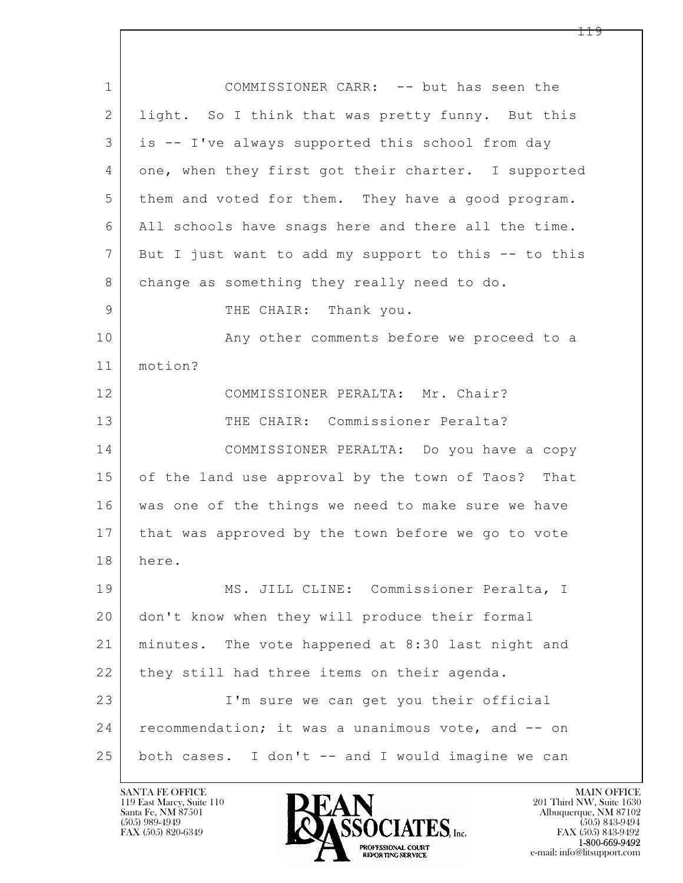COMMISSIONER CARR: -- but has seen the light. So I think that was pretty funny. But this is -- I've always supported this school from day one, when they first got their charter. I supported them and voted for them. They have a good program. All schools have snags here and there all the time. But I just want to add my support to this -- to this change as something they really need to do.

THE CHAIR: Thank you.

Any other comments before we proceed to a motion?

COMMISSIONER PERALTA: Mr. Chair?

THE CHAIR: Commissioner Peralta?

COMMISSIONER PERALTA: Do you have a copy of the land use approval by the town of Taos? That was one of the things we need to make sure we have that was approved by the town before we go to vote here.

MS. JILL CLINE: Commissioner Peralta, I don't know when they will produce their formal minutes. The vote happened at 8:30 last night and they still had three items on their agenda.

I'm sure we can get you their official recommendation; it was a unanimous vote, and -- on both cases. I don't -- and I would imagine we can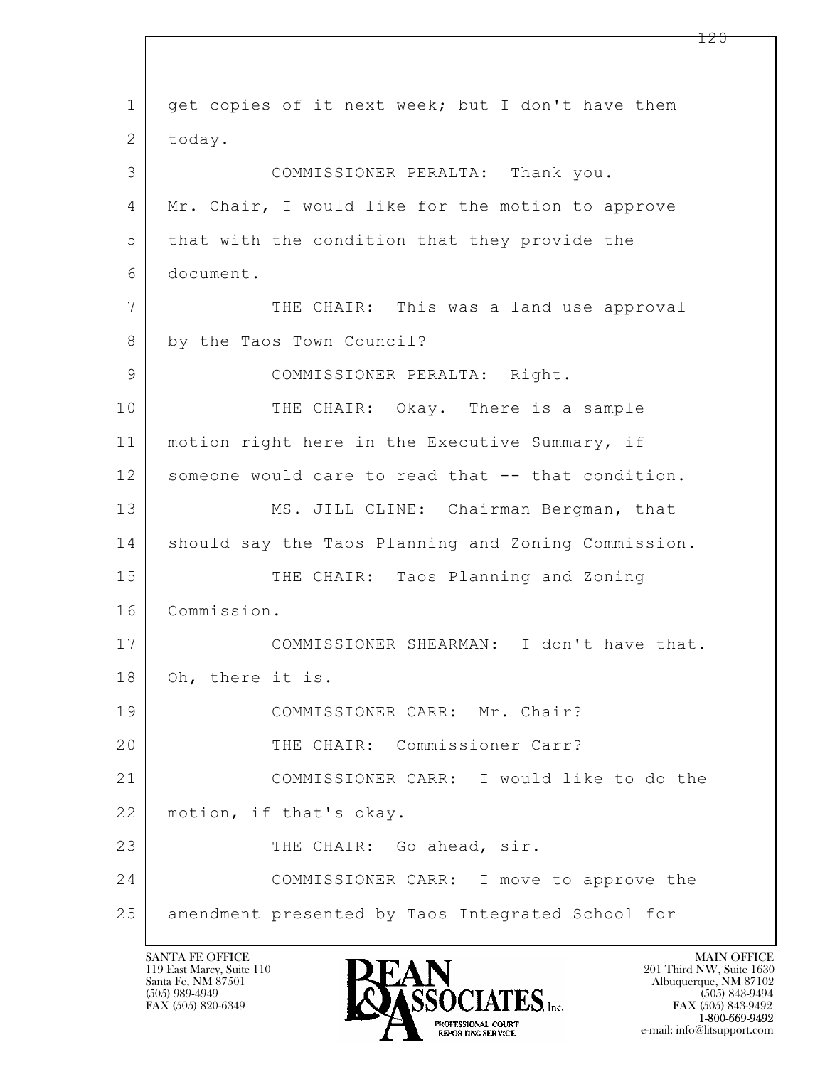1 get copies of it next week; but I don't have them
2 today.
3 COMMISSIONER PERALTA: Thank you.
4 Mr. Chair, I would like for the motion to approve
5 that with the condition that they provide the
6 document.
7 THE CHAIR: This was a land use approval
8 by the Taos Town Council?
9 COMMISSIONER PERALTA: Right.
10 THE CHAIR: Okay. There is a sample
11 motion right here in the Executive Summary, if
12 someone would care to read that -- that condition.
13 MS. JILL CLINE: Chairman Bergman, that
14 should say the Taos Planning and Zoning Commission.
15 THE CHAIR: Taos Planning and Zoning
16 Commission.
17 COMMISSIONER SHEARMAN: I don't have that.
18 Oh, there it is.
19 COMMISSIONER CARR: Mr. Chair?
20 THE CHAIR: Commissioner Carr?
21 COMMISSIONER CARR: I would like to do the
22 motion, if that's okay.
23 THE CHAIR: Go ahead, sir.
24 COMMISSIONER CARR: I move to approve the
25 amendment presented by Taos Integrated School for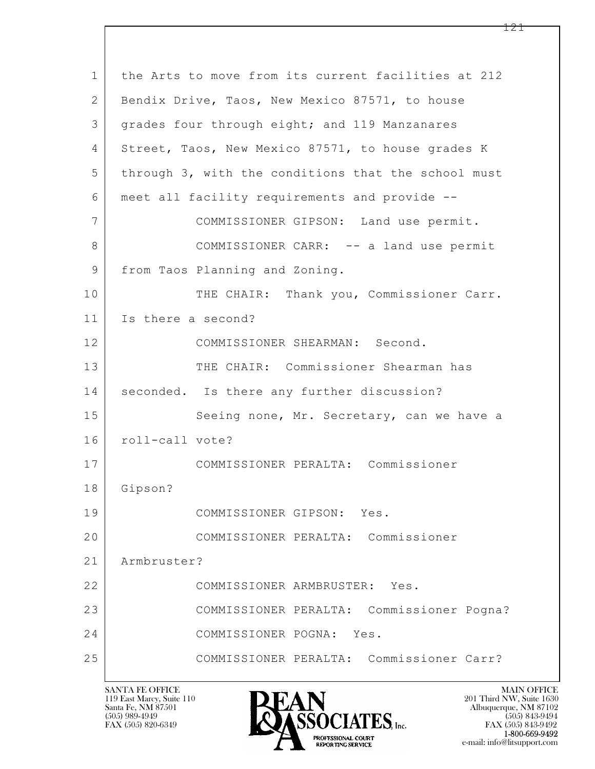1 the Arts to move from its current facilities at 212
2 Bendix Drive, Taos, New Mexico 87571, to house
3 grades four through eight; and 119 Manzanares
4 Street, Taos, New Mexico 87571, to house grades K
5 through 3, with the conditions that the school must
6 meet all facility requirements and provide --
7 COMMISSIONER GIPSON: Land use permit.
8 COMMISSIONER CARR: -- a land use permit
9 from Taos Planning and Zoning.
10 THE CHAIR: Thank you, Commissioner Carr.
11 Is there a second?
12 COMMISSIONER SHEARMAN: Second.
13 THE CHAIR: Commissioner Shearman has
14 seconded. Is there any further discussion?
15 Seeing none, Mr. Secretary, can we have a
16 roll-call vote?
17 COMMISSIONER PERALTA: Commissioner
18 Gipson?
19 COMMISSIONER GIPSON: Yes.
20 COMMISSIONER PERALTA: Commissioner
21 Armbruster?
22 COMMISSIONER ARMBRUSTER: Yes.
23 COMMISSIONER PERALTA: Commissioner Pogna?
24 COMMISSIONER POGNA: Yes.
25 COMMISSIONER PERALTA: Commissioner Carr?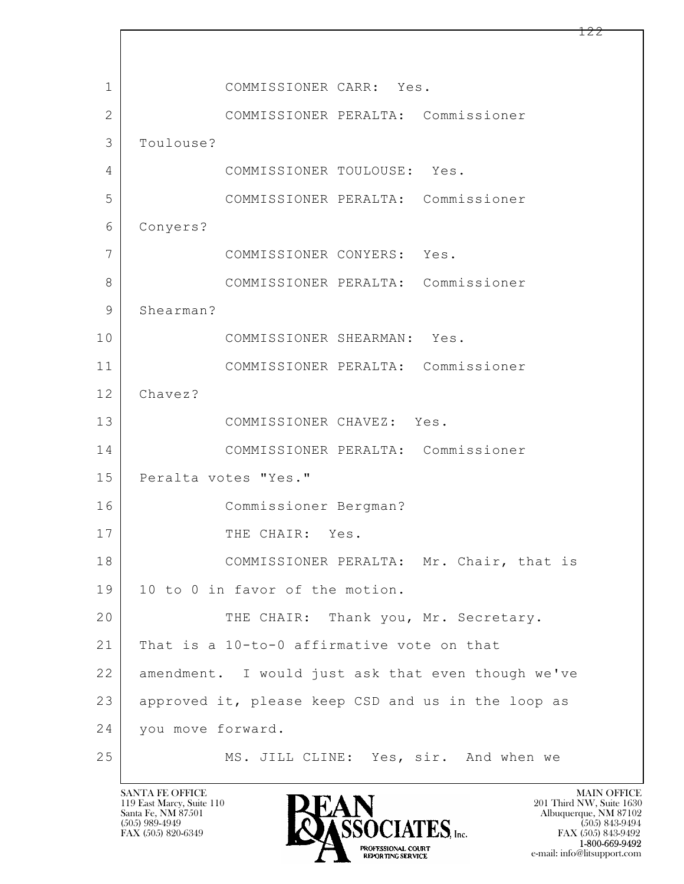1 COMMISSIONER CARR: Yes.

2 COMMISSIONER PERALTA: Commissioner

3 Toulouse?

4 COMMISSIONER TOULOUSE: Yes.

5 COMMISSIONER PERALTA: Commissioner

6 Conyers?

7 COMMISSIONER CONYERS: Yes.

8 COMMISSIONER PERALTA: Commissioner

9 Shearman?

10 COMMISSIONER SHEARMAN: Yes.

11 COMMISSIONER PERALTA: Commissioner

12 Chavez?

13 COMMISSIONER CHAVEZ: Yes.

14 COMMISSIONER PERALTA: Commissioner

15 Peralta votes "Yes."

16 Commissioner Bergman?

17 THE CHAIR: Yes.

18 COMMISSIONER PERALTA: Mr. Chair, that is

19 10 to 0 in favor of the motion.

20 THE CHAIR: Thank you, Mr. Secretary.

21 That is a 10-to-0 affirmative vote on that

22 amendment. I would just ask that even though we've

23 approved it, please keep CSD and us in the loop as

24 you move forward.

25 MS. JILL CLINE: Yes, sir. And when we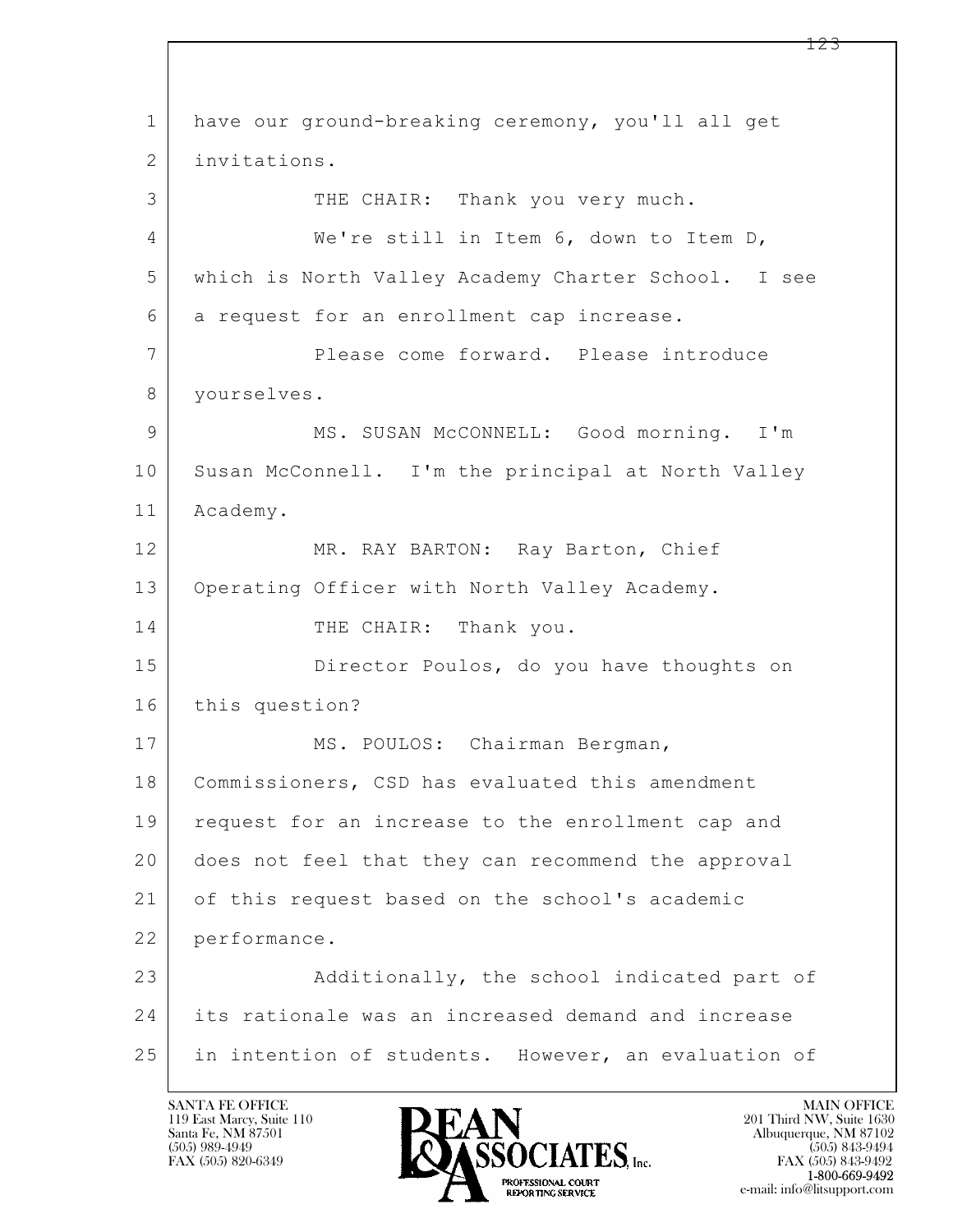have our ground-breaking ceremony, you'll all get invitations.

THE CHAIR: Thank you very much.

We're still in Item 6, down to Item D, which is North Valley Academy Charter School. I see a request for an enrollment cap increase.

Please come forward. Please introduce yourselves.

MS. SUSAN McCONNELL: Good morning. I'm Susan McConnell. I'm the principal at North Valley Academy.

MR. RAY BARTON: Ray Barton, Chief Operating Officer with North Valley Academy.

THE CHAIR: Thank you.

Director Poulos, do you have thoughts on this question?

MS. POULOS: Chairman Bergman, Commissioners, CSD has evaluated this amendment request for an increase to the enrollment cap and does not feel that they can recommend the approval of this request based on the school's academic performance.

Additionally, the school indicated part of its rationale was an increased demand and increase in intention of students. However, an evaluation of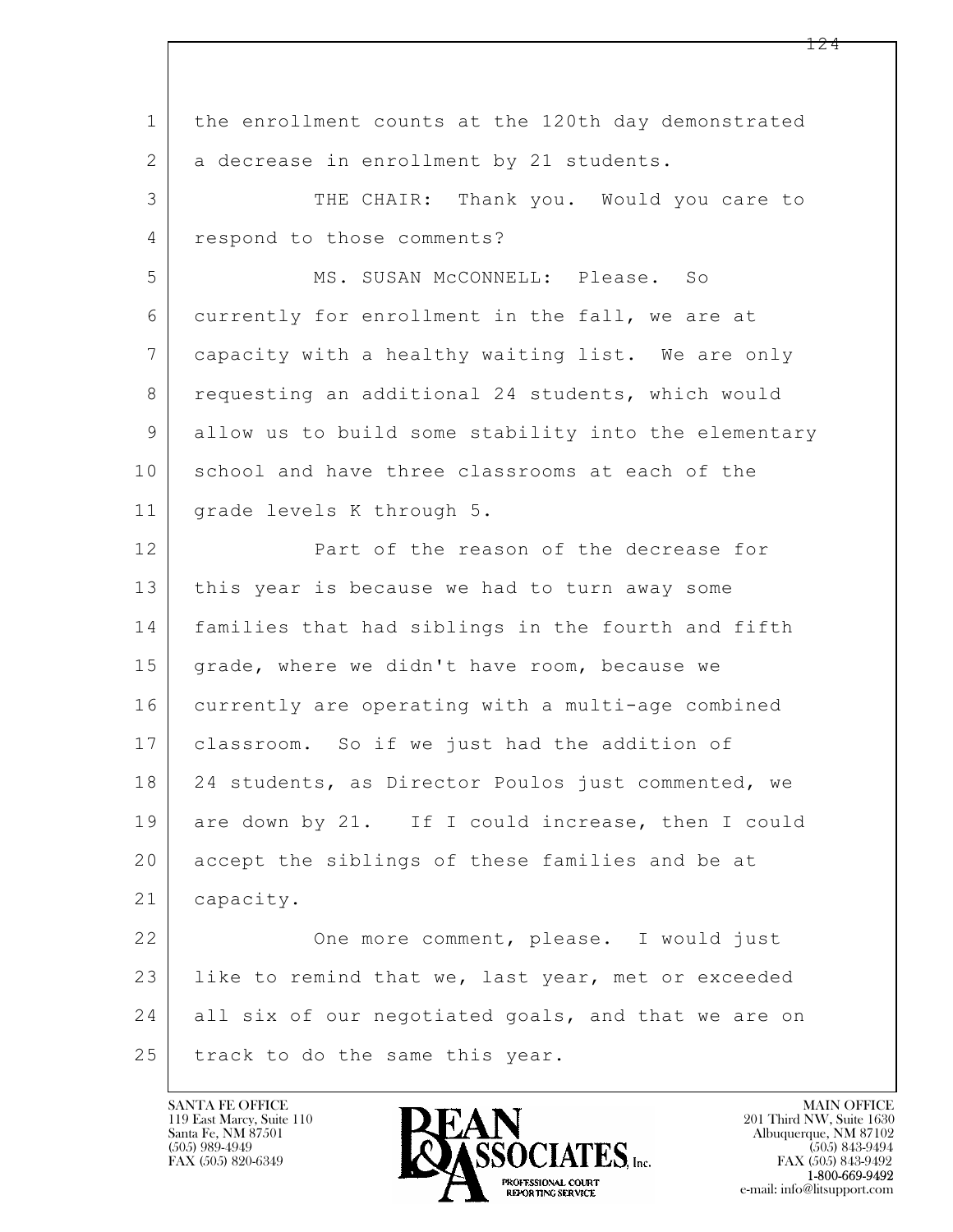the enrollment counts at the 120th day demonstrated a decrease in enrollment by 21 students.

THE CHAIR: Thank you. Would you care to respond to those comments?

MS. SUSAN McCONNELL: Please. So currently for enrollment in the fall, we are at capacity with a healthy waiting list. We are only requesting an additional 24 students, which would allow us to build some stability into the elementary school and have three classrooms at each of the grade levels K through 5.

Part of the reason of the decrease for this year is because we had to turn away some families that had siblings in the fourth and fifth grade, where we didn't have room, because we currently are operating with a multi-age combined classroom. So if we just had the addition of 24 students, as Director Poulos just commented, we are down by 21. If I could increase, then I could accept the siblings of these families and be at capacity.

One more comment, please. I would just like to remind that we, last year, met or exceeded all six of our negotiated goals, and that we are on track to do the same this year.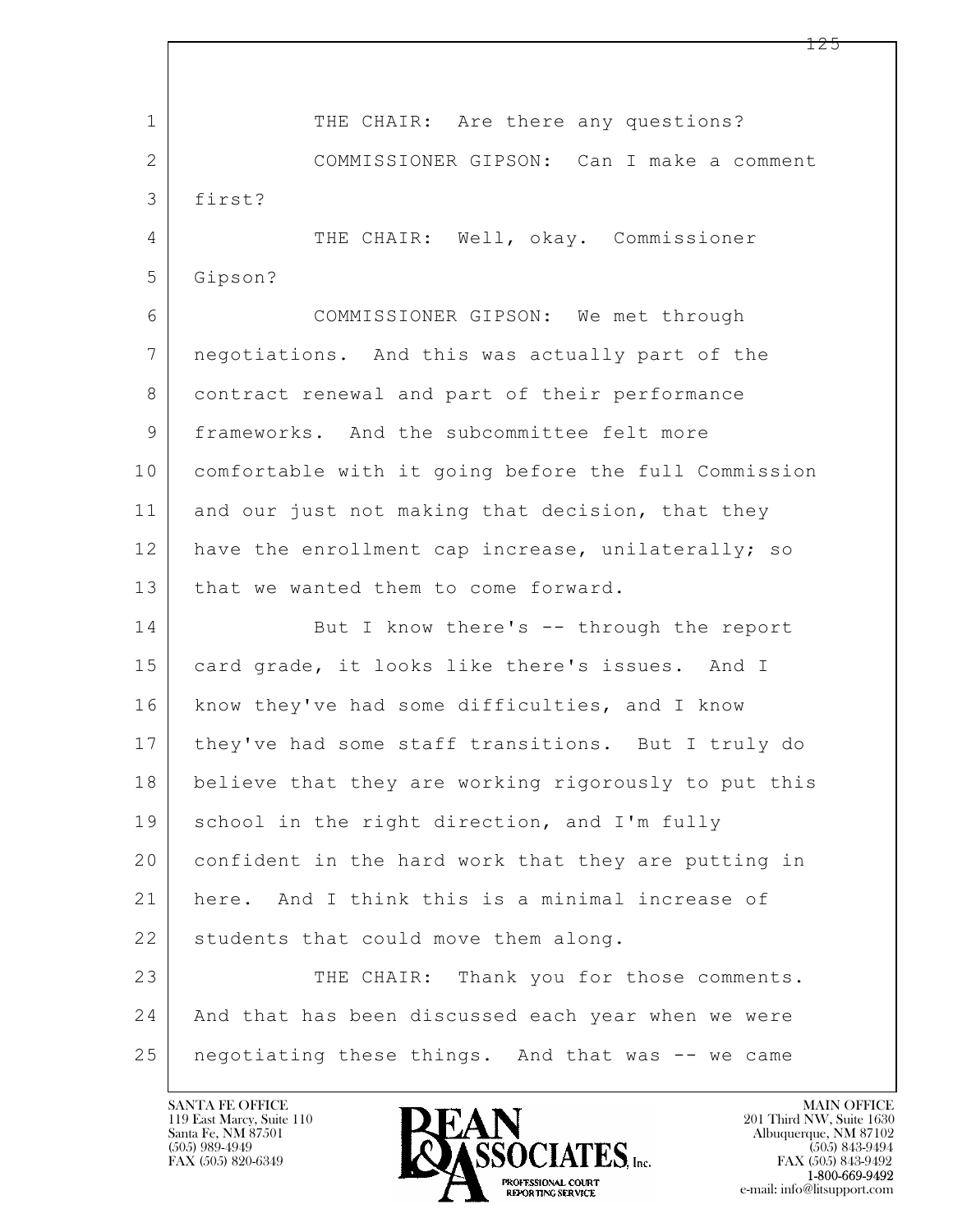THE CHAIR: Are there any questions?

COMMISSIONER GIPSON: Can I make a comment first?

THE CHAIR: Well, okay. Commissioner Gipson?

COMMISSIONER GIPSON: We met through negotiations. And this was actually part of the contract renewal and part of their performance frameworks. And the subcommittee felt more comfortable with it going before the full Commission and our just not making that decision, that they have the enrollment cap increase, unilaterally; so that we wanted them to come forward.

But I know there's -- through the report card grade, it looks like there's issues. And I know they've had some difficulties, and I know they've had some staff transitions. But I truly do believe that they are working rigorously to put this school in the right direction, and I'm fully confident in the hard work that they are putting in here. And I think this is a minimal increase of students that could move them along.

THE CHAIR: Thank you for those comments. And that has been discussed each year when we were negotiating these things. And that was -- we came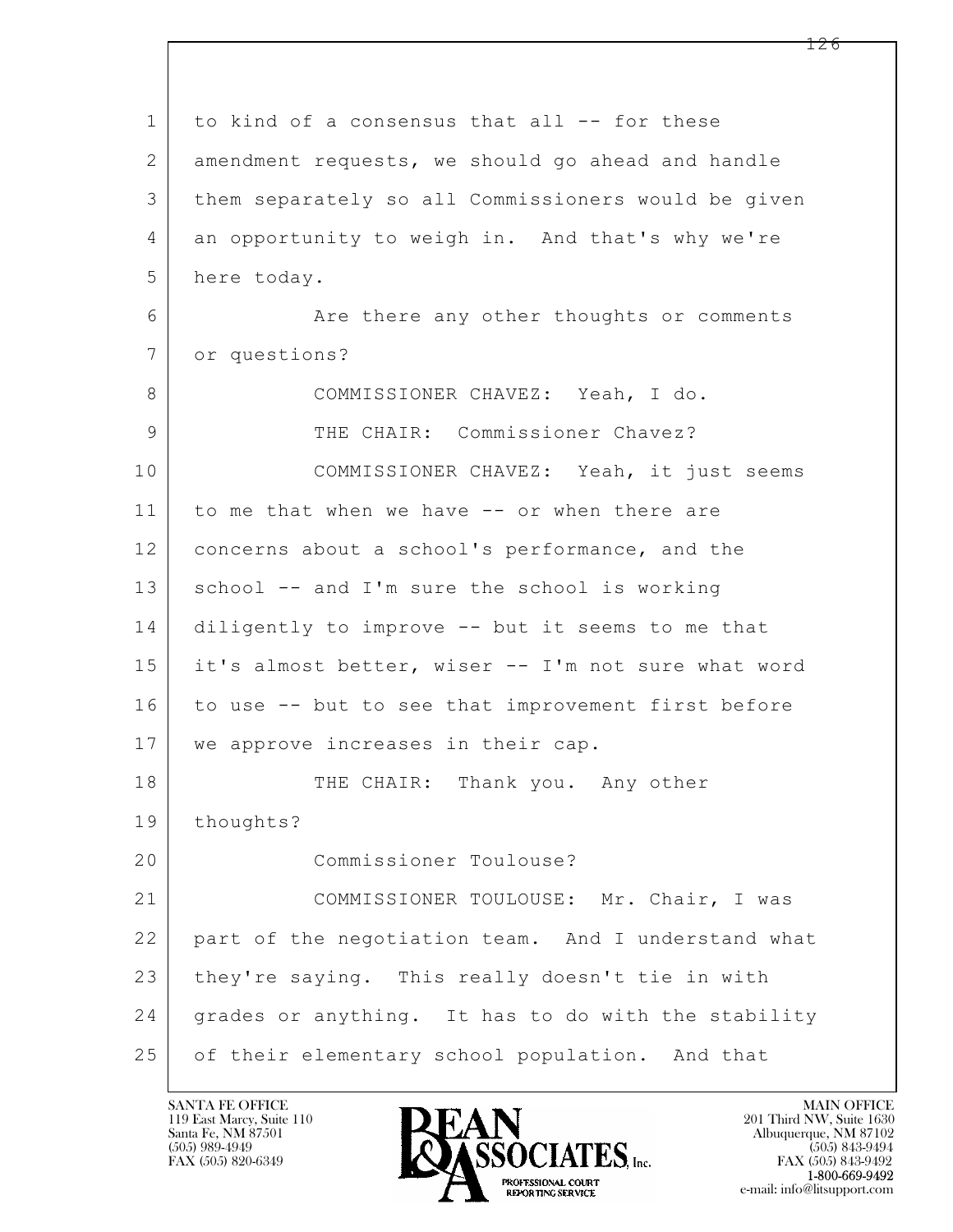1 to kind of a consensus that all -- for these
2 amendment requests, we should go ahead and handle
3 them separately so all Commissioners would be given
4 an opportunity to weigh in. And that's why we're
5 here today.

6 Are there any other thoughts or comments
7 or questions?

8 COMMISSIONER CHAVEZ: Yeah, I do.

9 THE CHAIR: Commissioner Chavez?

10 COMMISSIONER CHAVEZ: Yeah, it just seems
11 to me that when we have -- or when there are
12 concerns about a school's performance, and the
13 school -- and I'm sure the school is working
14 diligently to improve -- but it seems to me that
15 it's almost better, wiser -- I'm not sure what word
16 to use -- but to see that improvement first before
17 we approve increases in their cap.

18 THE CHAIR: Thank you. Any other
19 thoughts?

20 Commissioner Toulouse?

21 COMMISSIONER TOULOUSE: Mr. Chair, I was
22 part of the negotiation team. And I understand what
23 they're saying. This really doesn't tie in with
24 grades or anything. It has to do with the stability
25 of their elementary school population. And that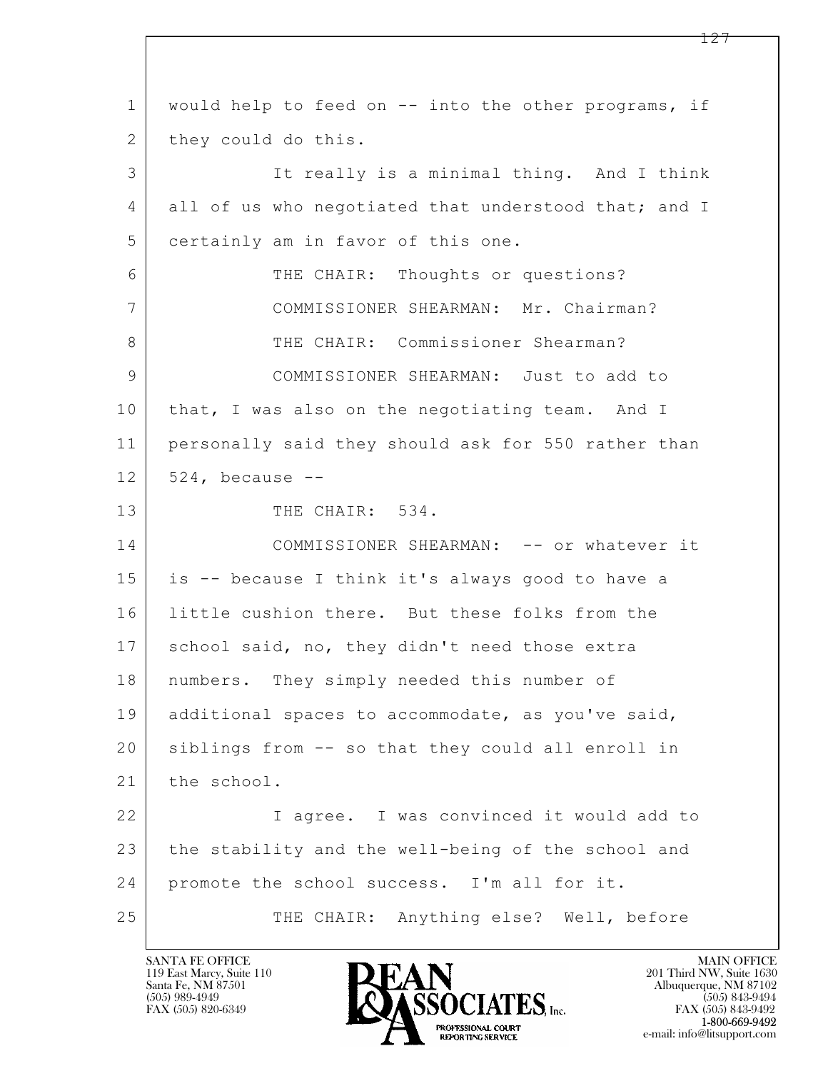would help to feed on -- into the other programs, if they could do this.

It really is a minimal thing. And I think all of us who negotiated that understood that; and I certainly am in favor of this one.

THE CHAIR: Thoughts or questions?

COMMISSIONER SHEARMAN: Mr. Chairman?

THE CHAIR: Commissioner Shearman?

COMMISSIONER SHEARMAN: Just to add to that, I was also on the negotiating team. And I personally said they should ask for 550 rather than 524, because --

THE CHAIR: 534.

COMMISSIONER SHEARMAN: -- or whatever it is -- because I think it's always good to have a little cushion there. But these folks from the school said, no, they didn't need those extra numbers. They simply needed this number of additional spaces to accommodate, as you've said, siblings from -- so that they could all enroll in the school.

I agree. I was convinced it would add to the stability and the well-being of the school and promote the school success. I'm all for it.

THE CHAIR: Anything else? Well, before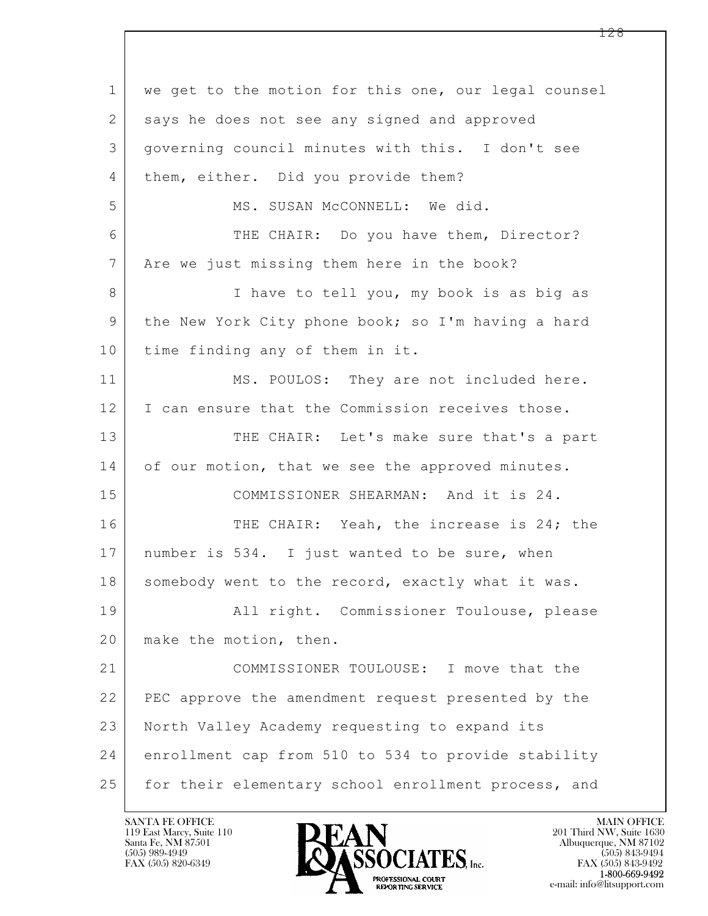1 we get to the motion for this one, our legal counsel
2 says he does not see any signed and approved
3 governing council minutes with this. I don't see
4 them, either. Did you provide them?
5 MS. SUSAN McCONNELL: We did.
6 THE CHAIR: Do you have them, Director?
7 Are we just missing them here in the book?
8 I have to tell you, my book is as big as
9 the New York City phone book; so I'm having a hard
10 time finding any of them in it.
11 MS. POULOS: They are not included here.
12 I can ensure that the Commission receives those.
13 THE CHAIR: Let's make sure that's a part
14 of our motion, that we see the approved minutes.
15 COMMISSIONER SHEARMAN: And it is 24.
16 THE CHAIR: Yeah, the increase is 24; the
17 number is 534. I just wanted to be sure, when
18 somebody went to the record, exactly what it was.
19 All right. Commissioner Toulouse, please
20 make the motion, then.
21 COMMISSIONER TOULOUSE: I move that the
22 PEC approve the amendment request presented by the
23 North Valley Academy requesting to expand its
24 enrollment cap from 510 to 534 to provide stability
25 for their elementary school enrollment process, and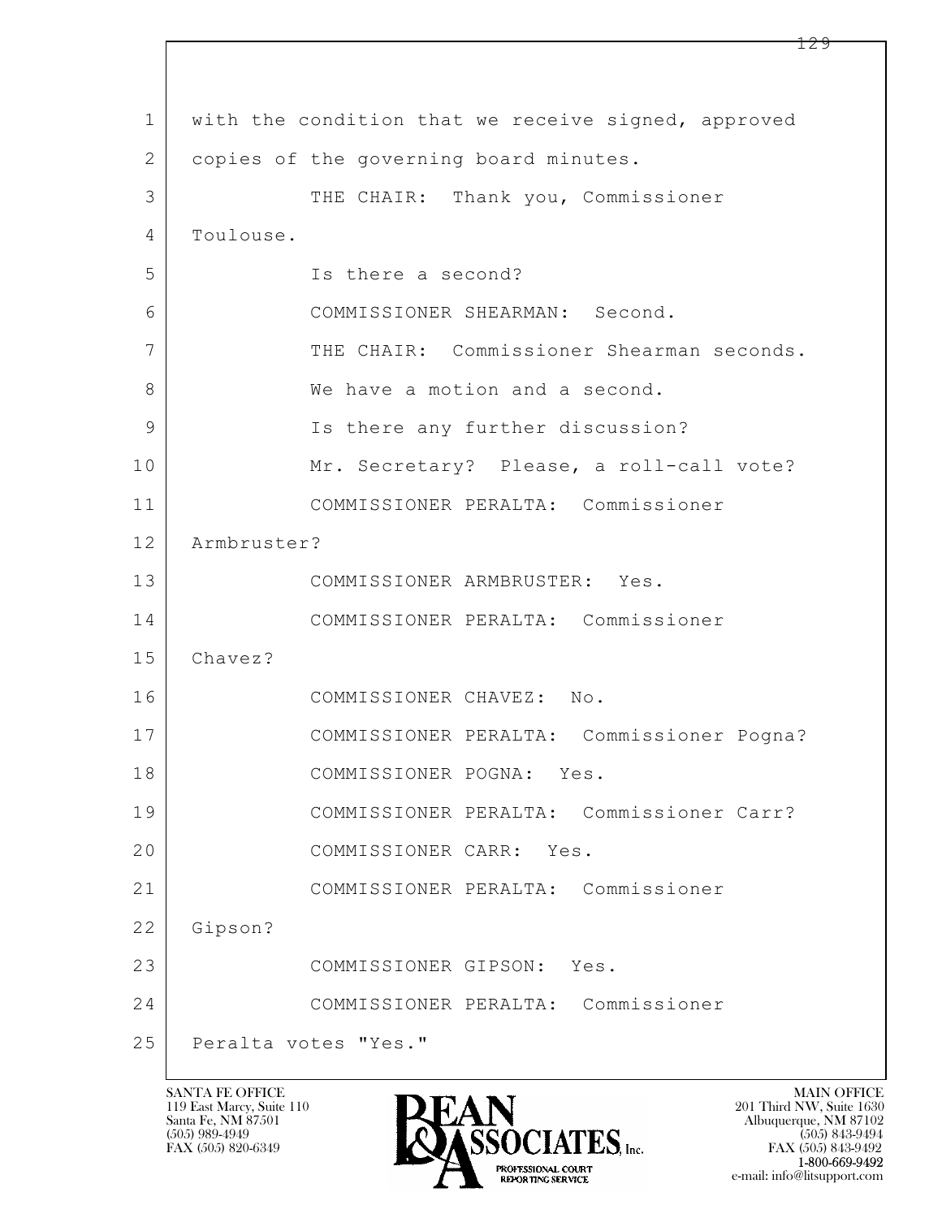1 with the condition that we receive signed, approved
2 copies of the governing board minutes.
3 THE CHAIR: Thank you, Commissioner
4 Toulouse.
5 Is there a second?
6 COMMISSIONER SHEARMAN: Second.
7 THE CHAIR: Commissioner Shearman seconds.
8 We have a motion and a second.
9 Is there any further discussion?
10 Mr. Secretary? Please, a roll-call vote?
11 COMMISSIONER PERALTA: Commissioner
12 Armbruster?
13 COMMISSIONER ARMBRUSTER: Yes.
14 COMMISSIONER PERALTA: Commissioner
15 Chavez?
16 COMMISSIONER CHAVEZ: No.
17 COMMISSIONER PERALTA: Commissioner Pogna?
18 COMMISSIONER POGNA: Yes.
19 COMMISSIONER PERALTA: Commissioner Carr?
20 COMMISSIONER CARR: Yes.
21 COMMISSIONER PERALTA: Commissioner
22 Gipson?
23 COMMISSIONER GIPSON: Yes.
24 COMMISSIONER PERALTA: Commissioner
25 Peralta votes "Yes."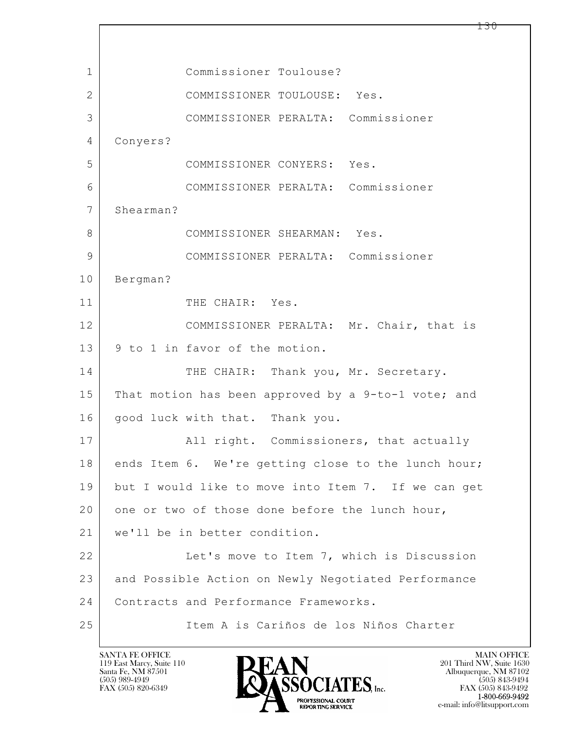1 Commissioner Toulouse?

2 COMMISSIONER TOULOUSE: Yes.

3 COMMISSIONER PERALTA: Commissioner

4 Conyers?

5 COMMISSIONER CONYERS: Yes.

6 COMMISSIONER PERALTA: Commissioner

7 Shearman?

8 COMMISSIONER SHEARMAN: Yes.

9 COMMISSIONER PERALTA: Commissioner

10 Bergman?

11 THE CHAIR: Yes.

12 COMMISSIONER PERALTA: Mr. Chair, that is

13 9 to 1 in favor of the motion.

14 THE CHAIR: Thank you, Mr. Secretary.

15 That motion has been approved by a 9-to-1 vote; and

16 good luck with that. Thank you.

17 All right. Commissioners, that actually

18 ends Item 6. We're getting close to the lunch hour;

19 but I would like to move into Item 7. If we can get

20 one or two of those done before the lunch hour,

21 we'll be in better condition.

22 Let's move to Item 7, which is Discussion

23 and Possible Action on Newly Negotiated Performance

24 Contracts and Performance Frameworks.

25 Item A is Cariños de los Niños Charter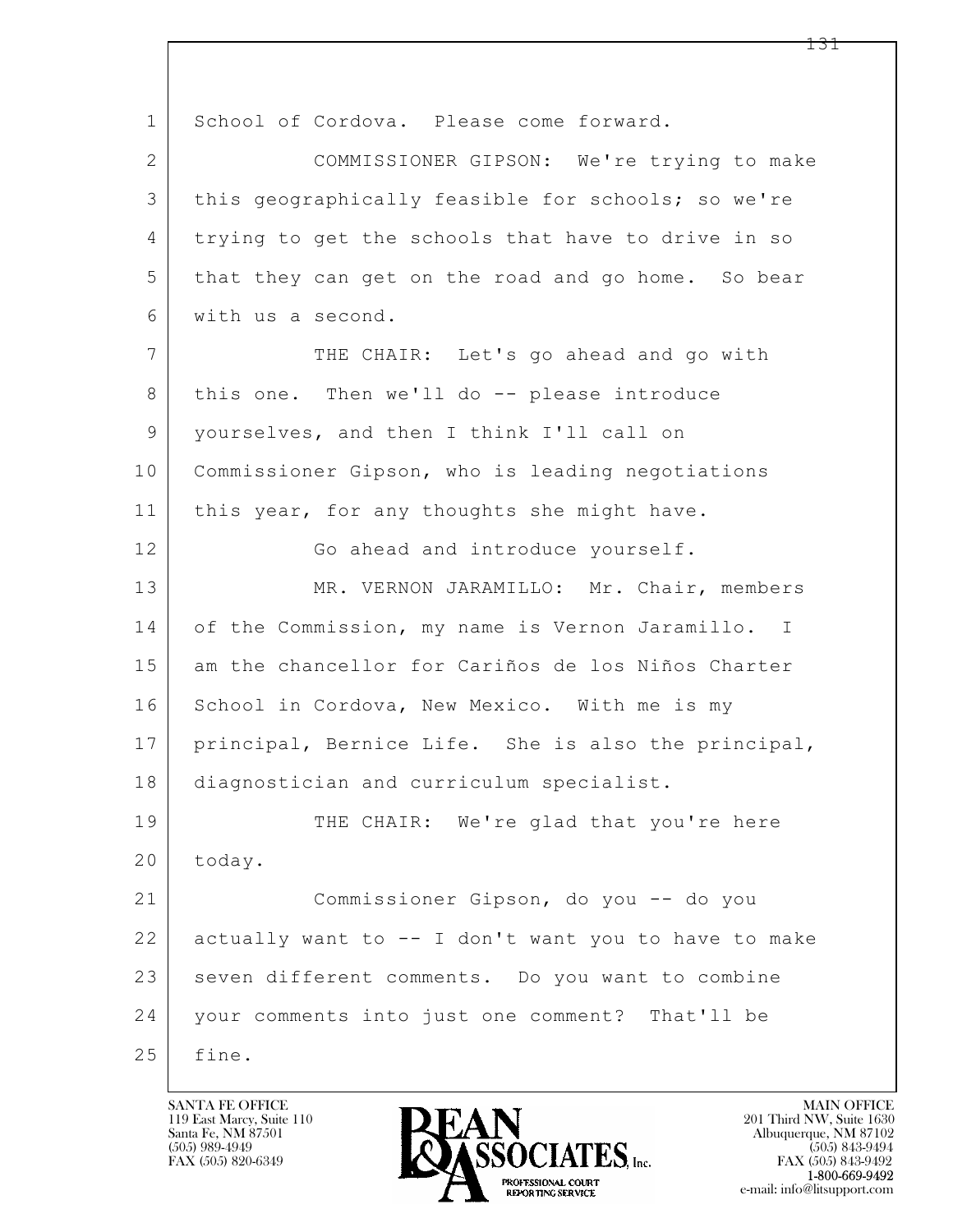School of Cordova. Please come forward.

COMMISSIONER GIPSON: We're trying to make this geographically feasible for schools; so we're trying to get the schools that have to drive in so that they can get on the road and go home. So bear with us a second.

THE CHAIR: Let's go ahead and go with this one. Then we'll do -- please introduce yourselves, and then I think I'll call on Commissioner Gipson, who is leading negotiations this year, for any thoughts she might have.

Go ahead and introduce yourself.

MR. VERNON JARAMILLO: Mr. Chair, members of the Commission, my name is Vernon Jaramillo. I am the chancellor for Cariños de los Niños Charter School in Cordova, New Mexico. With me is my principal, Bernice Life. She is also the principal, diagnostician and curriculum specialist.

THE CHAIR: We're glad that you're here today.

Commissioner Gipson, do you -- do you actually want to -- I don't want you to have to make seven different comments. Do you want to combine your comments into just one comment? That'll be fine.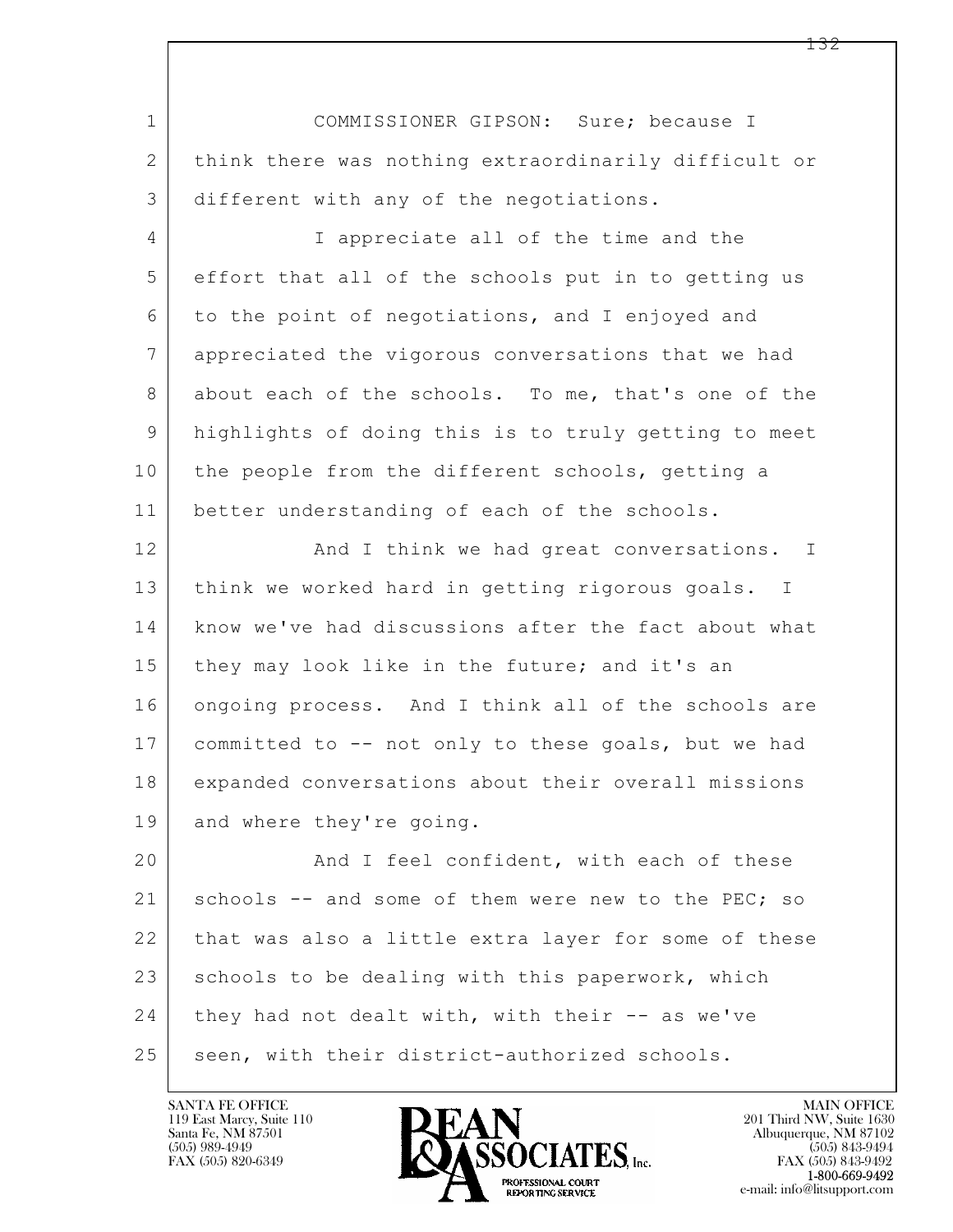COMMISSIONER GIPSON: Sure; because I think there was nothing extraordinarily difficult or different with any of the negotiations.

I appreciate all of the time and the effort that all of the schools put in to getting us to the point of negotiations, and I enjoyed and appreciated the vigorous conversations that we had about each of the schools. To me, that's one of the highlights of doing this is to truly getting to meet the people from the different schools, getting a better understanding of each of the schools.

And I think we had great conversations. I think we worked hard in getting rigorous goals. I know we've had discussions after the fact about what they may look like in the future; and it's an ongoing process. And I think all of the schools are committed to -- not only to these goals, but we had expanded conversations about their overall missions and where they're going.

And I feel confident, with each of these schools -- and some of them were new to the PEC; so that was also a little extra layer for some of these schools to be dealing with this paperwork, which they had not dealt with, with their -- as we've seen, with their district-authorized schools.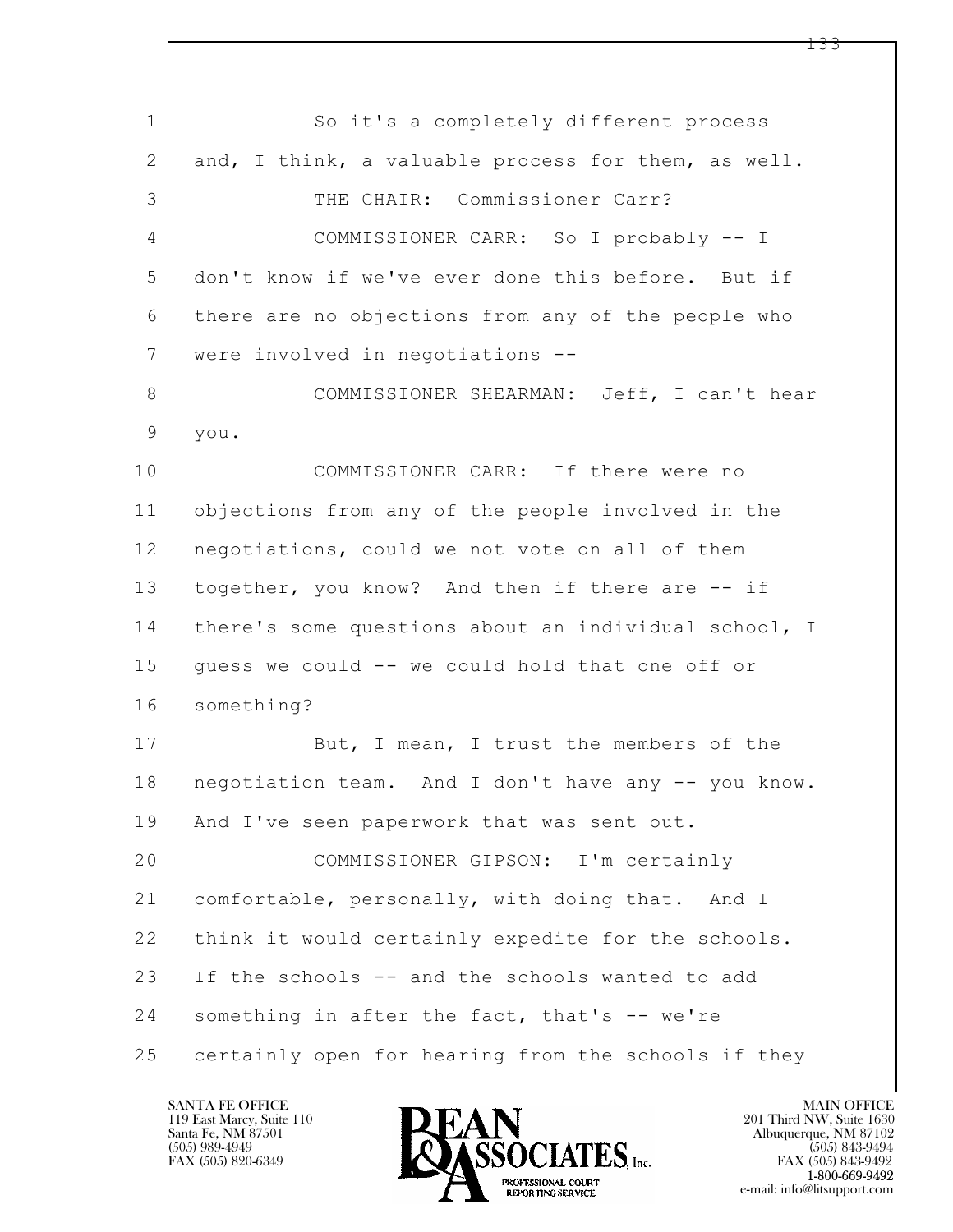So it's a completely different process and, I think, a valuable process for them, as well.

THE CHAIR: Commissioner Carr?

COMMISSIONER CARR: So I probably -- I don't know if we've ever done this before. But if there are no objections from any of the people who were involved in negotiations --

COMMISSIONER SHEARMAN: Jeff, I can't hear you.

COMMISSIONER CARR: If there were no objections from any of the people involved in the negotiations, could we not vote on all of them together, you know? And then if there are -- if there's some questions about an individual school, I guess we could -- we could hold that one off or something?

But, I mean, I trust the members of the negotiation team. And I don't have any -- you know. And I've seen paperwork that was sent out.

COMMISSIONER GIPSON: I'm certainly comfortable, personally, with doing that. And I think it would certainly expedite for the schools. If the schools -- and the schools wanted to add something in after the fact, that's -- we're certainly open for hearing from the schools if they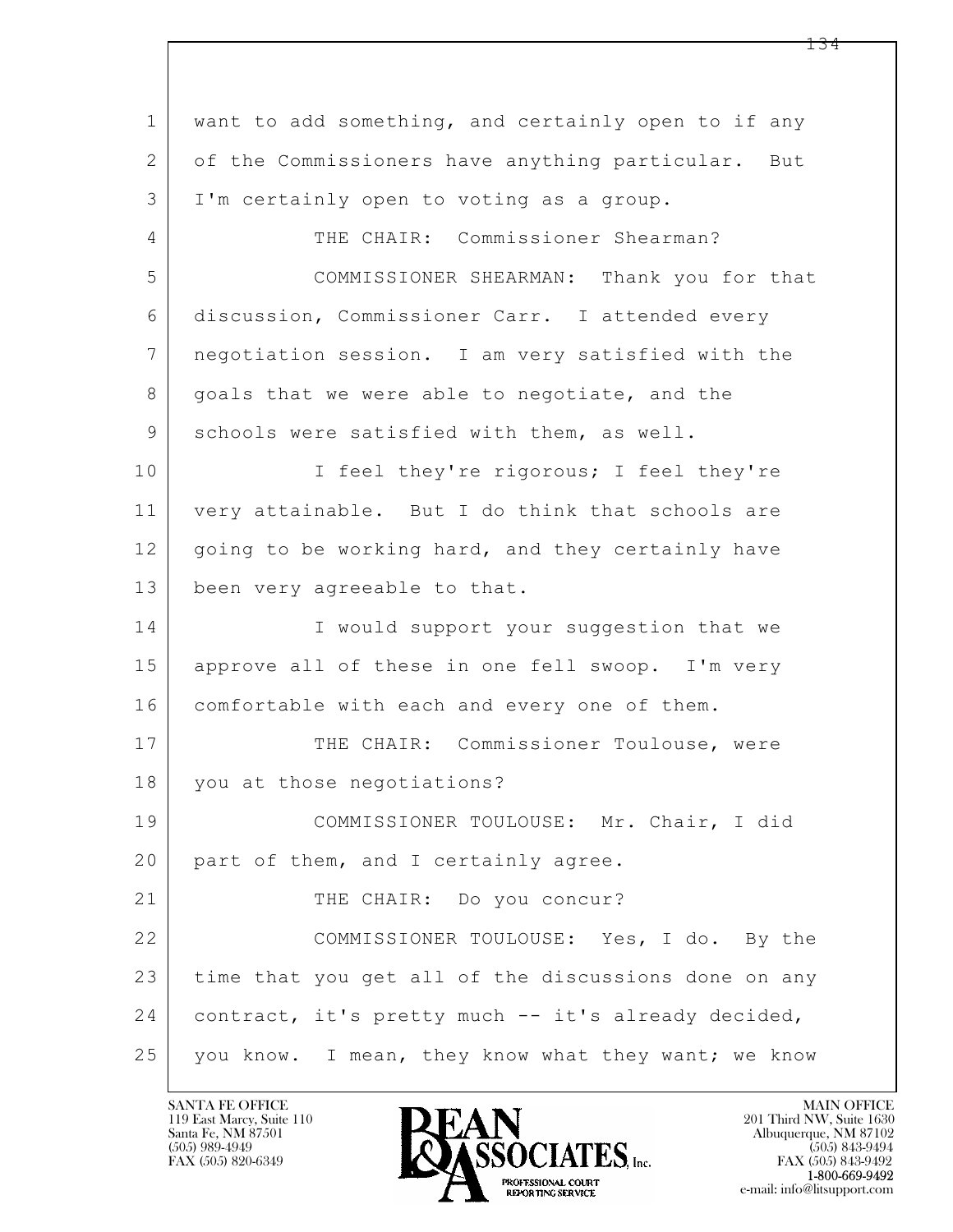want to add something, and certainly open to if any of the Commissioners have anything particular. But I'm certainly open to voting as a group.

THE CHAIR: Commissioner Shearman?

COMMISSIONER SHEARMAN: Thank you for that discussion, Commissioner Carr. I attended every negotiation session. I am very satisfied with the goals that we were able to negotiate, and the schools were satisfied with them, as well.

I feel they're rigorous; I feel they're very attainable. But I do think that schools are going to be working hard, and they certainly have been very agreeable to that.

I would support your suggestion that we approve all of these in one fell swoop. I'm very comfortable with each and every one of them.

THE CHAIR: Commissioner Toulouse, were you at those negotiations?

COMMISSIONER TOULOUSE: Mr. Chair, I did part of them, and I certainly agree.

THE CHAIR: Do you concur?

COMMISSIONER TOULOUSE: Yes, I do. By the time that you get all of the discussions done on any contract, it's pretty much -- it's already decided, you know. I mean, they know what they want; we know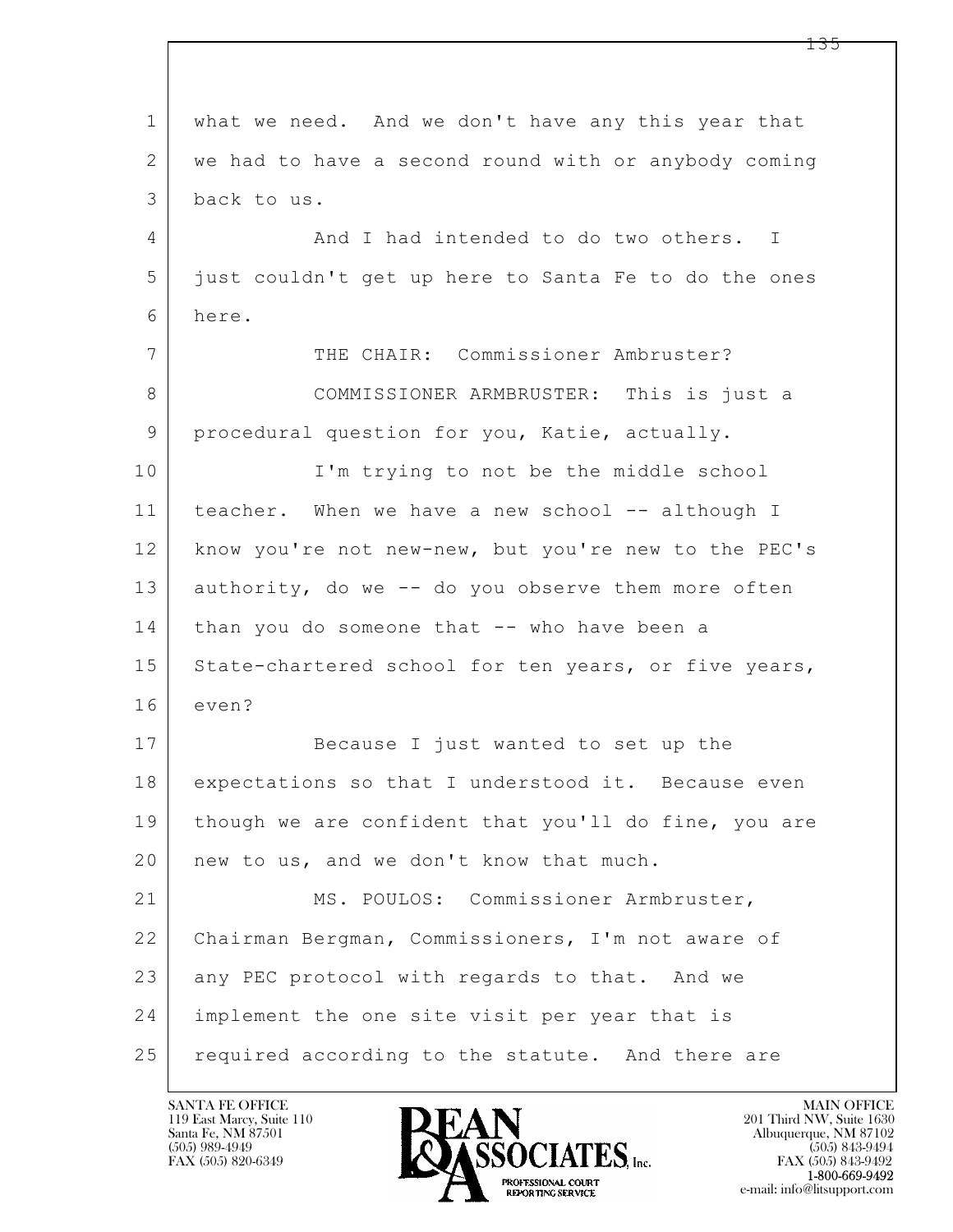what we need. And we don't have any this year that we had to have a second round with or anybody coming back to us.

And I had intended to do two others. I just couldn't get up here to Santa Fe to do the ones here.

THE CHAIR: Commissioner Ambruster?

COMMISSIONER ARMBRUSTER: This is just a procedural question for you, Katie, actually.

I'm trying to not be the middle school teacher. When we have a new school -- although I know you're not new-new, but you're new to the PEC's authority, do we -- do you observe them more often than you do someone that -- who have been a State-chartered school for ten years, or five years, even?

Because I just wanted to set up the expectations so that I understood it. Because even though we are confident that you'll do fine, you are new to us, and we don't know that much.

MS. POULOS: Commissioner Armbruster, Chairman Bergman, Commissioners, I'm not aware of any PEC protocol with regards to that. And we implement the one site visit per year that is required according to the statute. And there are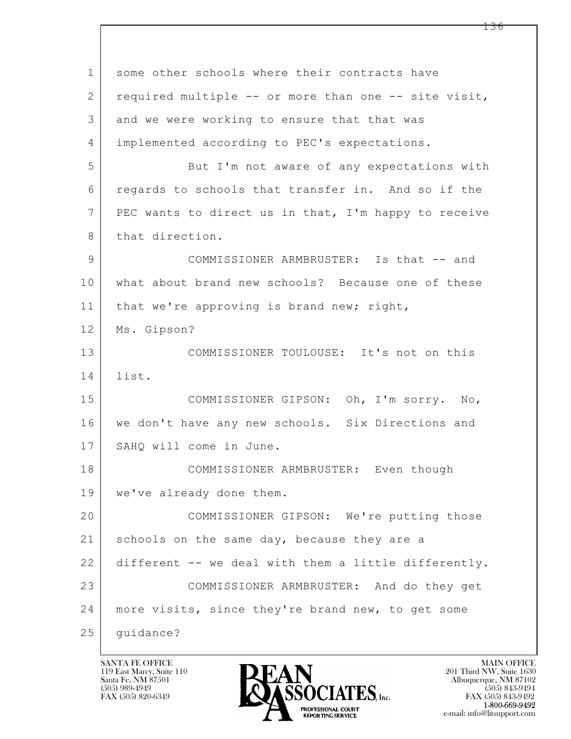some other schools where their contracts have required multiple -- or more than one -- site visit, and we were working to ensure that that was implemented according to PEC's expectations.

But I'm not aware of any expectations with regards to schools that transfer in. And so if the PEC wants to direct us in that, I'm happy to receive that direction.

COMMISSIONER ARMBRUSTER: Is that -- and what about brand new schools? Because one of these that we're approving is brand new; right, Ms. Gipson?

COMMISSIONER TOULOUSE: It's not on this list.

COMMISSIONER GIPSON: Oh, I'm sorry. No, we don't have any new schools. Six Directions and SAHQ will come in June.

COMMISSIONER ARMBRUSTER: Even though we've already done them.

COMMISSIONER GIPSON: We're putting those schools on the same day, because they are a different -- we deal with them a little differently.

COMMISSIONER ARMBRUSTER: And do they get more visits, since they're brand new, to get some guidance?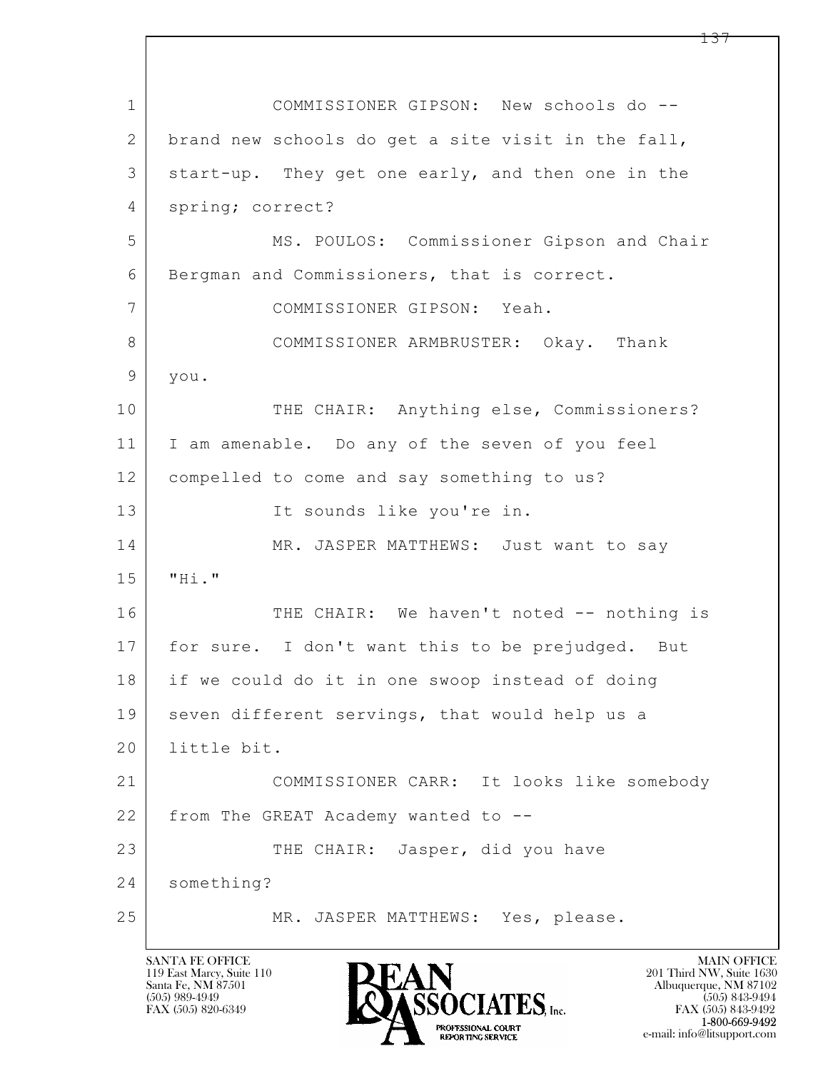1 COMMISSIONER GIPSON: New schools do --
2 brand new schools do get a site visit in the fall,
3 start-up. They get one early, and then one in the
4 spring; correct?
5 MS. POULOS: Commissioner Gipson and Chair
6 Bergman and Commissioners, that is correct.
7 COMMISSIONER GIPSON: Yeah.
8 COMMISSIONER ARMBRUSTER: Okay. Thank
9 you.
10 THE CHAIR: Anything else, Commissioners?
11 I am amenable. Do any of the seven of you feel
12 compelled to come and say something to us?
13 It sounds like you're in.
14 MR. JASPER MATTHEWS: Just want to say
15 "Hi."
16 THE CHAIR: We haven't noted -- nothing is
17 for sure. I don't want this to be prejudged. But
18 if we could do it in one swoop instead of doing
19 seven different servings, that would help us a
20 little bit.
21 COMMISSIONER CARR: It looks like somebody
22 from The GREAT Academy wanted to --
23 THE CHAIR: Jasper, did you have
24 something?
25 MR. JASPER MATTHEWS: Yes, please.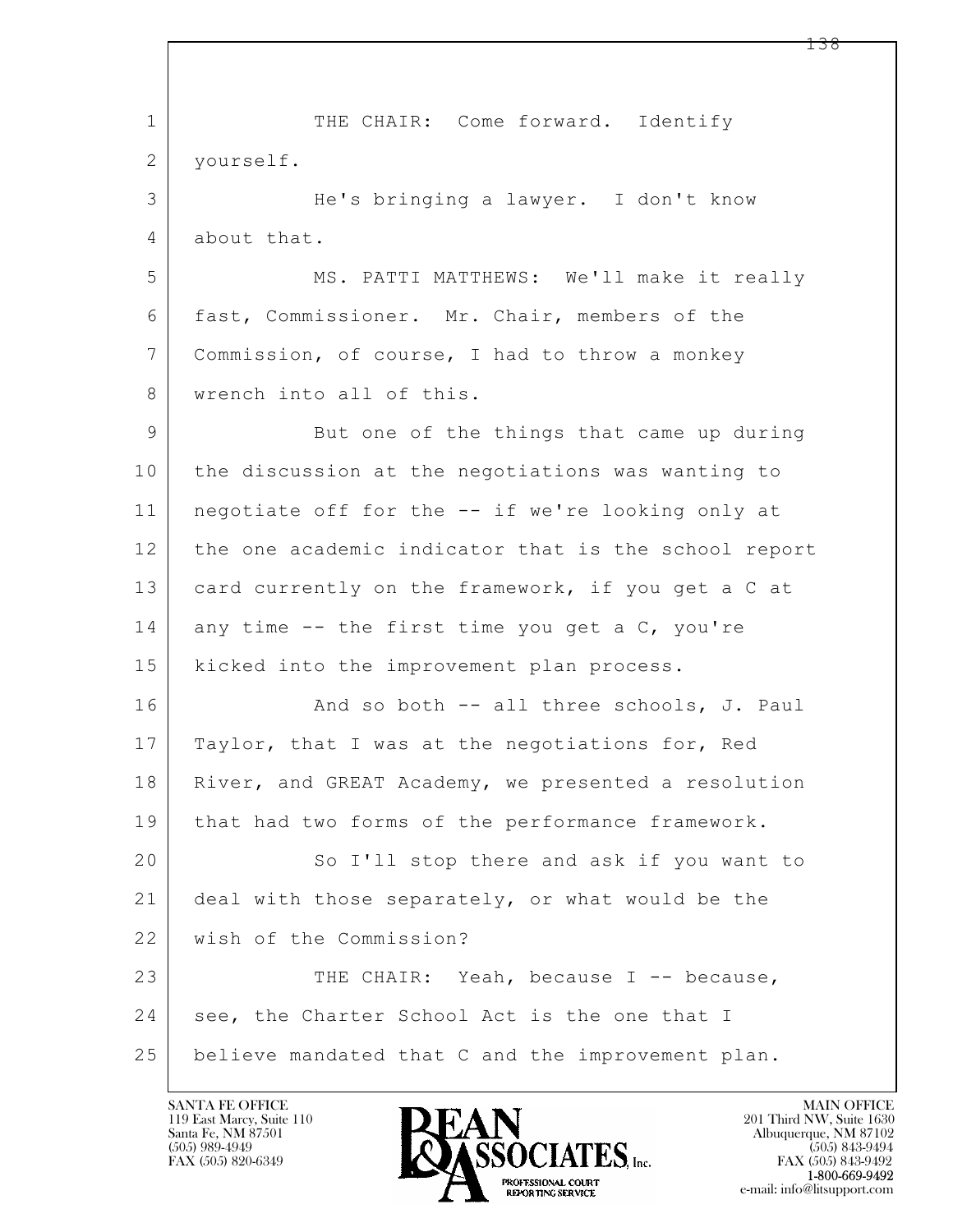THE CHAIR: Come forward. Identify yourself.

He's bringing a lawyer. I don't know about that.

MS. PATTI MATTHEWS: We'll make it really fast, Commissioner. Mr. Chair, members of the Commission, of course, I had to throw a monkey wrench into all of this.

But one of the things that came up during the discussion at the negotiations was wanting to negotiate off for the -- if we're looking only at the one academic indicator that is the school report card currently on the framework, if you get a C at any time -- the first time you get a C, you're kicked into the improvement plan process.

And so both -- all three schools, J. Paul Taylor, that I was at the negotiations for, Red River, and GREAT Academy, we presented a resolution that had two forms of the performance framework.

So I'll stop there and ask if you want to deal with those separately, or what would be the wish of the Commission?

THE CHAIR: Yeah, because I -- because, see, the Charter School Act is the one that I believe mandated that C and the improvement plan.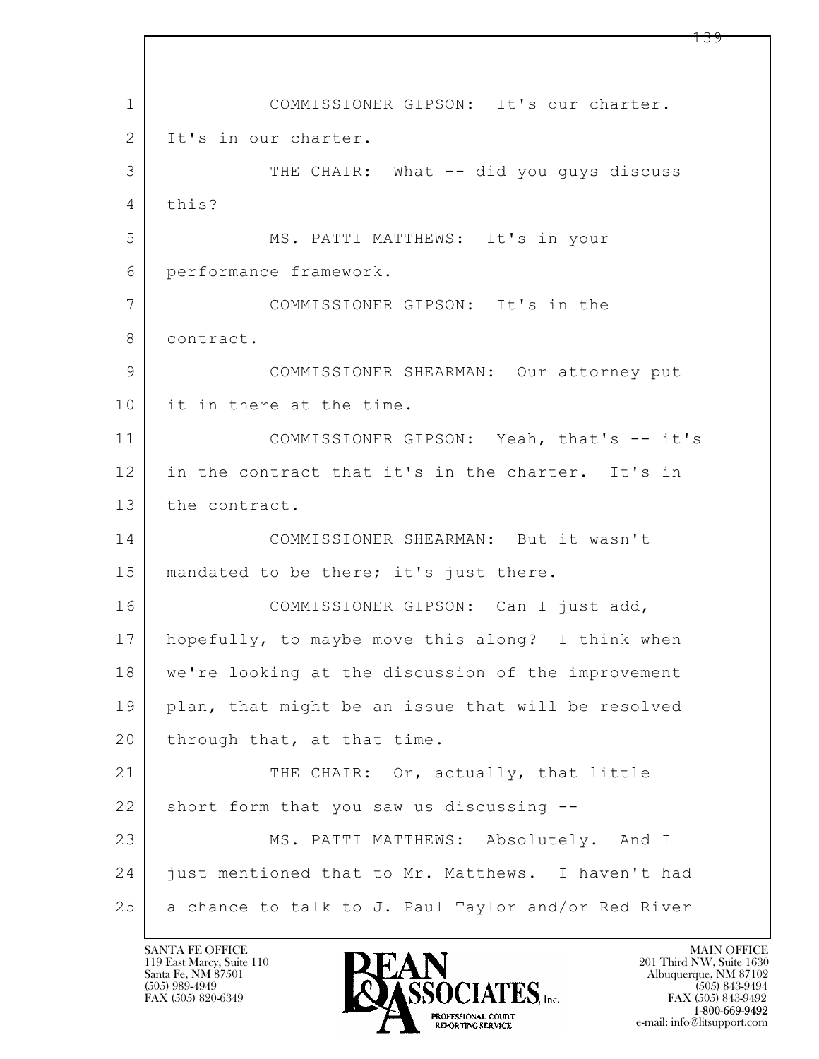1 COMMISSIONER GIPSON: It's our charter.
2 It's in our charter.
3 THE CHAIR: What -- did you guys discuss
4 this?
5 MS. PATTI MATTHEWS: It's in your
6 performance framework.
7 COMMISSIONER GIPSON: It's in the
8 contract.
9 COMMISSIONER SHEARMAN: Our attorney put
10 it in there at the time.
11 COMMISSIONER GIPSON: Yeah, that's -- it's
12 in the contract that it's in the charter. It's in
13 the contract.
14 COMMISSIONER SHEARMAN: But it wasn't
15 mandated to be there; it's just there.
16 COMMISSIONER GIPSON: Can I just add,
17 hopefully, to maybe move this along? I think when
18 we're looking at the discussion of the improvement
19 plan, that might be an issue that will be resolved
20 through that, at that time.
21 THE CHAIR: Or, actually, that little
22 short form that you saw us discussing --
23 MS. PATTI MATTHEWS: Absolutely. And I
24 just mentioned that to Mr. Matthews. I haven't had
25 a chance to talk to J. Paul Taylor and/or Red River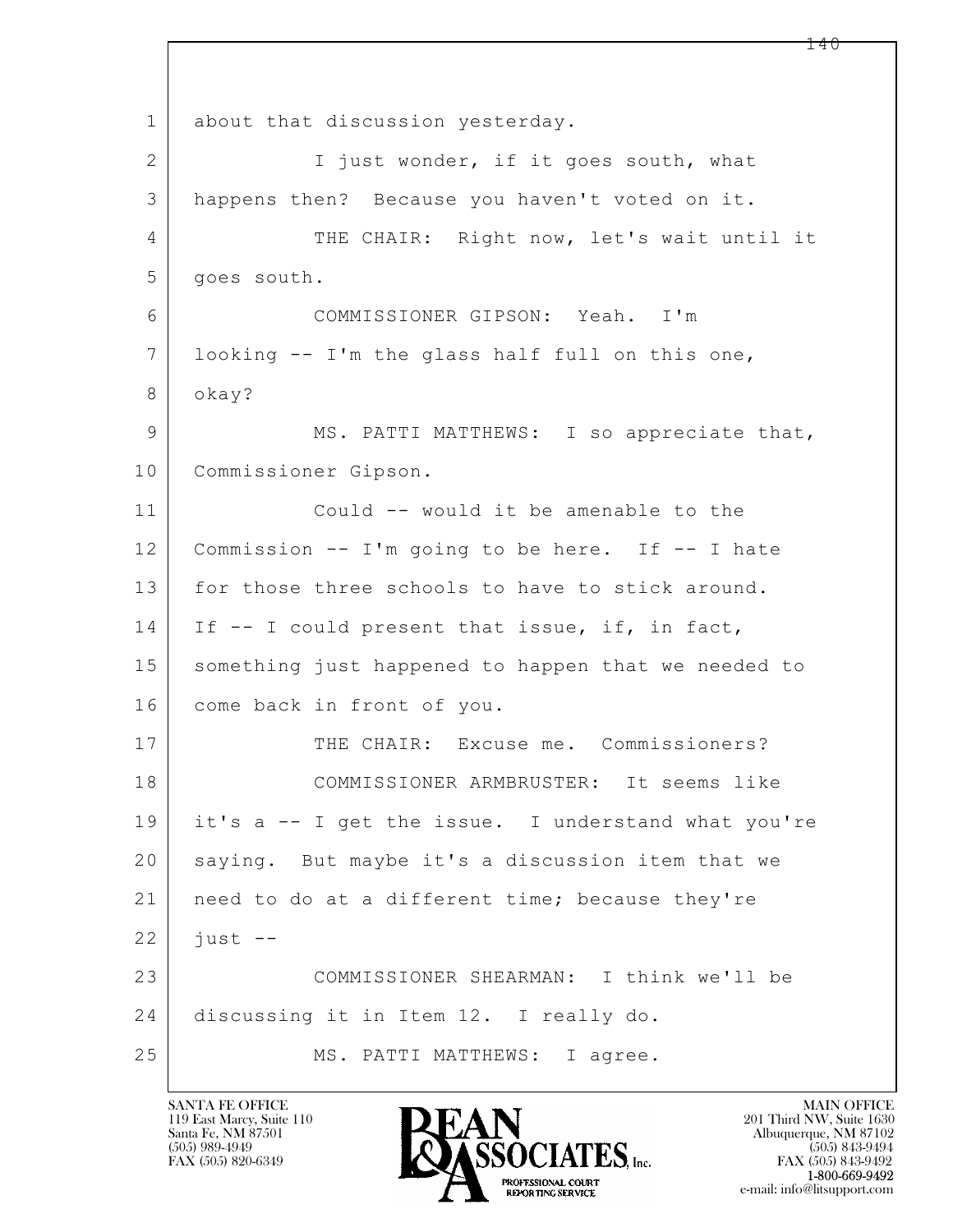about that discussion yesterday.

I just wonder, if it goes south, what happens then? Because you haven't voted on it.

THE CHAIR: Right now, let's wait until it goes south.

COMMISSIONER GIPSON: Yeah. I'm looking -- I'm the glass half full on this one, okay?

MS. PATTI MATTHEWS: I so appreciate that, Commissioner Gipson.

Could -- would it be amenable to the Commission -- I'm going to be here. If -- I hate for those three schools to have to stick around. If -- I could present that issue, if, in fact, something just happened to happen that we needed to come back in front of you.

THE CHAIR: Excuse me. Commissioners?

COMMISSIONER ARMBRUSTER: It seems like it's a -- I get the issue. I understand what you're saying. But maybe it's a discussion item that we need to do at a different time; because they're just --

COMMISSIONER SHEARMAN: I think we'll be discussing it in Item 12. I really do.

MS. PATTI MATTHEWS: I agree.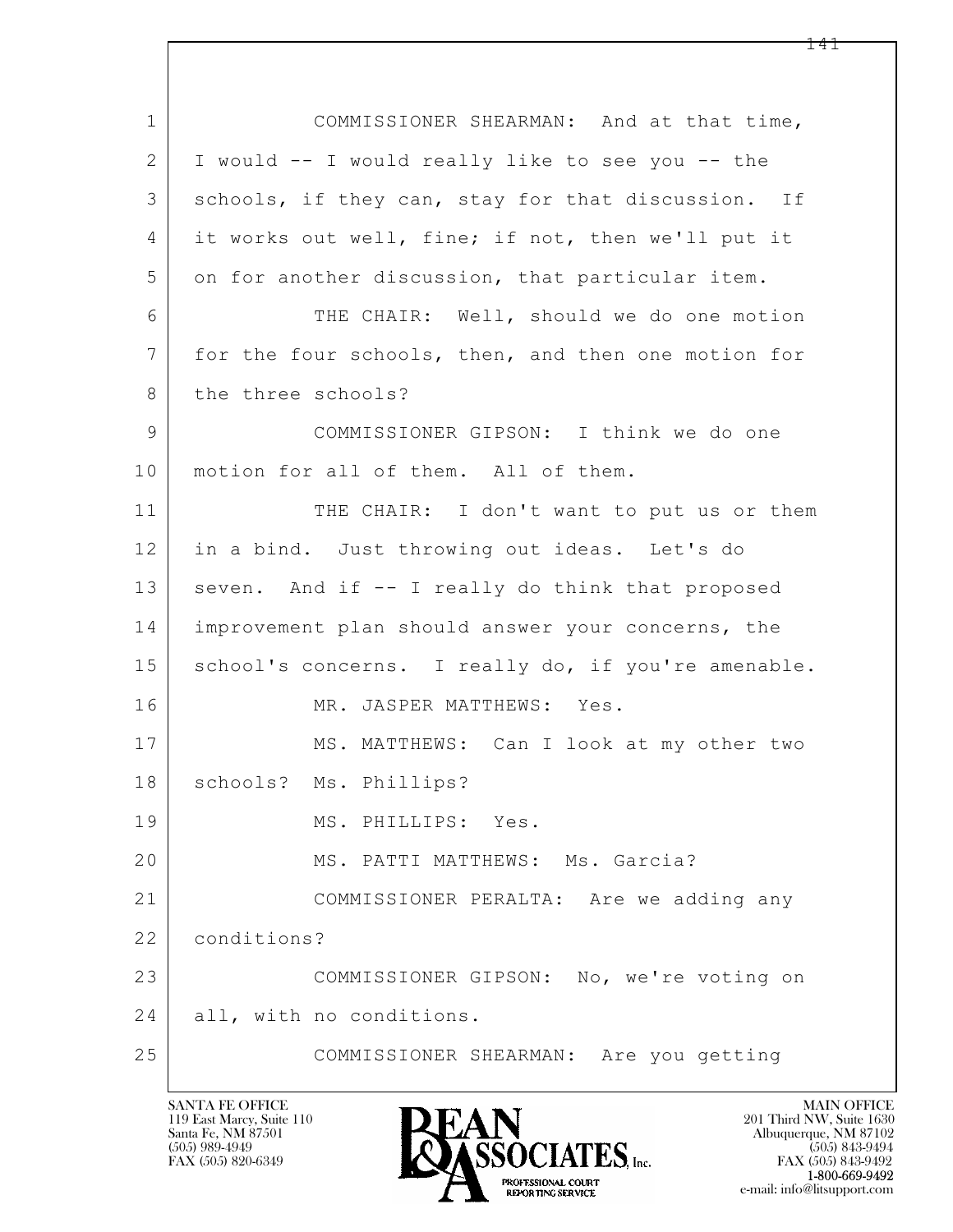1 COMMISSIONER SHEARMAN: And at that time,
2 I would -- I would really like to see you -- the
3 schools, if they can, stay for that discussion. If
4 it works out well, fine; if not, then we'll put it
5 on for another discussion, that particular item.
6 THE CHAIR: Well, should we do one motion
7 for the four schools, then, and then one motion for
8 the three schools?
9 COMMISSIONER GIPSON: I think we do one
10 motion for all of them. All of them.
11 THE CHAIR: I don't want to put us or them
12 in a bind. Just throwing out ideas. Let's do
13 seven. And if -- I really do think that proposed
14 improvement plan should answer your concerns, the
15 school's concerns. I really do, if you're amenable.
16 MR. JASPER MATTHEWS: Yes.
17 MS. MATTHEWS: Can I look at my other two
18 schools? Ms. Phillips?
19 MS. PHILLIPS: Yes.
20 MS. PATTI MATTHEWS: Ms. Garcia?
21 COMMISSIONER PERALTA: Are we adding any
22 conditions?
23 COMMISSIONER GIPSON: No, we're voting on
24 all, with no conditions.
25 COMMISSIONER SHEARMAN: Are you getting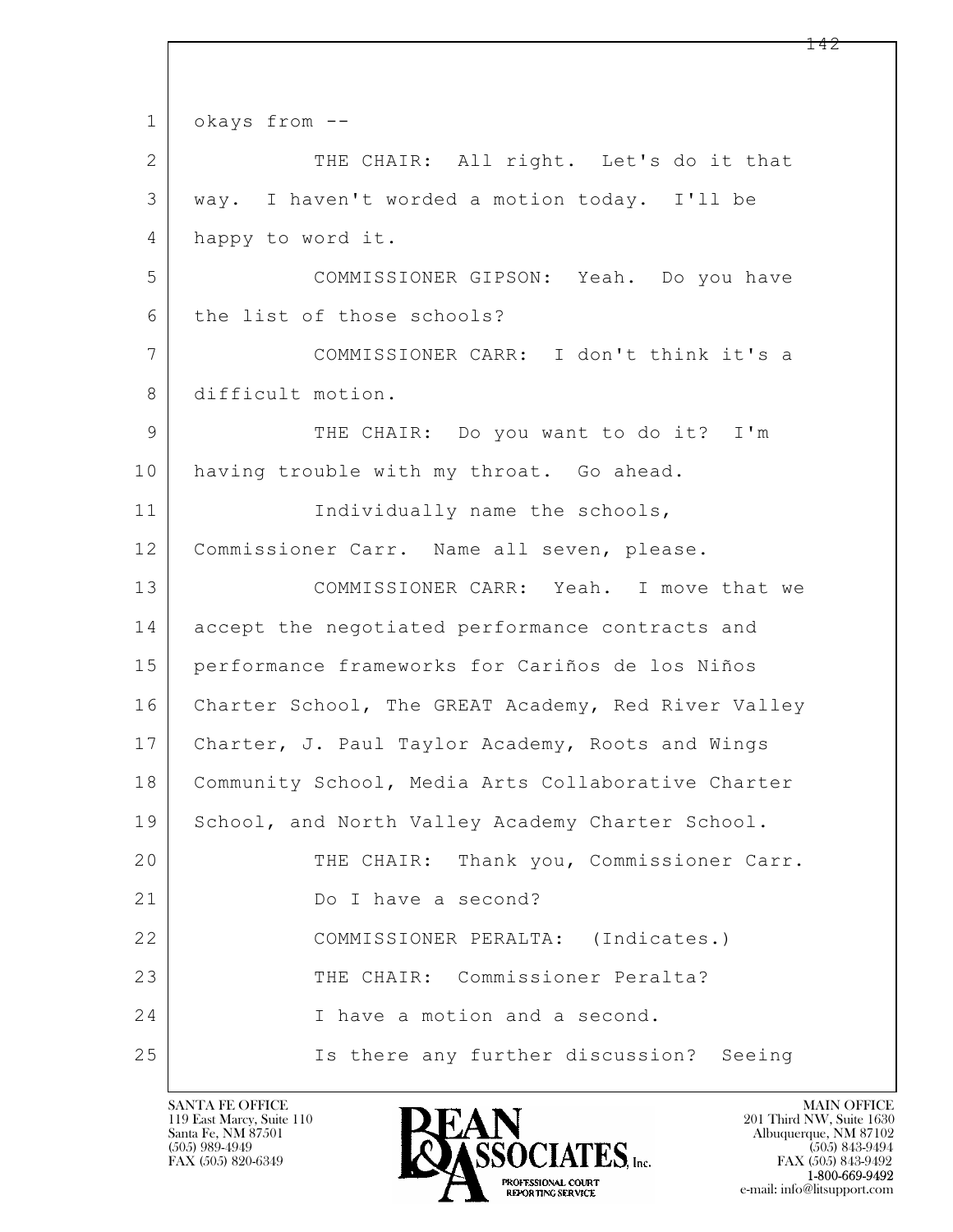1 okays from --

2 THE CHAIR: All right. Let's do it that

3 way. I haven't worded a motion today. I'll be

4 happy to word it.

5 COMMISSIONER GIPSON: Yeah. Do you have

6 the list of those schools?

7 COMMISSIONER CARR: I don't think it's a

8 difficult motion.

9 THE CHAIR: Do you want to do it? I'm

10 having trouble with my throat. Go ahead.

11 Individually name the schools,

12 Commissioner Carr. Name all seven, please.

13 COMMISSIONER CARR: Yeah. I move that we

14 accept the negotiated performance contracts and

15 performance frameworks for Cariños de los Niños

16 Charter School, The GREAT Academy, Red River Valley

17 Charter, J. Paul Taylor Academy, Roots and Wings

18 Community School, Media Arts Collaborative Charter

19 School, and North Valley Academy Charter School.

20 THE CHAIR: Thank you, Commissioner Carr.

21 Do I have a second?

22 COMMISSIONER PERALTA: (Indicates.)

23 THE CHAIR: Commissioner Peralta?

24 I have a motion and a second.

25 Is there any further discussion? Seeing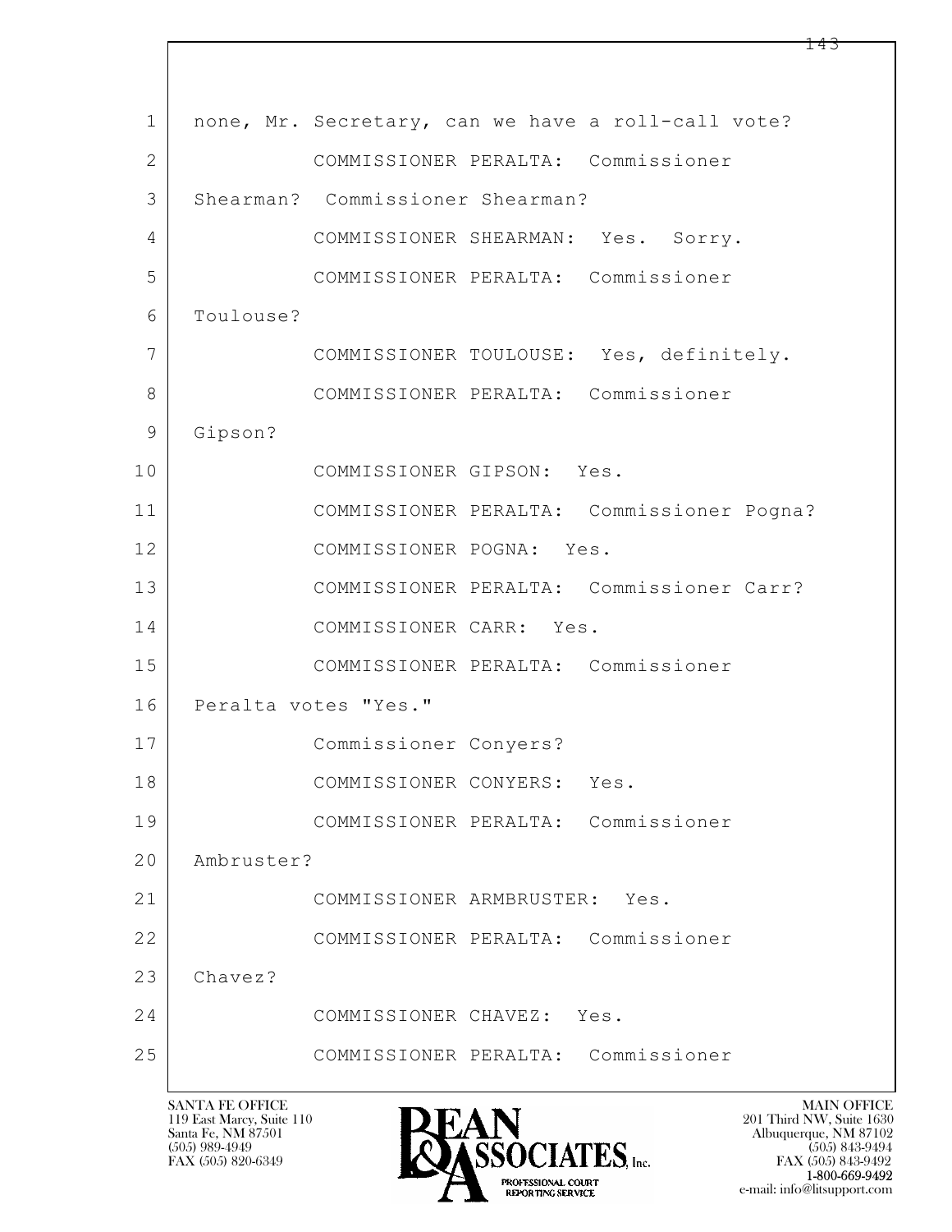1 none, Mr. Secretary, can we have a roll-call vote?

2 COMMISSIONER PERALTA: Commissioner

3 Shearman? Commissioner Shearman?

4 COMMISSIONER SHEARMAN: Yes. Sorry.

5 COMMISSIONER PERALTA: Commissioner

6 Toulouse?

7 COMMISSIONER TOULOUSE: Yes, definitely.

8 COMMISSIONER PERALTA: Commissioner

9 Gipson?

10 COMMISSIONER GIPSON: Yes.

11 COMMISSIONER PERALTA: Commissioner Pogna?

12 COMMISSIONER POGNA: Yes.

13 COMMISSIONER PERALTA: Commissioner Carr?

14 COMMISSIONER CARR: Yes.

15 COMMISSIONER PERALTA: Commissioner

16 Peralta votes "Yes."

17 Commissioner Conyers?

18 COMMISSIONER CONYERS: Yes.

19 COMMISSIONER PERALTA: Commissioner

20 Ambruster?

21 COMMISSIONER ARMBRUSTER: Yes.

22 COMMISSIONER PERALTA: Commissioner

23 Chavez?

24 COMMISSIONER CHAVEZ: Yes.

25 COMMISSIONER PERALTA: Commissioner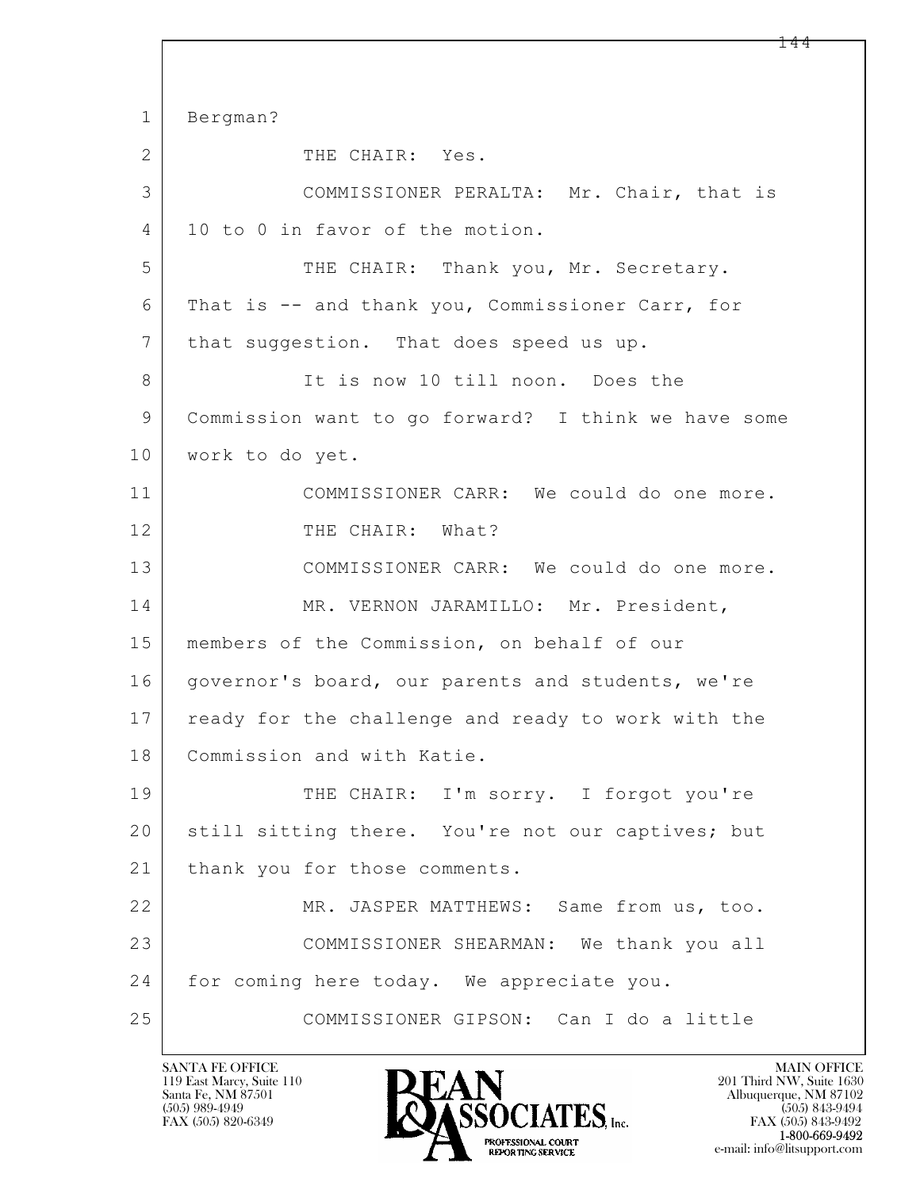1 Bergman?

2 THE CHAIR: Yes.

3 COMMISSIONER PERALTA: Mr. Chair, that is

4 10 to 0 in favor of the motion.

5 THE CHAIR: Thank you, Mr. Secretary.

6 That is -- and thank you, Commissioner Carr, for

7 that suggestion. That does speed us up.

8 It is now 10 till noon. Does the

9 Commission want to go forward? I think we have some

10 work to do yet.

11 COMMISSIONER CARR: We could do one more.

12 THE CHAIR: What?

13 COMMISSIONER CARR: We could do one more.

14 MR. VERNON JARAMILLO: Mr. President,

15 members of the Commission, on behalf of our

16 governor's board, our parents and students, we're

17 ready for the challenge and ready to work with the

18 Commission and with Katie.

19 THE CHAIR: I'm sorry. I forgot you're

20 still sitting there. You're not our captives; but

21 thank you for those comments.

22 MR. JASPER MATTHEWS: Same from us, too.

23 COMMISSIONER SHEARMAN: We thank you all

24 for coming here today. We appreciate you.

25 COMMISSIONER GIPSON: Can I do a little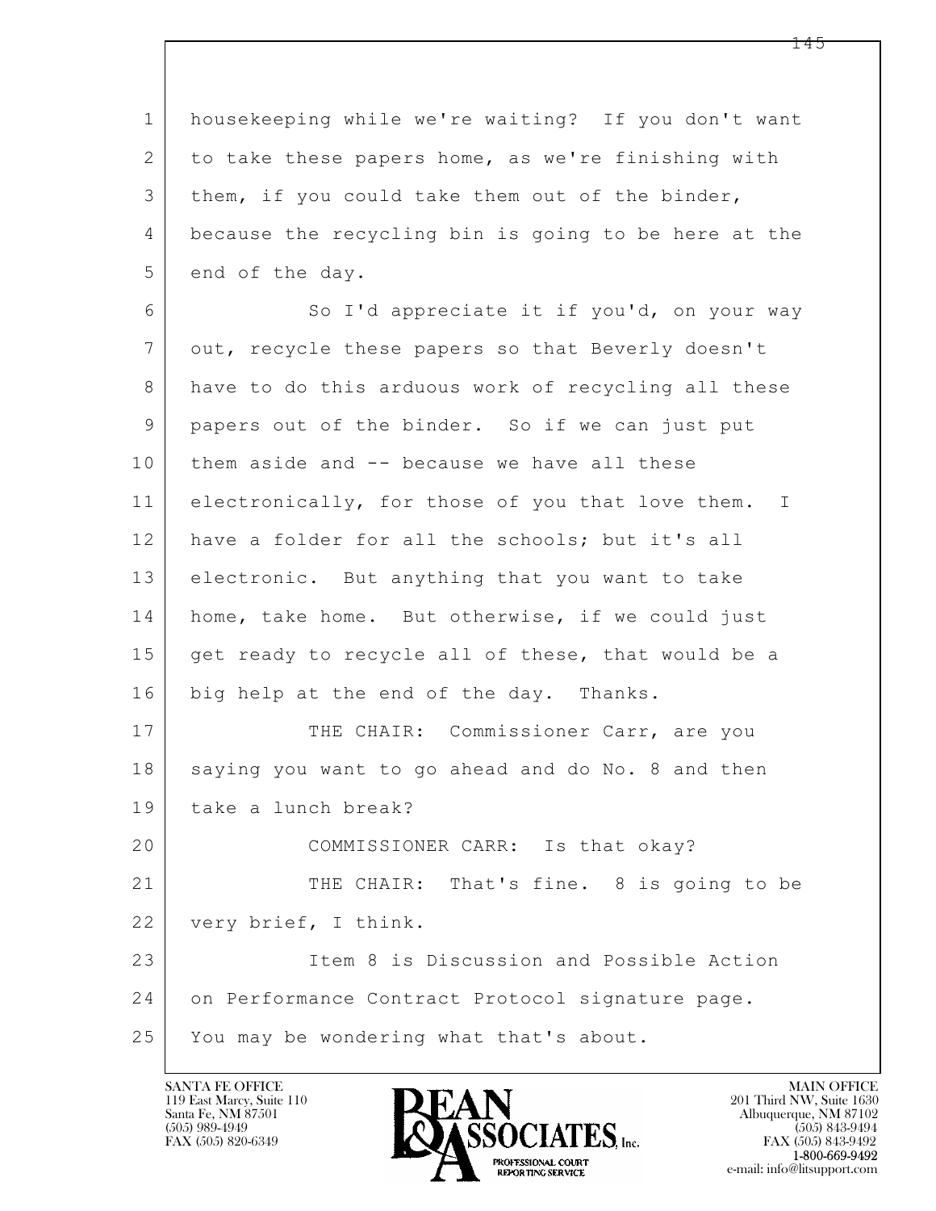housekeeping while we're waiting? If you don't want to take these papers home, as we're finishing with them, if you could take them out of the binder, because the recycling bin is going to be here at the end of the day.

So I'd appreciate it if you'd, on your way out, recycle these papers so that Beverly doesn't have to do this arduous work of recycling all these papers out of the binder. So if we can just put them aside and -- because we have all these electronically, for those of you that love them. I have a folder for all the schools; but it's all electronic. But anything that you want to take home, take home. But otherwise, if we could just get ready to recycle all of these, that would be a big help at the end of the day. Thanks.

THE CHAIR: Commissioner Carr, are you saying you want to go ahead and do No. 8 and then take a lunch break?

COMMISSIONER CARR: Is that okay?

THE CHAIR: That's fine. 8 is going to be very brief, I think.

Item 8 is Discussion and Possible Action on Performance Contract Protocol signature page. You may be wondering what that's about.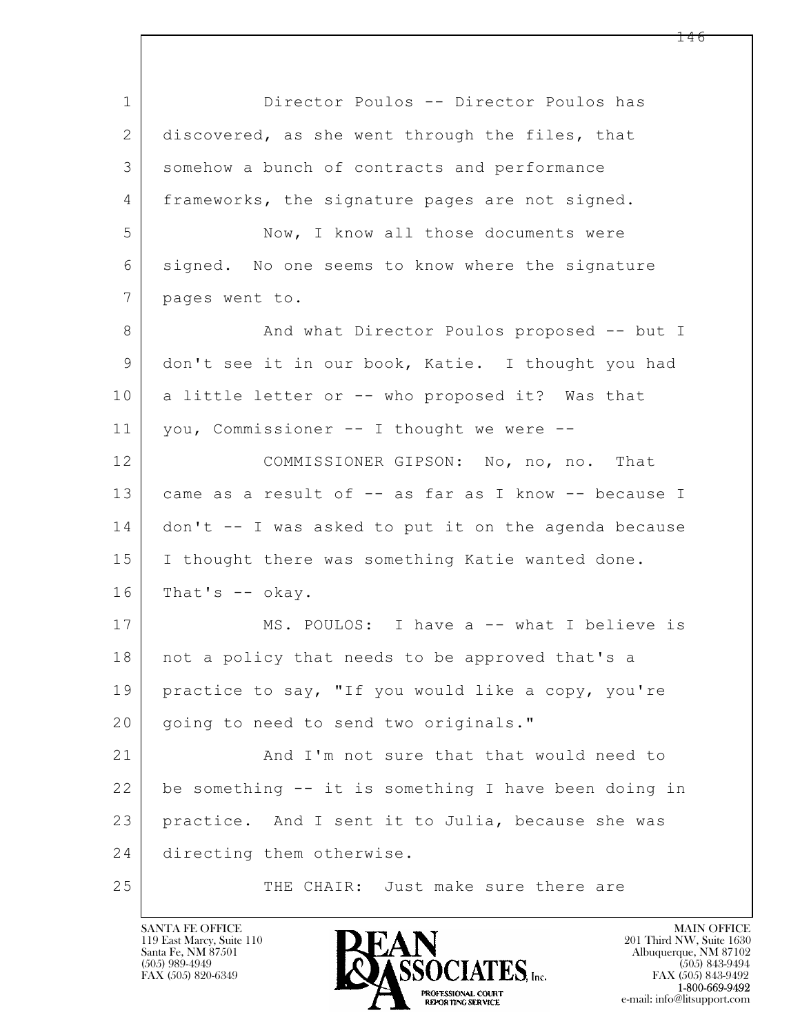Director Poulos -- Director Poulos has discovered, as she went through the files, that somehow a bunch of contracts and performance frameworks, the signature pages are not signed.

Now, I know all those documents were signed. No one seems to know where the signature pages went to.

And what Director Poulos proposed -- but I don't see it in our book, Katie. I thought you had a little letter or -- who proposed it? Was that you, Commissioner -- I thought we were --

COMMISSIONER GIPSON: No, no, no. That came as a result of -- as far as I know -- because I don't -- I was asked to put it on the agenda because I thought there was something Katie wanted done. That's -- okay.

MS. POULOS: I have a -- what I believe is not a policy that needs to be approved that's a practice to say, "If you would like a copy, you're going to need to send two originals."

And I'm not sure that that would need to be something -- it is something I have been doing in practice. And I sent it to Julia, because she was directing them otherwise.

THE CHAIR: Just make sure there are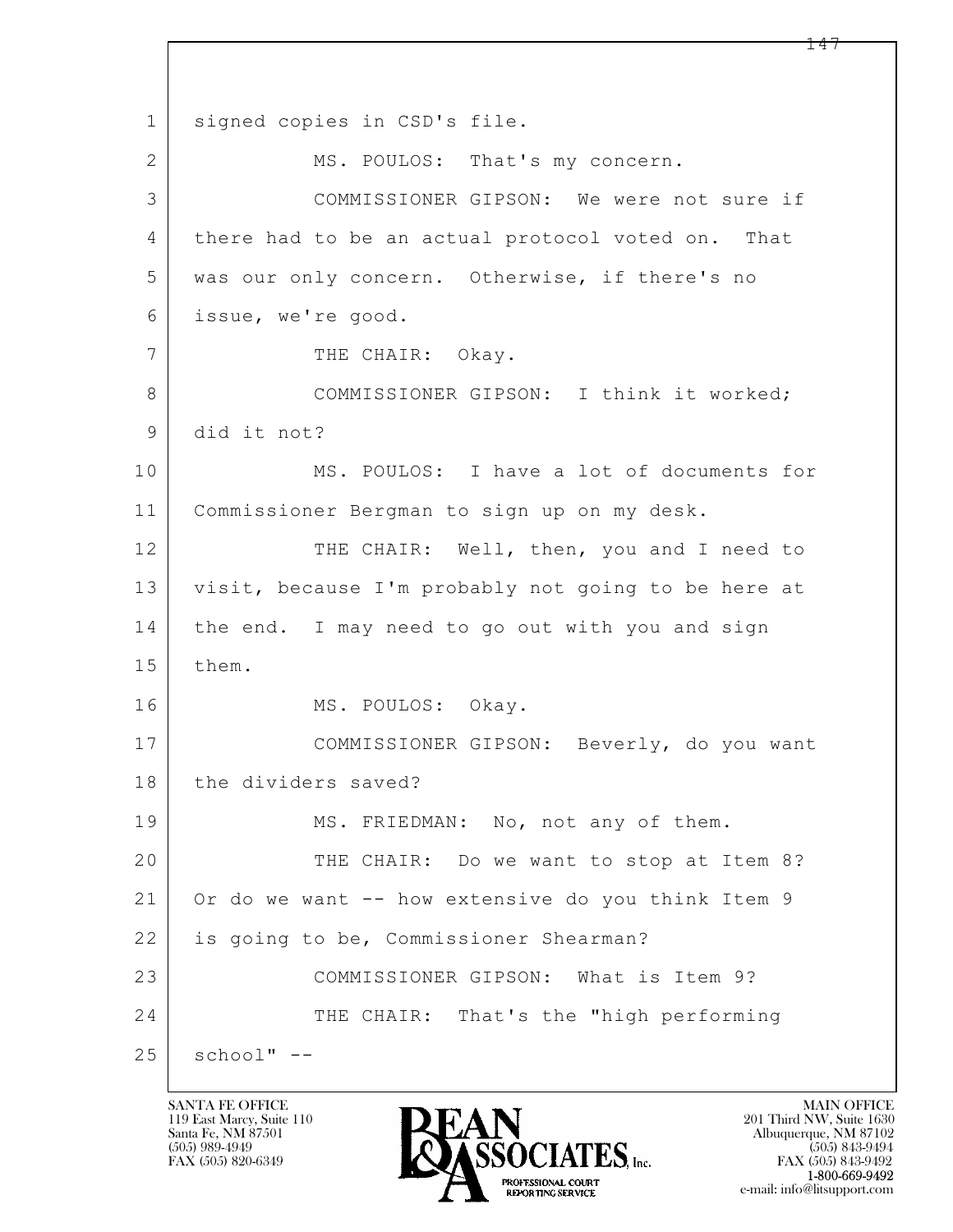1 signed copies in CSD's file.

2 MS. POULOS: That's my concern.

3 COMMISSIONER GIPSON: We were not sure if

4 there had to be an actual protocol voted on. That

5 was our only concern. Otherwise, if there's no

6 issue, we're good.

7 THE CHAIR: Okay.

8 COMMISSIONER GIPSON: I think it worked;

9 did it not?

10 MS. POULOS: I have a lot of documents for

11 Commissioner Bergman to sign up on my desk.

12 THE CHAIR: Well, then, you and I need to

13 visit, because I'm probably not going to be here at

14 the end. I may need to go out with you and sign

15 them.

16 MS. POULOS: Okay.

17 COMMISSIONER GIPSON: Beverly, do you want

18 the dividers saved?

19 MS. FRIEDMAN: No, not any of them.

20 THE CHAIR: Do we want to stop at Item 8?

21 Or do we want -- how extensive do you think Item 9

22 is going to be, Commissioner Shearman?

23 COMMISSIONER GIPSON: What is Item 9?

24 THE CHAIR: That's the "high performing

25 school" --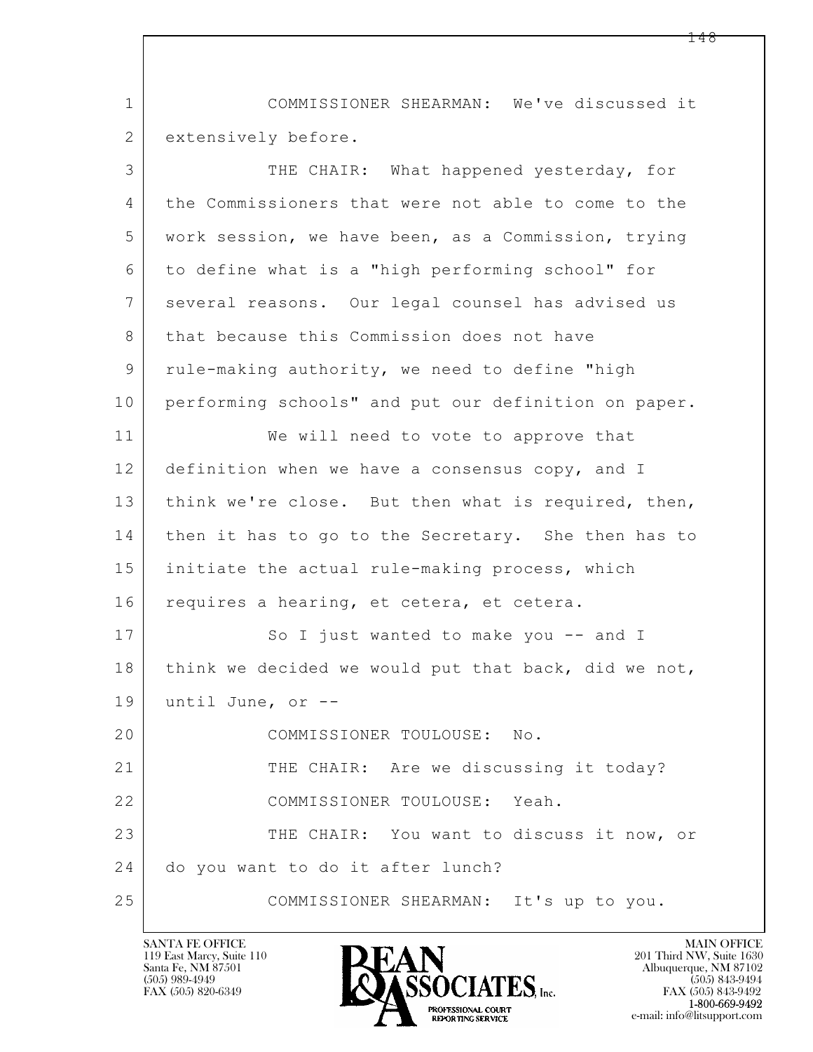COMMISSIONER SHEARMAN: We've discussed it extensively before.

THE CHAIR: What happened yesterday, for the Commissioners that were not able to come to the work session, we have been, as a Commission, trying to define what is a "high performing school" for several reasons. Our legal counsel has advised us that because this Commission does not have rule-making authority, we need to define "high performing schools" and put our definition on paper.

We will need to vote to approve that definition when we have a consensus copy, and I think we're close. But then what is required, then, then it has to go to the Secretary. She then has to initiate the actual rule-making process, which requires a hearing, et cetera, et cetera.

So I just wanted to make you -- and I think we decided we would put that back, did we not, until June, or --

COMMISSIONER TOULOUSE: No.

THE CHAIR: Are we discussing it today?

COMMISSIONER TOULOUSE: Yeah.

THE CHAIR: You want to discuss it now, or do you want to do it after lunch?

COMMISSIONER SHEARMAN: It's up to you.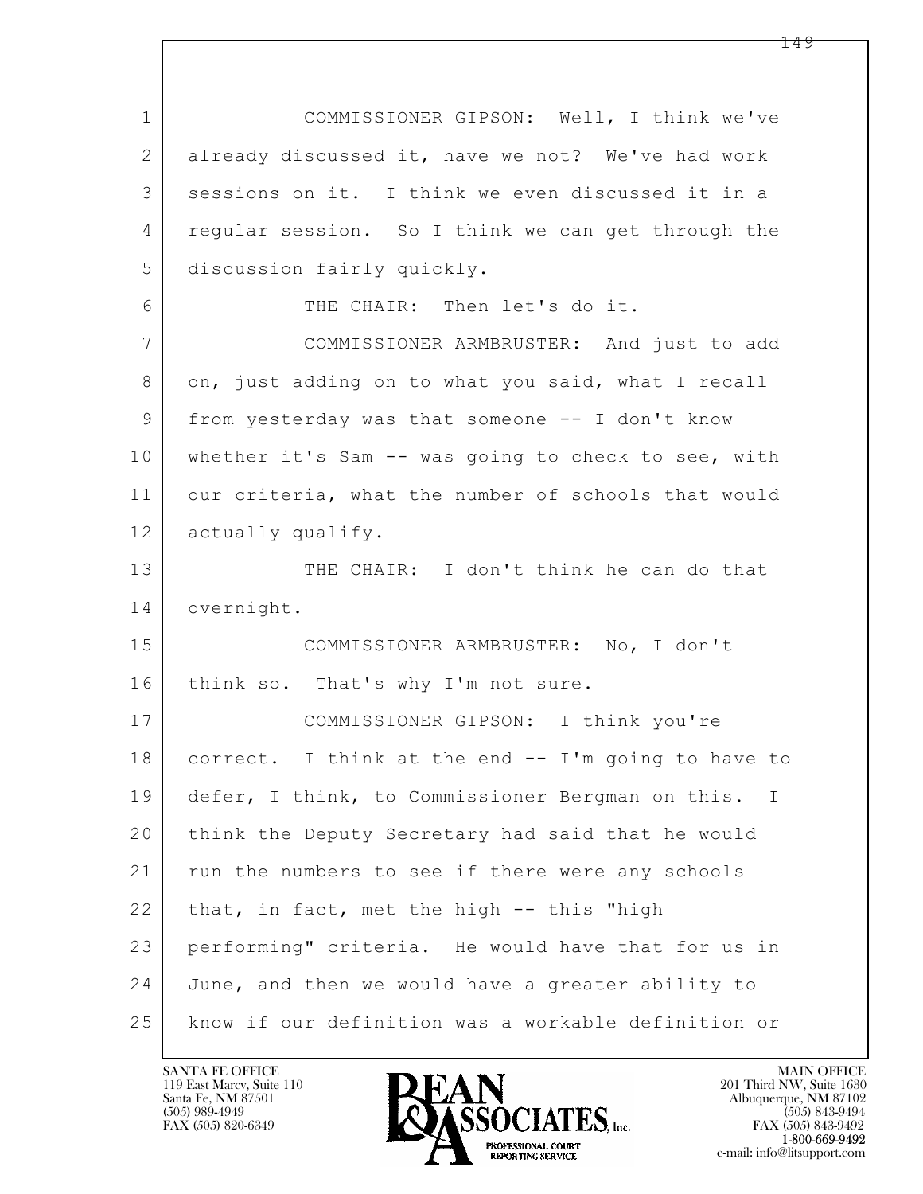COMMISSIONER GIPSON: Well, I think we've already discussed it, have we not? We've had work sessions on it. I think we even discussed it in a regular session. So I think we can get through the discussion fairly quickly.

THE CHAIR: Then let's do it.

COMMISSIONER ARMBRUSTER: And just to add on, just adding on to what you said, what I recall from yesterday was that someone -- I don't know whether it's Sam -- was going to check to see, with our criteria, what the number of schools that would actually qualify.

THE CHAIR: I don't think he can do that overnight.

COMMISSIONER ARMBRUSTER: No, I don't think so. That's why I'm not sure.

COMMISSIONER GIPSON: I think you're correct. I think at the end -- I'm going to have to defer, I think, to Commissioner Bergman on this. I think the Deputy Secretary had said that he would run the numbers to see if there were any schools that, in fact, met the high -- this "high performing" criteria. He would have that for us in June, and then we would have a greater ability to know if our definition was a workable definition or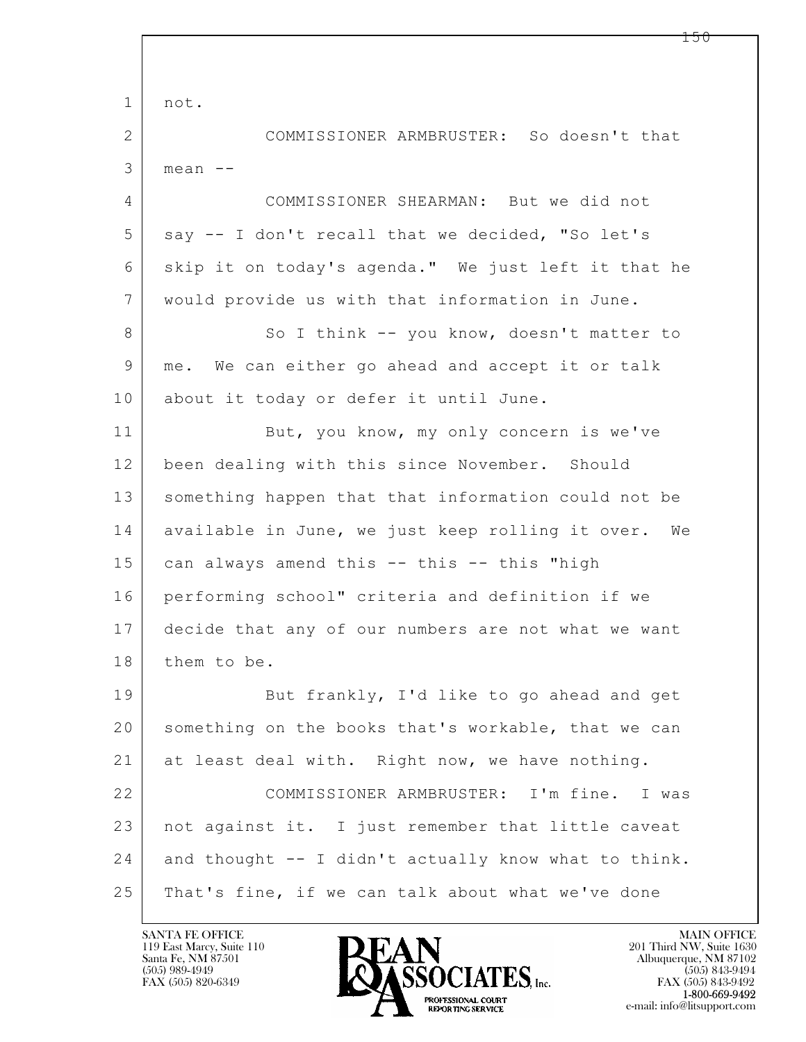1 not.

2 COMMISSIONER ARMBRUSTER: So doesn't that

3 mean --

4 COMMISSIONER SHEARMAN: But we did not

5 say -- I don't recall that we decided, "So let's

6 skip it on today's agenda." We just left it that he

7 would provide us with that information in June.

8 So I think -- you know, doesn't matter to

9 me. We can either go ahead and accept it or talk

10 about it today or defer it until June.

11 But, you know, my only concern is we've

12 been dealing with this since November. Should

13 something happen that that information could not be

14 available in June, we just keep rolling it over. We

15 can always amend this -- this -- this "high

16 performing school" criteria and definition if we

17 decide that any of our numbers are not what we want

18 them to be.

19 But frankly, I'd like to go ahead and get

20 something on the books that's workable, that we can

21 at least deal with. Right now, we have nothing.

22 COMMISSIONER ARMBRUSTER: I'm fine. I was

23 not against it. I just remember that little caveat

24 and thought -- I didn't actually know what to think.

25 That's fine, if we can talk about what we've done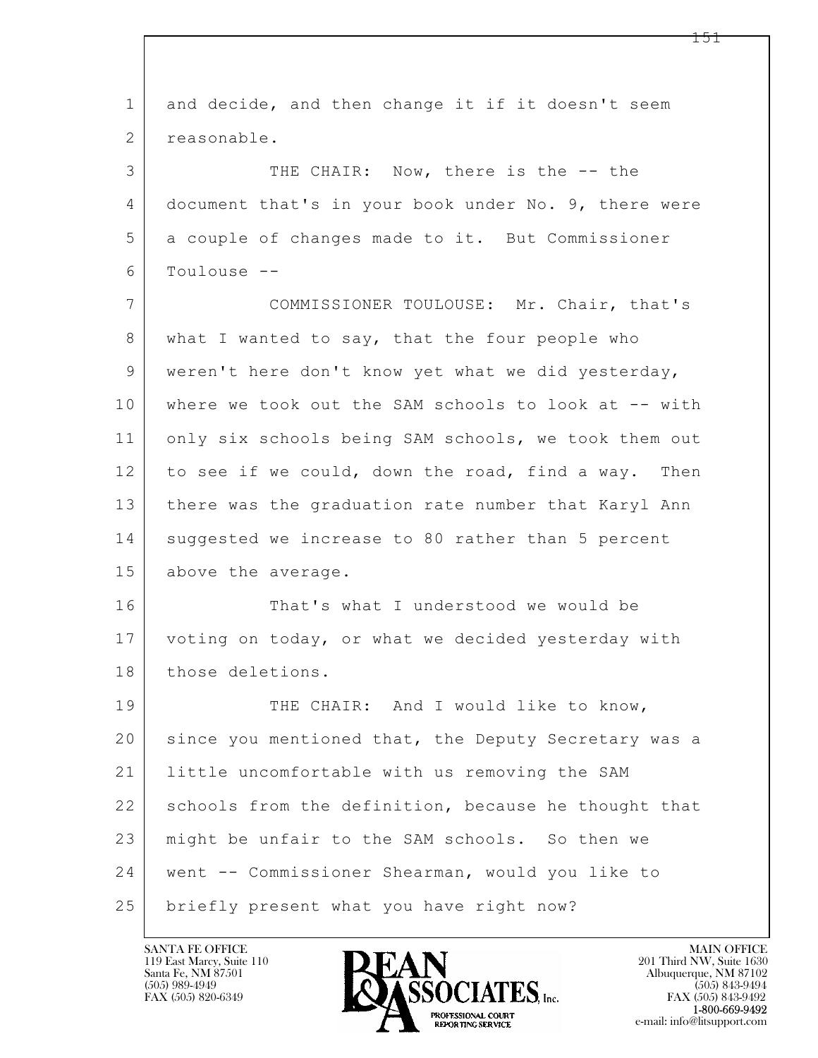1 and decide, and then change it if it doesn't seem
2 reasonable.

3 THE CHAIR: Now, there is the -- the
4 document that's in your book under No. 9, there were
5 a couple of changes made to it. But Commissioner
6 Toulouse --

7 COMMISSIONER TOULOUSE: Mr. Chair, that's
8 what I wanted to say, that the four people who
9 weren't here don't know yet what we did yesterday,
10 where we took out the SAM schools to look at -- with
11 only six schools being SAM schools, we took them out
12 to see if we could, down the road, find a way. Then
13 there was the graduation rate number that Karyl Ann
14 suggested we increase to 80 rather than 5 percent
15 above the average.

16 That's what I understood we would be
17 voting on today, or what we decided yesterday with
18 those deletions.

19 THE CHAIR: And I would like to know,
20 since you mentioned that, the Deputy Secretary was a
21 little uncomfortable with us removing the SAM
22 schools from the definition, because he thought that
23 might be unfair to the SAM schools. So then we
24 went -- Commissioner Shearman, would you like to
25 briefly present what you have right now?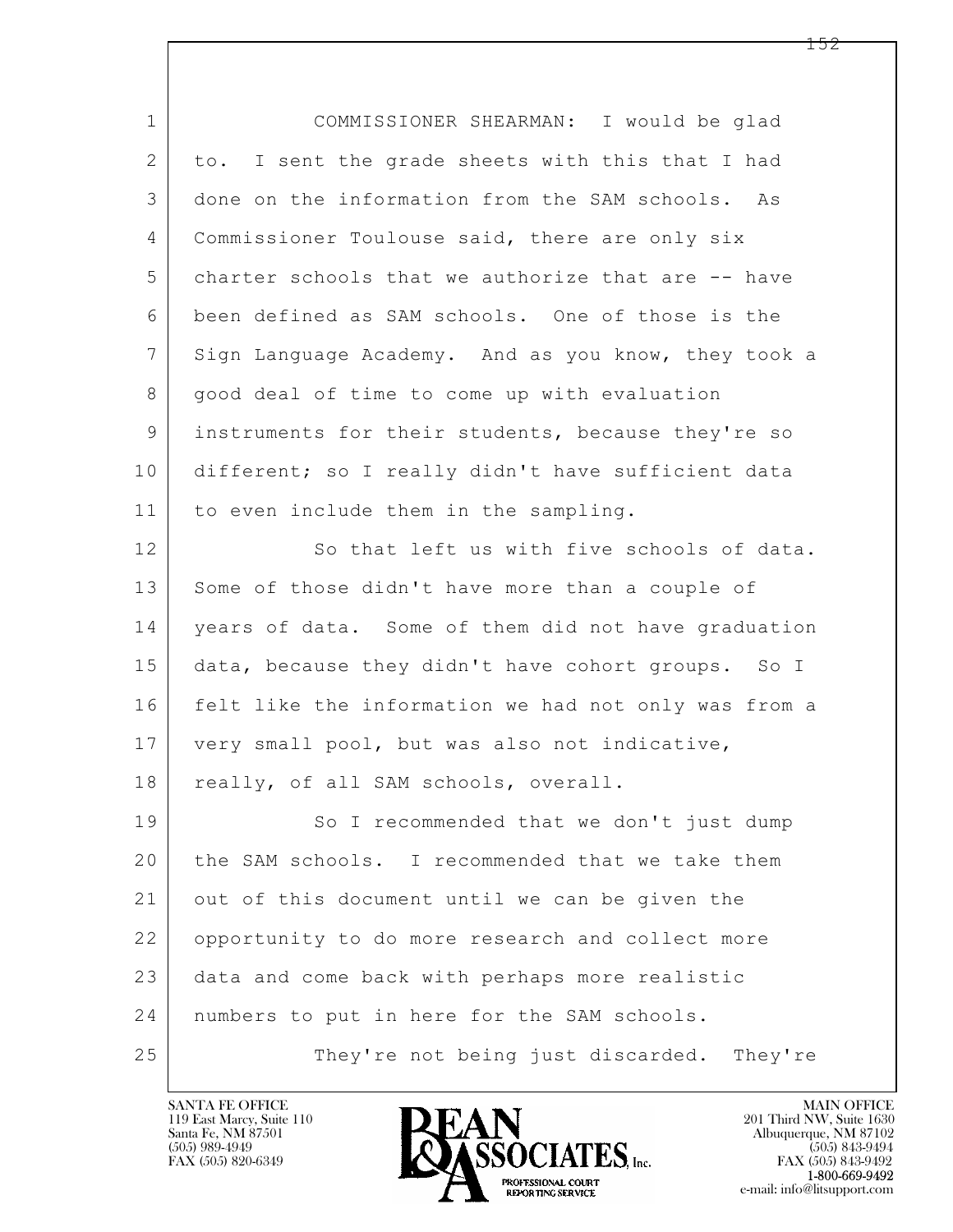COMMISSIONER SHEARMAN: I would be glad to. I sent the grade sheets with this that I had done on the information from the SAM schools. As Commissioner Toulouse said, there are only six charter schools that we authorize that are -- have been defined as SAM schools. One of those is the Sign Language Academy. And as you know, they took a good deal of time to come up with evaluation instruments for their students, because they're so different; so I really didn't have sufficient data to even include them in the sampling.

So that left us with five schools of data. Some of those didn't have more than a couple of years of data. Some of them did not have graduation data, because they didn't have cohort groups. So I felt like the information we had not only was from a very small pool, but was also not indicative, really, of all SAM schools, overall.

So I recommended that we don't just dump the SAM schools. I recommended that we take them out of this document until we can be given the opportunity to do more research and collect more data and come back with perhaps more realistic numbers to put in here for the SAM schools.

They're not being just discarded. They're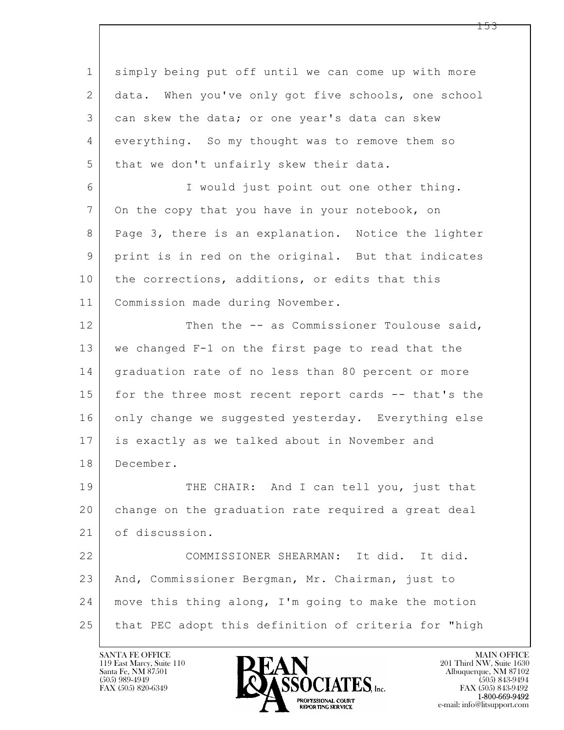simply being put off until we can come up with more data. When you've only got five schools, one school can skew the data; or one year's data can skew everything. So my thought was to remove them so that we don't unfairly skew their data.

I would just point out one other thing. On the copy that you have in your notebook, on Page 3, there is an explanation. Notice the lighter print is in red on the original. But that indicates the corrections, additions, or edits that this Commission made during November.

Then the -- as Commissioner Toulouse said, we changed F-1 on the first page to read that the graduation rate of no less than 80 percent or more for the three most recent report cards -- that's the only change we suggested yesterday. Everything else is exactly as we talked about in November and December.

THE CHAIR: And I can tell you, just that change on the graduation rate required a great deal of discussion.

COMMISSIONER SHEARMAN: It did. It did. And, Commissioner Bergman, Mr. Chairman, just to move this thing along, I'm going to make the motion that PEC adopt this definition of criteria for "high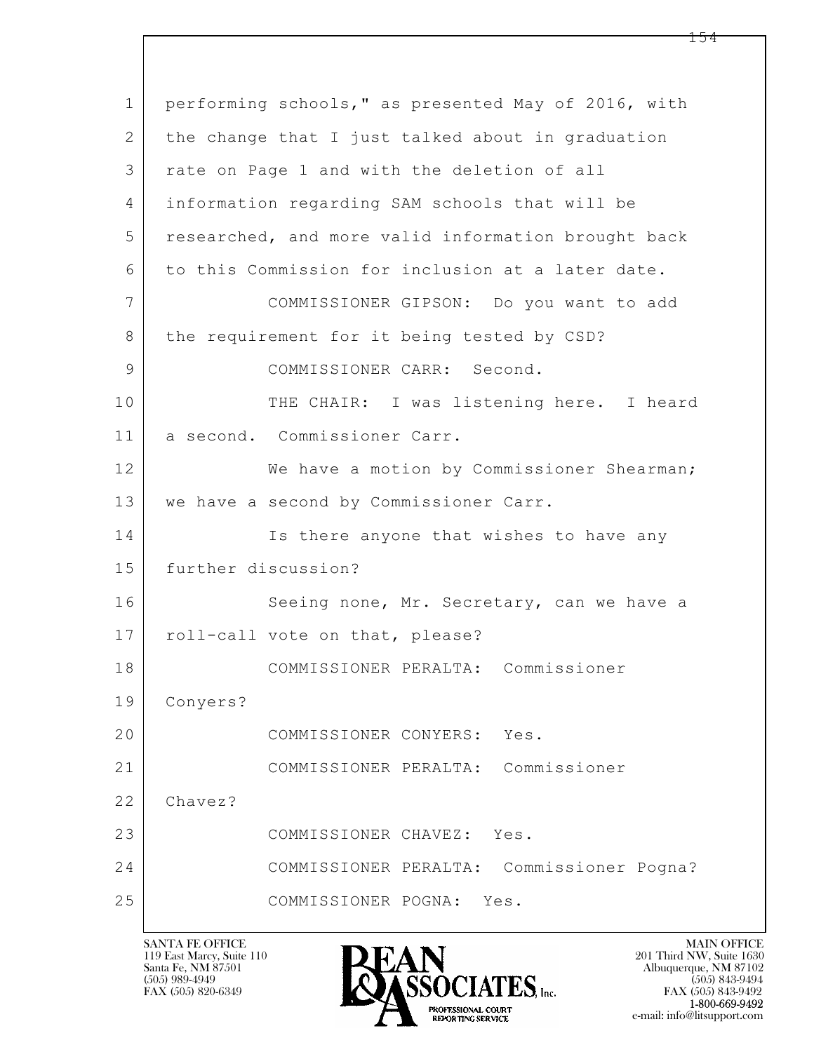1 performing schools," as presented May of 2016, with
2 the change that I just talked about in graduation
3 rate on Page 1 and with the deletion of all
4 information regarding SAM schools that will be
5 researched, and more valid information brought back
6 to this Commission for inclusion at a later date.
7 COMMISSIONER GIPSON: Do you want to add
8 the requirement for it being tested by CSD?
9 COMMISSIONER CARR: Second.
10 THE CHAIR: I was listening here. I heard
11 a second. Commissioner Carr.
12 We have a motion by Commissioner Shearman;
13 we have a second by Commissioner Carr.
14 Is there anyone that wishes to have any
15 further discussion?
16 Seeing none, Mr. Secretary, can we have a
17 roll-call vote on that, please?
18 COMMISSIONER PERALTA: Commissioner
19 Conyers?
20 COMMISSIONER CONYERS: Yes.
21 COMMISSIONER PERALTA: Commissioner
22 Chavez?
23 COMMISSIONER CHAVEZ: Yes.
24 COMMISSIONER PERALTA: Commissioner Pogna?
25 COMMISSIONER POGNA: Yes.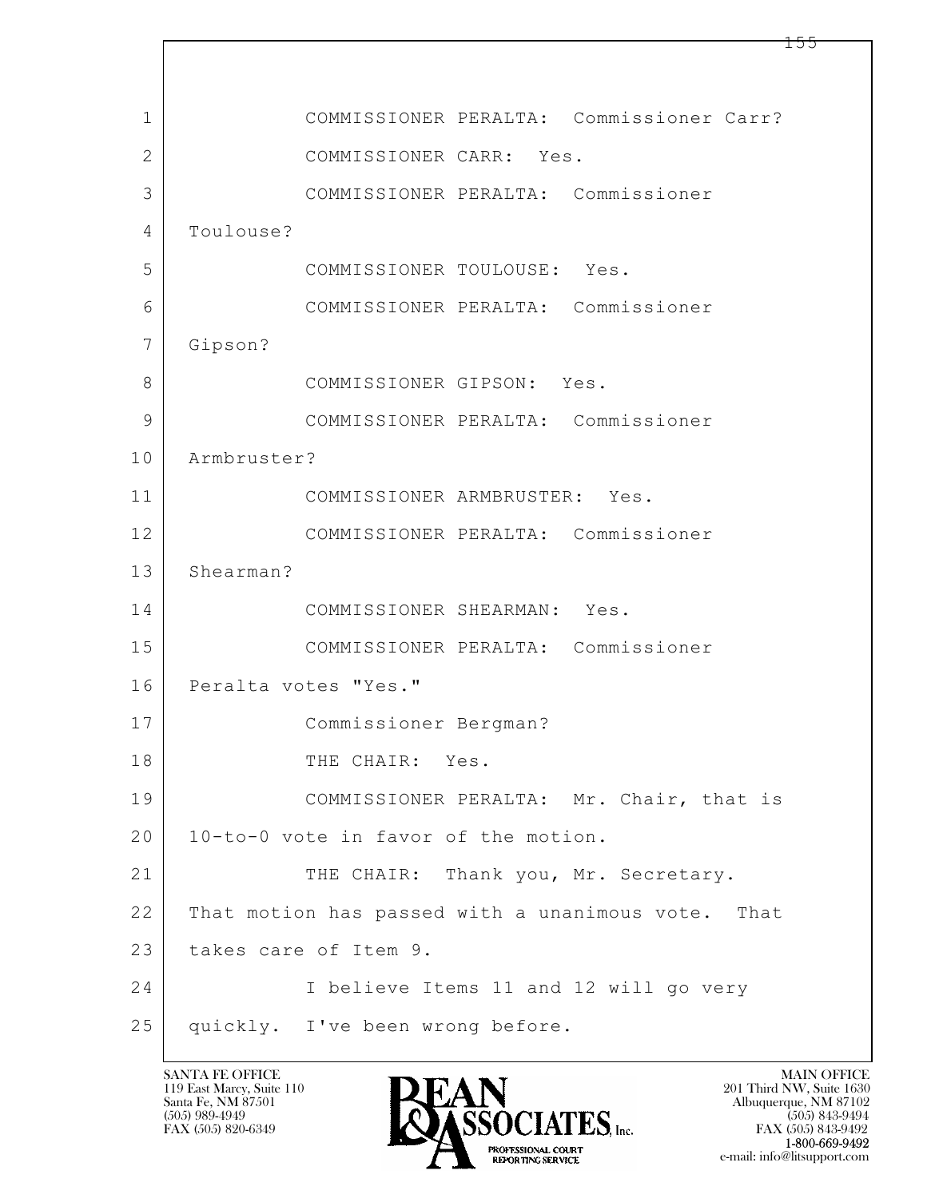1 COMMISSIONER PERALTA: Commissioner Carr?

2 COMMISSIONER CARR: Yes.

3 COMMISSIONER PERALTA: Commissioner

4 Toulouse?

5 COMMISSIONER TOULOUSE: Yes.

6 COMMISSIONER PERALTA: Commissioner

7 Gipson?

8 COMMISSIONER GIPSON: Yes.

9 COMMISSIONER PERALTA: Commissioner

10 Armbruster?

11 COMMISSIONER ARMBRUSTER: Yes.

12 COMMISSIONER PERALTA: Commissioner

13 Shearman?

14 COMMISSIONER SHEARMAN: Yes.

15 COMMISSIONER PERALTA: Commissioner

16 Peralta votes "Yes."

17 Commissioner Bergman?

18 THE CHAIR: Yes.

19 COMMISSIONER PERALTA: Mr. Chair, that is

20 10-to-0 vote in favor of the motion.

21 THE CHAIR: Thank you, Mr. Secretary.

22 That motion has passed with a unanimous vote. That

23 takes care of Item 9.

24 I believe Items 11 and 12 will go very

25 quickly. I've been wrong before.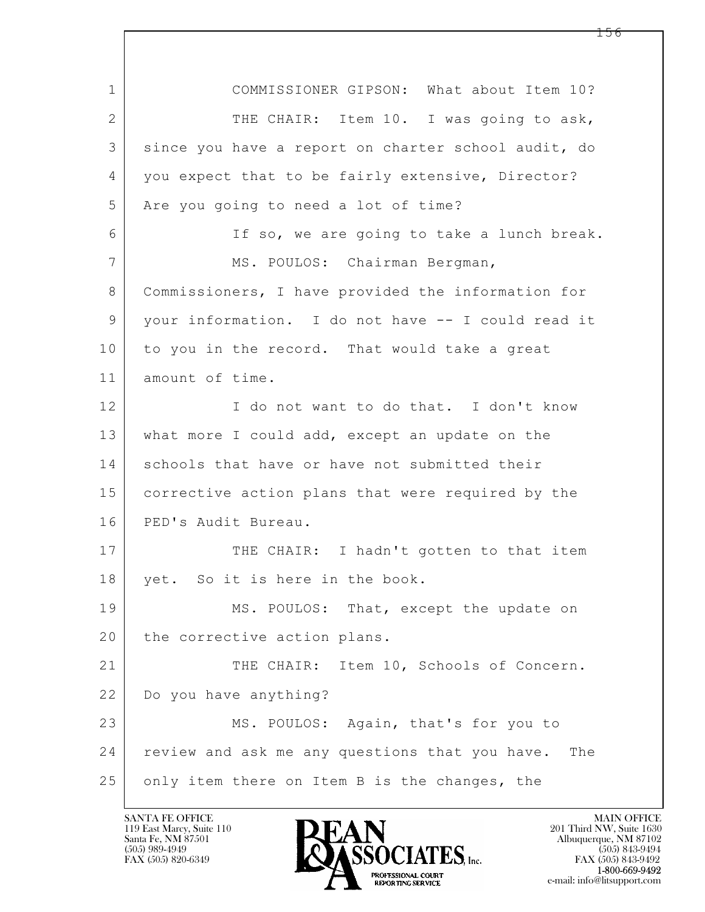1 COMMISSIONER GIPSON: What about Item 10?

2 THE CHAIR: Item 10. I was going to ask,

3 since you have a report on charter school audit, do

4 you expect that to be fairly extensive, Director?

5 Are you going to need a lot of time?

6 If so, we are going to take a lunch break.

7 MS. POULOS: Chairman Bergman,

8 Commissioners, I have provided the information for

9 your information. I do not have -- I could read it

10 to you in the record. That would take a great

11 amount of time.

12 I do not want to do that. I don't know

13 what more I could add, except an update on the

14 schools that have or have not submitted their

15 corrective action plans that were required by the

16 PED's Audit Bureau.

17 THE CHAIR: I hadn't gotten to that item

18 yet. So it is here in the book.

19 MS. POULOS: That, except the update on

20 the corrective action plans.

21 THE CHAIR: Item 10, Schools of Concern.

22 Do you have anything?

23 MS. POULOS: Again, that's for you to

24 review and ask me any questions that you have. The

25 only item there on Item B is the changes, the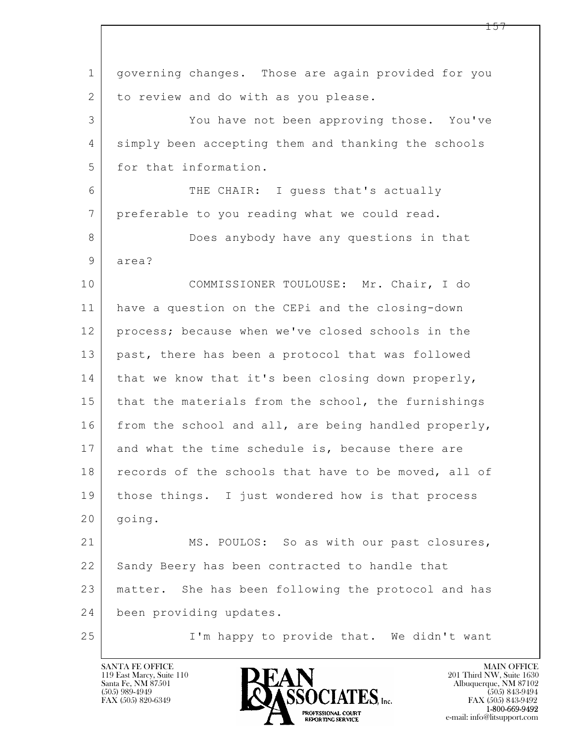governing changes. Those are again provided for you to review and do with as you please.

You have not been approving those. You've simply been accepting them and thanking the schools for that information.

THE CHAIR: I guess that's actually preferable to you reading what we could read.

Does anybody have any questions in that area?

COMMISSIONER TOULOUSE: Mr. Chair, I do have a question on the CEPi and the closing-down process; because when we've closed schools in the past, there has been a protocol that was followed that we know that it's been closing down properly, that the materials from the school, the furnishings from the school and all, are being handled properly, and what the time schedule is, because there are records of the schools that have to be moved, all of those things. I just wondered how is that process going.

MS. POULOS: So as with our past closures, Sandy Beery has been contracted to handle that matter. She has been following the protocol and has been providing updates.

I'm happy to provide that. We didn't want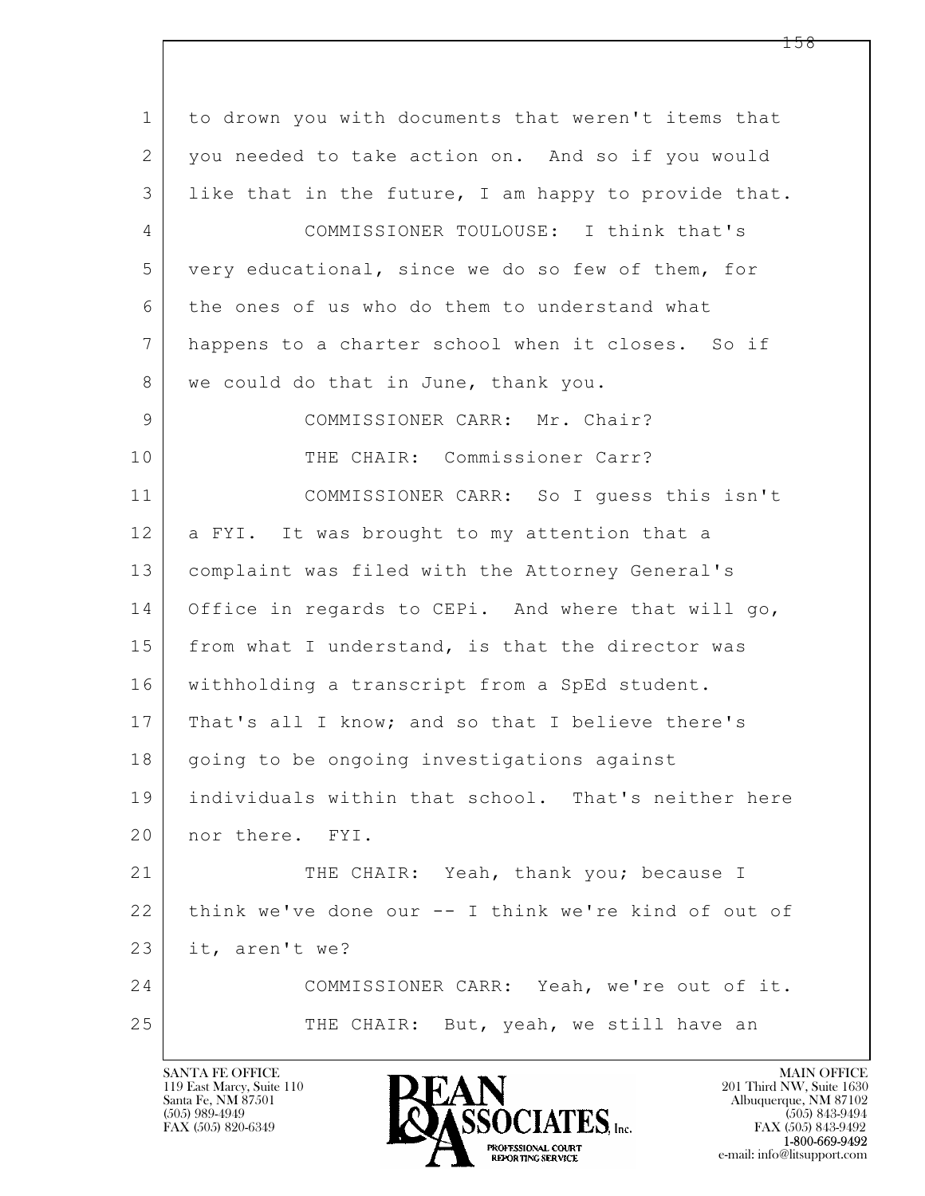1 to drown you with documents that weren't items that
2 you needed to take action on. And so if you would
3 like that in the future, I am happy to provide that.
4 COMMISSIONER TOULOUSE: I think that's
5 very educational, since we do so few of them, for
6 the ones of us who do them to understand what
7 happens to a charter school when it closes. So if
8 we could do that in June, thank you.
9 COMMISSIONER CARR: Mr. Chair?
10 THE CHAIR: Commissioner Carr?
11 COMMISSIONER CARR: So I guess this isn't
12 a FYI. It was brought to my attention that a
13 complaint was filed with the Attorney General's
14 Office in regards to CEPi. And where that will go,
15 from what I understand, is that the director was
16 withholding a transcript from a SpEd student.
17 That's all I know; and so that I believe there's
18 going to be ongoing investigations against
19 individuals within that school. That's neither here
20 nor there. FYI.
21 THE CHAIR: Yeah, thank you; because I
22 think we've done our -- I think we're kind of out of
23 it, aren't we?
24 COMMISSIONER CARR: Yeah, we're out of it.
25 THE CHAIR: But, yeah, we still have an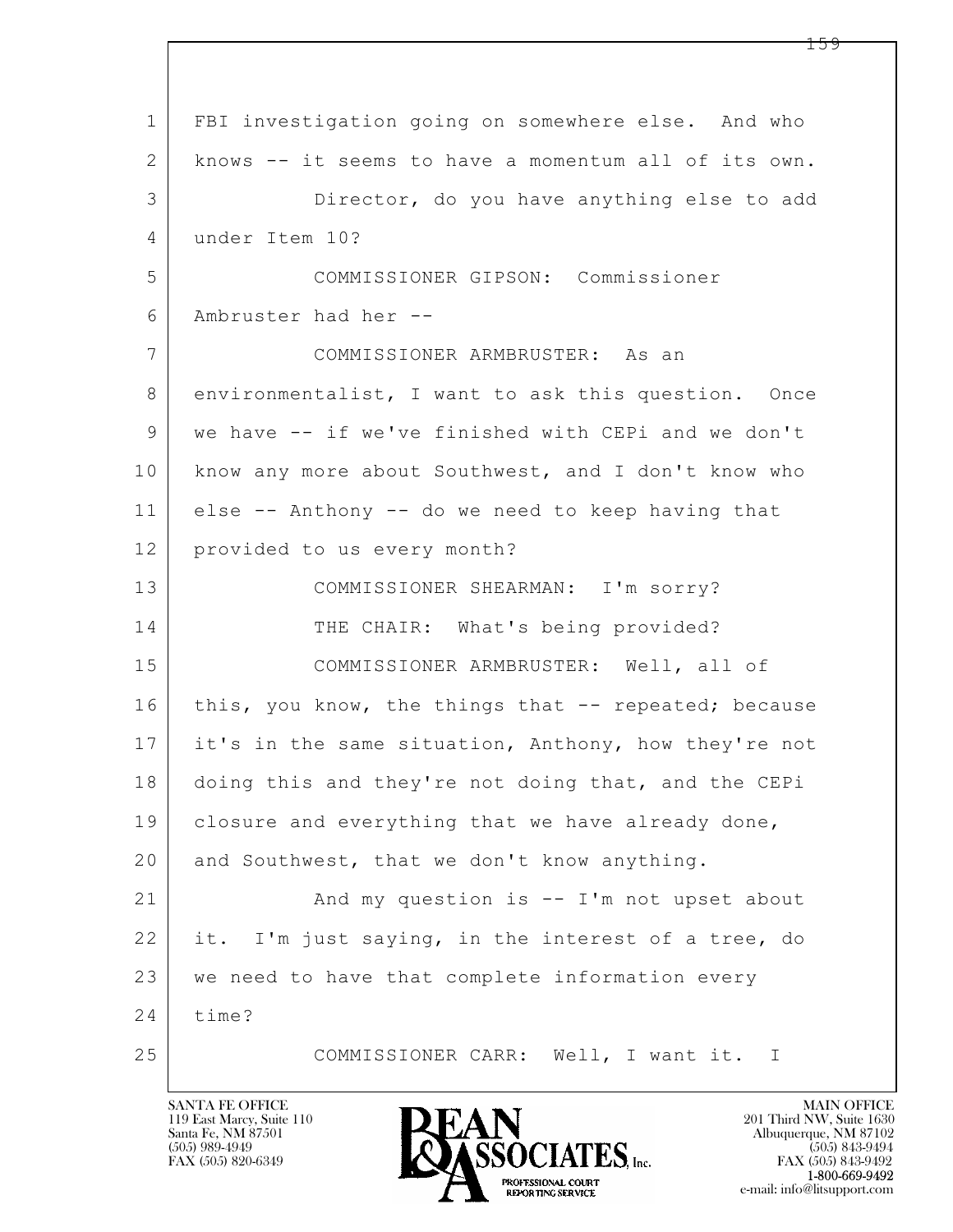1 FBI investigation going on somewhere else. And who
2 knows -- it seems to have a momentum all of its own.
3 Director, do you have anything else to add
4 under Item 10?
5 COMMISSIONER GIPSON: Commissioner
6 Ambruster had her --
7 COMMISSIONER ARMBRUSTER: As an
8 environmentalist, I want to ask this question. Once
9 we have -- if we've finished with CEPi and we don't
10 know any more about Southwest, and I don't know who
11 else -- Anthony -- do we need to keep having that
12 provided to us every month?
13 COMMISSIONER SHEARMAN: I'm sorry?
14 THE CHAIR: What's being provided?
15 COMMISSIONER ARMBRUSTER: Well, all of
16 this, you know, the things that -- repeated; because
17 it's in the same situation, Anthony, how they're not
18 doing this and they're not doing that, and the CEPi
19 closure and everything that we have already done,
20 and Southwest, that we don't know anything.
21 And my question is -- I'm not upset about
22 it. I'm just saying, in the interest of a tree, do
23 we need to have that complete information every
24 time?
25 COMMISSIONER CARR: Well, I want it. I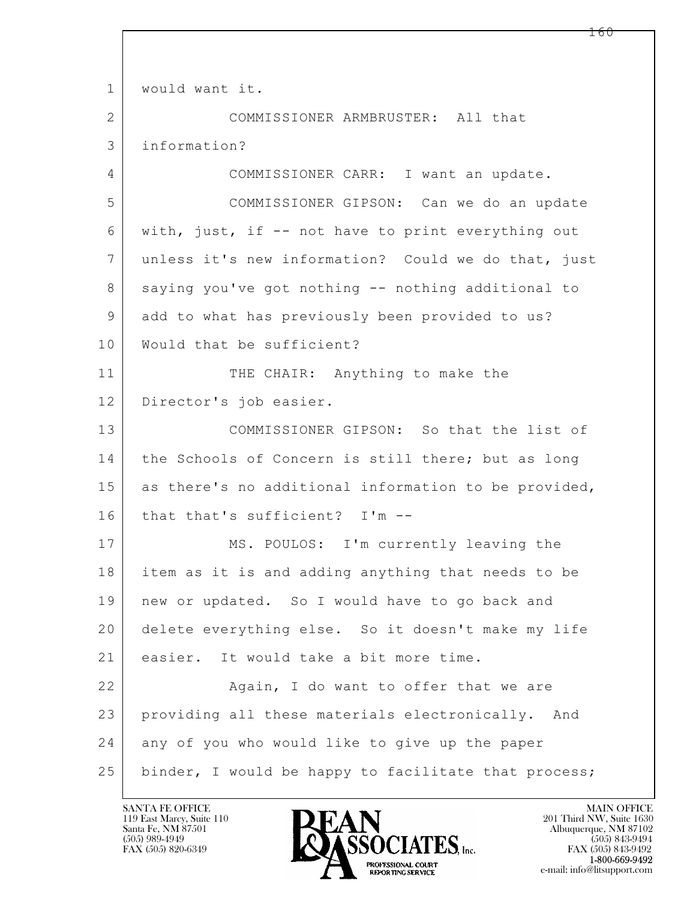would want it.

COMMISSIONER ARMBRUSTER: All that information?

COMMISSIONER CARR: I want an update.

COMMISSIONER GIPSON: Can we do an update with, just, if -- not have to print everything out unless it's new information? Could we do that, just saying you've got nothing -- nothing additional to add to what has previously been provided to us? Would that be sufficient?

THE CHAIR: Anything to make the Director's job easier.

COMMISSIONER GIPSON: So that the list of the Schools of Concern is still there; but as long as there's no additional information to be provided, that that's sufficient? I'm --

MS. POULOS: I'm currently leaving the item as it is and adding anything that needs to be new or updated. So I would have to go back and delete everything else. So it doesn't make my life easier. It would take a bit more time.

Again, I do want to offer that we are providing all these materials electronically. And any of you who would like to give up the paper binder, I would be happy to facilitate that process;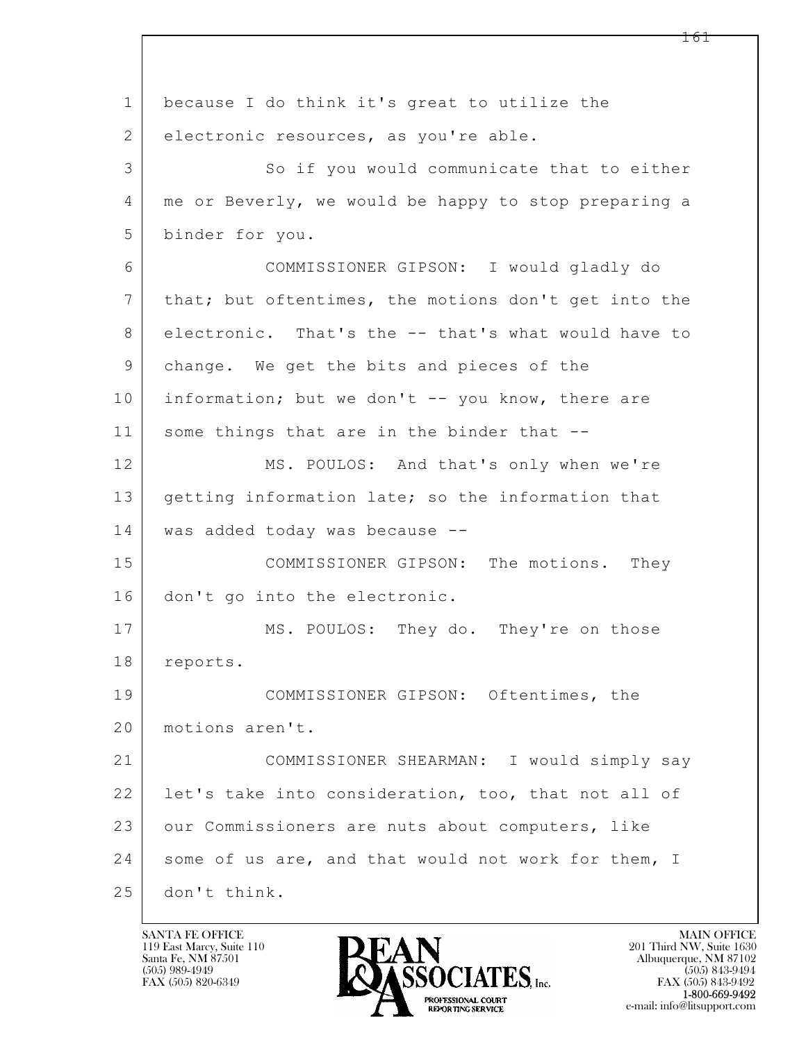because I do think it's great to utilize the electronic resources, as you're able.

So if you would communicate that to either me or Beverly, we would be happy to stop preparing a binder for you.

COMMISSIONER GIPSON: I would gladly do that; but oftentimes, the motions don't get into the electronic. That's the -- that's what would have to change. We get the bits and pieces of the information; but we don't -- you know, there are some things that are in the binder that --

MS. POULOS: And that's only when we're getting information late; so the information that was added today was because --

COMMISSIONER GIPSON: The motions. They don't go into the electronic.

MS. POULOS: They do. They're on those reports.

COMMISSIONER GIPSON: Oftentimes, the motions aren't.

COMMISSIONER SHEARMAN: I would simply say let's take into consideration, too, that not all of our Commissioners are nuts about computers, like some of us are, and that would not work for them, I don't think.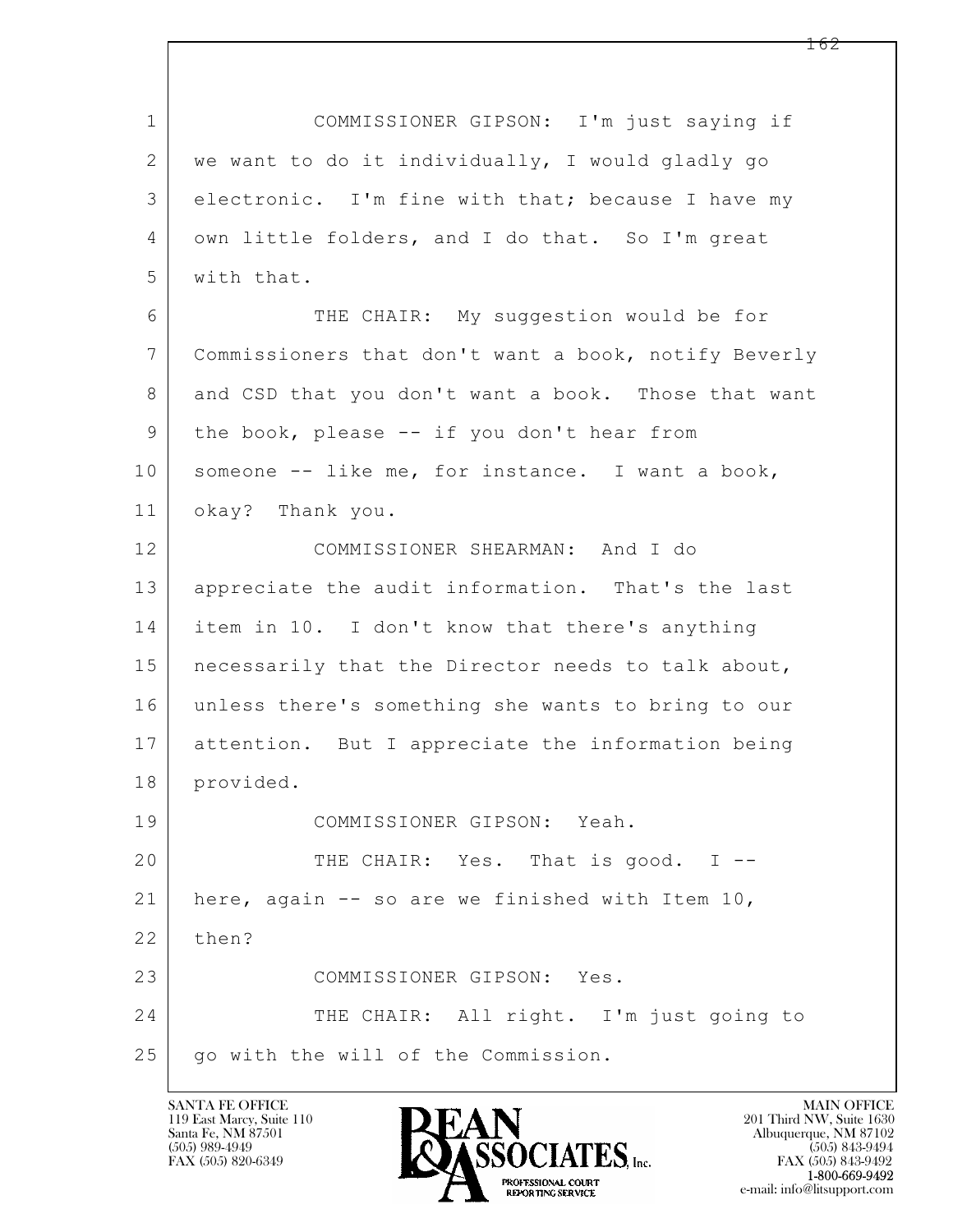COMMISSIONER GIPSON: I'm just saying if we want to do it individually, I would gladly go electronic. I'm fine with that; because I have my own little folders, and I do that. So I'm great with that.

THE CHAIR: My suggestion would be for Commissioners that don't want a book, notify Beverly and CSD that you don't want a book. Those that want the book, please -- if you don't hear from someone -- like me, for instance. I want a book, okay? Thank you.

COMMISSIONER SHEARMAN: And I do appreciate the audit information. That's the last item in 10. I don't know that there's anything necessarily that the Director needs to talk about, unless there's something she wants to bring to our attention. But I appreciate the information being provided.

COMMISSIONER GIPSON: Yeah.

THE CHAIR: Yes. That is good. I -- here, again -- so are we finished with Item 10, then?

COMMISSIONER GIPSON: Yes.

THE CHAIR: All right. I'm just going to go with the will of the Commission.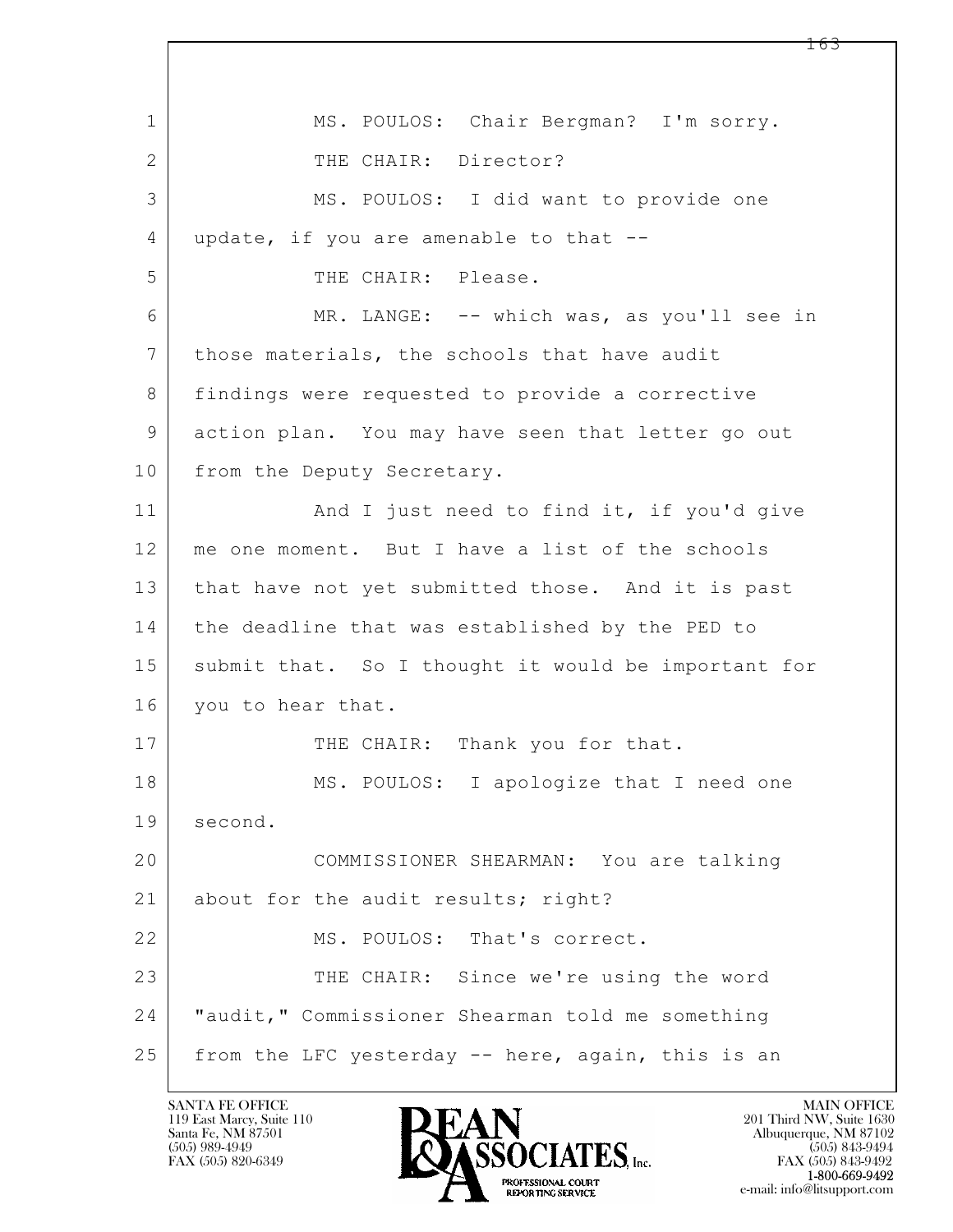1 MS. POULOS: Chair Bergman? I'm sorry.

2 THE CHAIR: Director?

3 MS. POULOS: I did want to provide one

4 update, if you are amenable to that --

5 THE CHAIR: Please.

6 MR. LANGE: -- which was, as you'll see in

7 those materials, the schools that have audit

8 findings were requested to provide a corrective

9 action plan. You may have seen that letter go out

10 from the Deputy Secretary.

11 And I just need to find it, if you'd give

12 me one moment. But I have a list of the schools

13 that have not yet submitted those. And it is past

14 the deadline that was established by the PED to

15 submit that. So I thought it would be important for

16 you to hear that.

17 THE CHAIR: Thank you for that.

18 MS. POULOS: I apologize that I need one

19 second.

20 COMMISSIONER SHEARMAN: You are talking

21 about for the audit results; right?

22 MS. POULOS: That's correct.

23 THE CHAIR: Since we're using the word

24 "audit," Commissioner Shearman told me something

25 from the LFC yesterday -- here, again, this is an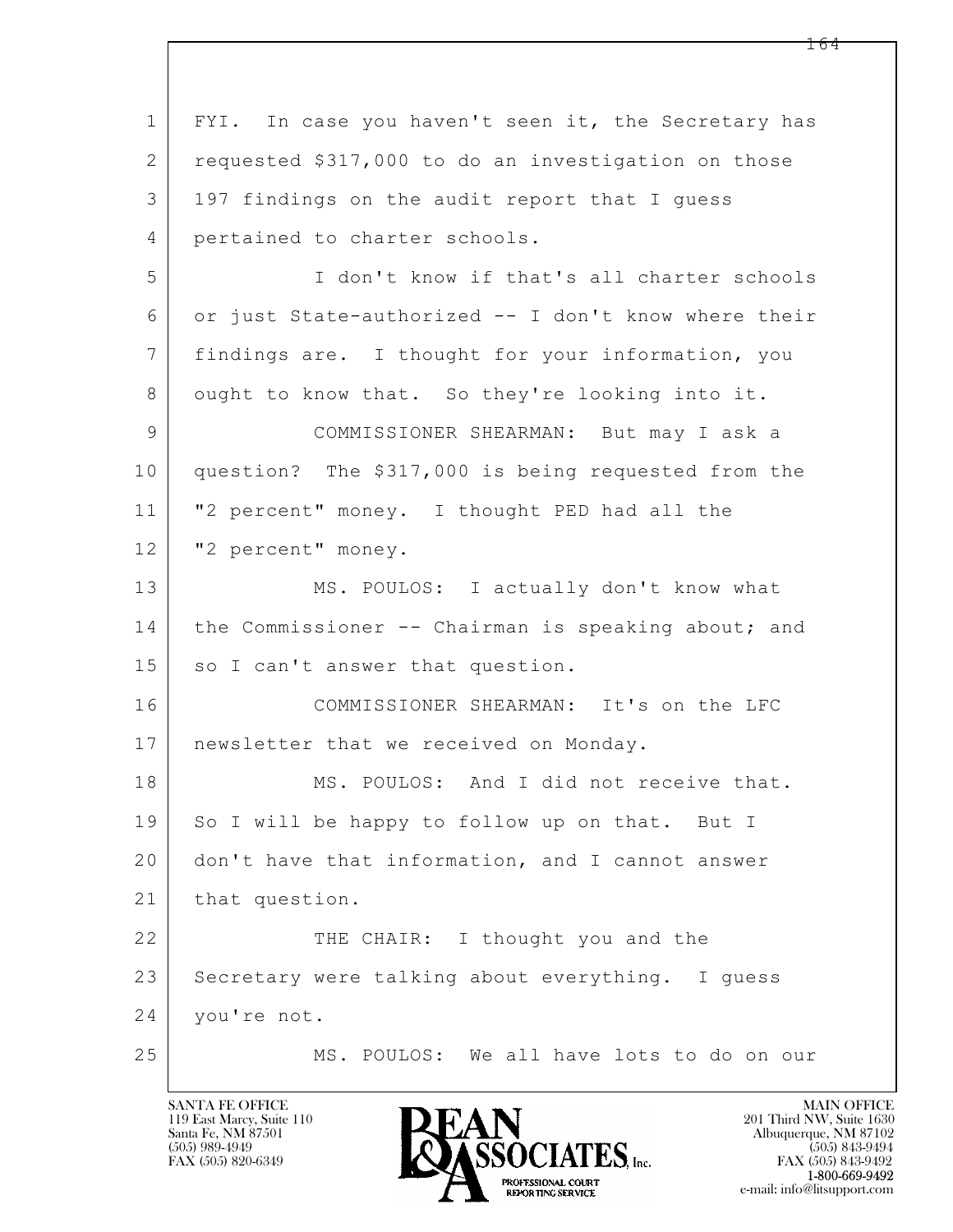FYI. In case you haven't seen it, the Secretary has requested $317,000 to do an investigation on those 197 findings on the audit report that I guess pertained to charter schools.

I don't know if that's all charter schools or just State-authorized -- I don't know where their findings are. I thought for your information, you ought to know that. So they're looking into it.

COMMISSIONER SHEARMAN: But may I ask a question? The $317,000 is being requested from the "2 percent" money. I thought PED had all the "2 percent" money.

MS. POULOS: I actually don't know what the Commissioner -- Chairman is speaking about; and so I can't answer that question.

COMMISSIONER SHEARMAN: It's on the LFC newsletter that we received on Monday.

MS. POULOS: And I did not receive that. So I will be happy to follow up on that. But I don't have that information, and I cannot answer that question.

THE CHAIR: I thought you and the Secretary were talking about everything. I guess you're not.

MS. POULOS: We all have lots to do on our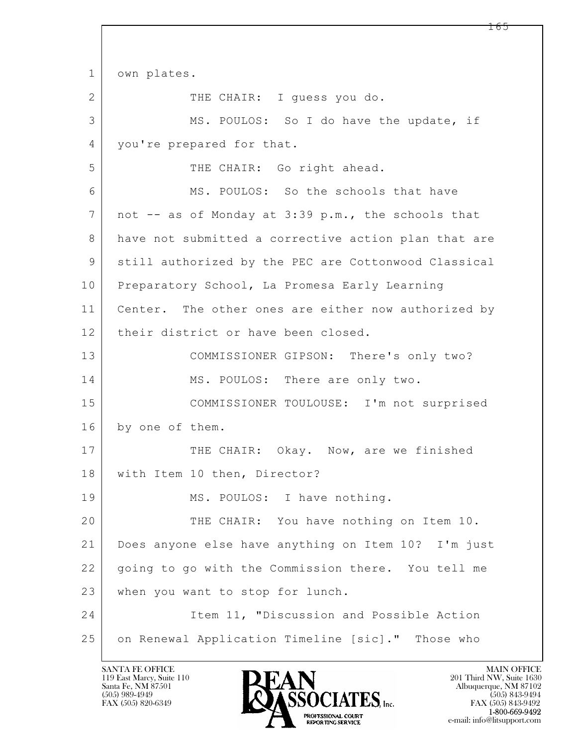own plates.

THE CHAIR: I guess you do.

MS. POULOS: So I do have the update, if you're prepared for that.

THE CHAIR: Go right ahead.

MS. POULOS: So the schools that have not -- as of Monday at 3:39 p.m., the schools that have not submitted a corrective action plan that are still authorized by the PEC are Cottonwood Classical Preparatory School, La Promesa Early Learning Center. The other ones are either now authorized by their district or have been closed.

COMMISSIONER GIPSON: There's only two?

MS. POULOS: There are only two.

COMMISSIONER TOULOUSE: I'm not surprised by one of them.

THE CHAIR: Okay. Now, are we finished with Item 10 then, Director?

MS. POULOS: I have nothing.

THE CHAIR: You have nothing on Item 10. Does anyone else have anything on Item 10? I'm just going to go with the Commission there. You tell me when you want to stop for lunch.

Item 11, "Discussion and Possible Action on Renewal Application Timeline [sic]." Those who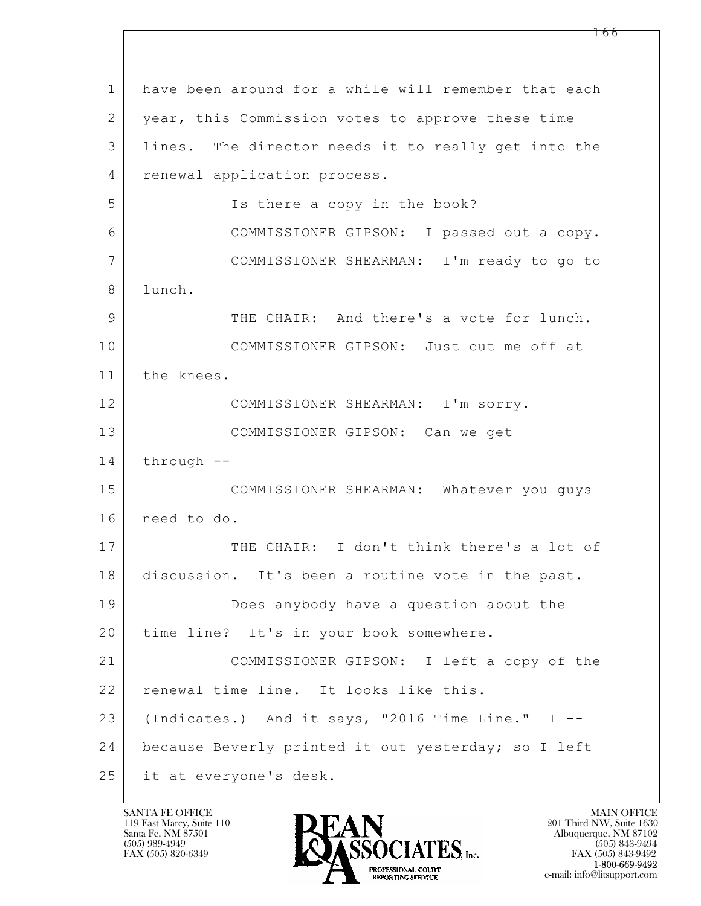have been around for a while will remember that each year, this Commission votes to approve these time lines. The director needs it to really get into the renewal application process.

Is there a copy in the book?

COMMISSIONER GIPSON: I passed out a copy.

COMMISSIONER SHEARMAN: I'm ready to go to lunch.

THE CHAIR: And there's a vote for lunch.

COMMISSIONER GIPSON: Just cut me off at the knees.

COMMISSIONER SHEARMAN: I'm sorry.

COMMISSIONER GIPSON: Can we get through --

COMMISSIONER SHEARMAN: Whatever you guys need to do.

THE CHAIR: I don't think there's a lot of discussion. It's been a routine vote in the past.

Does anybody have a question about the time line? It's in your book somewhere.

COMMISSIONER GIPSON: I left a copy of the renewal time line. It looks like this. (Indicates.) And it says, "2016 Time Line." I -- because Beverly printed it out yesterday; so I left it at everyone's desk.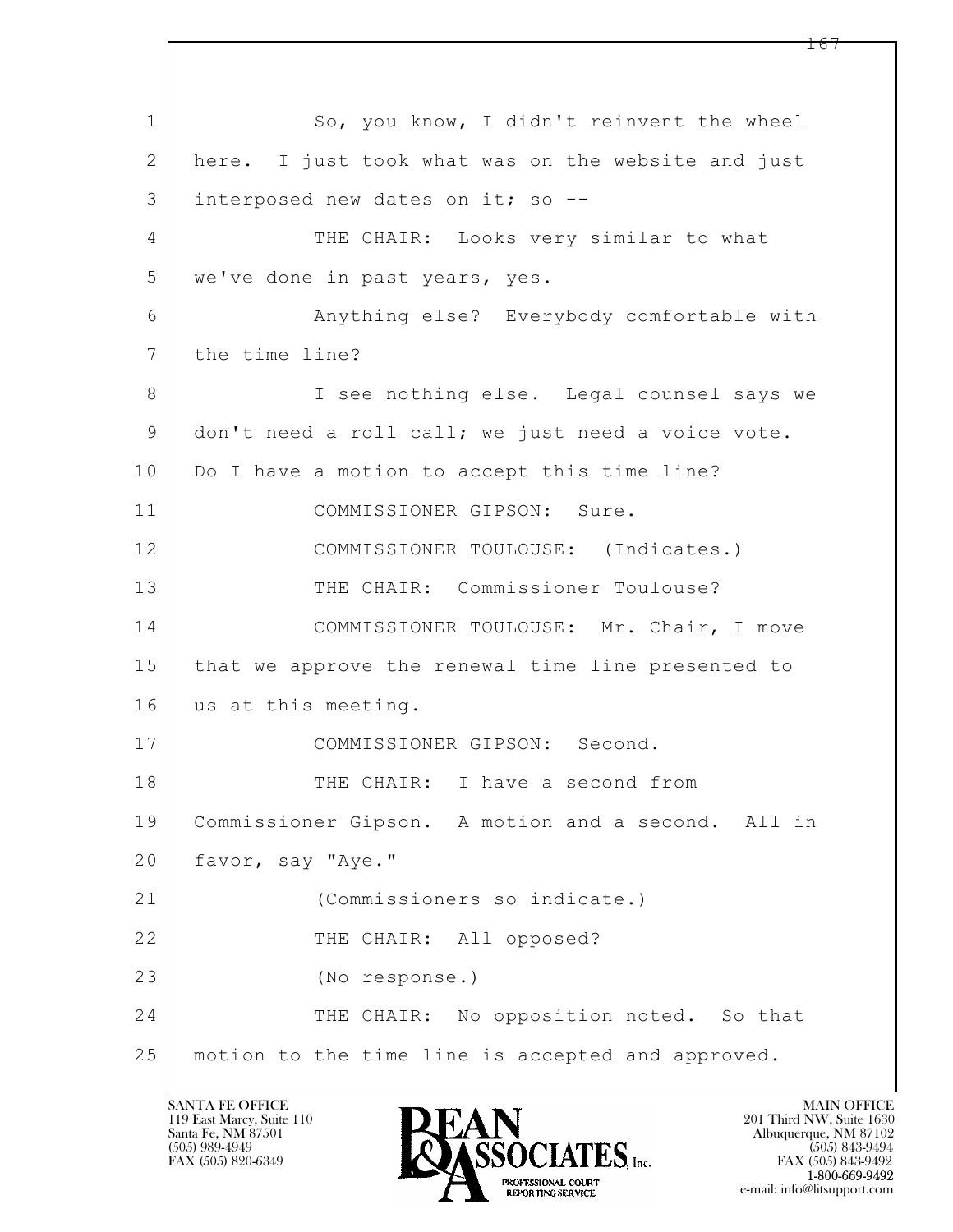1 So, you know, I didn't reinvent the wheel
2 here. I just took what was on the website and just
3 interposed new dates on it; so --
4 THE CHAIR: Looks very similar to what
5 we've done in past years, yes.
6 Anything else? Everybody comfortable with
7 the time line?
8 I see nothing else. Legal counsel says we
9 don't need a roll call; we just need a voice vote.
10 Do I have a motion to accept this time line?
11 COMMISSIONER GIPSON: Sure.
12 COMMISSIONER TOULOUSE: (Indicates.)
13 THE CHAIR: Commissioner Toulouse?
14 COMMISSIONER TOULOUSE: Mr. Chair, I move
15 that we approve the renewal time line presented to
16 us at this meeting.
17 COMMISSIONER GIPSON: Second.
18 THE CHAIR: I have a second from
19 Commissioner Gipson. A motion and a second. All in
20 favor, say "Aye."
21 (Commissioners so indicate.)
22 THE CHAIR: All opposed?
23 (No response.)
24 THE CHAIR: No opposition noted. So that
25 motion to the time line is accepted and approved.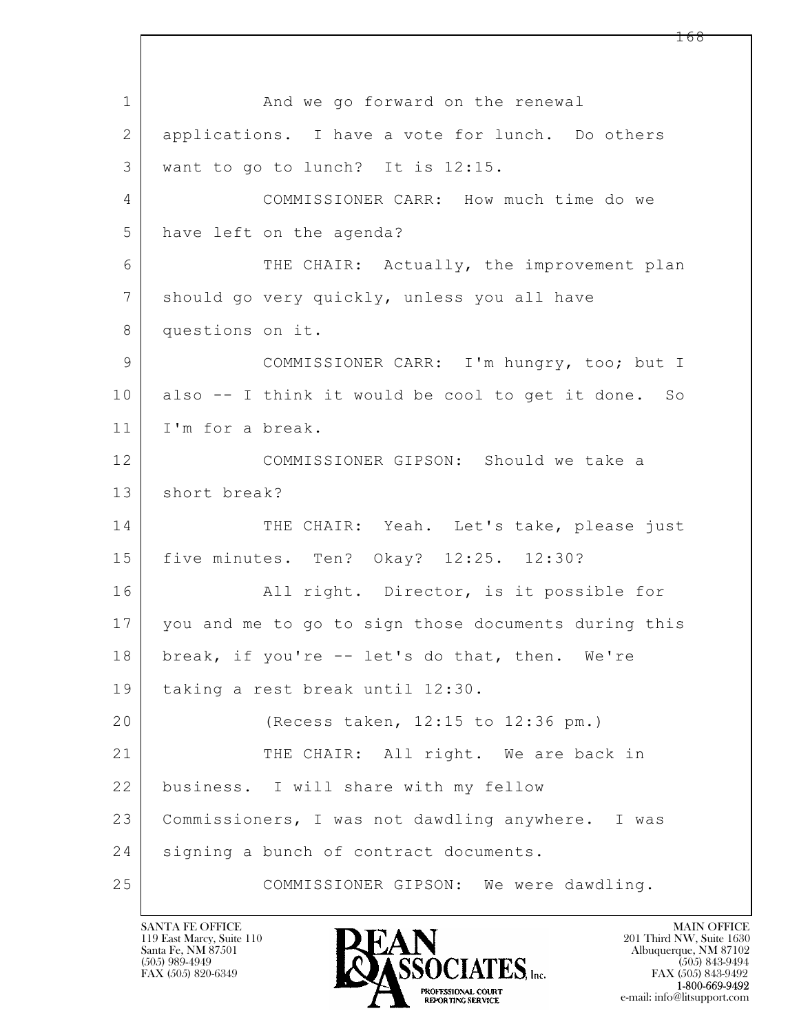1 And we go forward on the renewal
2 applications. I have a vote for lunch. Do others
3 want to go to lunch? It is 12:15.
4 COMMISSIONER CARR: How much time do we
5 have left on the agenda?
6 THE CHAIR: Actually, the improvement plan
7 should go very quickly, unless you all have
8 questions on it.
9 COMMISSIONER CARR: I'm hungry, too; but I
10 also -- I think it would be cool to get it done. So
11 I'm for a break.
12 COMMISSIONER GIPSON: Should we take a
13 short break?
14 THE CHAIR: Yeah. Let's take, please just
15 five minutes. Ten? Okay? 12:25. 12:30?
16 All right. Director, is it possible for
17 you and me to go to sign those documents during this
18 break, if you're -- let's do that, then. We're
19 taking a rest break until 12:30.
20 (Recess taken, 12:15 to 12:36 pm.)
21 THE CHAIR: All right. We are back in
22 business. I will share with my fellow
23 Commissioners, I was not dawdling anywhere. I was
24 signing a bunch of contract documents.
25 COMMISSIONER GIPSON: We were dawdling.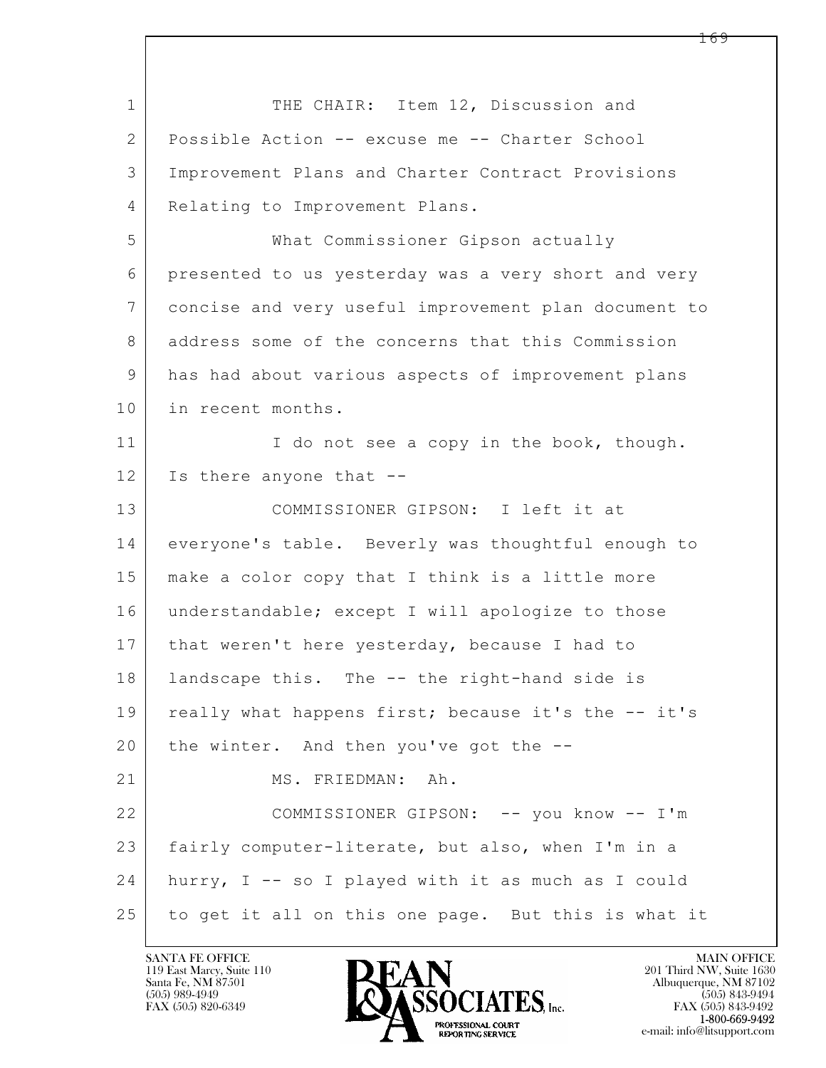THE CHAIR: Item 12, Discussion and Possible Action -- excuse me -- Charter School Improvement Plans and Charter Contract Provisions Relating to Improvement Plans.

What Commissioner Gipson actually presented to us yesterday was a very short and very concise and very useful improvement plan document to address some of the concerns that this Commission has had about various aspects of improvement plans in recent months.

I do not see a copy in the book, though. Is there anyone that --

COMMISSIONER GIPSON: I left it at everyone's table. Beverly was thoughtful enough to make a color copy that I think is a little more understandable; except I will apologize to those that weren't here yesterday, because I had to landscape this. The -- the right-hand side is really what happens first; because it's the -- it's the winter. And then you've got the --

MS. FRIEDMAN: Ah.

COMMISSIONER GIPSON: -- you know -- I'm fairly computer-literate, but also, when I'm in a hurry, I -- so I played with it as much as I could to get it all on this one page. But this is what it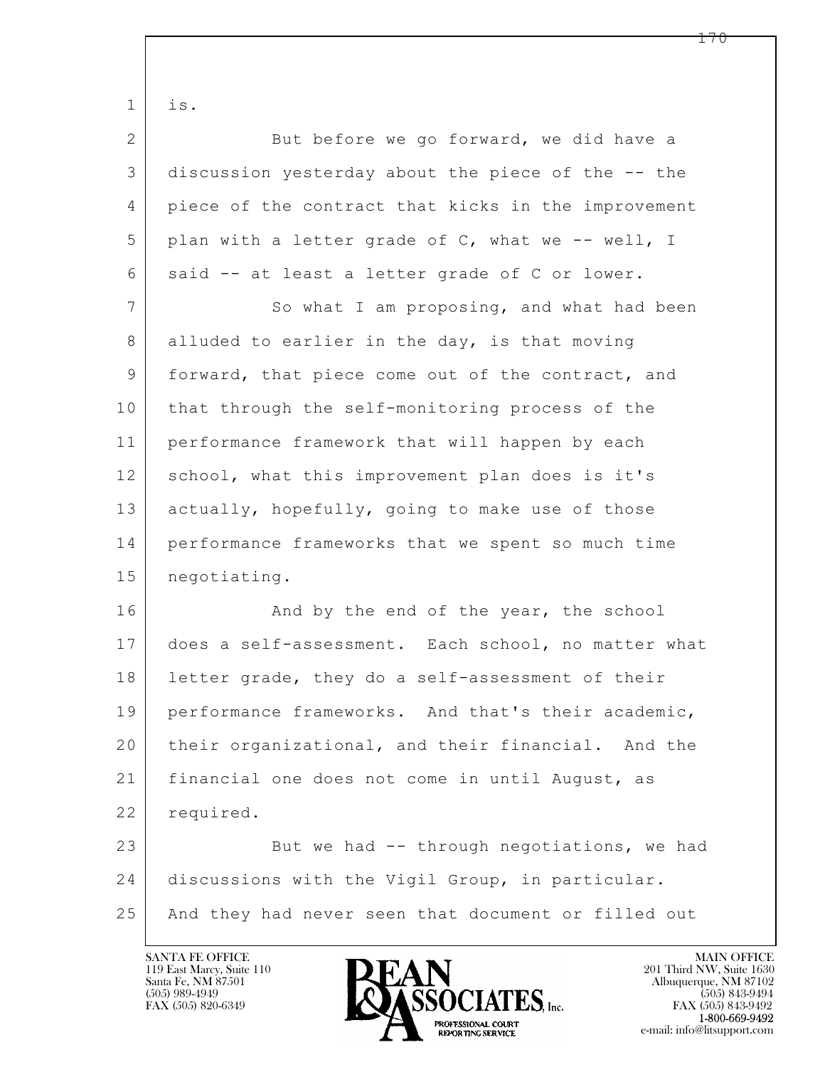is.

But before we go forward, we did have a discussion yesterday about the piece of the -- the piece of the contract that kicks in the improvement plan with a letter grade of C, what we -- well, I said -- at least a letter grade of C or lower.

So what I am proposing, and what had been alluded to earlier in the day, is that moving forward, that piece come out of the contract, and that through the self-monitoring process of the performance framework that will happen by each school, what this improvement plan does is it's actually, hopefully, going to make use of those performance frameworks that we spent so much time negotiating.

And by the end of the year, the school does a self-assessment. Each school, no matter what letter grade, they do a self-assessment of their performance frameworks. And that's their academic, their organizational, and their financial. And the financial one does not come in until August, as required.

But we had -- through negotiations, we had discussions with the Vigil Group, in particular. And they had never seen that document or filled out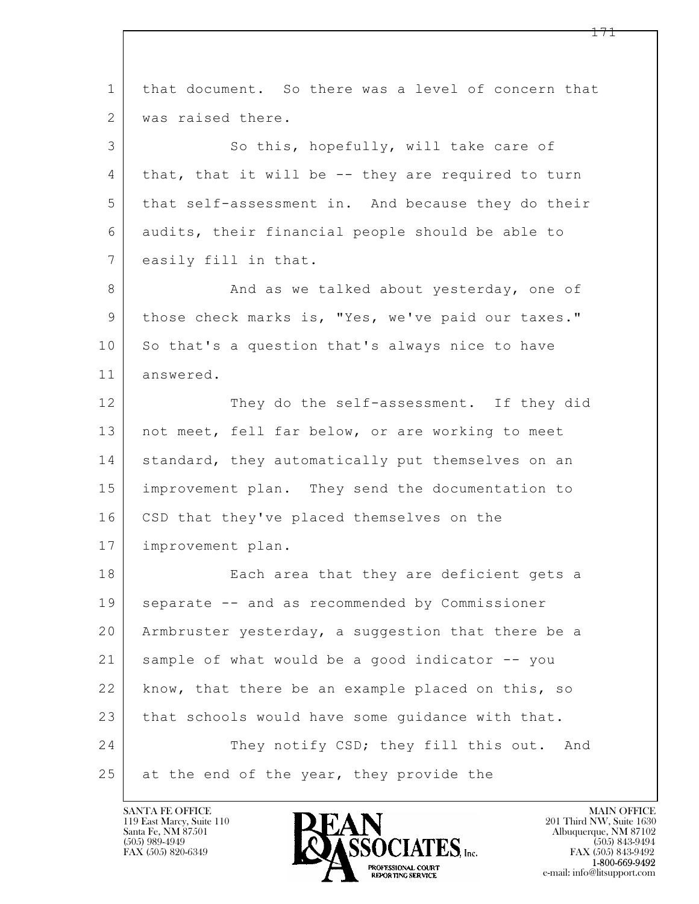that document. So there was a level of concern that was raised there.

So this, hopefully, will take care of that, that it will be -- they are required to turn that self-assessment in. And because they do their audits, their financial people should be able to easily fill in that.

And as we talked about yesterday, one of those check marks is, "Yes, we've paid our taxes." So that's a question that's always nice to have answered.

They do the self-assessment. If they did not meet, fell far below, or are working to meet standard, they automatically put themselves on an improvement plan. They send the documentation to CSD that they've placed themselves on the improvement plan.

Each area that they are deficient gets a separate -- and as recommended by Commissioner Armbruster yesterday, a suggestion that there be a sample of what would be a good indicator -- you know, that there be an example placed on this, so that schools would have some guidance with that.

They notify CSD; they fill this out. And at the end of the year, they provide the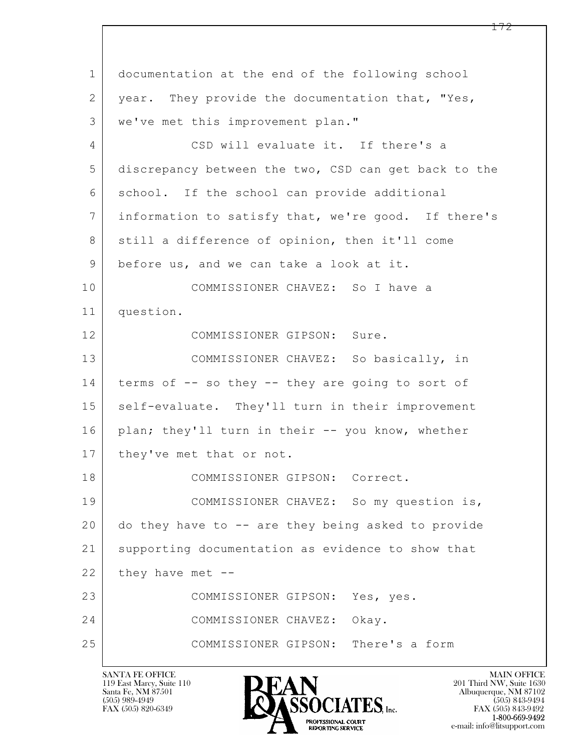documentation at the end of the following school year. They provide the documentation that, "Yes, we've met this improvement plan."

CSD will evaluate it. If there's a discrepancy between the two, CSD can get back to the school. If the school can provide additional information to satisfy that, we're good. If there's still a difference of opinion, then it'll come before us, and we can take a look at it.

COMMISSIONER CHAVEZ: So I have a question.

COMMISSIONER GIPSON: Sure.

COMMISSIONER CHAVEZ: So basically, in terms of -- so they -- they are going to sort of self-evaluate. They'll turn in their improvement plan; they'll turn in their -- you know, whether they've met that or not.

COMMISSIONER GIPSON: Correct.

COMMISSIONER CHAVEZ: So my question is, do they have to -- are they being asked to provide supporting documentation as evidence to show that they have met --

COMMISSIONER GIPSON: Yes, yes.

COMMISSIONER CHAVEZ: Okay.

COMMISSIONER GIPSON: There's a form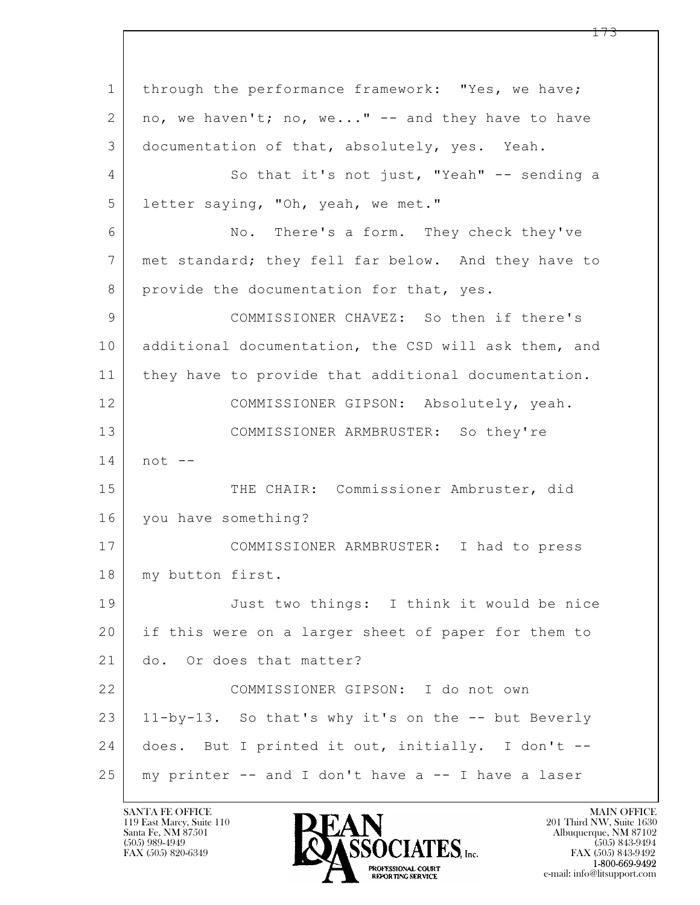1 through the performance framework: "Yes, we have;
2 no, we haven't; no, we..." -- and they have to have
3 documentation of that, absolutely, yes. Yeah.
4 So that it's not just, "Yeah" -- sending a
5 letter saying, "Oh, yeah, we met."
6 No. There's a form. They check they've
7 met standard; they fell far below. And they have to
8 provide the documentation for that, yes.
9 COMMISSIONER CHAVEZ: So then if there's
10 additional documentation, the CSD will ask them, and
11 they have to provide that additional documentation.
12 COMMISSIONER GIPSON: Absolutely, yeah.
13 COMMISSIONER ARMBRUSTER: So they're
14 not --
15 THE CHAIR: Commissioner Ambruster, did
16 you have something?
17 COMMISSIONER ARMBRUSTER: I had to press
18 my button first.
19 Just two things: I think it would be nice
20 if this were on a larger sheet of paper for them to
21 do. Or does that matter?
22 COMMISSIONER GIPSON: I do not own
23 11-by-13. So that's why it's on the -- but Beverly
24 does. But I printed it out, initially. I don't --
25 my printer -- and I don't have a -- I have a laser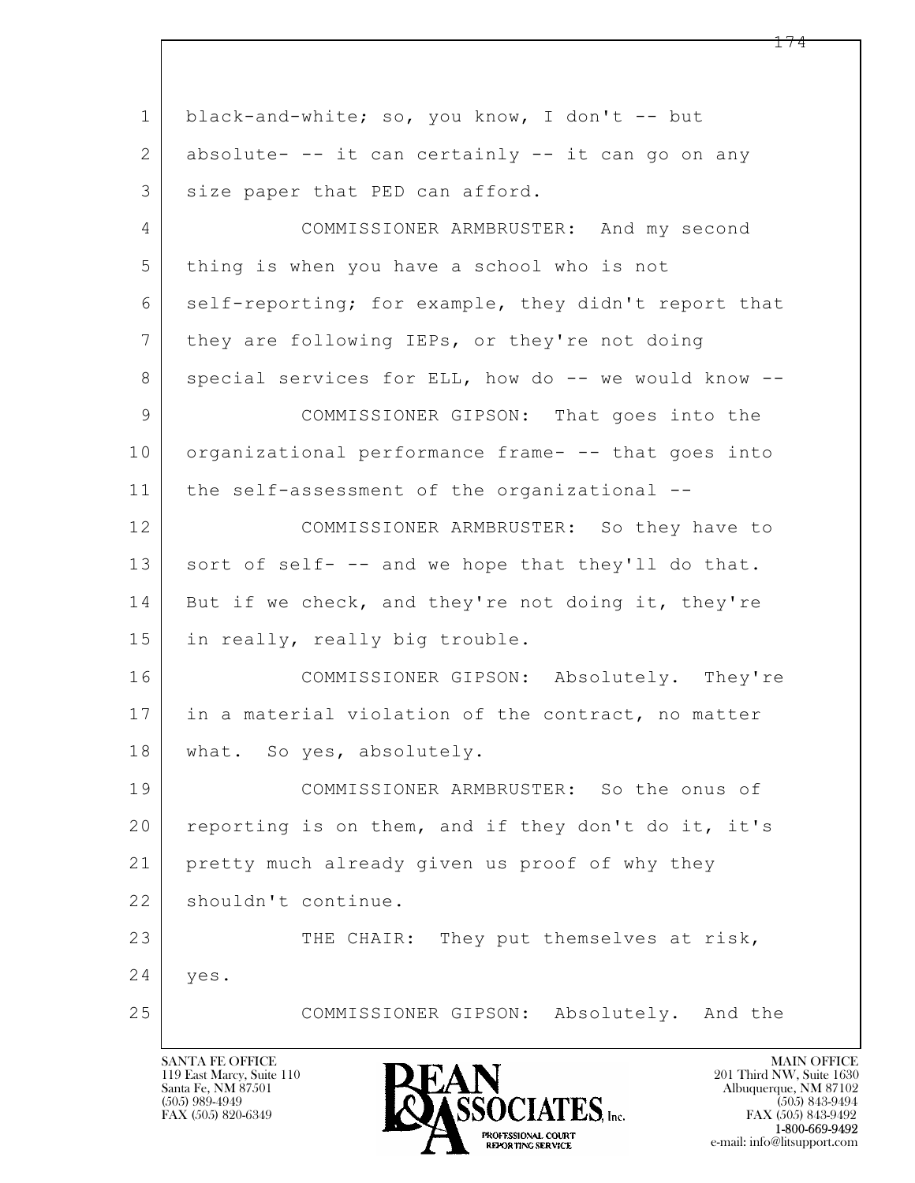1 black-and-white; so, you know, I don't -- but
2 absolute- -- it can certainly -- it can go on any
3 size paper that PED can afford.
4 COMMISSIONER ARMBRUSTER: And my second
5 thing is when you have a school who is not
6 self-reporting; for example, they didn't report that
7 they are following IEPs, or they're not doing
8 special services for ELL, how do -- we would know --
9 COMMISSIONER GIPSON: That goes into the
10 organizational performance frame- -- that goes into
11 the self-assessment of the organizational --
12 COMMISSIONER ARMBRUSTER: So they have to
13 sort of self- -- and we hope that they'll do that.
14 But if we check, and they're not doing it, they're
15 in really, really big trouble.
16 COMMISSIONER GIPSON: Absolutely. They're
17 in a material violation of the contract, no matter
18 what. So yes, absolutely.
19 COMMISSIONER ARMBRUSTER: So the onus of
20 reporting is on them, and if they don't do it, it's
21 pretty much already given us proof of why they
22 shouldn't continue.
23 THE CHAIR: They put themselves at risk,
24 yes.
25 COMMISSIONER GIPSON: Absolutely. And the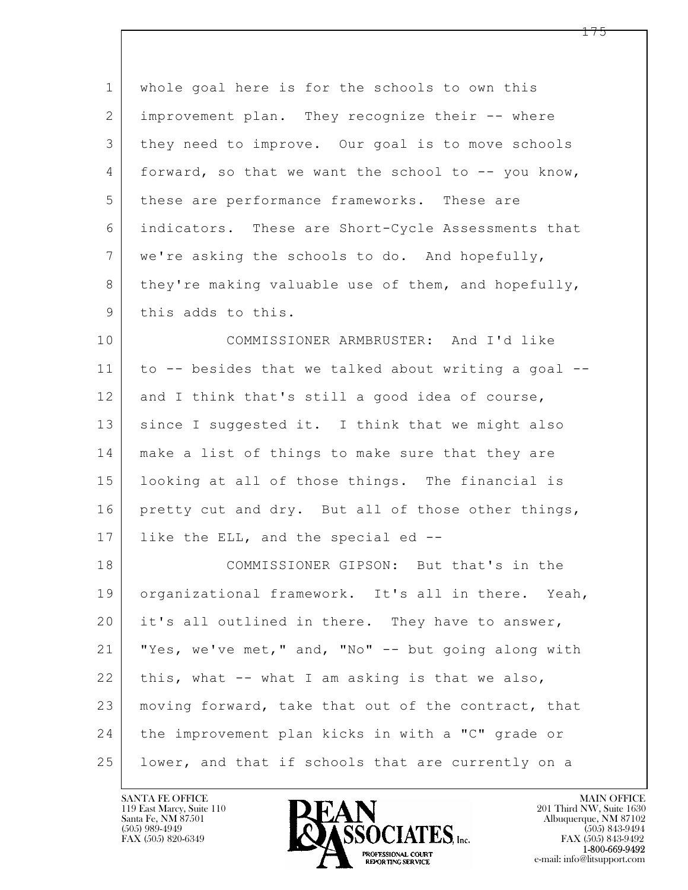whole goal here is for the schools to own this improvement plan. They recognize their -- where they need to improve. Our goal is to move schools forward, so that we want the school to -- you know, these are performance frameworks. These are indicators. These are Short-Cycle Assessments that we're asking the schools to do. And hopefully, they're making valuable use of them, and hopefully, this adds to this.

COMMISSIONER ARMBRUSTER: And I'd like to -- besides that we talked about writing a goal -- and I think that's still a good idea of course, since I suggested it. I think that we might also make a list of things to make sure that they are looking at all of those things. The financial is pretty cut and dry. But all of those other things, like the ELL, and the special ed --

COMMISSIONER GIPSON: But that's in the organizational framework. It's all in there. Yeah, it's all outlined in there. They have to answer, "Yes, we've met," and, "No" -- but going along with this, what -- what I am asking is that we also, moving forward, take that out of the contract, that the improvement plan kicks in with a "C" grade or lower, and that if schools that are currently on a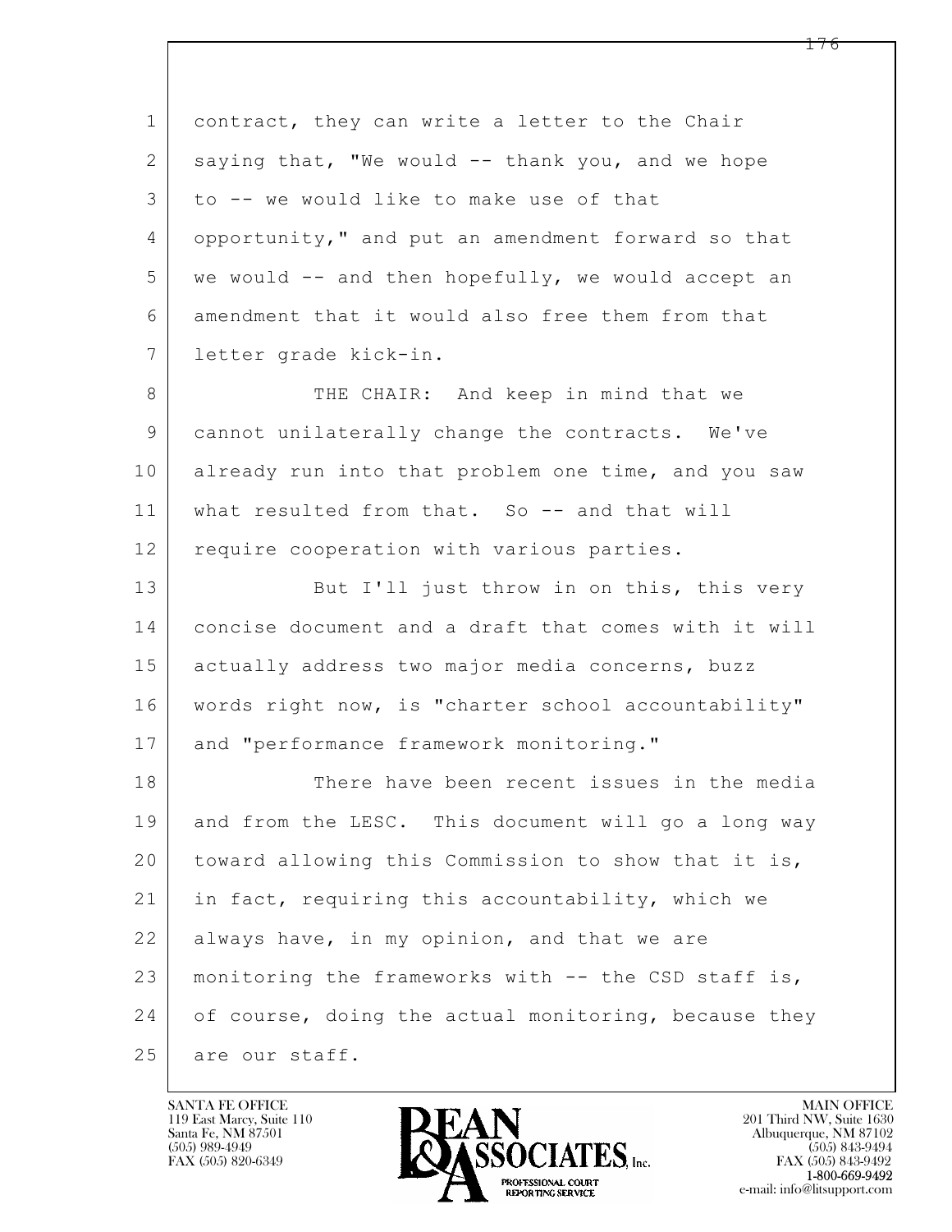contract, they can write a letter to the Chair saying that, "We would -- thank you, and we hope to -- we would like to make use of that opportunity," and put an amendment forward so that we would -- and then hopefully, we would accept an amendment that it would also free them from that letter grade kick-in.

THE CHAIR: And keep in mind that we cannot unilaterally change the contracts. We've already run into that problem one time, and you saw what resulted from that. So -- and that will require cooperation with various parties.

But I'll just throw in on this, this very concise document and a draft that comes with it will actually address two major media concerns, buzz words right now, is "charter school accountability" and "performance framework monitoring."

There have been recent issues in the media and from the LESC. This document will go a long way toward allowing this Commission to show that it is, in fact, requiring this accountability, which we always have, in my opinion, and that we are monitoring the frameworks with -- the CSD staff is, of course, doing the actual monitoring, because they are our staff.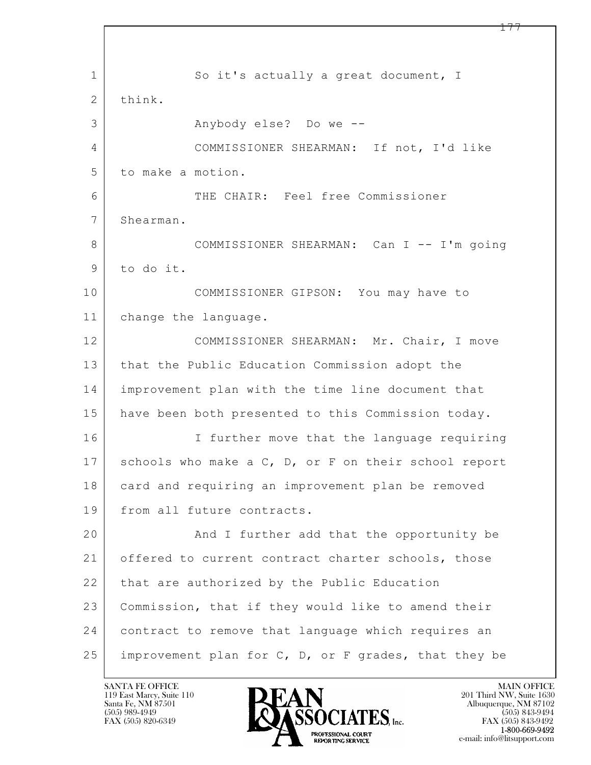So it's actually a great document, I think.

Anybody else? Do we --

COMMISSIONER SHEARMAN: If not, I'd like to make a motion.

THE CHAIR: Feel free Commissioner Shearman.

COMMISSIONER SHEARMAN: Can I -- I'm going to do it.

COMMISSIONER GIPSON: You may have to change the language.

COMMISSIONER SHEARMAN: Mr. Chair, I move that the Public Education Commission adopt the improvement plan with the time line document that have been both presented to this Commission today.

I further move that the language requiring schools who make a C, D, or F on their school report card and requiring an improvement plan be removed from all future contracts.

And I further add that the opportunity be offered to current contract charter schools, those that are authorized by the Public Education Commission, that if they would like to amend their contract to remove that language which requires an improvement plan for C, D, or F grades, that they be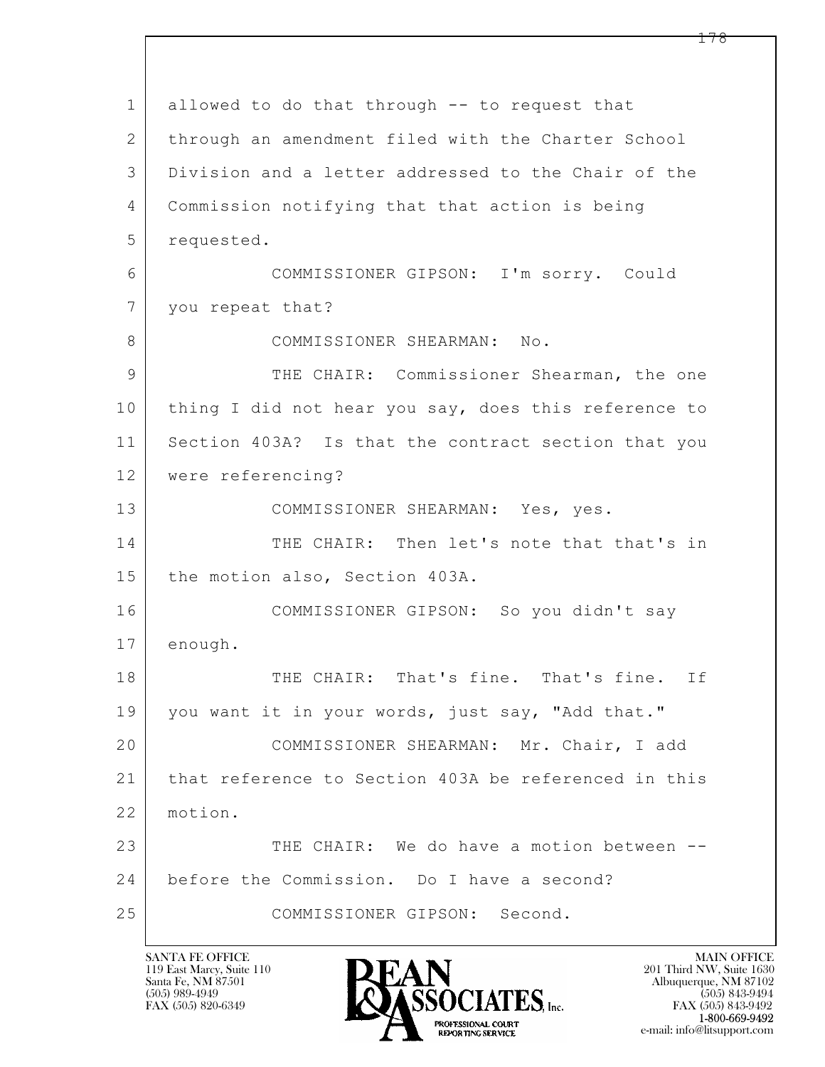allowed to do that through -- to request that through an amendment filed with the Charter School Division and a letter addressed to the Chair of the Commission notifying that that action is being requested.

COMMISSIONER GIPSON: I'm sorry. Could you repeat that?

COMMISSIONER SHEARMAN: No.

THE CHAIR: Commissioner Shearman, the one thing I did not hear you say, does this reference to Section 403A? Is that the contract section that you were referencing?

COMMISSIONER SHEARMAN: Yes, yes.

THE CHAIR: Then let's note that that's in the motion also, Section 403A.

COMMISSIONER GIPSON: So you didn't say enough.

THE CHAIR: That's fine. That's fine. If you want it in your words, just say, "Add that."

COMMISSIONER SHEARMAN: Mr. Chair, I add that reference to Section 403A be referenced in this motion.

THE CHAIR: We do have a motion between -- before the Commission. Do I have a second?

COMMISSIONER GIPSON: Second.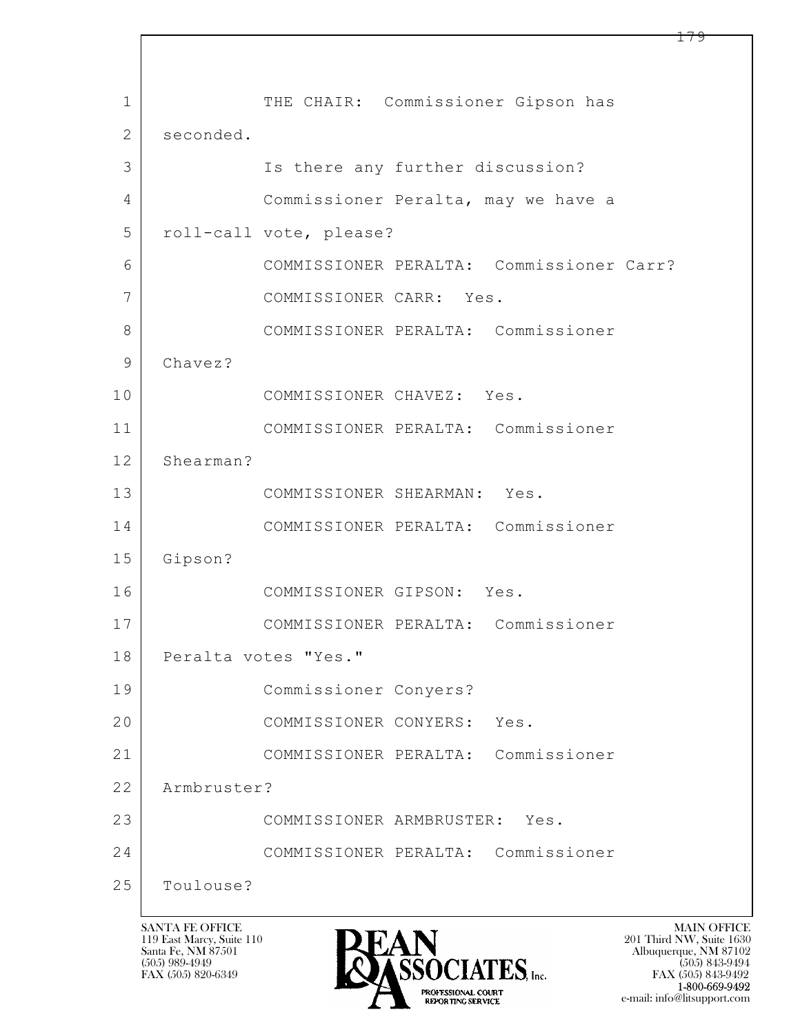THE CHAIR: Commissioner Gipson has seconded.

Is there any further discussion?

Commissioner Peralta, may we have a roll-call vote, please?

COMMISSIONER PERALTA: Commissioner Carr?

COMMISSIONER CARR: Yes.

COMMISSIONER PERALTA: Commissioner Chavez?

COMMISSIONER CHAVEZ: Yes.

COMMISSIONER PERALTA: Commissioner Shearman?

COMMISSIONER SHEARMAN: Yes.

COMMISSIONER PERALTA: Commissioner Gipson?

COMMISSIONER GIPSON: Yes.

COMMISSIONER PERALTA: Commissioner Peralta votes "Yes."

Commissioner Conyers?

COMMISSIONER CONYERS: Yes.

COMMISSIONER PERALTA: Commissioner Armbruster?

COMMISSIONER ARMBRUSTER: Yes.

COMMISSIONER PERALTA: Commissioner Toulouse?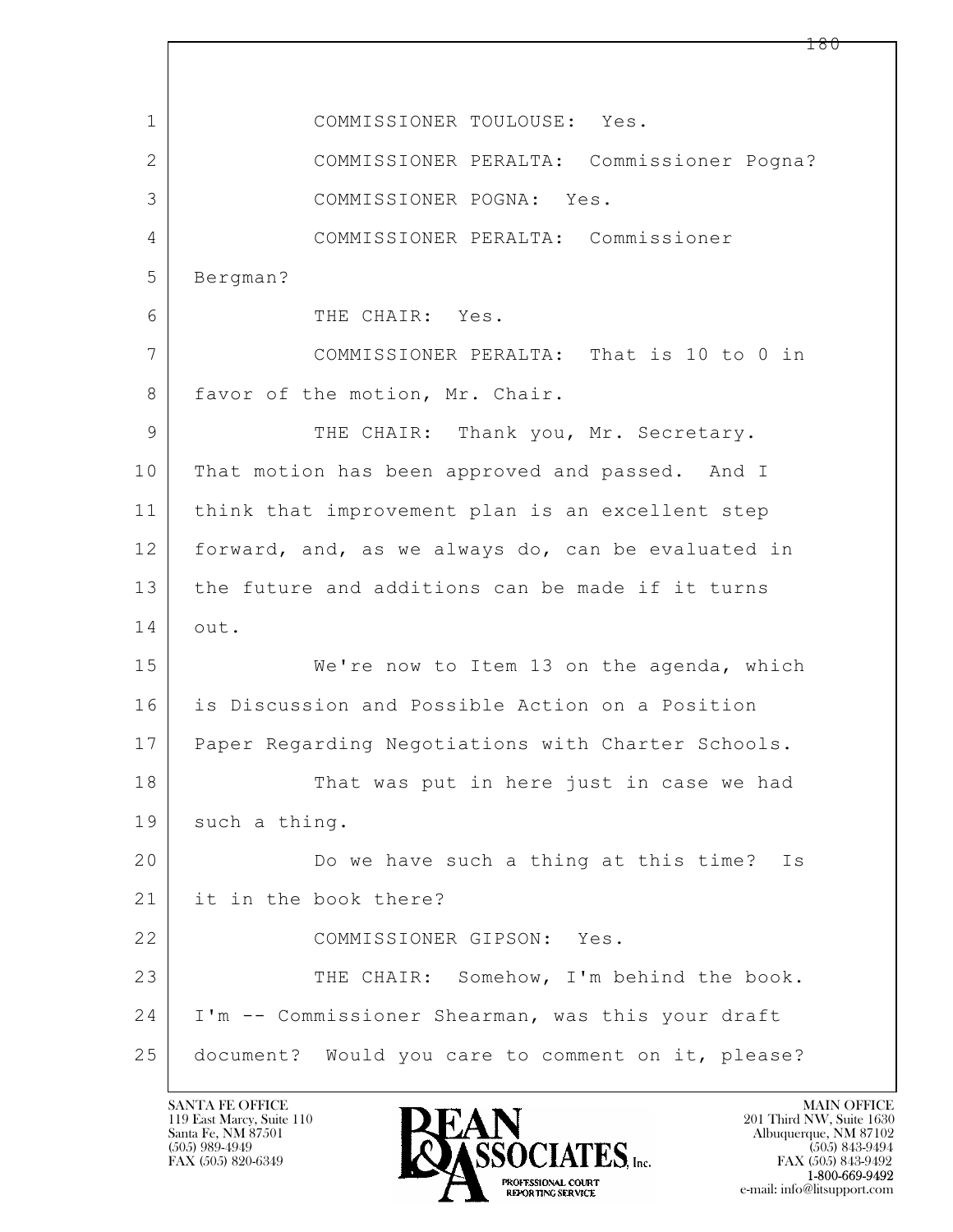1 COMMISSIONER TOULOUSE: Yes.

2 COMMISSIONER PERALTA: Commissioner Pogna?

3 COMMISSIONER POGNA: Yes.

4 COMMISSIONER PERALTA: Commissioner

5 Bergman?

6 THE CHAIR: Yes.

7 COMMISSIONER PERALTA: That is 10 to 0 in

8 favor of the motion, Mr. Chair.

9 THE CHAIR: Thank you, Mr. Secretary.

10 That motion has been approved and passed. And I

11 think that improvement plan is an excellent step

12 forward, and, as we always do, can be evaluated in

13 the future and additions can be made if it turns

14 out.

15 We're now to Item 13 on the agenda, which

16 is Discussion and Possible Action on a Position

17 Paper Regarding Negotiations with Charter Schools.

18 That was put in here just in case we had

19 such a thing.

20 Do we have such a thing at this time? Is

21 it in the book there?

22 COMMISSIONER GIPSON: Yes.

23 THE CHAIR: Somehow, I'm behind the book.

24 I'm -- Commissioner Shearman, was this your draft

25 document? Would you care to comment on it, please?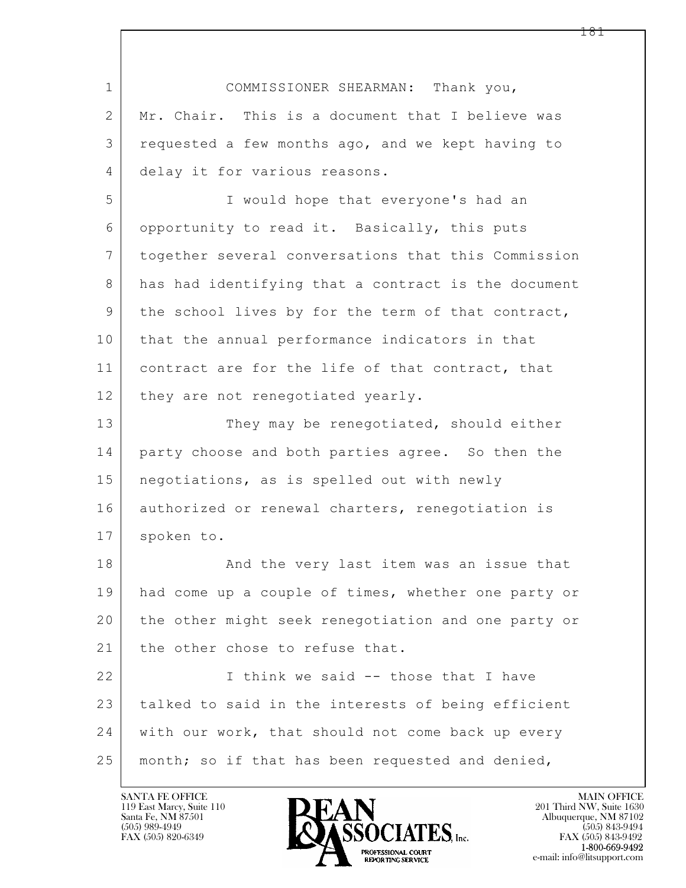COMMISSIONER SHEARMAN: Thank you, Mr. Chair. This is a document that I believe was requested a few months ago, and we kept having to delay it for various reasons.

I would hope that everyone's had an opportunity to read it. Basically, this puts together several conversations that this Commission has had identifying that a contract is the document the school lives by for the term of that contract, that the annual performance indicators in that contract are for the life of that contract, that they are not renegotiated yearly.

They may be renegotiated, should either party choose and both parties agree. So then the negotiations, as is spelled out with newly authorized or renewal charters, renegotiation is spoken to.

And the very last item was an issue that had come up a couple of times, whether one party or the other might seek renegotiation and one party or the other chose to refuse that.

I think we said -- those that I have talked to said in the interests of being efficient with our work, that should not come back up every month; so if that has been requested and denied,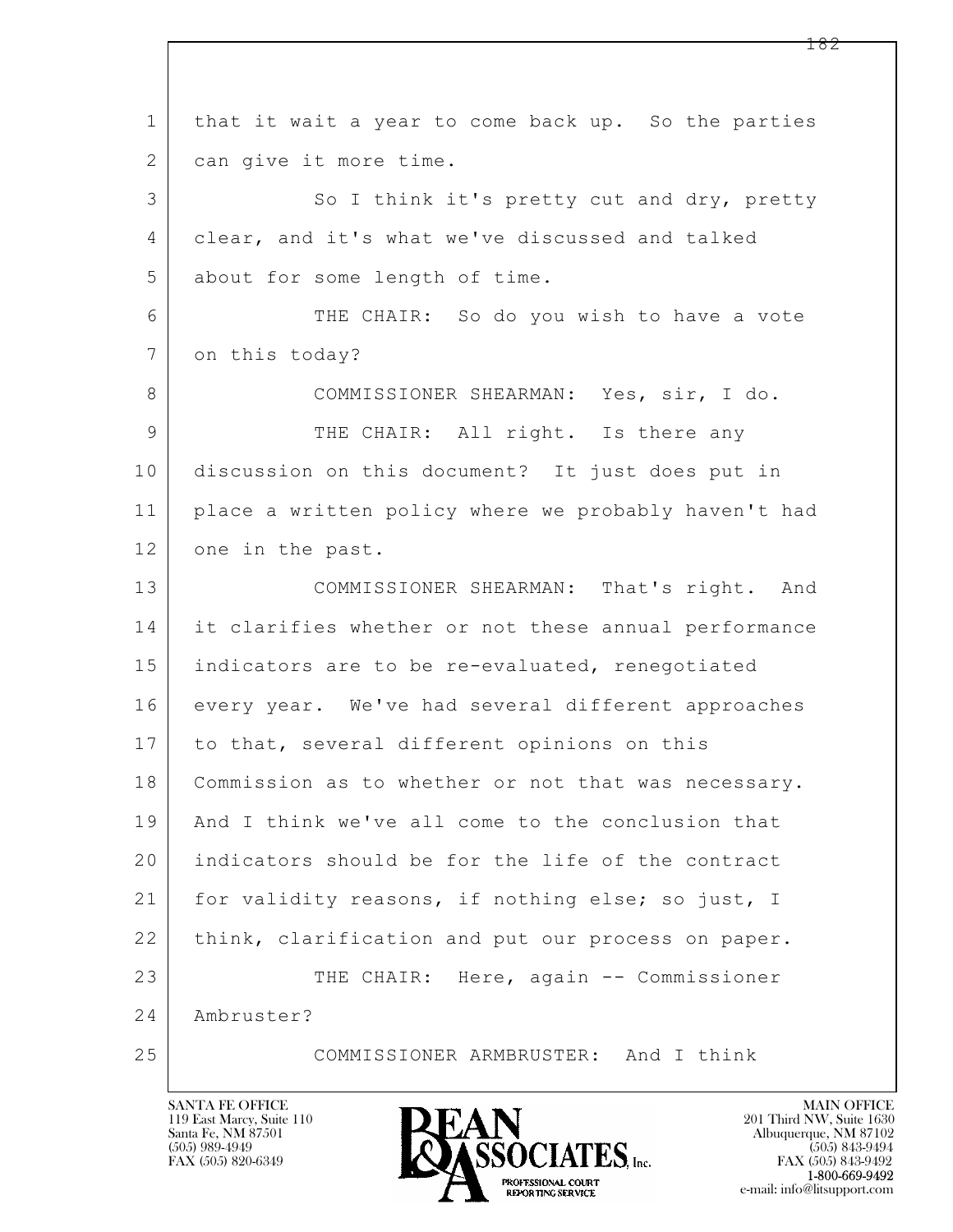1 that it wait a year to come back up. So the parties
2 can give it more time.

3 So I think it's pretty cut and dry, pretty
4 clear, and it's what we've discussed and talked
5 about for some length of time.

6 THE CHAIR: So do you wish to have a vote
7 on this today?

8 COMMISSIONER SHEARMAN: Yes, sir, I do.

9 THE CHAIR: All right. Is there any
10 discussion on this document? It just does put in
11 place a written policy where we probably haven't had
12 one in the past.

13 COMMISSIONER SHEARMAN: That's right. And
14 it clarifies whether or not these annual performance
15 indicators are to be re-evaluated, renegotiated
16 every year. We've had several different approaches
17 to that, several different opinions on this
18 Commission as to whether or not that was necessary.
19 And I think we've all come to the conclusion that
20 indicators should be for the life of the contract
21 for validity reasons, if nothing else; so just, I
22 think, clarification and put our process on paper.

23 THE CHAIR: Here, again -- Commissioner
24 Ambruster?

25 COMMISSIONER ARMBRUSTER: And I think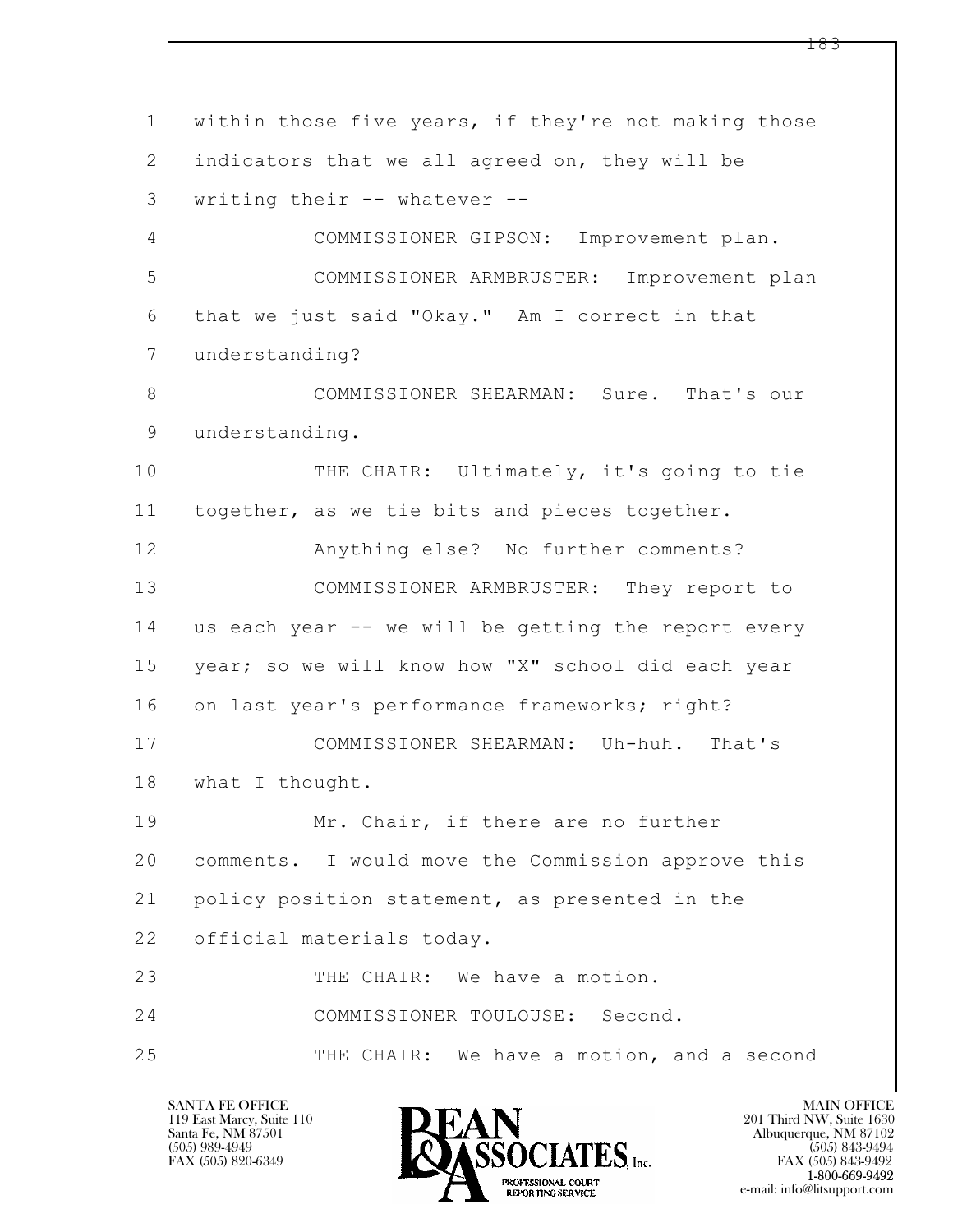within those five years, if they're not making those indicators that we all agreed on, they will be writing their -- whatever --

COMMISSIONER GIPSON: Improvement plan.

COMMISSIONER ARMBRUSTER: Improvement plan that we just said "Okay." Am I correct in that understanding?

COMMISSIONER SHEARMAN: Sure. That's our understanding.

THE CHAIR: Ultimately, it's going to tie together, as we tie bits and pieces together.

Anything else? No further comments?

COMMISSIONER ARMBRUSTER: They report to us each year -- we will be getting the report every year; so we will know how "X" school did each year on last year's performance frameworks; right?

COMMISSIONER SHEARMAN: Uh-huh. That's what I thought.

Mr. Chair, if there are no further comments. I would move the Commission approve this policy position statement, as presented in the official materials today.

THE CHAIR: We have a motion.

COMMISSIONER TOULOUSE: Second.

THE CHAIR: We have a motion, and a second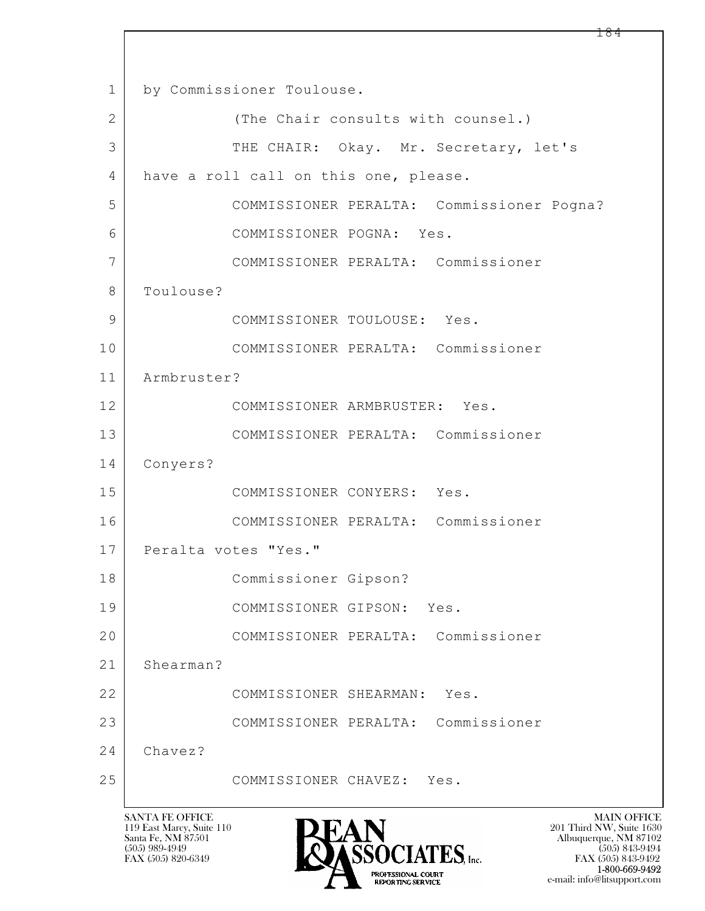by Commissioner Toulouse.

(The Chair consults with counsel.)

THE CHAIR: Okay. Mr. Secretary, let's have a roll call on this one, please.

COMMISSIONER PERALTA: Commissioner Pogna?

COMMISSIONER POGNA: Yes.

COMMISSIONER PERALTA: Commissioner Toulouse?

COMMISSIONER TOULOUSE: Yes.

COMMISSIONER PERALTA: Commissioner Armbruster?

COMMISSIONER ARMBRUSTER: Yes.

COMMISSIONER PERALTA: Commissioner Conyers?

COMMISSIONER CONYERS: Yes.

COMMISSIONER PERALTA: Commissioner Peralta votes "Yes."

Commissioner Gipson?

COMMISSIONER GIPSON: Yes.

COMMISSIONER PERALTA: Commissioner Shearman?

COMMISSIONER SHEARMAN: Yes.

COMMISSIONER PERALTA: Commissioner Chavez?

COMMISSIONER CHAVEZ: Yes.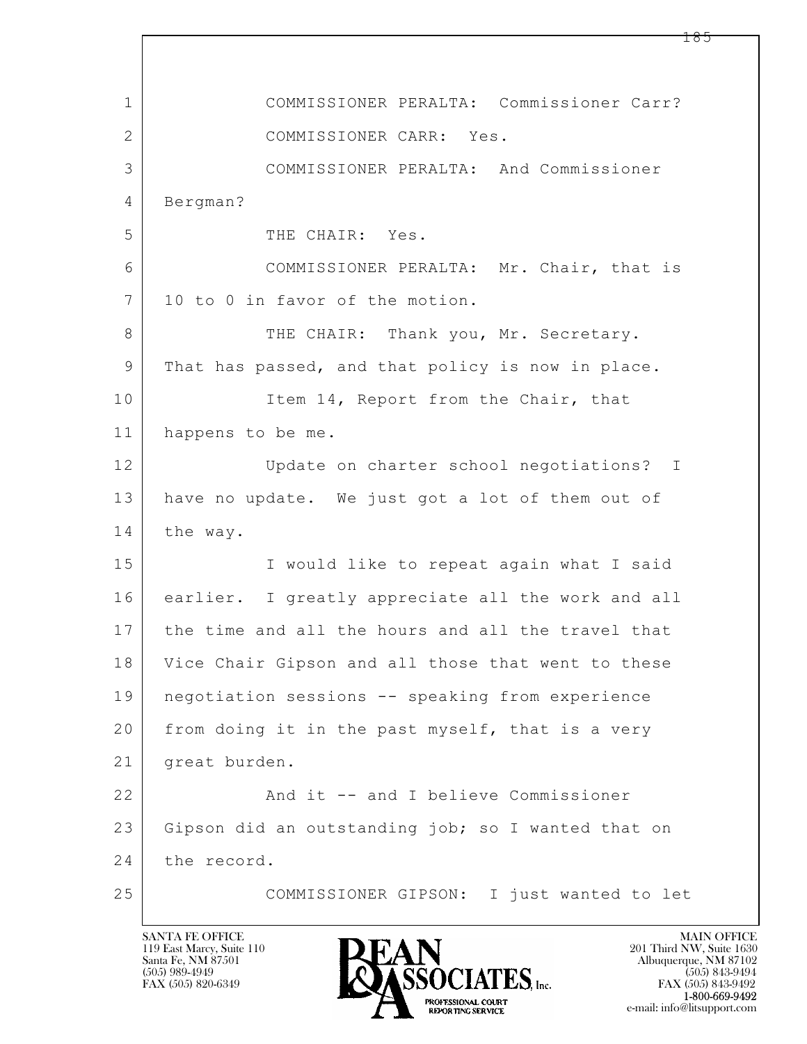1 COMMISSIONER PERALTA: Commissioner Carr?

2 COMMISSIONER CARR: Yes.

3 COMMISSIONER PERALTA: And Commissioner

4 Bergman?

5 THE CHAIR: Yes.

6 COMMISSIONER PERALTA: Mr. Chair, that is

7 10 to 0 in favor of the motion.

8 THE CHAIR: Thank you, Mr. Secretary.

9 That has passed, and that policy is now in place.

10 Item 14, Report from the Chair, that

11 happens to be me.

12 Update on charter school negotiations? I

13 have no update. We just got a lot of them out of

14 the way.

15 I would like to repeat again what I said

16 earlier. I greatly appreciate all the work and all

17 the time and all the hours and all the travel that

18 Vice Chair Gipson and all those that went to these

19 negotiation sessions -- speaking from experience

20 from doing it in the past myself, that is a very

21 great burden.

22 And it -- and I believe Commissioner

23 Gipson did an outstanding job; so I wanted that on

24 the record.

25 COMMISSIONER GIPSON: I just wanted to let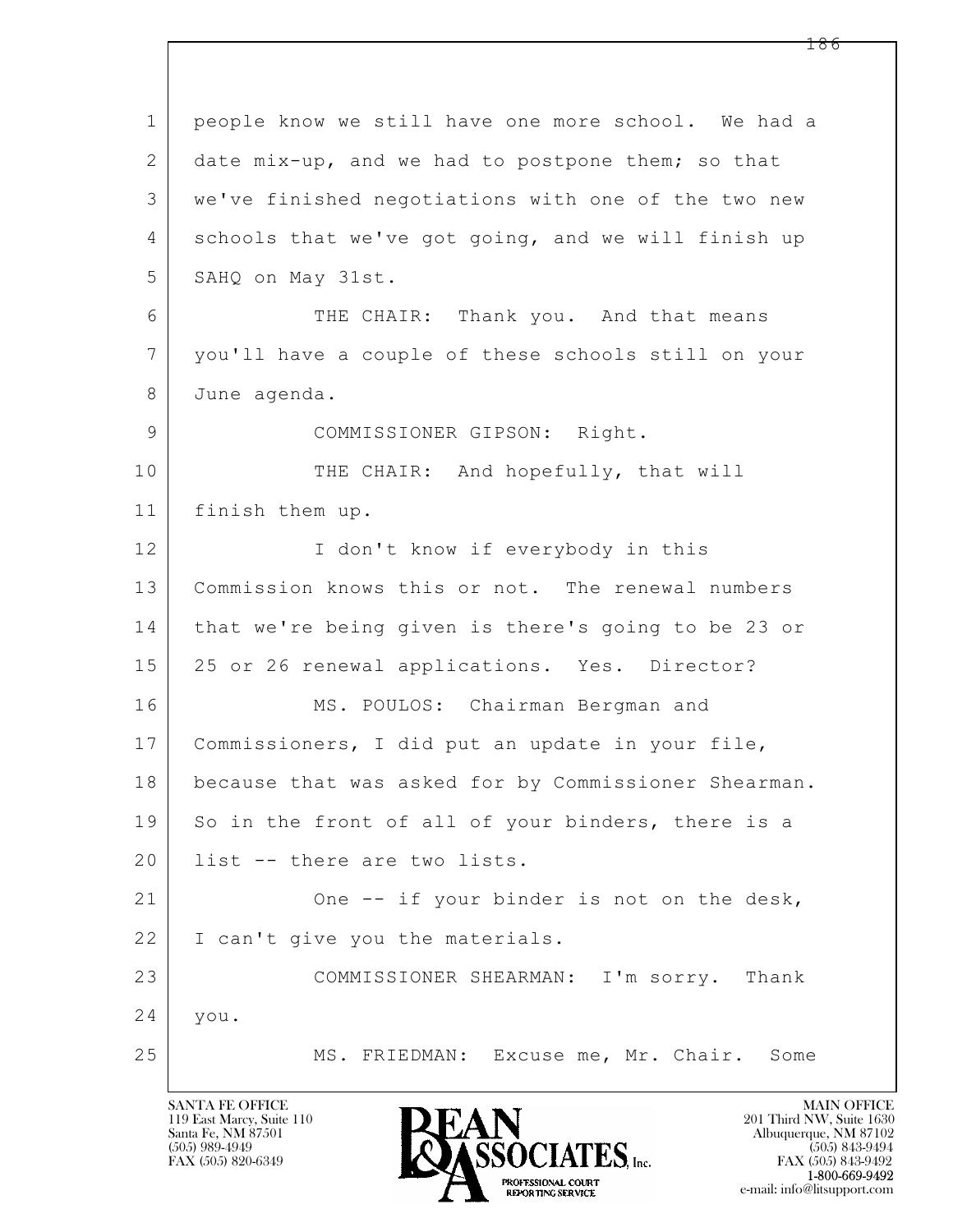1 people know we still have one more school. We had a
2 date mix-up, and we had to postpone them; so that
3 we've finished negotiations with one of the two new
4 schools that we've got going, and we will finish up
5 SAHQ on May 31st.

6 THE CHAIR: Thank you. And that means
7 you'll have a couple of these schools still on your
8 June agenda.

9 COMMISSIONER GIPSON: Right.

10 THE CHAIR: And hopefully, that will
11 finish them up.

12 I don't know if everybody in this
13 Commission knows this or not. The renewal numbers
14 that we're being given is there's going to be 23 or
15 25 or 26 renewal applications. Yes. Director?

16 MS. POULOS: Chairman Bergman and
17 Commissioners, I did put an update in your file,
18 because that was asked for by Commissioner Shearman.
19 So in the front of all of your binders, there is a
20 list -- there are two lists.

21 One -- if your binder is not on the desk,
22 I can't give you the materials.

23 COMMISSIONER SHEARMAN: I'm sorry. Thank
24 you.

25 MS. FRIEDMAN: Excuse me, Mr. Chair. Some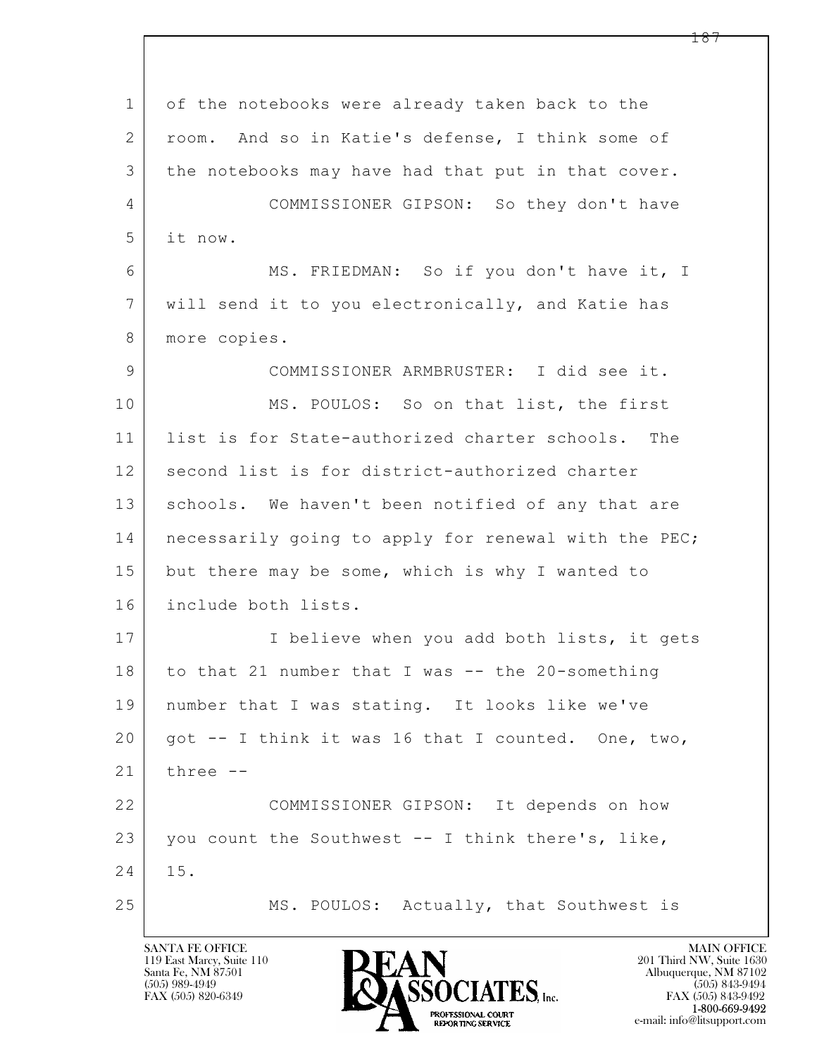of the notebooks were already taken back to the room. And so in Katie's defense, I think some of the notebooks may have had that put in that cover.

COMMISSIONER GIPSON: So they don't have it now.

MS. FRIEDMAN: So if you don't have it, I will send it to you electronically, and Katie has more copies.

COMMISSIONER ARMBRUSTER: I did see it.

MS. POULOS: So on that list, the first list is for State-authorized charter schools. The second list is for district-authorized charter schools. We haven't been notified of any that are necessarily going to apply for renewal with the PEC; but there may be some, which is why I wanted to include both lists.

I believe when you add both lists, it gets to that 21 number that I was -- the 20-something number that I was stating. It looks like we've got -- I think it was 16 that I counted. One, two, three --

COMMISSIONER GIPSON: It depends on how you count the Southwest -- I think there's, like, 15.

MS. POULOS: Actually, that Southwest is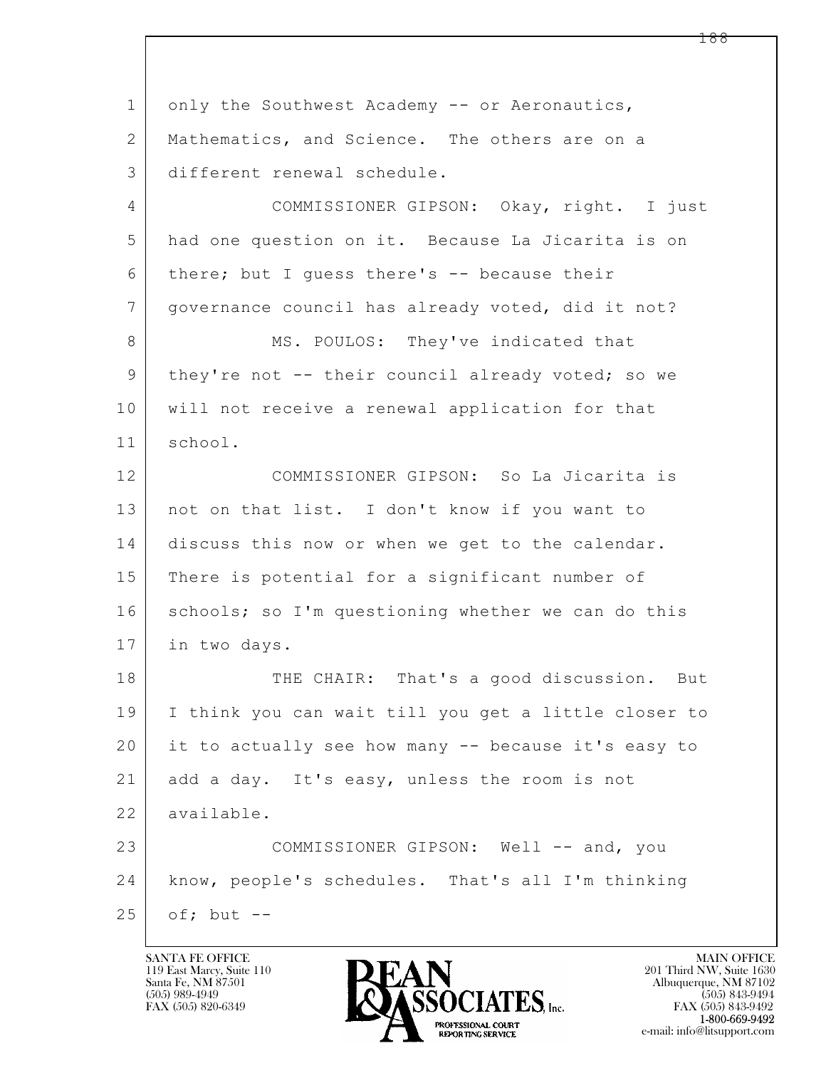only the Southwest Academy -- or Aeronautics, Mathematics, and Science. The others are on a different renewal schedule.

COMMISSIONER GIPSON: Okay, right. I just had one question on it. Because La Jicarita is on there; but I guess there's -- because their governance council has already voted, did it not?

MS. POULOS: They've indicated that they're not -- their council already voted; so we will not receive a renewal application for that school.

COMMISSIONER GIPSON: So La Jicarita is not on that list. I don't know if you want to discuss this now or when we get to the calendar. There is potential for a significant number of schools; so I'm questioning whether we can do this in two days.

THE CHAIR: That's a good discussion. But I think you can wait till you get a little closer to it to actually see how many -- because it's easy to add a day. It's easy, unless the room is not available.

COMMISSIONER GIPSON: Well -- and, you know, people's schedules. That's all I'm thinking of; but --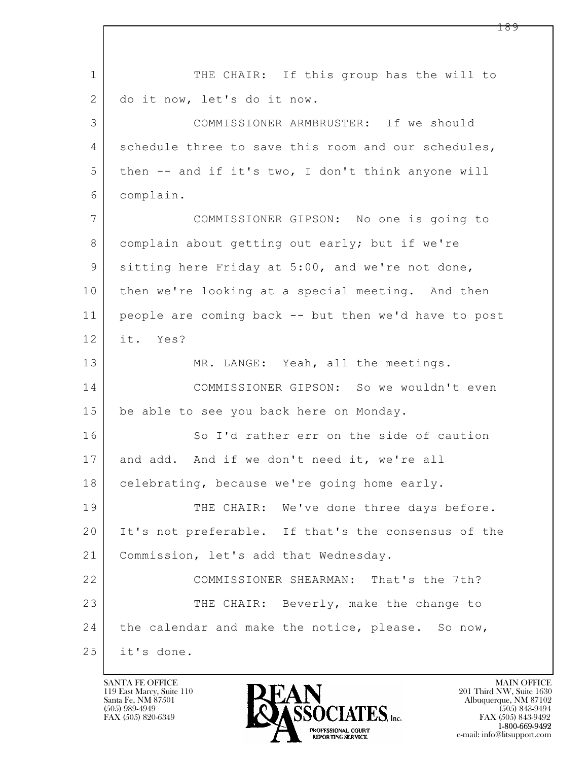1 THE CHAIR: If this group has the will to
2 do it now, let's do it now.
3 COMMISSIONER ARMBRUSTER: If we should
4 schedule three to save this room and our schedules,
5 then -- and if it's two, I don't think anyone will
6 complain.
7 COMMISSIONER GIPSON: No one is going to
8 complain about getting out early; but if we're
9 sitting here Friday at 5:00, and we're not done,
10 then we're looking at a special meeting. And then
11 people are coming back -- but then we'd have to post
12 it. Yes?
13 MR. LANGE: Yeah, all the meetings.
14 COMMISSIONER GIPSON: So we wouldn't even
15 be able to see you back here on Monday.
16 So I'd rather err on the side of caution
17 and add. And if we don't need it, we're all
18 celebrating, because we're going home early.
19 THE CHAIR: We've done three days before.
20 It's not preferable. If that's the consensus of the
21 Commission, let's add that Wednesday.
22 COMMISSIONER SHEARMAN: That's the 7th?
23 THE CHAIR: Beverly, make the change to
24 the calendar and make the notice, please. So now,
25 it's done.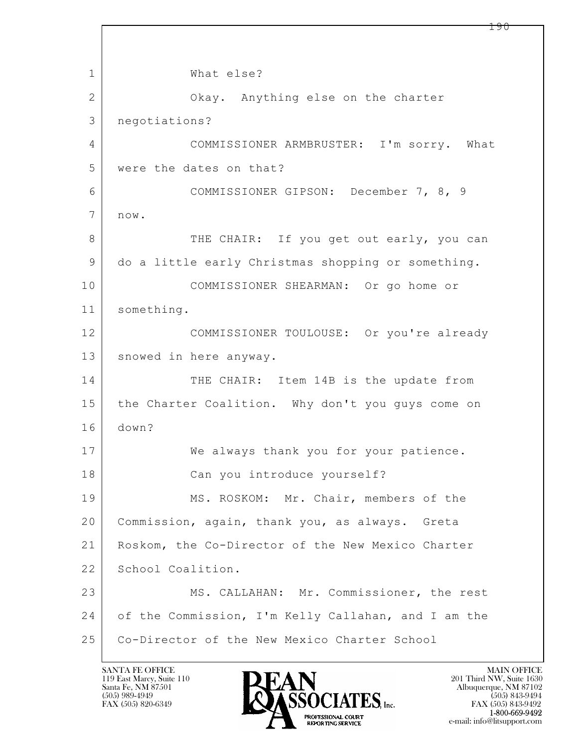1 What else?

2 Okay. Anything else on the charter

3 negotiations?

4 COMMISSIONER ARMBRUSTER: I'm sorry. What

5 were the dates on that?

6 COMMISSIONER GIPSON: December 7, 8, 9

7 now.

8 THE CHAIR: If you get out early, you can

9 do a little early Christmas shopping or something.

10 COMMISSIONER SHEARMAN: Or go home or

11 something.

12 COMMISSIONER TOULOUSE: Or you're already

13 snowed in here anyway.

14 THE CHAIR: Item 14B is the update from

15 the Charter Coalition. Why don't you guys come on

16 down?

17 We always thank you for your patience.

18 Can you introduce yourself?

19 MS. ROSKOM: Mr. Chair, members of the

20 Commission, again, thank you, as always. Greta

21 Roskom, the Co-Director of the New Mexico Charter

22 School Coalition.

23 MS. CALLAHAN: Mr. Commissioner, the rest

24 of the Commission, I'm Kelly Callahan, and I am the

25 Co-Director of the New Mexico Charter School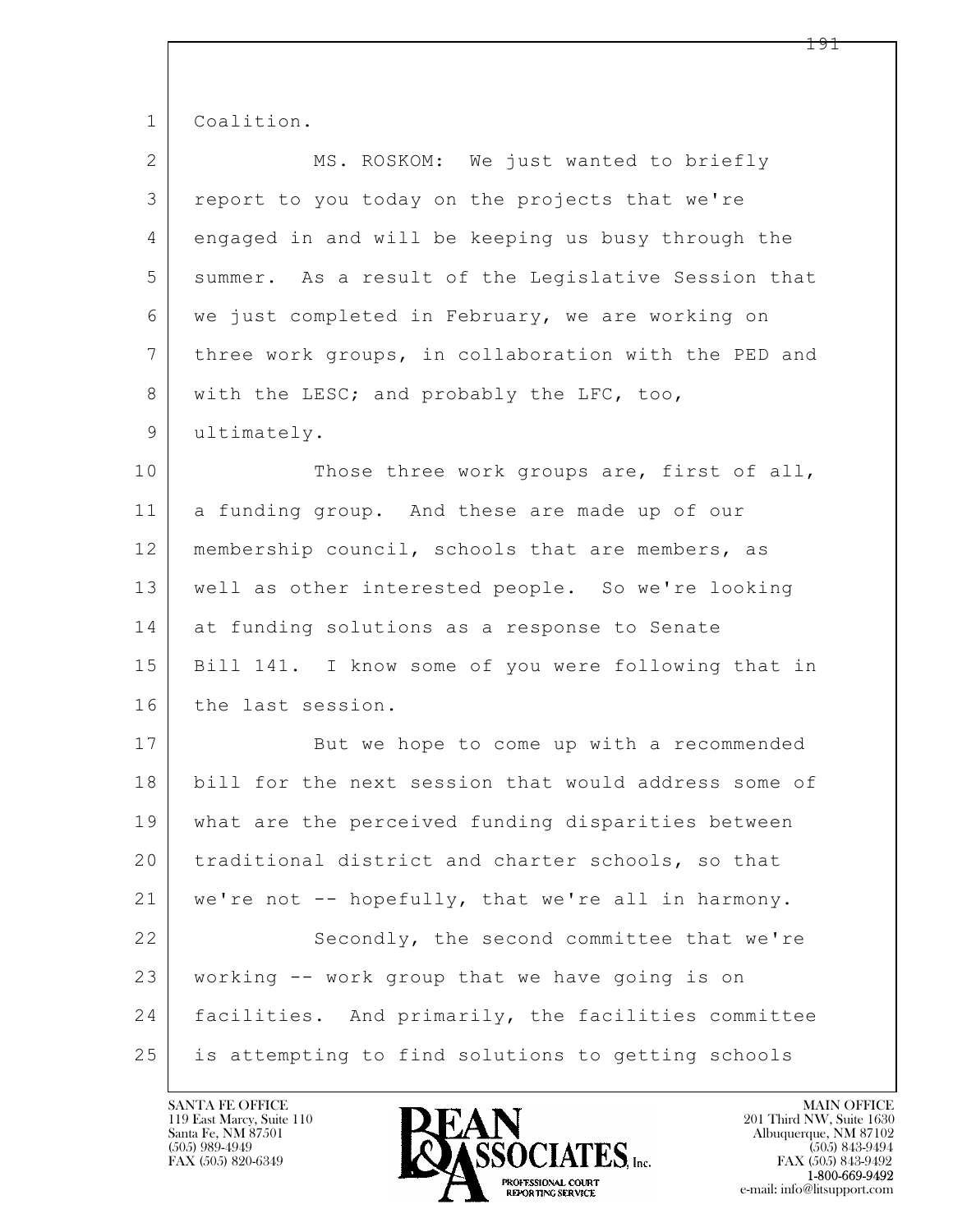Coalition.

MS. ROSKOM: We just wanted to briefly report to you today on the projects that we're engaged in and will be keeping us busy through the summer. As a result of the Legislative Session that we just completed in February, we are working on three work groups, in collaboration with the PED and with the LESC; and probably the LFC, too, ultimately.

Those three work groups are, first of all, a funding group. And these are made up of our membership council, schools that are members, as well as other interested people. So we're looking at funding solutions as a response to Senate Bill 141. I know some of you were following that in the last session.

But we hope to come up with a recommended bill for the next session that would address some of what are the perceived funding disparities between traditional district and charter schools, so that we're not -- hopefully, that we're all in harmony.

Secondly, the second committee that we're working -- work group that we have going is on facilities. And primarily, the facilities committee is attempting to find solutions to getting schools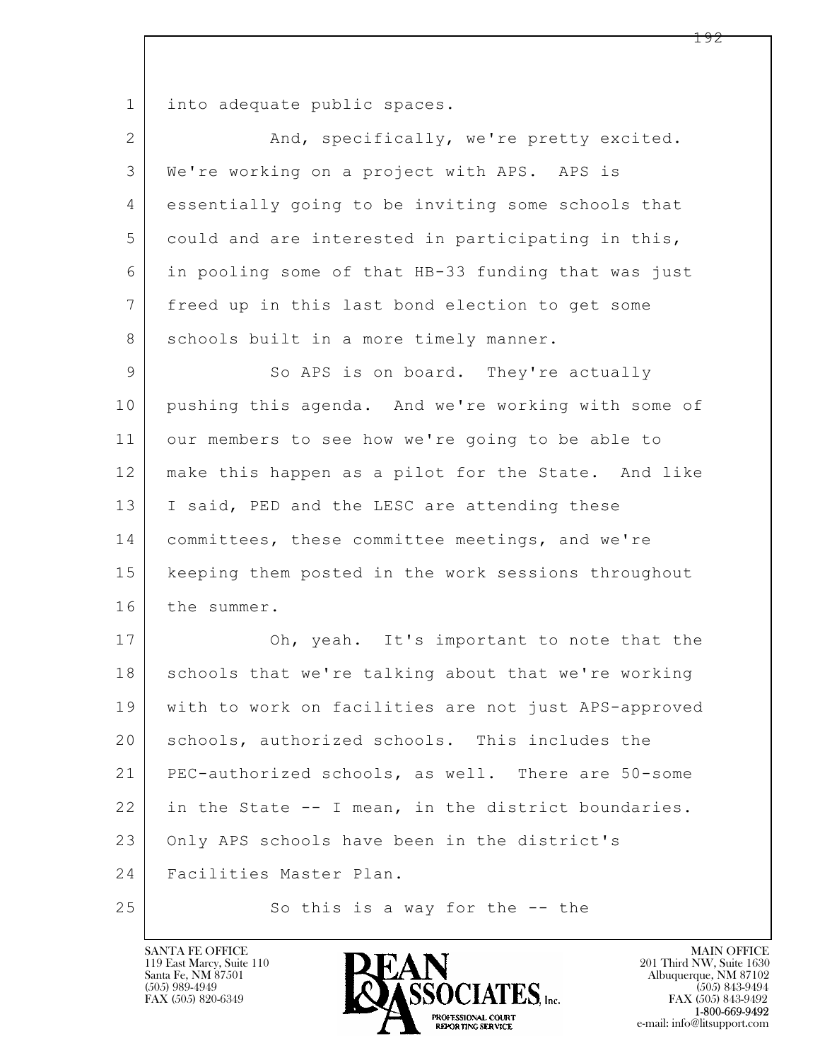into adequate public spaces.

And, specifically, we're pretty excited. We're working on a project with APS. APS is essentially going to be inviting some schools that could and are interested in participating in this, in pooling some of that HB-33 funding that was just freed up in this last bond election to get some schools built in a more timely manner.

So APS is on board. They're actually pushing this agenda. And we're working with some of our members to see how we're going to be able to make this happen as a pilot for the State. And like I said, PED and the LESC are attending these committees, these committee meetings, and we're keeping them posted in the work sessions throughout the summer.

Oh, yeah. It's important to note that the schools that we're talking about that we're working with to work on facilities are not just APS-approved schools, authorized schools. This includes the PEC-authorized schools, as well. There are 50-some in the State -- I mean, in the district boundaries. Only APS schools have been in the district's Facilities Master Plan.

So this is a way for the -- the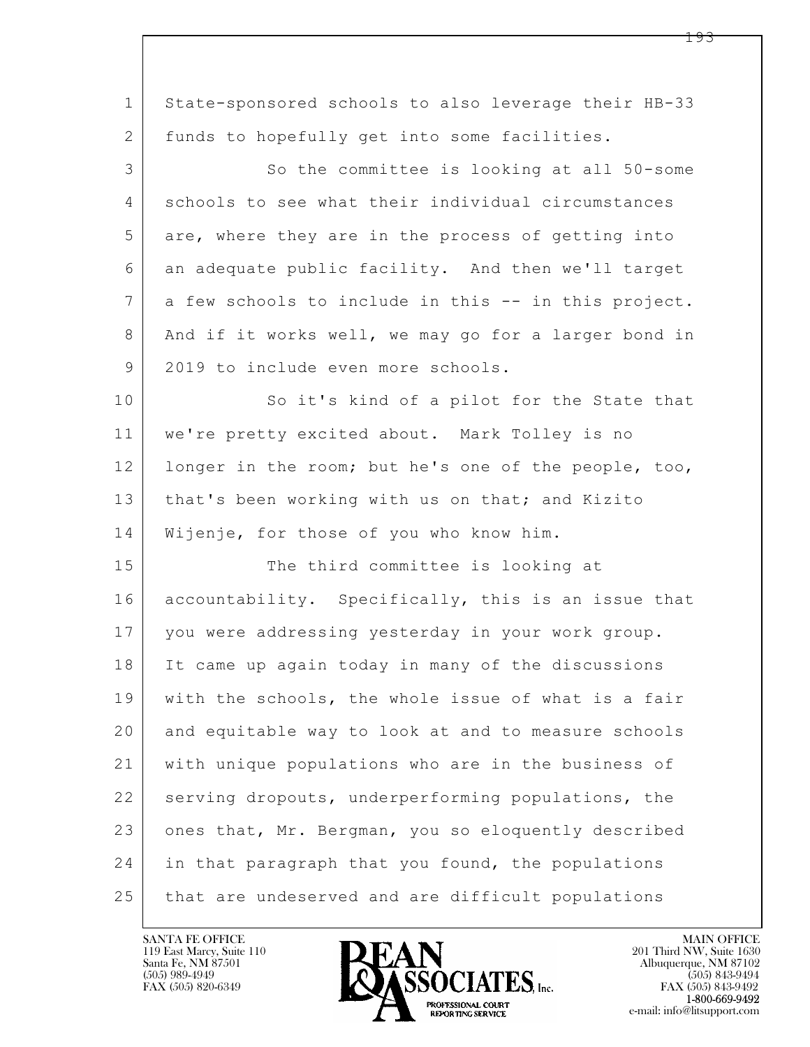State-sponsored schools to also leverage their HB-33 funds to hopefully get into some facilities.

So the committee is looking at all 50-some schools to see what their individual circumstances are, where they are in the process of getting into an adequate public facility. And then we'll target a few schools to include in this -- in this project. And if it works well, we may go for a larger bond in 2019 to include even more schools.

So it's kind of a pilot for the State that we're pretty excited about. Mark Tolley is no longer in the room; but he's one of the people, too, that's been working with us on that; and Kizito Wijenje, for those of you who know him.

The third committee is looking at accountability. Specifically, this is an issue that you were addressing yesterday in your work group. It came up again today in many of the discussions with the schools, the whole issue of what is a fair and equitable way to look at and to measure schools with unique populations who are in the business of serving dropouts, underperforming populations, the ones that, Mr. Bergman, you so eloquently described in that paragraph that you found, the populations that are undeserved and are difficult populations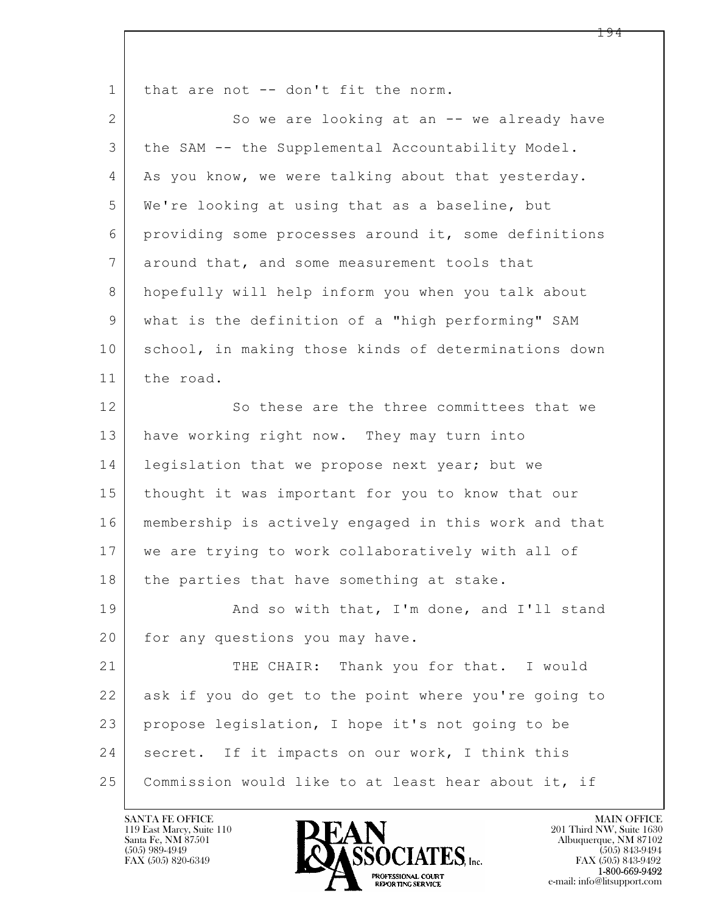that are not -- don't fit the norm.

So we are looking at an -- we already have the SAM -- the Supplemental Accountability Model. As you know, we were talking about that yesterday. We're looking at using that as a baseline, but providing some processes around it, some definitions around that, and some measurement tools that hopefully will help inform you when you talk about what is the definition of a "high performing" SAM school, in making those kinds of determinations down the road.

So these are the three committees that we have working right now. They may turn into legislation that we propose next year; but we thought it was important for you to know that our membership is actively engaged in this work and that we are trying to work collaboratively with all of the parties that have something at stake.

And so with that, I'm done, and I'll stand for any questions you may have.

THE CHAIR: Thank you for that. I would ask if you do get to the point where you're going to propose legislation, I hope it's not going to be secret. If it impacts on our work, I think this Commission would like to at least hear about it, if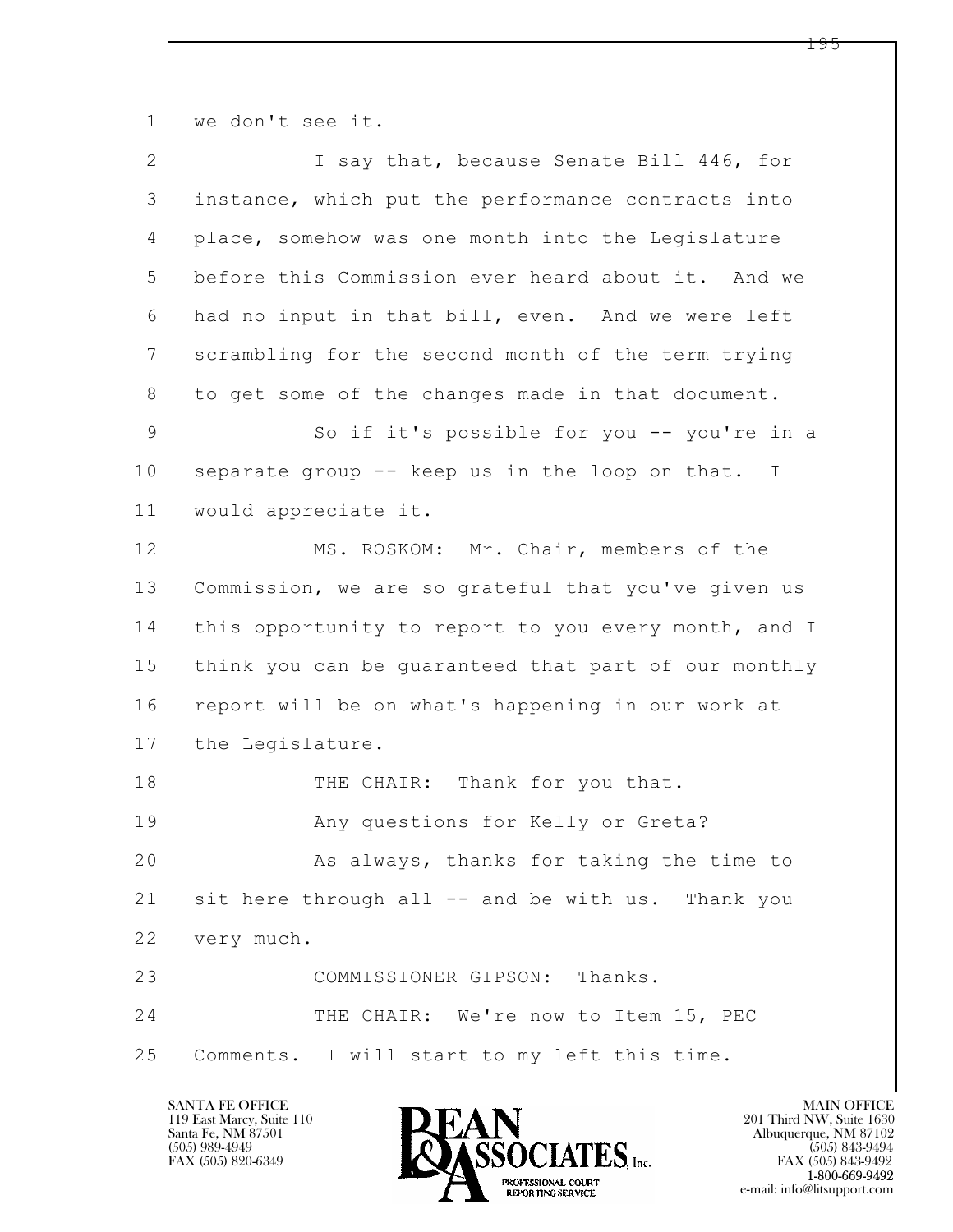we don't see it.

I say that, because Senate Bill 446, for instance, which put the performance contracts into place, somehow was one month into the Legislature before this Commission ever heard about it. And we had no input in that bill, even. And we were left scrambling for the second month of the term trying to get some of the changes made in that document.

So if it's possible for you -- you're in a separate group -- keep us in the loop on that. I would appreciate it.

MS. ROSKOM: Mr. Chair, members of the Commission, we are so grateful that you've given us this opportunity to report to you every month, and I think you can be guaranteed that part of our monthly report will be on what's happening in our work at the Legislature.

THE CHAIR: Thank for you that.

Any questions for Kelly or Greta?

As always, thanks for taking the time to sit here through all -- and be with us. Thank you very much.

COMMISSIONER GIPSON: Thanks.

THE CHAIR: We're now to Item 15, PEC Comments. I will start to my left this time.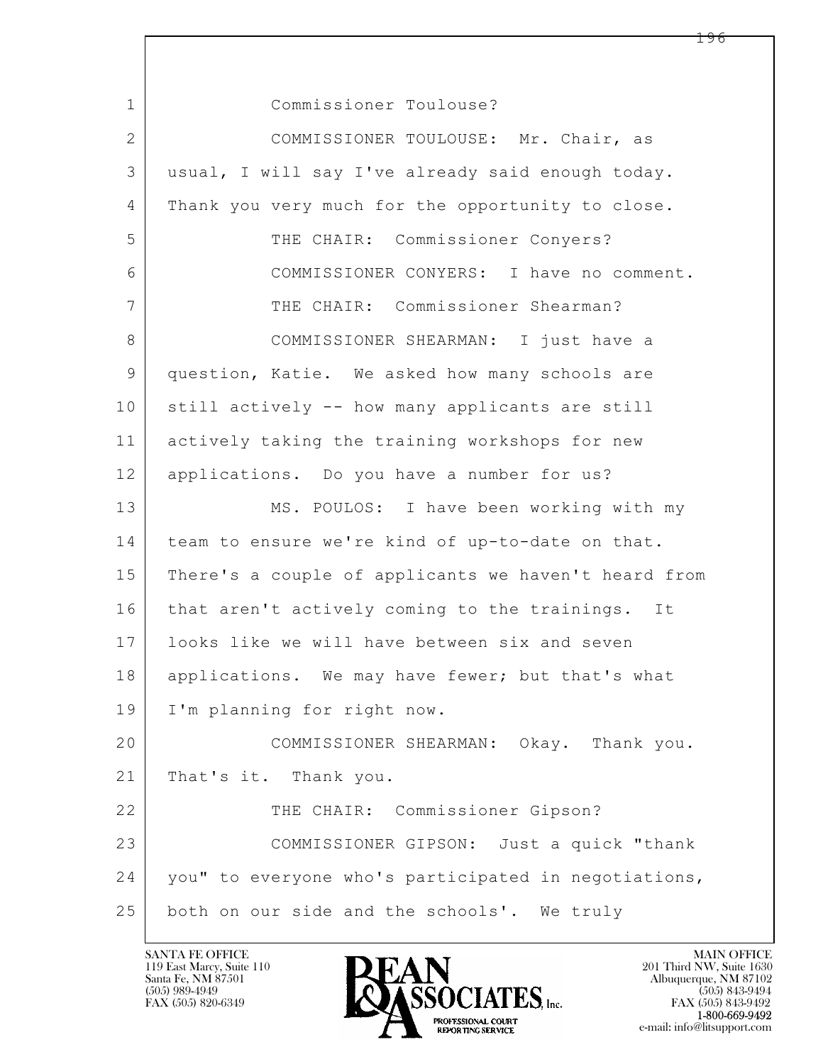Commissioner Toulouse?

COMMISSIONER TOULOUSE: Mr. Chair, as usual, I will say I've already said enough today. Thank you very much for the opportunity to close.

THE CHAIR: Commissioner Conyers?

COMMISSIONER CONYERS: I have no comment.

THE CHAIR: Commissioner Shearman?

COMMISSIONER SHEARMAN: I just have a question, Katie. We asked how many schools are still actively -- how many applicants are still actively taking the training workshops for new applications. Do you have a number for us?

MS. POULOS: I have been working with my team to ensure we're kind of up-to-date on that. There's a couple of applicants we haven't heard from that aren't actively coming to the trainings. It looks like we will have between six and seven applications. We may have fewer; but that's what I'm planning for right now.

COMMISSIONER SHEARMAN: Okay. Thank you. That's it. Thank you.

THE CHAIR: Commissioner Gipson?

COMMISSIONER GIPSON: Just a quick "thank you" to everyone who's participated in negotiations, both on our side and the schools'. We truly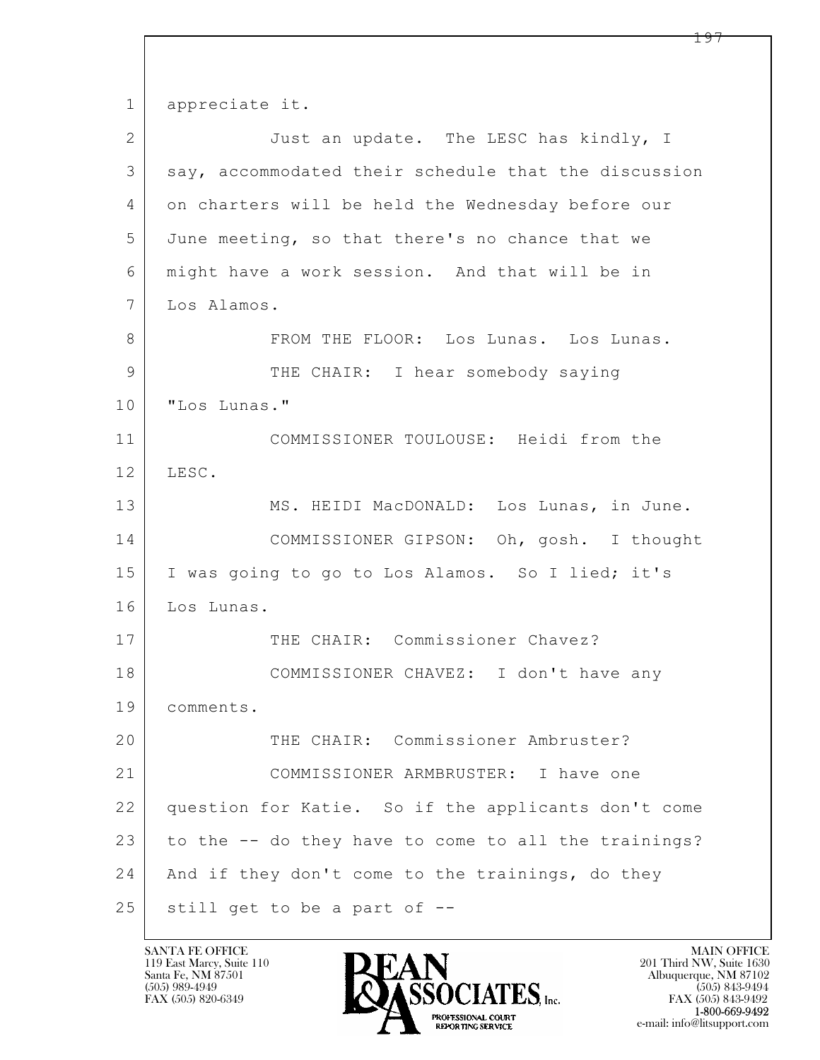appreciate it.

Just an update. The LESC has kindly, I say, accommodated their schedule that the discussion on charters will be held the Wednesday before our June meeting, so that there's no chance that we might have a work session. And that will be in Los Alamos.

FROM THE FLOOR: Los Lunas. Los Lunas.

THE CHAIR: I hear somebody saying "Los Lunas."

COMMISSIONER TOULOUSE: Heidi from the LESC.

MS. HEIDI MacDONALD: Los Lunas, in June.

COMMISSIONER GIPSON: Oh, gosh. I thought I was going to go to Los Alamos. So I lied; it's Los Lunas.

THE CHAIR: Commissioner Chavez?

COMMISSIONER CHAVEZ: I don't have any comments.

THE CHAIR: Commissioner Ambruster?

COMMISSIONER ARMBRUSTER: I have one question for Katie. So if the applicants don't come to the -- do they have to come to all the trainings? And if they don't come to the trainings, do they still get to be a part of --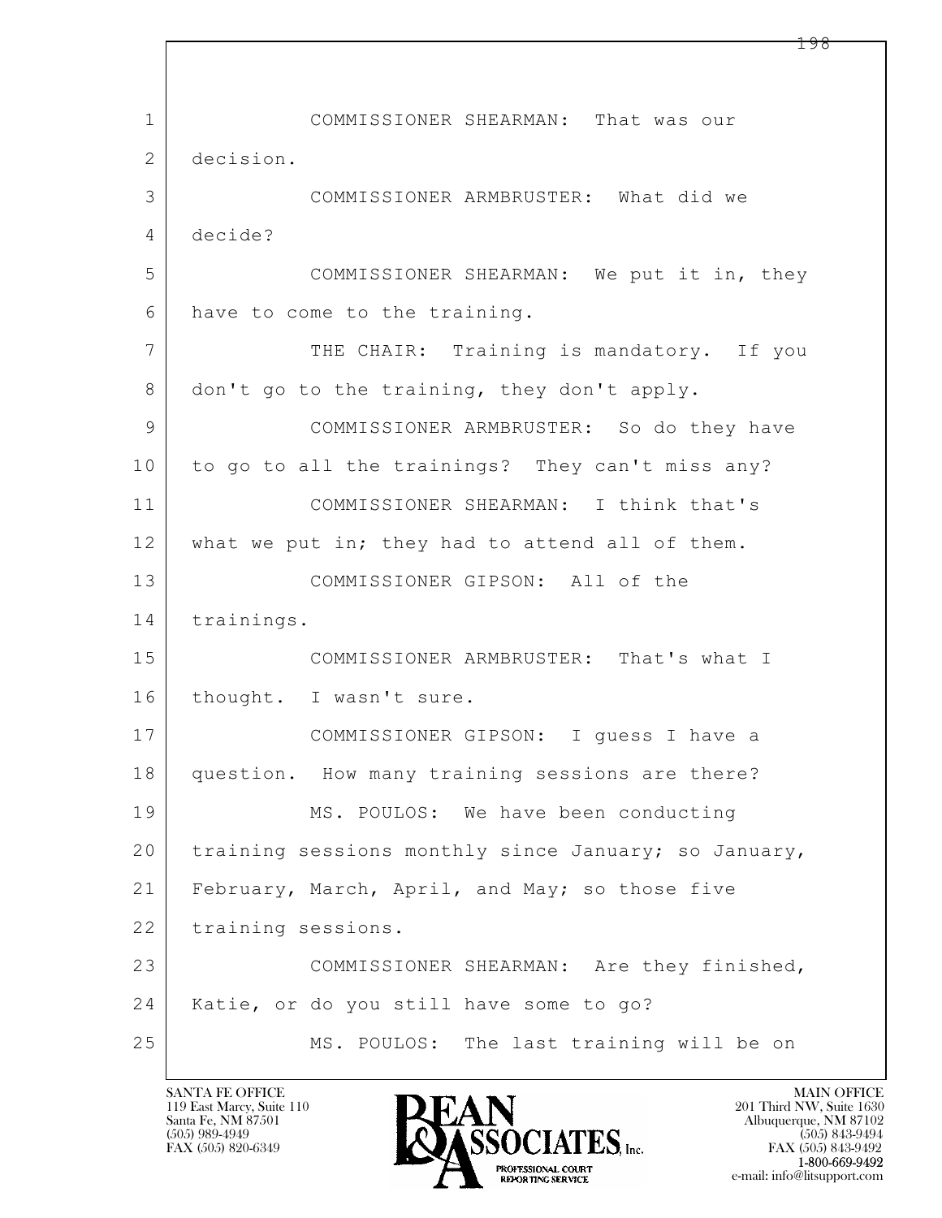COMMISSIONER SHEARMAN: That was our decision.

COMMISSIONER ARMBRUSTER: What did we decide?

COMMISSIONER SHEARMAN: We put it in, they have to come to the training.

THE CHAIR: Training is mandatory. If you don't go to the training, they don't apply.

COMMISSIONER ARMBRUSTER: So do they have to go to all the trainings? They can't miss any?

COMMISSIONER SHEARMAN: I think that's what we put in; they had to attend all of them.

COMMISSIONER GIPSON: All of the trainings.

COMMISSIONER ARMBRUSTER: That's what I thought. I wasn't sure.

COMMISSIONER GIPSON: I guess I have a question. How many training sessions are there?

MS. POULOS: We have been conducting training sessions monthly since January; so January, February, March, April, and May; so those five training sessions.

COMMISSIONER SHEARMAN: Are they finished, Katie, or do you still have some to go?

MS. POULOS: The last training will be on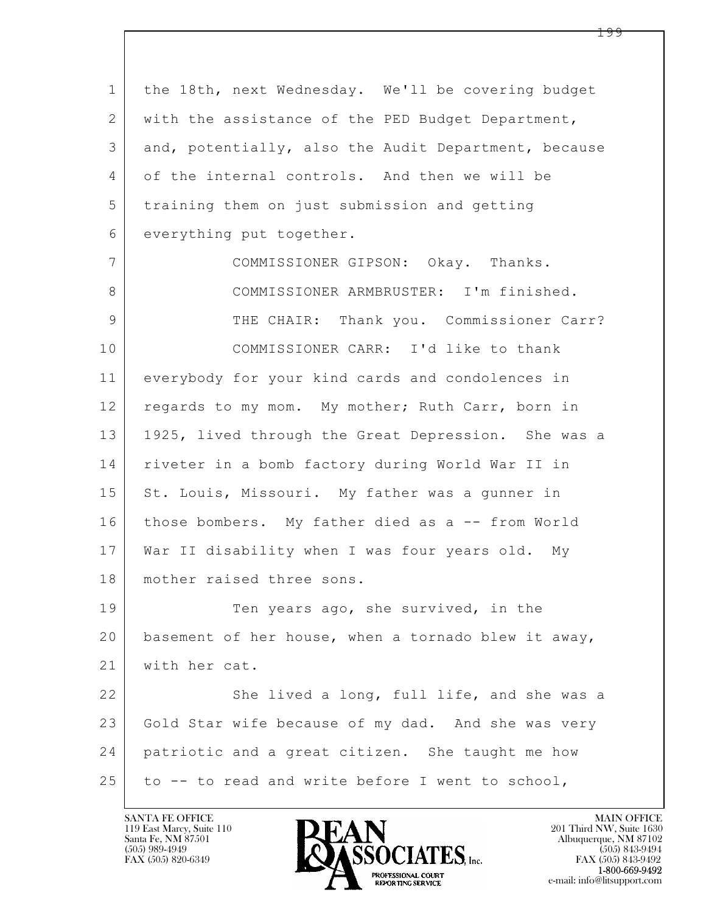the 18th, next Wednesday. We'll be covering budget with the assistance of the PED Budget Department, and, potentially, also the Audit Department, because of the internal controls. And then we will be training them on just submission and getting everything put together.

COMMISSIONER GIPSON: Okay. Thanks.

COMMISSIONER ARMBRUSTER: I'm finished.

THE CHAIR: Thank you. Commissioner Carr?

COMMISSIONER CARR: I'd like to thank everybody for your kind cards and condolences in regards to my mom. My mother; Ruth Carr, born in 1925, lived through the Great Depression. She was a riveter in a bomb factory during World War II in St. Louis, Missouri. My father was a gunner in those bombers. My father died as a -- from World War II disability when I was four years old. My mother raised three sons.

Ten years ago, she survived, in the basement of her house, when a tornado blew it away, with her cat.

She lived a long, full life, and she was a Gold Star wife because of my dad. And she was very patriotic and a great citizen. She taught me how to -- to read and write before I went to school,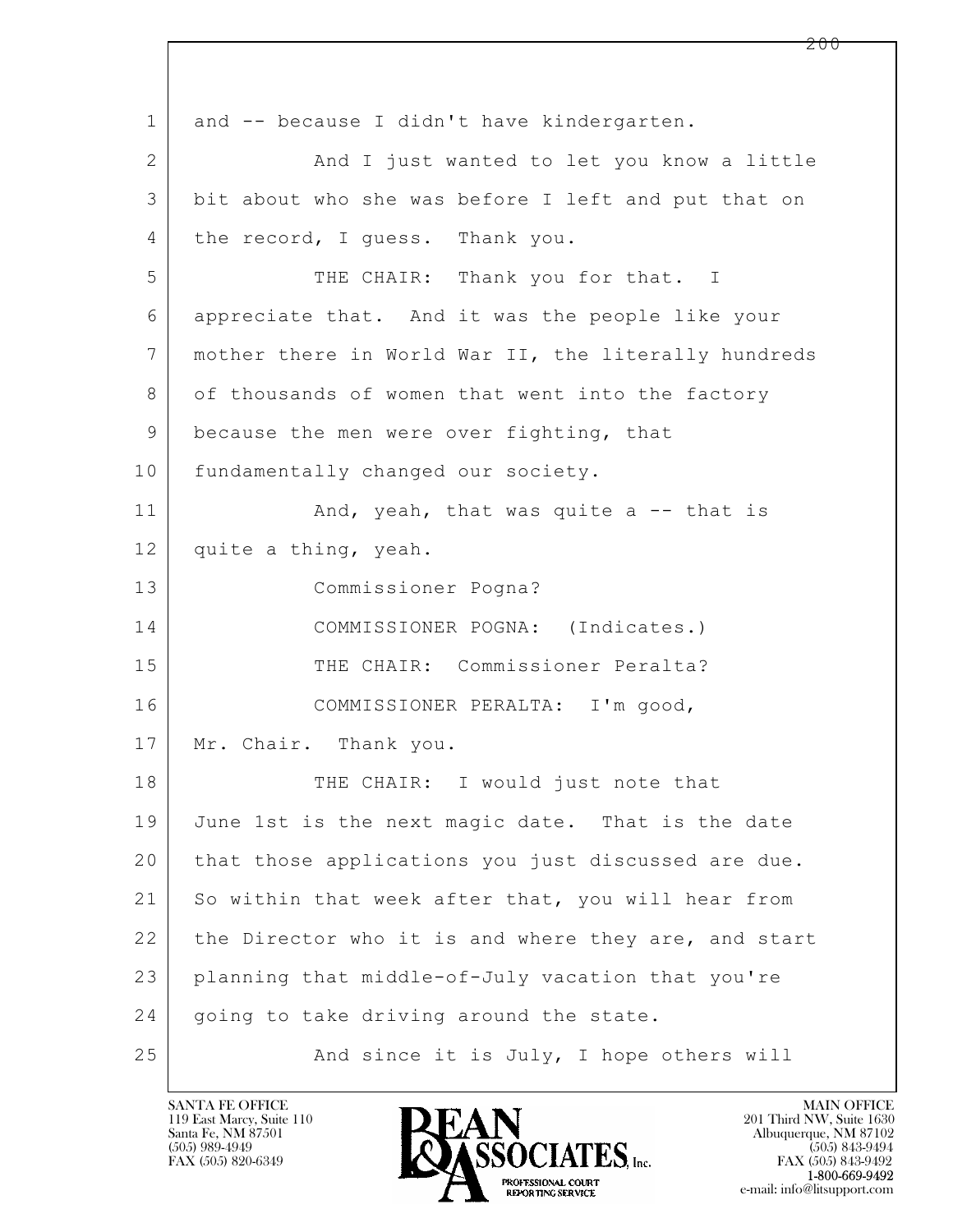1 and -- because I didn't have kindergarten.

2 And I just wanted to let you know a little

3 bit about who she was before I left and put that on

4 the record, I guess. Thank you.

5 THE CHAIR: Thank you for that. I

6 appreciate that. And it was the people like your

7 mother there in World War II, the literally hundreds

8 of thousands of women that went into the factory

9 because the men were over fighting, that

10 fundamentally changed our society.

11 And, yeah, that was quite a -- that is

12 quite a thing, yeah.

13 Commissioner Pogna?

14 COMMISSIONER POGNA: (Indicates.)

15 THE CHAIR: Commissioner Peralta?

16 COMMISSIONER PERALTA: I'm good,

17 Mr. Chair. Thank you.

18 THE CHAIR: I would just note that

19 June 1st is the next magic date. That is the date

20 that those applications you just discussed are due.

21 So within that week after that, you will hear from

22 the Director who it is and where they are, and start

23 planning that middle-of-July vacation that you're

24 going to take driving around the state.

25 And since it is July, I hope others will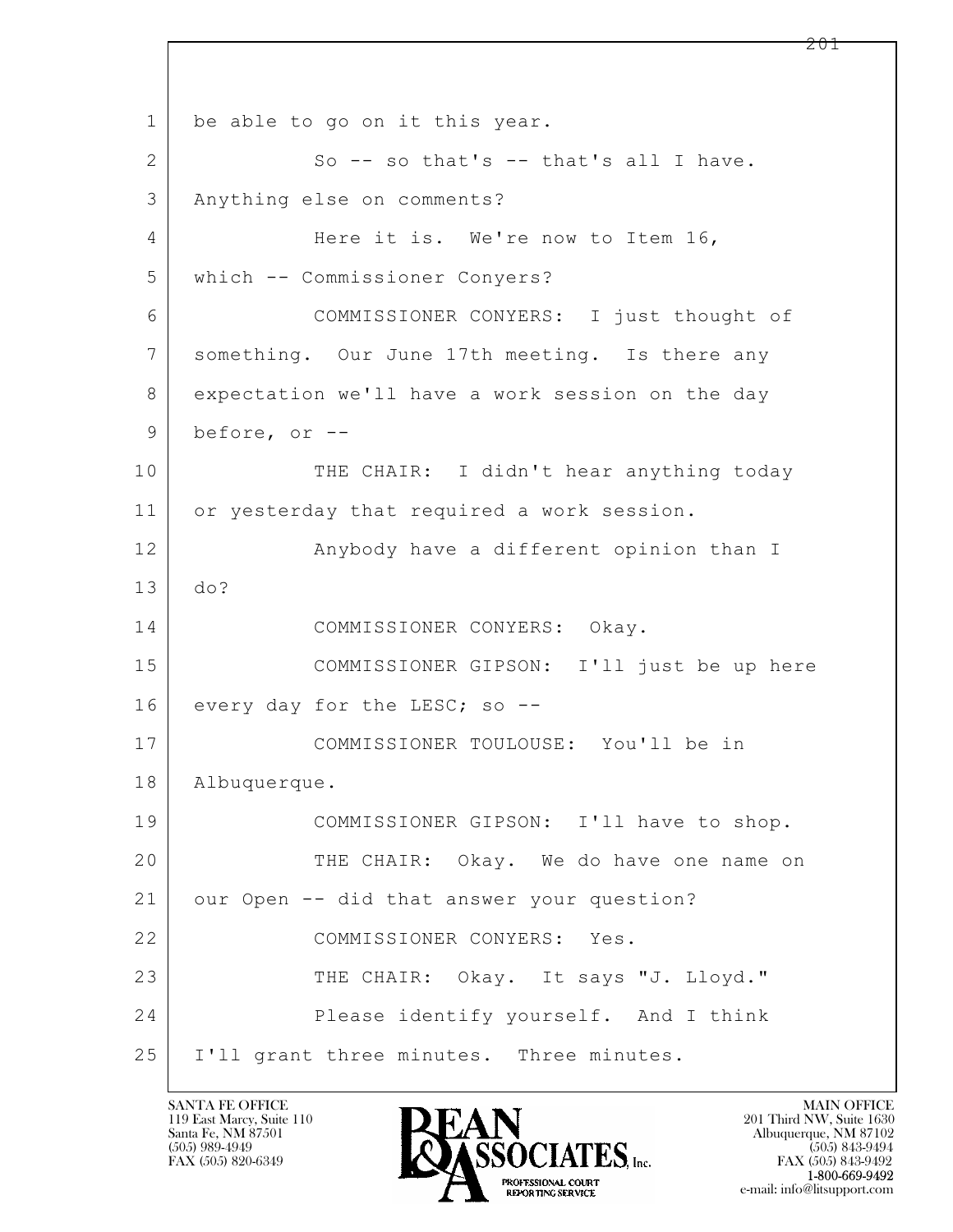1 be able to go on it this year.

2 So -- so that's -- that's all I have.

3 Anything else on comments?

4 Here it is. We're now to Item 16,

5 which -- Commissioner Conyers?

6 COMMISSIONER CONYERS: I just thought of

7 something. Our June 17th meeting. Is there any

8 expectation we'll have a work session on the day

9 before, or --

10 THE CHAIR: I didn't hear anything today

11 or yesterday that required a work session.

12 Anybody have a different opinion than I

13 do?

14 COMMISSIONER CONYERS: Okay.

15 COMMISSIONER GIPSON: I'll just be up here

16 every day for the LESC; so --

17 COMMISSIONER TOULOUSE: You'll be in

18 Albuquerque.

19 COMMISSIONER GIPSON: I'll have to shop.

20 THE CHAIR: Okay. We do have one name on

21 our Open -- did that answer your question?

22 COMMISSIONER CONYERS: Yes.

23 THE CHAIR: Okay. It says "J. Lloyd."

24 Please identify yourself. And I think

25 I'll grant three minutes. Three minutes.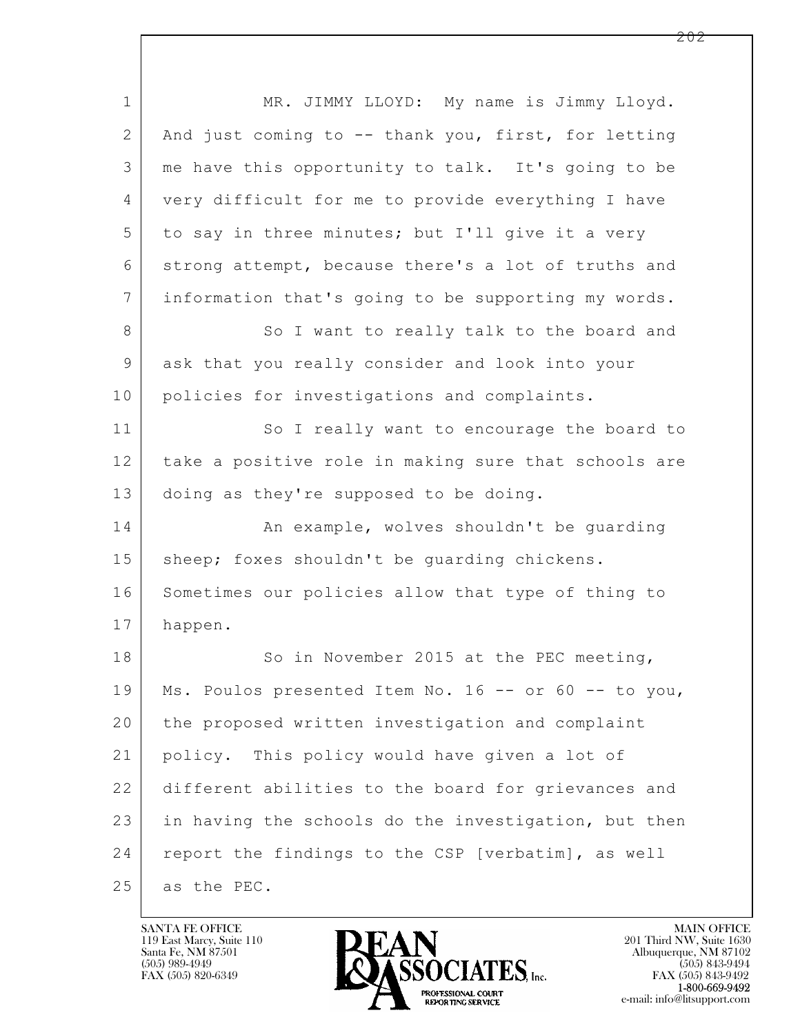MR. JIMMY LLOYD: My name is Jimmy Lloyd. And just coming to -- thank you, first, for letting me have this opportunity to talk. It's going to be very difficult for me to provide everything I have to say in three minutes; but I'll give it a very strong attempt, because there's a lot of truths and information that's going to be supporting my words.

So I want to really talk to the board and ask that you really consider and look into your policies for investigations and complaints.

So I really want to encourage the board to take a positive role in making sure that schools are doing as they're supposed to be doing.

An example, wolves shouldn't be guarding sheep; foxes shouldn't be guarding chickens. Sometimes our policies allow that type of thing to happen.

So in November 2015 at the PEC meeting, Ms. Poulos presented Item No. 16 -- or 60 -- to you, the proposed written investigation and complaint policy. This policy would have given a lot of different abilities to the board for grievances and in having the schools do the investigation, but then report the findings to the CSP [verbatim], as well as the PEC.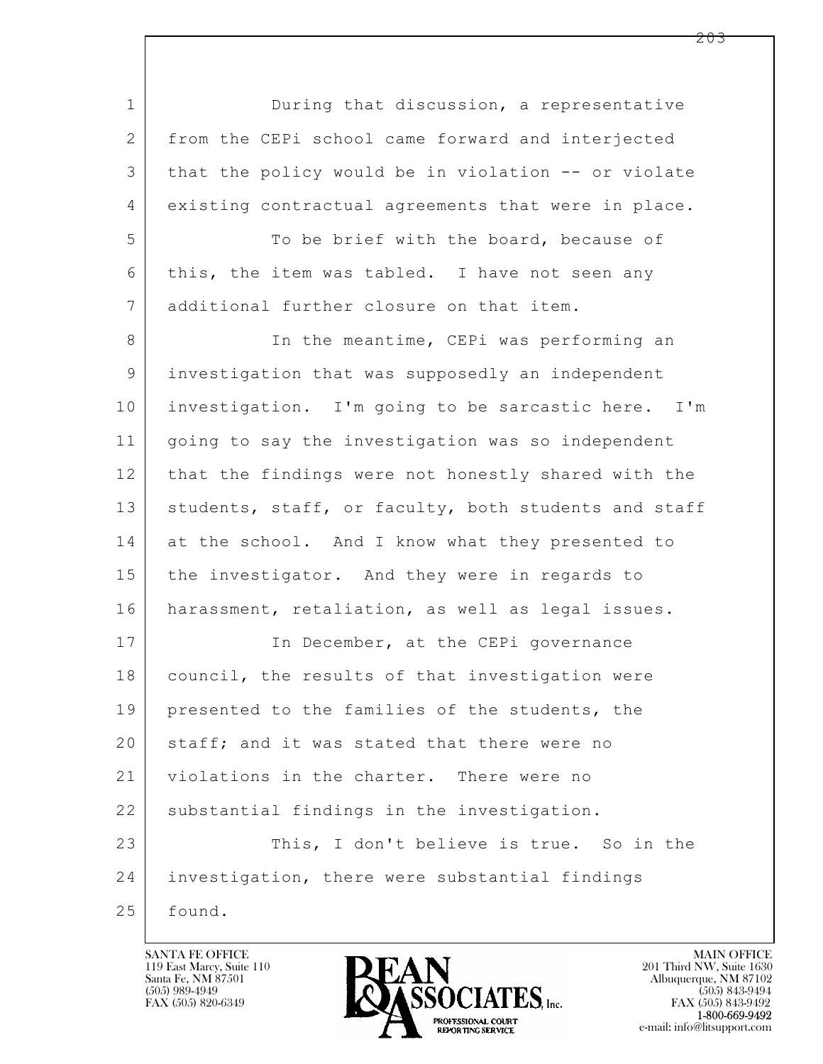During that discussion, a representative from the CEPi school came forward and interjected that the policy would be in violation -- or violate existing contractual agreements that were in place.

To be brief with the board, because of this, the item was tabled. I have not seen any additional further closure on that item.

In the meantime, CEPi was performing an investigation that was supposedly an independent investigation. I'm going to be sarcastic here. I'm going to say the investigation was so independent that the findings were not honestly shared with the students, staff, or faculty, both students and staff at the school. And I know what they presented to the investigator. And they were in regards to harassment, retaliation, as well as legal issues.

In December, at the CEPi governance council, the results of that investigation were presented to the families of the students, the staff; and it was stated that there were no violations in the charter. There were no substantial findings in the investigation.

This, I don't believe is true. So in the investigation, there were substantial findings found.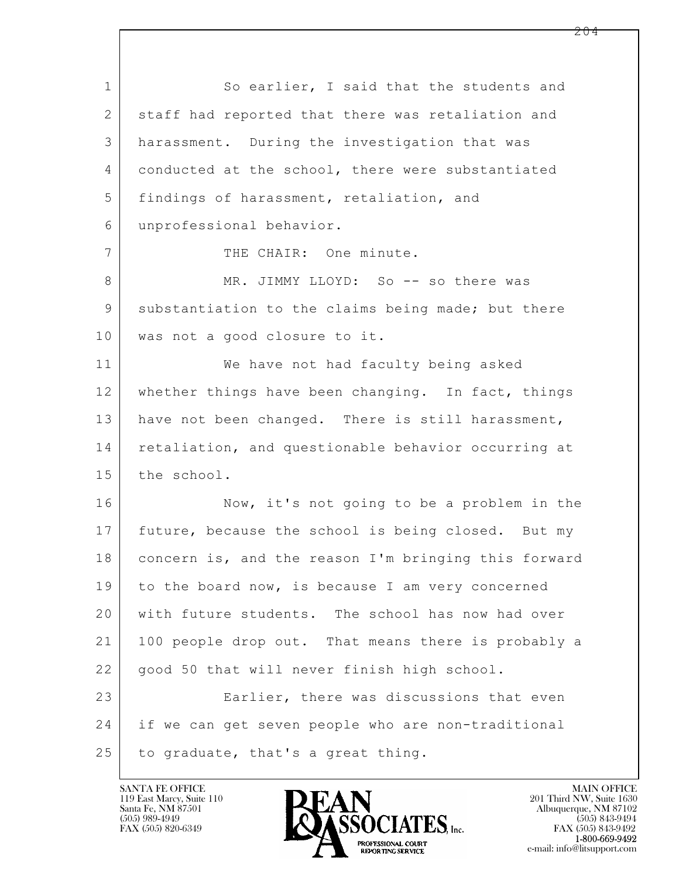So earlier, I said that the students and staff had reported that there was retaliation and harassment. During the investigation that was conducted at the school, there were substantiated findings of harassment, retaliation, and unprofessional behavior.

THE CHAIR: One minute.

MR. JIMMY LLOYD: So -- so there was substantiation to the claims being made; but there was not a good closure to it.

We have not had faculty being asked whether things have been changing. In fact, things have not been changed. There is still harassment, retaliation, and questionable behavior occurring at the school.

Now, it's not going to be a problem in the future, because the school is being closed. But my concern is, and the reason I'm bringing this forward to the board now, is because I am very concerned with future students. The school has now had over 100 people drop out. That means there is probably a good 50 that will never finish high school.

Earlier, there was discussions that even if we can get seven people who are non-traditional to graduate, that's a great thing.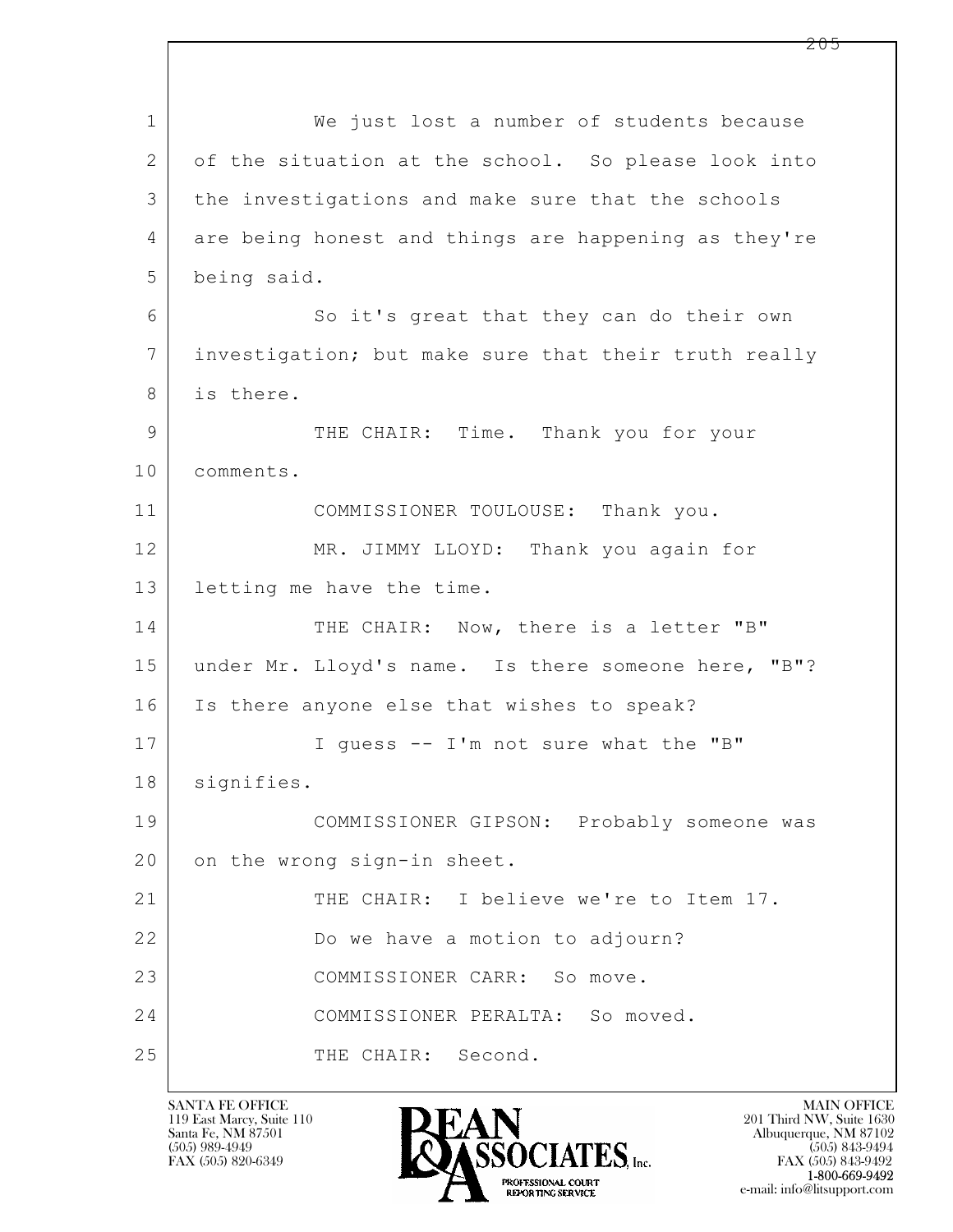We just lost a number of students because of the situation at the school. So please look into the investigations and make sure that the schools are being honest and things are happening as they're being said.

So it's great that they can do their own investigation; but make sure that their truth really is there.

THE CHAIR: Time. Thank you for your comments.

COMMISSIONER TOULOUSE: Thank you.

MR. JIMMY LLOYD: Thank you again for letting me have the time.

THE CHAIR: Now, there is a letter "B" under Mr. Lloyd's name. Is there someone here, "B"? Is there anyone else that wishes to speak?

I guess -- I'm not sure what the "B" signifies.

COMMISSIONER GIPSON: Probably someone was on the wrong sign-in sheet.

THE CHAIR: I believe we're to Item 17.

Do we have a motion to adjourn?

COMMISSIONER CARR: So move.

COMMISSIONER PERALTA: So moved.

THE CHAIR: Second.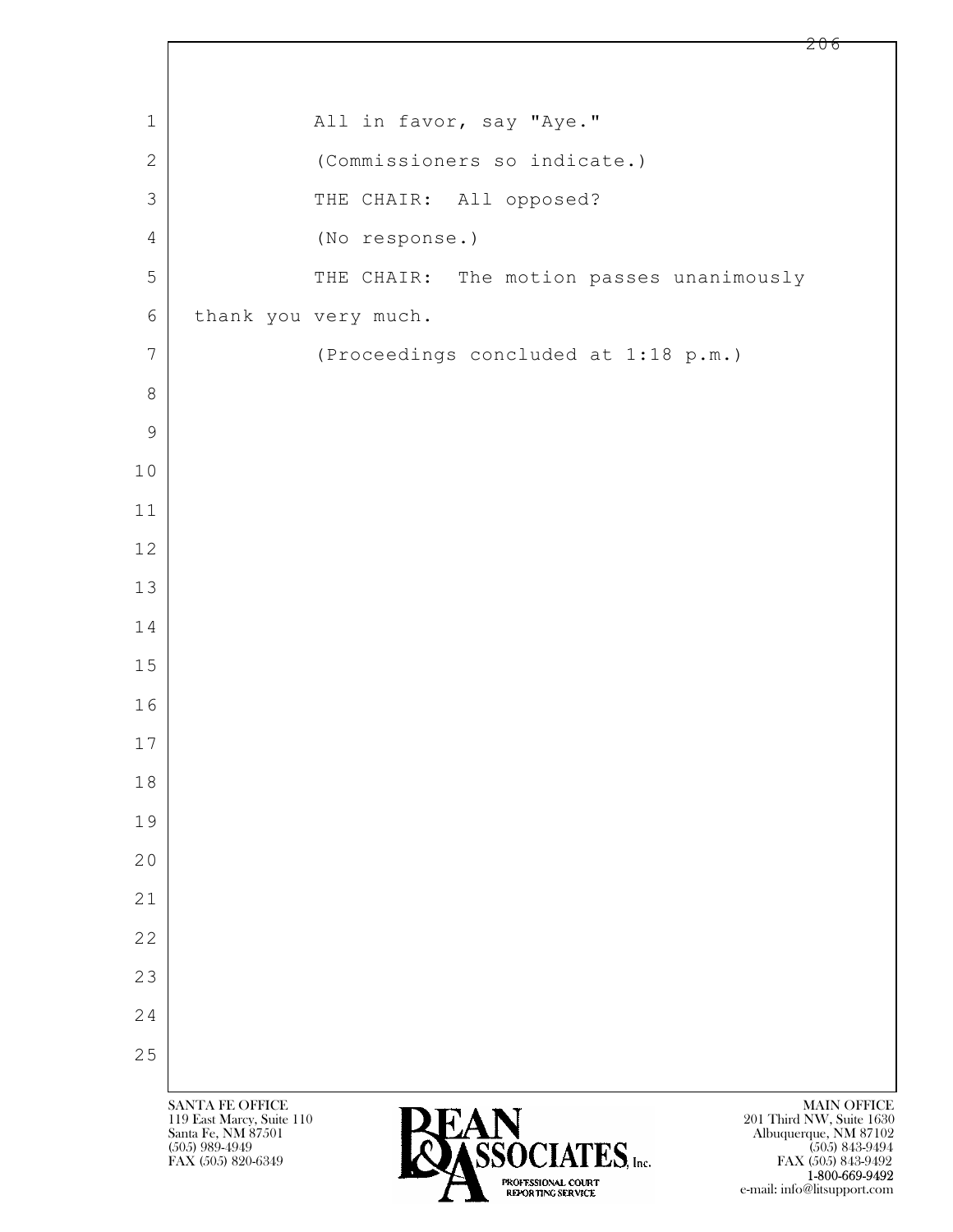All in favor, say "Aye."

(Commissioners so indicate.)

THE CHAIR: All opposed?

(No response.)

THE CHAIR: The motion passes unanimously thank you very much.

(Proceedings concluded at 1:18 p.m.)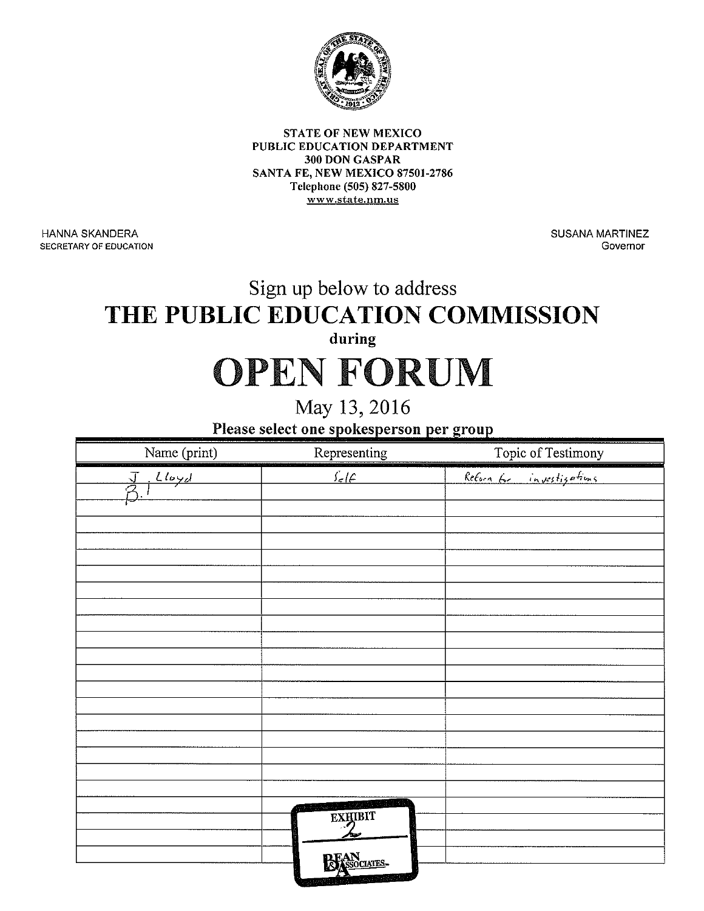STATE OF NEW MEXICO
PUBLIC EDUCATION DEPARTMENT
300 DON GASPAR
SANTA FE, NEW MEXICO 87501-2786
Telephone (505) 827-5800
www.state.nm.us

HANNA SKANDERA
SECRETARY OF EDUCATION

SUSANA MARTINEZ
Governor

# Sign up below to address
# THE PUBLIC EDUCATION COMMISSION
**during**
# OPEN FORUM
May 13, 2016

**Please select one spokesperson per group**

| Name (print) | Representing | Topic of Testimony |
|---|---|---|
| J. Lloyd | Self | Reform for investigations |
| B.I | | |
| | | |
| | | |
| | | |
| | | |
| | | |
| | | |
| | | |
| | | |
| | | |
| | | |
| | | |
| | | |
| | | |
| | | |
| | | |
| | | |
| | | |
| | | |
| | | |
| | | |
| | | |
| | | |

EXHIBIT
2
BEAN & ASSOCIATES